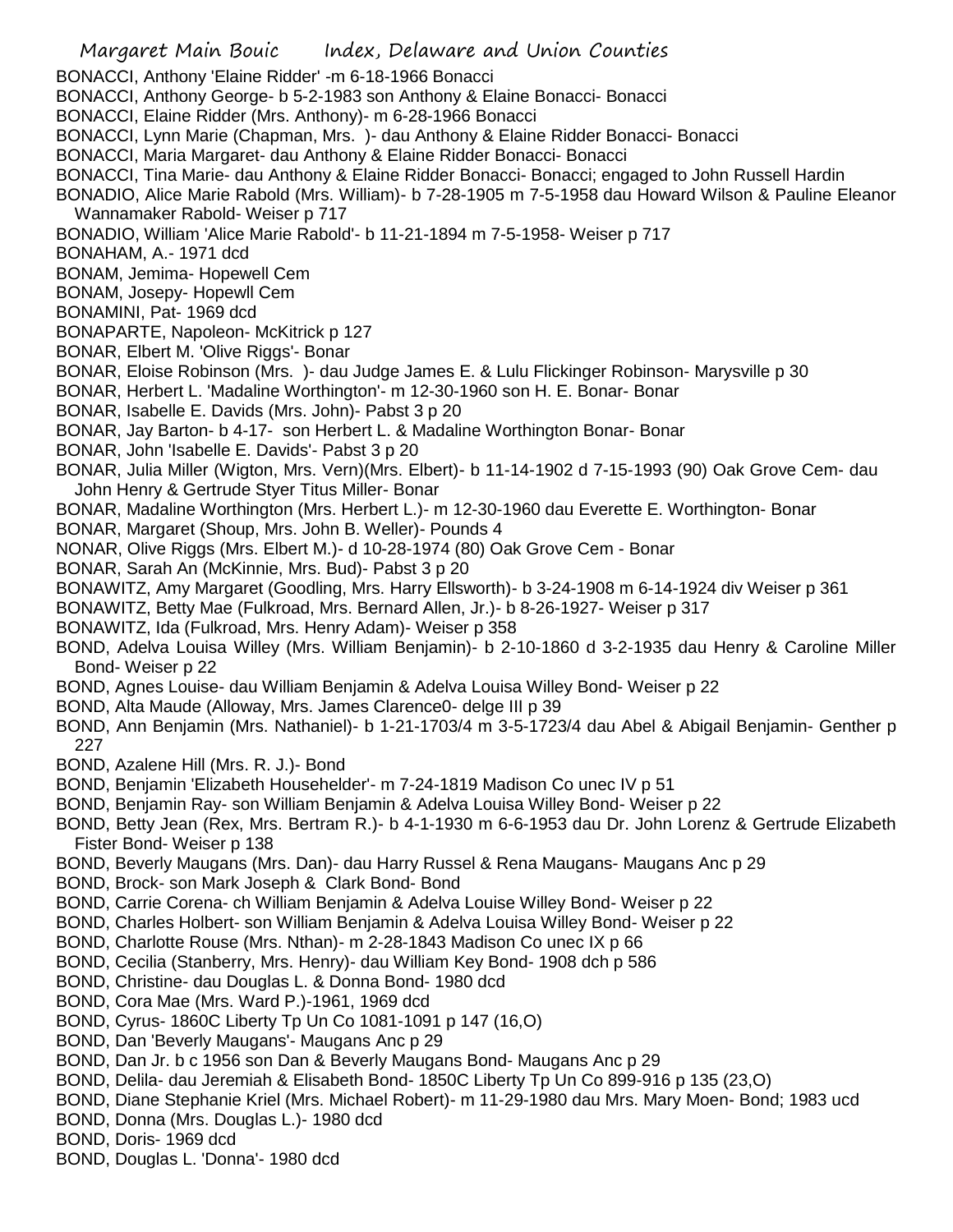BONACCI, Anthony 'Elaine Ridder' -m 6-18-1966 Bonacci
BONACCI, Anthony George- b 5-2-1983 son Anthony & Elaine Bonacci- Bonacci
BONACCI, Elaine Ridder (Mrs. Anthony)- m 6-28-1966 Bonacci
BONACCI, Lynn Marie (Chapman, Mrs. )- dau Anthony & Elaine Ridder Bonacci- Bonacci
BONACCI, Maria Margaret- dau Anthony & Elaine Ridder Bonacci- Bonacci
BONACCI, Tina Marie- dau Anthony & Elaine Ridder Bonacci- Bonacci; engaged to John Russell Hardin
BONADIO, Alice Marie Rabold (Mrs. William)- b 7-28-1905 m 7-5-1958 dau Howard Wilson & Pauline Eleanor Wannamaker Rabold- Weiser p 717
BONADIO, William 'Alice Marie Rabold'- b 11-21-1894 m 7-5-1958- Weiser p 717
BONAHAM, A.- 1971 dcd
BONAM, Jemima- Hopewell Cem
BONAM, Josepy- Hopewll Cem
BONAMINI, Pat- 1969 dcd
BONAPARTE, Napoleon- McKitrick p 127
BONAR, Elbert M. 'Olive Riggs'- Bonar
BONAR, Eloise Robinson (Mrs. )- dau Judge James E. & Lulu Flickinger Robinson- Marysville p 30
BONAR, Herbert L. 'Madaline Worthington'- m 12-30-1960 son H. E. Bonar- Bonar
BONAR, Isabelle E. Davids (Mrs. John)- Pabst 3 p 20
BONAR, Jay Barton- b 4-17- son Herbert L. & Madaline Worthington Bonar- Bonar
BONAR, John 'Isabelle E. Davids'- Pabst 3 p 20
BONAR, Julia Miller (Wigton, Mrs. Vern)(Mrs. Elbert)- b 11-14-1902 d 7-15-1993 (90) Oak Grove Cem- dau John Henry & Gertrude Styer Titus Miller- Bonar
BONAR, Madaline Worthington (Mrs. Herbert L.)- m 12-30-1960 dau Everette E. Worthington- Bonar
BONAR, Margaret (Shoup, Mrs. John B. Weller)- Pounds 4
NONAR, Olive Riggs (Mrs. Elbert M.)- d 10-28-1974 (80) Oak Grove Cem - Bonar
BONAR, Sarah An (McKinnie, Mrs. Bud)- Pabst 3 p 20
BONAWITZ, Amy Margaret (Goodling, Mrs. Harry Ellsworth)- b 3-24-1908 m 6-14-1924 div Weiser p 361
BONAWITZ, Betty Mae (Fulkroad, Mrs. Bernard Allen, Jr.)- b 8-26-1927- Weiser p 317
BONAWITZ, Ida (Fulkroad, Mrs. Henry Adam)- Weiser p 358
BOND, Adelva Louisa Willey (Mrs. William Benjamin)- b 2-10-1860 d 3-2-1935 dau Henry & Caroline Miller Bond- Weiser p 22
BOND, Agnes Louise- dau William Benjamin & Adelva Louisa Willey Bond- Weiser p 22
BOND, Alta Maude (Alloway, Mrs. James Clarence0- delge III p 39
BOND, Ann Benjamin (Mrs. Nathaniel)- b 1-21-1703/4 m 3-5-1723/4 dau Abel & Abigail Benjamin- Genther p 227
BOND, Azalene Hill (Mrs. R. J.)- Bond
BOND, Benjamin 'Elizabeth Househelder'- m 7-24-1819 Madison Co unec IV p 51
BOND, Benjamin Ray- son William Benjamin & Adelva Louisa Willey Bond- Weiser p 22
BOND, Betty Jean (Rex, Mrs. Bertram R.)- b 4-1-1930 m 6-6-1953 dau Dr. John Lorenz & Gertrude Elizabeth Fister Bond- Weiser p 138
BOND, Beverly Maugans (Mrs. Dan)- dau Harry Russel & Rena Maugans- Maugans Anc p 29
BOND, Brock- son Mark Joseph & Clark Bond- Bond
BOND, Carrie Corena- ch William Benjamin & Adelva Louise Willey Bond- Weiser p 22
BOND, Charles Holbert- son William Benjamin & Adelva Louisa Willey Bond- Weiser p 22
BOND, Charlotte Rouse (Mrs. Nthan)- m 2-28-1843 Madison Co unec IX p 66
BOND, Cecilia (Stanberry, Mrs. Henry)- dau William Key Bond- 1908 dch p 586
BOND, Christine- dau Douglas L. & Donna Bond- 1980 dcd
BOND, Cora Mae (Mrs. Ward P.)-1961, 1969 dcd
BOND, Cyrus- 1860C Liberty Tp Un Co 1081-1091 p 147 (16,O)
BOND, Dan 'Beverly Maugans'- Maugans Anc p 29
BOND, Dan Jr. b c 1956 son Dan & Beverly Maugans Bond- Maugans Anc p 29
BOND, Delila- dau Jeremiah & Elisabeth Bond- 1850C Liberty Tp Un Co 899-916 p 135 (23,O)
BOND, Diane Stephanie Kriel (Mrs. Michael Robert)- m 11-29-1980 dau Mrs. Mary Moen- Bond; 1983 ucd
BOND, Donna (Mrs. Douglas L.)- 1980 dcd
BOND, Doris- 1969 dcd
BOND, Douglas L. 'Donna'- 1980 dcd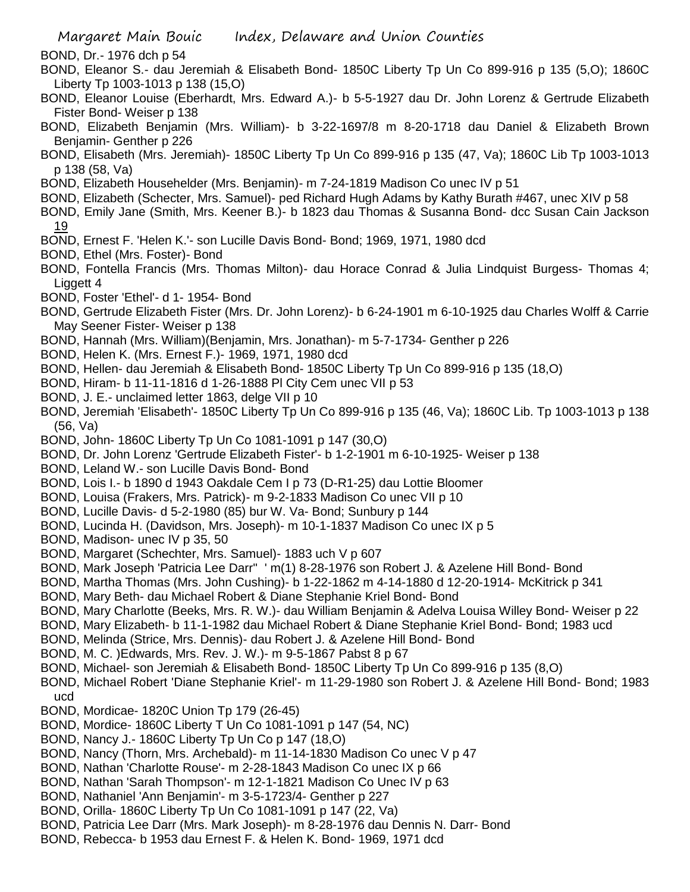BOND, Dr.- 1976 dch p 54

BOND, Eleanor S.- dau Jeremiah & Elisabeth Bond- 1850C Liberty Tp Un Co 899-916 p 135 (5,O); 1860C Liberty Tp 1003-1013 p 138 (15,O)

BOND, Eleanor Louise (Eberhardt, Mrs. Edward A.)- b 5-5-1927 dau Dr. John Lorenz & Gertrude Elizabeth Fister Bond- Weiser p 138

BOND, Elizabeth Benjamin (Mrs. William)- b 3-22-1697/8 m 8-20-1718 dau Daniel & Elizabeth Brown Benjamin- Genther p 226

BOND, Elisabeth (Mrs. Jeremiah)- 1850C Liberty Tp Un Co 899-916 p 135 (47, Va); 1860C Lib Tp 1003-1013 p 138 (58, Va)

BOND, Elizabeth Househelder (Mrs. Benjamin)- m 7-24-1819 Madison Co unec IV p 51

BOND, Elizabeth (Schecter, Mrs. Samuel)- ped Richard Hugh Adams by Kathy Burath #467, unec XIV p 58

BOND, Emily Jane (Smith, Mrs. Keener B.)- b 1823 dau Thomas & Susanna Bond- dcc Susan Cain Jackson 19

BOND, Ernest F. 'Helen K.'- son Lucille Davis Bond- Bond; 1969, 1971, 1980 dcd

BOND, Ethel (Mrs. Foster)- Bond

BOND, Fontella Francis (Mrs. Thomas Milton)- dau Horace Conrad & Julia Lindquist Burgess- Thomas 4; Liggett 4

BOND, Foster 'Ethel'- d 1- 1954- Bond

BOND, Gertrude Elizabeth Fister (Mrs. Dr. John Lorenz)- b 6-24-1901 m 6-10-1925 dau Charles Wolff & Carrie May Seener Fister- Weiser p 138

BOND, Hannah (Mrs. William)(Benjamin, Mrs. Jonathan)- m 5-7-1734- Genther p 226

BOND, Helen K. (Mrs. Ernest F.)- 1969, 1971, 1980 dcd

BOND, Hellen- dau Jeremiah & Elisabeth Bond- 1850C Liberty Tp Un Co 899-916 p 135 (18,O)

BOND, Hiram- b 11-11-1816 d 1-26-1888 Pl City Cem unec VII p 53

BOND, J. E.- unclaimed letter 1863, delge VII p 10

BOND, Jeremiah 'Elisabeth'- 1850C Liberty Tp Un Co 899-916 p 135 (46, Va); 1860C Lib. Tp 1003-1013 p 138 (56, Va)

BOND, John- 1860C Liberty Tp Un Co 1081-1091 p 147 (30,O)

BOND, Dr. John Lorenz 'Gertrude Elizabeth Fister'- b 1-2-1901 m 6-10-1925- Weiser p 138

BOND, Leland W.- son Lucille Davis Bond- Bond

BOND, Lois I.- b 1890 d 1943 Oakdale Cem I p 73 (D-R1-25) dau Lottie Bloomer

BOND, Louisa (Frakers, Mrs. Patrick)- m 9-2-1833 Madison Co unec VII p 10

BOND, Lucille Davis- d 5-2-1980 (85) bur W. Va- Bond; Sunbury p 144

BOND, Lucinda H. (Davidson, Mrs. Joseph)- m 10-1-1837 Madison Co unec IX p 5

BOND, Madison- unec IV p 35, 50

BOND, Margaret (Schechter, Mrs. Samuel)- 1883 uch V p 607

BOND, Mark Joseph 'Patricia Lee Darr'' ' m(1) 8-28-1976 son Robert J. & Azelene Hill Bond- Bond

BOND, Martha Thomas (Mrs. John Cushing)- b 1-22-1862 m 4-14-1880 d 12-20-1914- McKitrick p 341

BOND, Mary Beth- dau Michael Robert & Diane Stephanie Kriel Bond- Bond

BOND, Mary Charlotte (Beeks, Mrs. R. W.)- dau William Benjamin & Adelva Louisa Willey Bond- Weiser p 22

BOND, Mary Elizabeth- b 11-1-1982 dau Michael Robert & Diane Stephanie Kriel Bond- Bond; 1983 ucd

BOND, Melinda (Strice, Mrs. Dennis)- dau Robert J. & Azelene Hill Bond- Bond

BOND, M. C. )Edwards, Mrs. Rev. J. W.)- m 9-5-1867 Pabst 8 p 67

BOND, Michael- son Jeremiah & Elisabeth Bond- 1850C Liberty Tp Un Co 899-916 p 135 (8,O)

BOND, Michael Robert 'Diane Stephanie Kriel'- m 11-29-1980 son Robert J. & Azelene Hill Bond- Bond; 1983 ucd

BOND, Mordicae- 1820C Union Tp 179 (26-45)

BOND, Mordice- 1860C Liberty T Un Co 1081-1091 p 147 (54, NC)

BOND, Nancy J.- 1860C Liberty Tp Un Co p 147 (18,O)

BOND, Nancy (Thorn, Mrs. Archebald)- m 11-14-1830 Madison Co unec V p 47

BOND, Nathan 'Charlotte Rouse'- m 2-28-1843 Madison Co unec IX p 66

BOND, Nathan 'Sarah Thompson'- m 12-1-1821 Madison Co Unec IV p 63

BOND, Nathaniel 'Ann Benjamin'- m 3-5-1723/4- Genther p 227

BOND, Orilla- 1860C Liberty Tp Un Co 1081-1091 p 147 (22, Va)

BOND, Patricia Lee Darr (Mrs. Mark Joseph)- m 8-28-1976 dau Dennis N. Darr- Bond

BOND, Rebecca- b 1953 dau Ernest F. & Helen K. Bond- 1969, 1971 dcd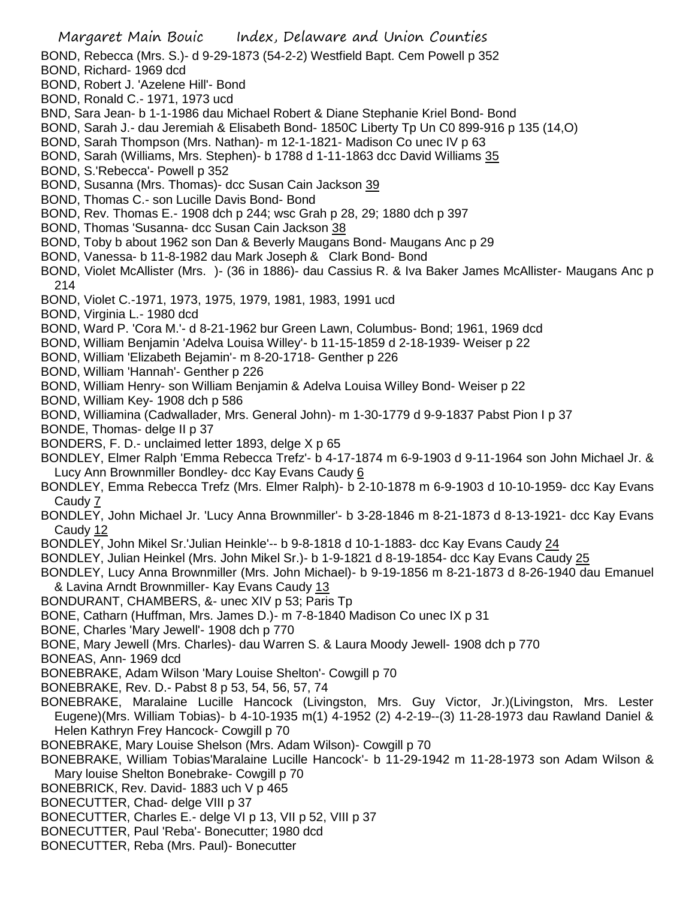BOND, Rebecca (Mrs. S.)- d 9-29-1873 (54-2-2) Westfield Bapt. Cem Powell p 352
BOND, Richard- 1969 dcd
BOND, Robert J. 'Azelene Hill'- Bond
BOND, Ronald C.- 1971, 1973 ucd
BND, Sara Jean- b 1-1-1986 dau Michael Robert & Diane Stephanie Kriel Bond- Bond
BOND, Sarah J.- dau Jeremiah & Elisabeth Bond- 1850C Liberty Tp Un C0 899-916 p 135 (14,O)
BOND, Sarah Thompson (Mrs. Nathan)- m 12-1-1821- Madison Co unec IV p 63
BOND, Sarah (Williams, Mrs. Stephen)- b 1788 d 1-11-1863 dcc David Williams 35
BOND, S.'Rebecca'- Powell p 352
BOND, Susanna (Mrs. Thomas)- dcc Susan Cain Jackson 39
BOND, Thomas C.- son Lucille Davis Bond- Bond
BOND, Rev. Thomas E.- 1908 dch p 244; wsc Grah p 28, 29; 1880 dch p 397
BOND, Thomas 'Susanna- dcc Susan Cain Jackson 38
BOND, Toby b about 1962 son Dan & Beverly Maugans Bond- Maugans Anc p 29
BOND, Vanessa- b 11-8-1982 dau Mark Joseph & Clark Bond- Bond
BOND, Violet McAllister (Mrs. )- (36 in 1886)- dau Cassius R. & Iva Baker James McAllister- Maugans Anc p 214
BOND, Violet C.-1971, 1973, 1975, 1979, 1981, 1983, 1991 ucd
BOND, Virginia L.- 1980 dcd
BOND, Ward P. 'Cora M.'- d 8-21-1962 bur Green Lawn, Columbus- Bond; 1961, 1969 dcd
BOND, William Benjamin 'Adelva Louisa Willey'- b 11-15-1859 d 2-18-1939- Weiser p 22
BOND, William 'Elizabeth Bejamin'- m 8-20-1718- Genther p 226
BOND, William 'Hannah'- Genther p 226
BOND, William Henry- son William Benjamin & Adelva Louisa Willey Bond- Weiser p 22
BOND, William Key- 1908 dch p 586
BOND, Williamina (Cadwallader, Mrs. General John)- m 1-30-1779 d 9-9-1837 Pabst Pion I p 37
BONDE, Thomas- delge II p 37
BONDERS, F. D.- unclaimed letter 1893, delge X p 65
BONDLEY, Elmer Ralph 'Emma Rebecca Trefz'- b 4-17-1874 m 6-9-1903 d 9-11-1964 son John Michael Jr. & Lucy Ann Brownmiller Bondley- dcc Kay Evans Caudy 6
BONDLEY, Emma Rebecca Trefz (Mrs. Elmer Ralph)- b 2-10-1878 m 6-9-1903 d 10-10-1959- dcc Kay Evans Caudy 7
BONDLEY, John Michael Jr. 'Lucy Anna Brownmiller'- b 3-28-1846 m 8-21-1873 d 8-13-1921- dcc Kay Evans Caudy 12
BONDLEY, John Mikel Sr.'Julian Heinkle'-- b 9-8-1818 d 10-1-1883- dcc Kay Evans Caudy 24
BONDLEY, Julian Heinkel (Mrs. John Mikel Sr.)- b 1-9-1821 d 8-19-1854- dcc Kay Evans Caudy 25
BONDLEY, Lucy Anna Brownmiller (Mrs. John Michael)- b 9-19-1856 m 8-21-1873 d 8-26-1940 dau Emanuel & Lavina Arndt Brownmiller- Kay Evans Caudy 13
BONDURANT, CHAMBERS, &- unec XIV p 53; Paris Tp
BONE, Catharn (Huffman, Mrs. James D.)- m 7-8-1840 Madison Co unec IX p 31
BONE, Charles 'Mary Jewell'- 1908 dch p 770
BONE, Mary Jewell (Mrs. Charles)- dau Warren S. & Laura Moody Jewell- 1908 dch p 770
BONEAS, Ann- 1969 dcd
BONEBRAKE, Adam Wilson 'Mary Louise Shelton'- Cowgill p 70
BONEBRAKE, Rev. D.- Pabst 8 p 53, 54, 56, 57, 74
BONEBRAKE, Maralaine Lucille Hancock (Livingston, Mrs. Guy Victor, Jr.)(Livingston, Mrs. Lester Eugene)(Mrs. William Tobias)- b 4-10-1935 m(1) 4-1952 (2) 4-2-19--(3) 11-28-1973 dau Rawland Daniel & Helen Kathryn Frey Hancock- Cowgill p 70
BONEBRAKE, Mary Louise Shelson (Mrs. Adam Wilson)- Cowgill p 70
BONEBRAKE, William Tobias'Maralaine Lucille Hancock'- b 11-29-1942 m 11-28-1973 son Adam Wilson & Mary louise Shelton Bonebrake- Cowgill p 70
BONEBRICK, Rev. David- 1883 uch V p 465
BONECUTTER, Chad- delge VIII p 37
BONECUTTER, Charles E.- delge VI p 13, VII p 52, VIII p 37
BONECUTTER, Paul 'Reba'- Bonecutter; 1980 dcd
BONECUTTER, Reba (Mrs. Paul)- Bonecutter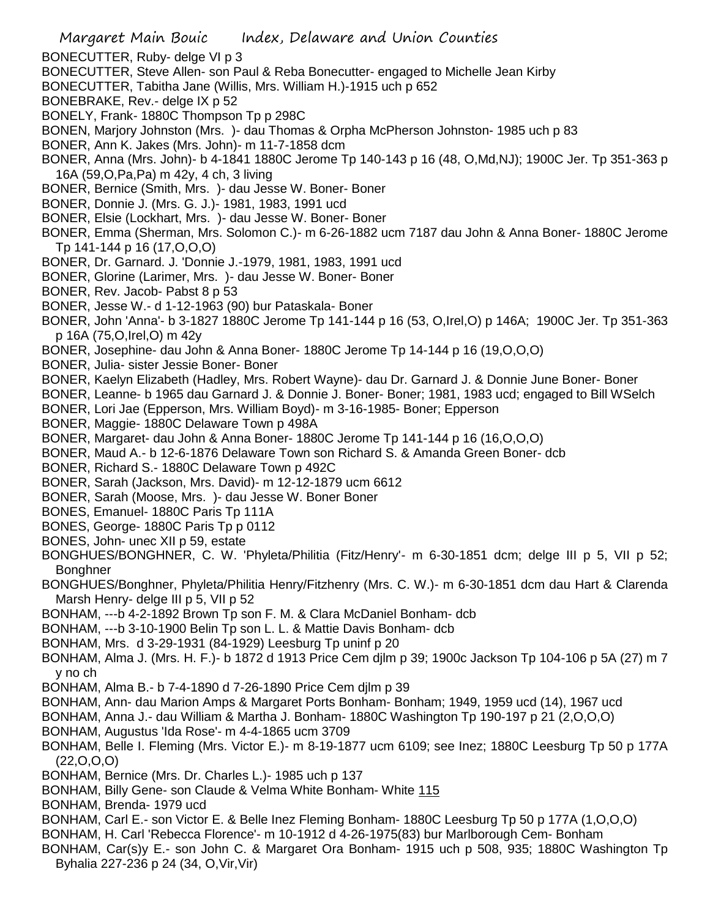BONECUTTER, Ruby- delge VI p 3

BONECUTTER, Steve Allen- son Paul & Reba Bonecutter- engaged to Michelle Jean Kirby

BONECUTTER, Tabitha Jane (Willis, Mrs. William H.)-1915 uch p 652

BONEBRAKE, Rev.- delge IX p 52

BONELY, Frank- 1880C Thompson Tp p 298C

BONEN, Marjory Johnston (Mrs. )- dau Thomas & Orpha McPherson Johnston- 1985 uch p 83

BONER, Ann K. Jakes (Mrs. John)- m 11-7-1858 dcm

BONER, Anna (Mrs. John)- b 4-1841 1880C Jerome Tp 140-143 p 16 (48, O,Md,NJ); 1900C Jer. Tp 351-363 p 16A (59,O,Pa,Pa) m 42y, 4 ch, 3 living

BONER, Bernice (Smith, Mrs. )- dau Jesse W. Boner- Boner

BONER, Donnie J. (Mrs. G. J.)- 1981, 1983, 1991 ucd

BONER, Elsie (Lockhart, Mrs. )- dau Jesse W. Boner- Boner

BONER, Emma (Sherman, Mrs. Solomon C.)- m 6-26-1882 ucm 7187 dau John & Anna Boner- 1880C Jerome Tp 141-144 p 16 (17,O,O,O)

BONER, Dr. Garnard. J. 'Donnie J.-1979, 1981, 1983, 1991 ucd

BONER, Glorine (Larimer, Mrs. )- dau Jesse W. Boner- Boner

BONER, Rev. Jacob- Pabst 8 p 53

BONER, Jesse W.- d 1-12-1963 (90) bur Pataskala- Boner

BONER, John 'Anna'- b 3-1827 1880C Jerome Tp 141-144 p 16 (53, O,Irel,O) p 146A; 1900C Jer. Tp 351-363 p 16A (75,O,Irel,O) m 42y

BONER, Josephine- dau John & Anna Boner- 1880C Jerome Tp 14-144 p 16 (19,O,O,O)

BONER, Julia- sister Jessie Boner- Boner

BONER, Kaelyn Elizabeth (Hadley, Mrs. Robert Wayne)- dau Dr. Garnard J. & Donnie June Boner- Boner

BONER, Leanne- b 1965 dau Garnard J. & Donnie J. Boner- Boner; 1981, 1983 ucd; engaged to Bill WSelch

BONER, Lori Jae (Epperson, Mrs. William Boyd)- m 3-16-1985- Boner; Epperson

BONER, Maggie- 1880C Delaware Town p 498A

BONER, Margaret- dau John & Anna Boner- 1880C Jerome Tp 141-144 p 16 (16,O,O,O)

BONER, Maud A.- b 12-6-1876 Delaware Town son Richard S. & Amanda Green Boner- dcb

BONER, Richard S.- 1880C Delaware Town p 492C

BONER, Sarah (Jackson, Mrs. David)- m 12-12-1879 ucm 6612

BONER, Sarah (Moose, Mrs. )- dau Jesse W. Boner Boner

BONES, Emanuel- 1880C Paris Tp 111A

BONES, George- 1880C Paris Tp p 0112

BONES, John- unec XII p 59, estate

BONGHUES/BONGHNER, C. W. 'Phyleta/Philitia (Fitz/Henry'- m 6-30-1851 dcm; delge III p 5, VII p 52; Bonghner

BONGHUES/Bonghner, Phyleta/Philitia Henry/Fitzhenry (Mrs. C. W.)- m 6-30-1851 dcm dau Hart & Clarenda Marsh Henry- delge III p 5, VII p 52

BONHAM, ---b 4-2-1892 Brown Tp son F. M. & Clara McDaniel Bonham- dcb

BONHAM, ---b 3-10-1900 Belin Tp son L. L. & Mattie Davis Bonham- dcb

BONHAM, Mrs. d 3-29-1931 (84-1929) Leesburg Tp uninf p 20

BONHAM, Alma J. (Mrs. H. F.)- b 1872 d 1913 Price Cem djlm p 39; 1900c Jackson Tp 104-106 p 5A (27) m 7 y no ch

BONHAM, Alma B.- b 7-4-1890 d 7-26-1890 Price Cem djlm p 39

BONHAM, Ann- dau Marion Amps & Margaret Ports Bonham- Bonham; 1949, 1959 ucd (14), 1967 ucd

BONHAM, Anna J.- dau William & Martha J. Bonham- 1880C Washington Tp 190-197 p 21 (2,O,O,O)

BONHAM, Augustus 'Ida Rose'- m 4-4-1865 ucm 3709

BONHAM, Belle I. Fleming (Mrs. Victor E.)- m 8-19-1877 ucm 6109; see Inez; 1880C Leesburg Tp 50 p 177A (22,O,O,O)

BONHAM, Bernice (Mrs. Dr. Charles L.)- 1985 uch p 137

BONHAM, Billy Gene- son Claude & Velma White Bonham- White 115

BONHAM, Brenda- 1979 ucd

BONHAM, Carl E.- son Victor E. & Belle Inez Fleming Bonham- 1880C Leesburg Tp 50 p 177A (1,O,O,O)

BONHAM, H. Carl 'Rebecca Florence'- m 10-1912 d 4-26-1975(83) bur Marlborough Cem- Bonham

BONHAM, Car(s)y E.- son John C. & Margaret Ora Bonham- 1915 uch p 508, 935; 1880C Washington Tp Byhalia 227-236 p 24 (34, O,Vir,Vir)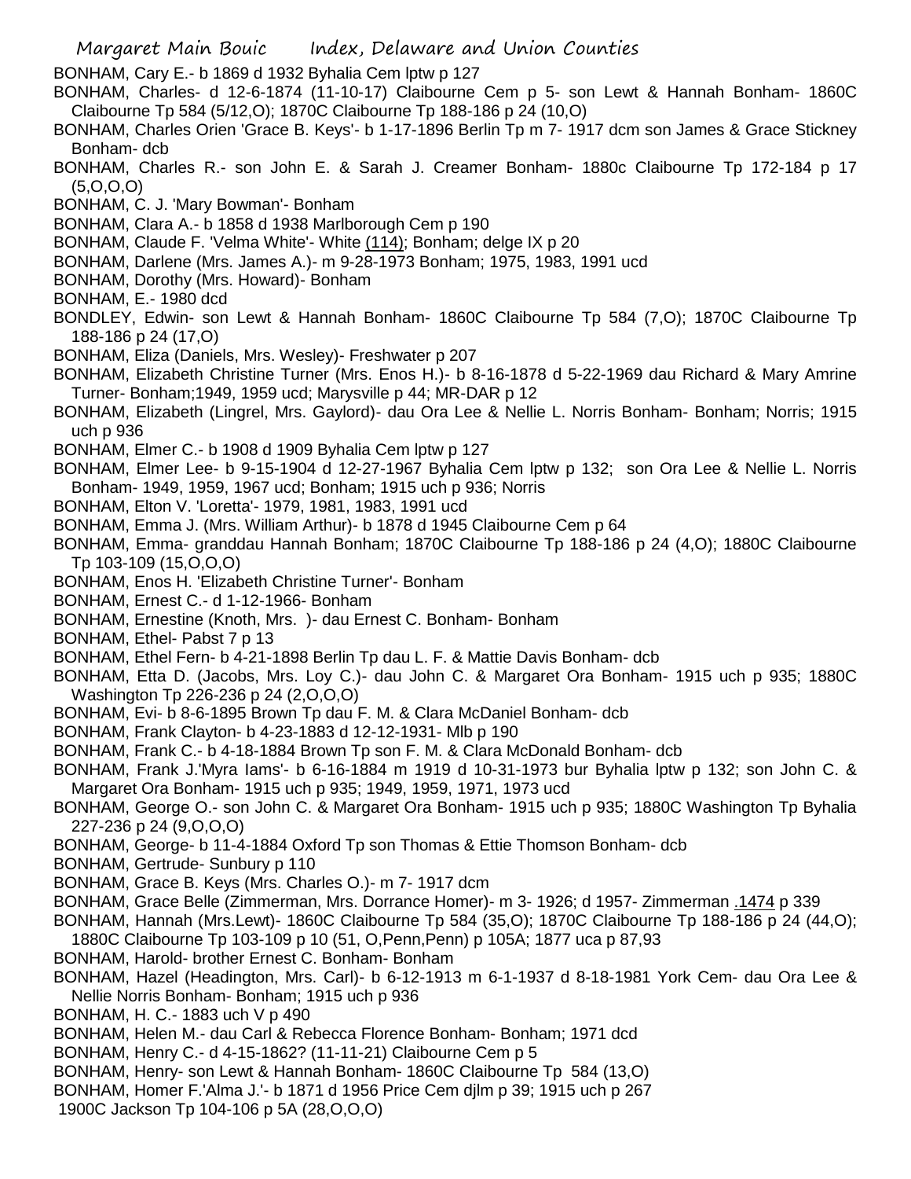BONHAM, Cary E.- b 1869 d 1932 Byhalia Cem lptw p 127

BONHAM, Charles- d 12-6-1874 (11-10-17) Claibourne Cem p 5- son Lewt & Hannah Bonham- 1860C Claibourne Tp 584 (5/12,O); 1870C Claibourne Tp 188-186 p 24 (10,O)

BONHAM, Charles Orien 'Grace B. Keys'- b 1-17-1896 Berlin Tp m 7- 1917 dcm son James & Grace Stickney Bonham- dcb

BONHAM, Charles R.- son John E. & Sarah J. Creamer Bonham- 1880c Claibourne Tp 172-184 p 17 (5,O,O,O)

BONHAM, C. J. 'Mary Bowman'- Bonham

BONHAM, Clara A.- b 1858 d 1938 Marlborough Cem p 190

BONHAM, Claude F. 'Velma White'- White (114); Bonham; delge IX p 20

BONHAM, Darlene (Mrs. James A.)- m 9-28-1973 Bonham; 1975, 1983, 1991 ucd

BONHAM, Dorothy (Mrs. Howard)- Bonham

BONHAM, E.- 1980 dcd

BONDLEY, Edwin- son Lewt & Hannah Bonham- 1860C Claibourne Tp 584 (7,O); 1870C Claibourne Tp 188-186 p 24 (17,O)

BONHAM, Eliza (Daniels, Mrs. Wesley)- Freshwater p 207

BONHAM, Elizabeth Christine Turner (Mrs. Enos H.)- b 8-16-1878 d 5-22-1969 dau Richard & Mary Amrine Turner- Bonham;1949, 1959 ucd; Marysville p 44; MR-DAR p 12

BONHAM, Elizabeth (Lingrel, Mrs. Gaylord)- dau Ora Lee & Nellie L. Norris Bonham- Bonham; Norris; 1915 uch p 936

BONHAM, Elmer C.- b 1908 d 1909 Byhalia Cem lptw p 127

BONHAM, Elmer Lee- b 9-15-1904 d 12-27-1967 Byhalia Cem lptw p 132; son Ora Lee & Nellie L. Norris Bonham- 1949, 1959, 1967 ucd; Bonham; 1915 uch p 936; Norris

BONHAM, Elton V. 'Loretta'- 1979, 1981, 1983, 1991 ucd

BONHAM, Emma J. (Mrs. William Arthur)- b 1878 d 1945 Claibourne Cem p 64

BONHAM, Emma- granddau Hannah Bonham; 1870C Claibourne Tp 188-186 p 24 (4,O); 1880C Claibourne Tp 103-109 (15,O,O,O)

BONHAM, Enos H. 'Elizabeth Christine Turner'- Bonham

BONHAM, Ernest C.- d 1-12-1966- Bonham

BONHAM, Ernestine (Knoth, Mrs. )- dau Ernest C. Bonham- Bonham

BONHAM, Ethel- Pabst 7 p 13

BONHAM, Ethel Fern- b 4-21-1898 Berlin Tp dau L. F. & Mattie Davis Bonham- dcb

BONHAM, Etta D. (Jacobs, Mrs. Loy C.)- dau John C. & Margaret Ora Bonham- 1915 uch p 935; 1880C Washington Tp 226-236 p 24 (2,O,O,O)

BONHAM, Evi- b 8-6-1895 Brown Tp dau F. M. & Clara McDaniel Bonham- dcb

BONHAM, Frank Clayton- b 4-23-1883 d 12-12-1931- Mlb p 190

BONHAM, Frank C.- b 4-18-1884 Brown Tp son F. M. & Clara McDonald Bonham- dcb

BONHAM, Frank J.'Myra Iams'- b 6-16-1884 m 1919 d 10-31-1973 bur Byhalia lptw p 132; son John C. & Margaret Ora Bonham- 1915 uch p 935; 1949, 1959, 1971, 1973 ucd

BONHAM, George O.- son John C. & Margaret Ora Bonham- 1915 uch p 935; 1880C Washington Tp Byhalia 227-236 p 24 (9,O,O,O)

BONHAM, George- b 11-4-1884 Oxford Tp son Thomas & Ettie Thomson Bonham- dcb

BONHAM, Gertrude- Sunbury p 110

BONHAM, Grace B. Keys (Mrs. Charles O.)- m 7- 1917 dcm

BONHAM, Grace Belle (Zimmerman, Mrs. Dorrance Homer)- m 3- 1926; d 1957- Zimmerman .1474 p 339

BONHAM, Hannah (Mrs.Lewt)- 1860C Claibourne Tp 584 (35,O); 1870C Claibourne Tp 188-186 p 24 (44,O); 1880C Claibourne Tp 103-109 p 10 (51, O,Penn,Penn) p 105A; 1877 uca p 87,93

BONHAM, Harold- brother Ernest C. Bonham- Bonham

BONHAM, Hazel (Headington, Mrs. Carl)- b 6-12-1913 m 6-1-1937 d 8-18-1981 York Cem- dau Ora Lee & Nellie Norris Bonham- Bonham; 1915 uch p 936

BONHAM, H. C.- 1883 uch V p 490

BONHAM, Helen M.- dau Carl & Rebecca Florence Bonham- Bonham; 1971 dcd

BONHAM, Henry C.- d 4-15-1862? (11-11-21) Claibourne Cem p 5

BONHAM, Henry- son Lewt & Hannah Bonham- 1860C Claibourne Tp 584 (13,O)

BONHAM, Homer F.'Alma J.'- b 1871 d 1956 Price Cem djlm p 39; 1915 uch p 267
1900C Jackson Tp 104-106 p 5A (28,O,O,O)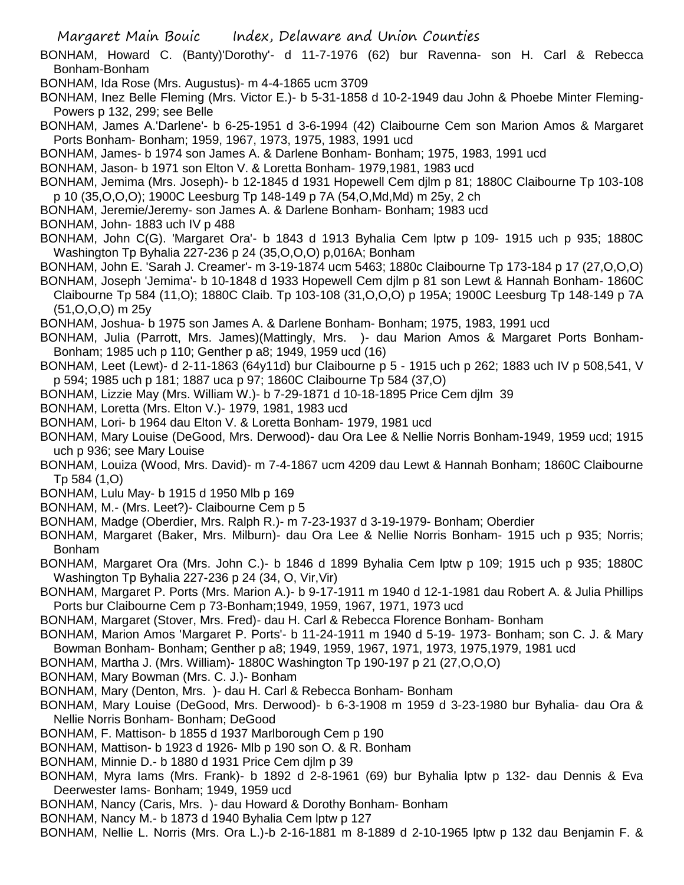BONHAM, Howard C. (Banty)'Dorothy'- d 11-7-1976 (62) bur Ravenna- son H. Carl & Rebecca Bonham-Bonham

BONHAM, Ida Rose (Mrs. Augustus)- m 4-4-1865 ucm 3709

BONHAM, Inez Belle Fleming (Mrs. Victor E.)- b 5-31-1858 d 10-2-1949 dau John & Phoebe Minter Fleming-Powers p 132, 299; see Belle

BONHAM, James A.'Darlene'- b 6-25-1951 d 3-6-1994 (42) Claibourne Cem son Marion Amos & Margaret Ports Bonham- Bonham; 1959, 1967, 1973, 1975, 1983, 1991 ucd

BONHAM, James- b 1974 son James A. & Darlene Bonham- Bonham; 1975, 1983, 1991 ucd

BONHAM, Jason- b 1971 son Elton V. & Loretta Bonham- 1979,1981, 1983 ucd

BONHAM, Jemima (Mrs. Joseph)- b 12-1845 d 1931 Hopewell Cem djlm p 81; 1880C Claibourne Tp 103-108 p 10 (35,O,O,O); 1900C Leesburg Tp 148-149 p 7A (54,O,Md,Md) m 25y, 2 ch

BONHAM, Jeremie/Jeremy- son James A. & Darlene Bonham- Bonham; 1983 ucd

BONHAM, John- 1883 uch IV p 488

BONHAM, John C(G). 'Margaret Ora'- b 1843 d 1913 Byhalia Cem lptw p 109- 1915 uch p 935; 1880C Washington Tp Byhalia 227-236 p 24 (35,O,O,O) p,016A; Bonham

BONHAM, John E. 'Sarah J. Creamer'- m 3-19-1874 ucm 5463; 1880c Claibourne Tp 173-184 p 17 (27,O,O,O)

BONHAM, Joseph 'Jemima'- b 10-1848 d 1933 Hopewell Cem djlm p 81 son Lewt & Hannah Bonham- 1860C Claibourne Tp 584 (11,O); 1880C Claib. Tp 103-108 (31,O,O,O) p 195A; 1900C Leesburg Tp 148-149 p 7A (51,O,O,O) m 25y

BONHAM, Joshua- b 1975 son James A. & Darlene Bonham- Bonham; 1975, 1983, 1991 ucd

BONHAM, Julia (Parrott, Mrs. James)(Mattingly, Mrs. )- dau Marion Amos & Margaret Ports Bonham-Bonham; 1985 uch p 110; Genther p a8; 1949, 1959 ucd (16)

BONHAM, Leet (Lewt)- d 2-11-1863 (64y11d) bur Claibourne p 5 - 1915 uch p 262; 1883 uch IV p 508,541, V p 594; 1985 uch p 181; 1887 uca p 97; 1860C Claibourne Tp 584 (37,O)

BONHAM, Lizzie May (Mrs. William W.)- b 7-29-1871 d 10-18-1895 Price Cem djlm 39

BONHAM, Loretta (Mrs. Elton V.)- 1979, 1981, 1983 ucd

BONHAM, Lori- b 1964 dau Elton V. & Loretta Bonham- 1979, 1981 ucd

BONHAM, Mary Louise (DeGood, Mrs. Derwood)- dau Ora Lee & Nellie Norris Bonham-1949, 1959 ucd; 1915 uch p 936; see Mary Louise

BONHAM, Louiza (Wood, Mrs. David)- m 7-4-1867 ucm 4209 dau Lewt & Hannah Bonham; 1860C Claibourne Tp 584 (1,O)

BONHAM, Lulu May- b 1915 d 1950 Mlb p 169

BONHAM, M.- (Mrs. Leet?)- Claibourne Cem p 5

BONHAM, Madge (Oberdier, Mrs. Ralph R.)- m 7-23-1937 d 3-19-1979- Bonham; Oberdier

BONHAM, Margaret (Baker, Mrs. Milburn)- dau Ora Lee & Nellie Norris Bonham- 1915 uch p 935; Norris; Bonham

BONHAM, Margaret Ora (Mrs. John C.)- b 1846 d 1899 Byhalia Cem lptw p 109; 1915 uch p 935; 1880C Washington Tp Byhalia 227-236 p 24 (34, O, Vir,Vir)

BONHAM, Margaret P. Ports (Mrs. Marion A.)- b 9-17-1911 m 1940 d 12-1-1981 dau Robert A. & Julia Phillips Ports bur Claibourne Cem p 73-Bonham;1949, 1959, 1967, 1971, 1973 ucd

BONHAM, Margaret (Stover, Mrs. Fred)- dau H. Carl & Rebecca Florence Bonham- Bonham

BONHAM, Marion Amos 'Margaret P. Ports'- b 11-24-1911 m 1940 d 5-19- 1973- Bonham; son C. J. & Mary Bowman Bonham- Bonham; Genther p a8; 1949, 1959, 1967, 1971, 1973, 1975,1979, 1981 ucd

BONHAM, Martha J. (Mrs. William)- 1880C Washington Tp 190-197 p 21 (27,O,O,O)

BONHAM, Mary Bowman (Mrs. C. J.)- Bonham

BONHAM, Mary (Denton, Mrs. )- dau H. Carl & Rebecca Bonham- Bonham

BONHAM, Mary Louise (DeGood, Mrs. Derwood)- b 6-3-1908 m 1959 d 3-23-1980 bur Byhalia- dau Ora & Nellie Norris Bonham- Bonham; DeGood

BONHAM, F. Mattison- b 1855 d 1937 Marlborough Cem p 190

BONHAM, Mattison- b 1923 d 1926- Mlb p 190 son O. & R. Bonham

BONHAM, Minnie D.- b 1880 d 1931 Price Cem djlm p 39

BONHAM, Myra Iams (Mrs. Frank)- b 1892 d 2-8-1961 (69) bur Byhalia lptw p 132- dau Dennis & Eva Deerwester Iams- Bonham; 1949, 1959 ucd

BONHAM, Nancy (Caris, Mrs. )- dau Howard & Dorothy Bonham- Bonham

BONHAM, Nancy M.- b 1873 d 1940 Byhalia Cem lptw p 127

BONHAM, Nellie L. Norris (Mrs. Ora L.)-b 2-16-1881 m 8-1889 d 2-10-1965 lptw p 132 dau Benjamin F. &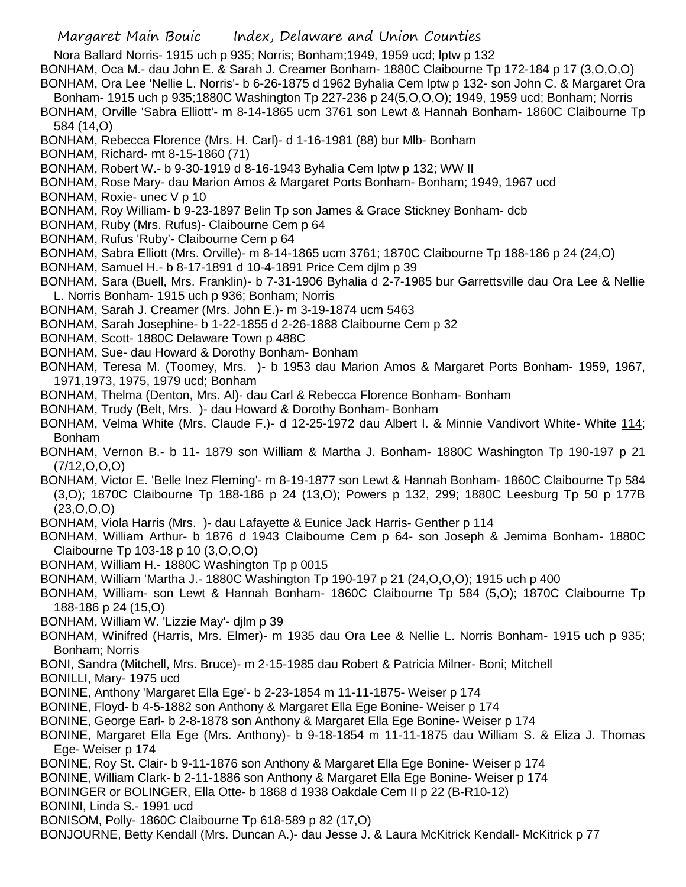Nora Ballard Norris- 1915 uch p 935; Norris; Bonham;1949, 1959 ucd; lptw p 132

BONHAM, Oca M.- dau John E. & Sarah J. Creamer Bonham- 1880C Claibourne Tp 172-184 p 17 (3,O,O,O)

BONHAM, Ora Lee 'Nellie L. Norris'- b 6-26-1875 d 1962 Byhalia Cem lptw p 132- son John C. & Margaret Ora Bonham- 1915 uch p 935;1880C Washington Tp 227-236 p 24(5,O,O,O); 1949, 1959 ucd; Bonham; Norris

BONHAM, Orville 'Sabra Elliott'- m 8-14-1865 ucm 3761 son Lewt & Hannah Bonham- 1860C Claibourne Tp 584 (14,O)

BONHAM, Rebecca Florence (Mrs. H. Carl)- d 1-16-1981 (88) bur Mlb- Bonham

BONHAM, Richard- mt 8-15-1860 (71)

BONHAM, Robert W.- b 9-30-1919 d 8-16-1943 Byhalia Cem lptw p 132; WW II

BONHAM, Rose Mary- dau Marion Amos & Margaret Ports Bonham- Bonham; 1949, 1967 ucd

BONHAM, Roxie- unec V p 10

BONHAM, Roy William- b 9-23-1897 Belin Tp son James & Grace Stickney Bonham- dcb

BONHAM, Ruby (Mrs. Rufus)- Claibourne Cem p 64

BONHAM, Rufus 'Ruby'- Claibourne Cem p 64

BONHAM, Sabra Elliott (Mrs. Orville)- m 8-14-1865 ucm 3761; 1870C Claibourne Tp 188-186 p 24 (24,O)

BONHAM, Samuel H.- b 8-17-1891 d 10-4-1891 Price Cem djlm p 39

BONHAM, Sara (Buell, Mrs. Franklin)- b 7-31-1906 Byhalia d 2-7-1985 bur Garrettsville dau Ora Lee & Nellie L. Norris Bonham- 1915 uch p 936; Bonham; Norris

BONHAM, Sarah J. Creamer (Mrs. John E.)- m 3-19-1874 ucm 5463

BONHAM, Sarah Josephine- b 1-22-1855 d 2-26-1888 Claibourne Cem p 32

BONHAM, Scott- 1880C Delaware Town p 488C

BONHAM, Sue- dau Howard & Dorothy Bonham- Bonham

BONHAM, Teresa M. (Toomey, Mrs. )- b 1953 dau Marion Amos & Margaret Ports Bonham- 1959, 1967, 1971,1973, 1975, 1979 ucd; Bonham

BONHAM, Thelma (Denton, Mrs. Al)- dau Carl & Rebecca Florence Bonham- Bonham

BONHAM, Trudy (Belt, Mrs. )- dau Howard & Dorothy Bonham- Bonham

BONHAM, Velma White (Mrs. Claude F.)- d 12-25-1972 dau Albert I. & Minnie Vandivort White- White 114; Bonham

BONHAM, Vernon B.- b 11- 1879 son William & Martha J. Bonham- 1880C Washington Tp 190-197 p 21 (7/12,O,O,O)

BONHAM, Victor E. 'Belle Inez Fleming'- m 8-19-1877 son Lewt & Hannah Bonham- 1860C Claibourne Tp 584 (3,O); 1870C Claibourne Tp 188-186 p 24 (13,O); Powers p 132, 299; 1880C Leesburg Tp 50 p 177B (23,O,O,O)

BONHAM, Viola Harris (Mrs. )- dau Lafayette & Eunice Jack Harris- Genther p 114

BONHAM, William Arthur- b 1876 d 1943 Claibourne Cem p 64- son Joseph & Jemima Bonham- 1880C Claibourne Tp 103-18 p 10 (3,O,O,O)

BONHAM, William H.- 1880C Washington Tp p 0015

BONHAM, William 'Martha J.- 1880C Washington Tp 190-197 p 21 (24,O,O,O); 1915 uch p 400

BONHAM, William- son Lewt & Hannah Bonham- 1860C Claibourne Tp 584 (5,O); 1870C Claibourne Tp 188-186 p 24 (15,O)

BONHAM, William W. 'Lizzie May'- djlm p 39

BONHAM, Winifred (Harris, Mrs. Elmer)- m 1935 dau Ora Lee & Nellie L. Norris Bonham- 1915 uch p 935; Bonham; Norris

BONI, Sandra (Mitchell, Mrs. Bruce)- m 2-15-1985 dau Robert & Patricia Milner- Boni; Mitchell

BONILLI, Mary- 1975 ucd

BONINE, Anthony 'Margaret Ella Ege'- b 2-23-1854 m 11-11-1875- Weiser p 174

BONINE, Floyd- b 4-5-1882 son Anthony & Margaret Ella Ege Bonine- Weiser p 174

BONINE, George Earl- b 2-8-1878 son Anthony & Margaret Ella Ege Bonine- Weiser p 174

BONINE, Margaret Ella Ege (Mrs. Anthony)- b 9-18-1854 m 11-11-1875 dau William S. & Eliza J. Thomas Ege- Weiser p 174

BONINE, Roy St. Clair- b 9-11-1876 son Anthony & Margaret Ella Ege Bonine- Weiser p 174

BONINE, William Clark- b 2-11-1886 son Anthony & Margaret Ella Ege Bonine- Weiser p 174

BONINGER or BOLINGER, Ella Otte- b 1868 d 1938 Oakdale Cem II p 22 (B-R10-12)

BONINI, Linda S.- 1991 ucd

BONISOM, Polly- 1860C Claibourne Tp 618-589 p 82 (17,O)

BONJOURNE, Betty Kendall (Mrs. Duncan A.)- dau Jesse J. & Laura McKitrick Kendall- McKitrick p 77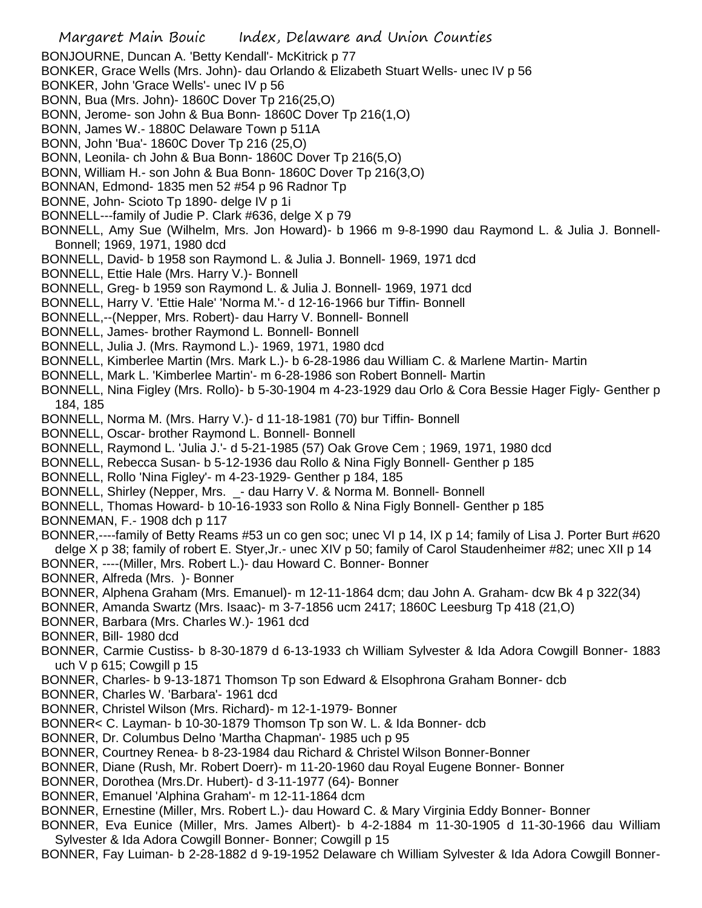BONJOURNE, Duncan A. 'Betty Kendall'- McKitrick p 77

BONKER, Grace Wells (Mrs. John)- dau Orlando & Elizabeth Stuart Wells- unec IV p 56

BONKER, John 'Grace Wells'- unec IV p 56

BONN, Bua (Mrs. John)- 1860C Dover Tp 216(25,O)

BONN, Jerome- son John & Bua Bonn- 1860C Dover Tp 216(1,O)

BONN, James W.- 1880C Delaware Town p 511A

BONN, John 'Bua'- 1860C Dover Tp 216 (25,O)

BONN, Leonila- ch John & Bua Bonn- 1860C Dover Tp 216(5,O)

BONN, William H.- son John & Bua Bonn- 1860C Dover Tp 216(3,O)

BONNAN, Edmond- 1835 men 52 #54 p 96 Radnor Tp

BONNE, John- Scioto Tp 1890- delge IV p 1i

BONNELL---family of Judie P. Clark #636, delge X p 79

BONNELL, Amy Sue (Wilhelm, Mrs. Jon Howard)- b 1966 m 9-8-1990 dau Raymond L. & Julia J. Bonnell- Bonnell; 1969, 1971, 1980 dcd

BONNELL, David- b 1958 son Raymond L. & Julia J. Bonnell- 1969, 1971 dcd

BONNELL, Ettie Hale (Mrs. Harry V.)- Bonnell

BONNELL, Greg- b 1959 son Raymond L. & Julia J. Bonnell- 1969, 1971 dcd

BONNELL, Harry V. 'Ettie Hale' 'Norma M.'- d 12-16-1966 bur Tiffin- Bonnell

BONNELL,--(Nepper, Mrs. Robert)- dau Harry V. Bonnell- Bonnell

BONNELL, James- brother Raymond L. Bonnell- Bonnell

BONNELL, Julia J. (Mrs. Raymond L.)- 1969, 1971, 1980 dcd

BONNELL, Kimberlee Martin (Mrs. Mark L.)- b 6-28-1986 dau William C. & Marlene Martin- Martin

BONNELL, Mark L. 'Kimberlee Martin'- m 6-28-1986 son Robert Bonnell- Martin

BONNELL, Nina Figley (Mrs. Rollo)- b 5-30-1904 m 4-23-1929 dau Orlo & Cora Bessie Hager Figly- Genther p 184, 185

BONNELL, Norma M. (Mrs. Harry V.)- d 11-18-1981 (70) bur Tiffin- Bonnell

BONNELL, Oscar- brother Raymond L. Bonnell- Bonnell

BONNELL, Raymond L. 'Julia J.'- d 5-21-1985 (57) Oak Grove Cem ; 1969, 1971, 1980 dcd

BONNELL, Rebecca Susan- b 5-12-1936 dau Rollo & Nina Figly Bonnell- Genther p 185

BONNELL, Rollo 'Nina Figley'- m 4-23-1929- Genther p 184, 185

BONNELL, Shirley (Nepper, Mrs. _- dau Harry V. & Norma M. Bonnell- Bonnell

BONNELL, Thomas Howard- b 10-16-1933 son Rollo & Nina Figly Bonnell- Genther p 185

BONNEMAN, F.- 1908 dch p 117

BONNER,----family of Betty Reams #53 un co gen soc; unec VI p 14, IX p 14; family of Lisa J. Porter Burt #620 delge X p 38; family of robert E. Styer,Jr.- unec XIV p 50; family of Carol Staudenheimer #82; unec XII p 14

BONNER, ----(Miller, Mrs. Robert L.)- dau Howard C. Bonner- Bonner

BONNER, Alfreda (Mrs. )- Bonner

BONNER, Alphena Graham (Mrs. Emanuel)- m 12-11-1864 dcm; dau John A. Graham- dcw Bk 4 p 322(34)

BONNER, Amanda Swartz (Mrs. Isaac)- m 3-7-1856 ucm 2417; 1860C Leesburg Tp 418 (21,O)

BONNER, Barbara (Mrs. Charles W.)- 1961 dcd

BONNER, Bill- 1980 dcd

BONNER, Carmie Custiss- b 8-30-1879 d 6-13-1933 ch William Sylvester & Ida Adora Cowgill Bonner- 1883 uch V p 615; Cowgill p 15

BONNER, Charles- b 9-13-1871 Thomson Tp son Edward & Elsophrona Graham Bonner- dcb

BONNER, Charles W. 'Barbara'- 1961 dcd

BONNER, Christel Wilson (Mrs. Richard)- m 12-1-1979- Bonner

BONNER< C. Layman- b 10-30-1879 Thomson Tp son W. L. & Ida Bonner- dcb

BONNER, Dr. Columbus Delno 'Martha Chapman'- 1985 uch p 95

BONNER, Courtney Renea- b 8-23-1984 dau Richard & Christel Wilson Bonner-Bonner

BONNER, Diane (Rush, Mr. Robert Doerr)- m 11-20-1960 dau Royal Eugene Bonner- Bonner

BONNER, Dorothea (Mrs.Dr. Hubert)- d 3-11-1977 (64)- Bonner

BONNER, Emanuel 'Alphina Graham'- m 12-11-1864 dcm

BONNER, Ernestine (Miller, Mrs. Robert L.)- dau Howard C. & Mary Virginia Eddy Bonner- Bonner

BONNER, Eva Eunice (Miller, Mrs. James Albert)- b 4-2-1884 m 11-30-1905 d 11-30-1966 dau William Sylvester & Ida Adora Cowgill Bonner- Bonner; Cowgill p 15

BONNER, Fay Luiman- b 2-28-1882 d 9-19-1952 Delaware ch William Sylvester & Ida Adora Cowgill Bonner-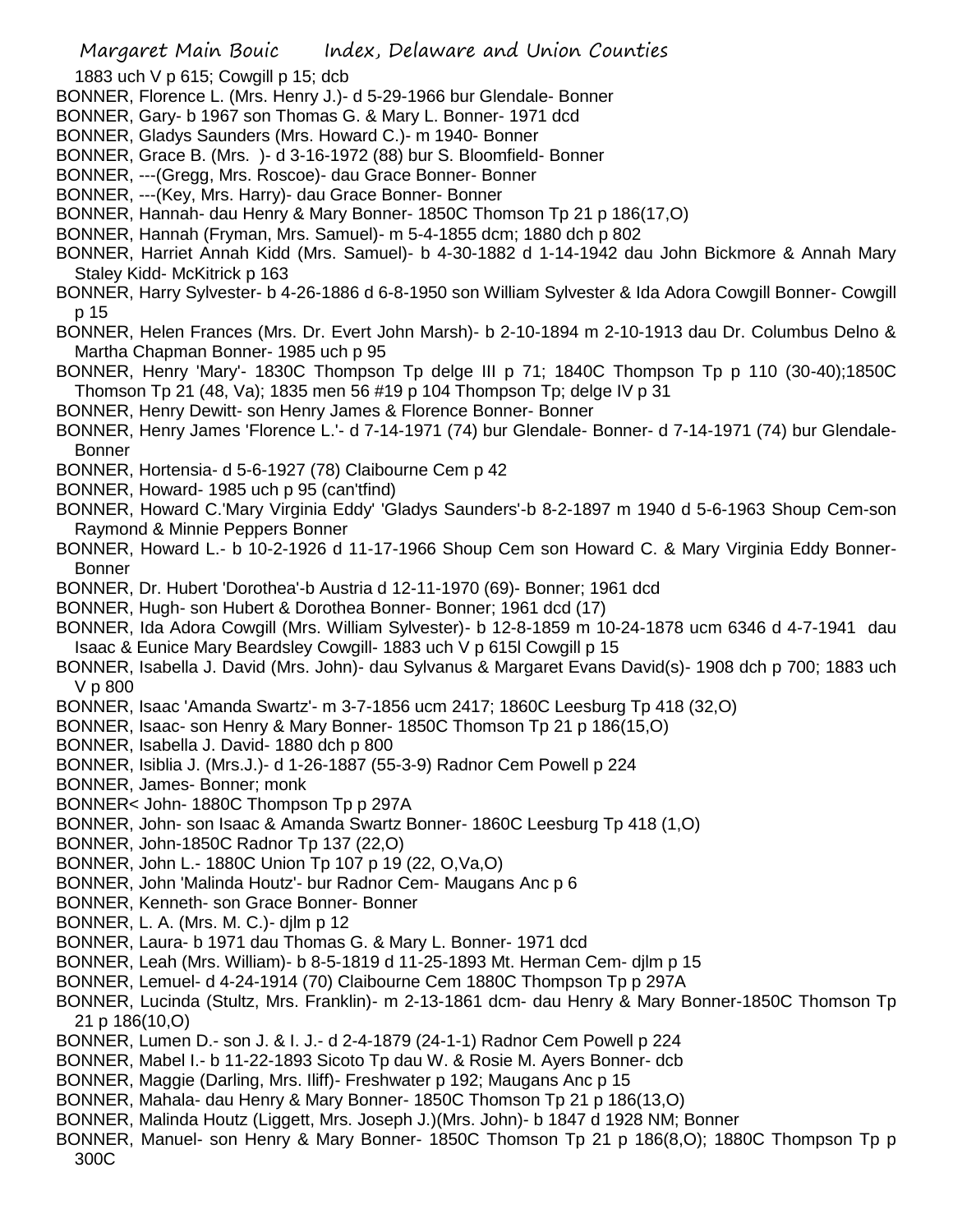1883 uch V p 615; Cowgill p 15; dcb

BONNER, Florence L. (Mrs. Henry J.)- d 5-29-1966 bur Glendale- Bonner

BONNER, Gary- b 1967 son Thomas G. & Mary L. Bonner- 1971 dcd

BONNER, Gladys Saunders (Mrs. Howard C.)- m 1940- Bonner

BONNER, Grace B. (Mrs. )- d 3-16-1972 (88) bur S. Bloomfield- Bonner

BONNER, ---(Gregg, Mrs. Roscoe)- dau Grace Bonner- Bonner

BONNER, ---(Key, Mrs. Harry)- dau Grace Bonner- Bonner

BONNER, Hannah- dau Henry & Mary Bonner- 1850C Thomson Tp 21 p 186(17,O)

BONNER, Hannah (Fryman, Mrs. Samuel)- m 5-4-1855 dcm; 1880 dch p 802

BONNER, Harriet Annah Kidd (Mrs. Samuel)- b 4-30-1882 d 1-14-1942 dau John Bickmore & Annah Mary Staley Kidd- McKitrick p 163

BONNER, Harry Sylvester- b 4-26-1886 d 6-8-1950 son William Sylvester & Ida Adora Cowgill Bonner- Cowgill p 15

BONNER, Helen Frances (Mrs. Dr. Evert John Marsh)- b 2-10-1894 m 2-10-1913 dau Dr. Columbus Delno & Martha Chapman Bonner- 1985 uch sp p 95

BONNER, Henry 'Mary'- 1830C Thompson Tp delge III p 71; 1840C Thompson Tp p 110 (30-40);1850C Thomson Tp 21 (48, Va); 1835 men 56 #19 p 104 Thompson Tp; delge IV p 31

BONNER, Henry Dewitt- son Henry James & Florence Bonner- Bonner

BONNER, Henry James 'Florence L.'- d 7-14-1971 (74) bur Glendale- Bonner- d 7-14-1971 (74) bur Glendale- Bonner

BONNER, Hortensia- d 5-6-1927 (78) Claibourne Cem p 42

BONNER, Howard- 1985 uch p 95 (can'tfind)

BONNER, Howard C.'Mary Virginia Eddy' 'Gladys Saunders'-b 8-2-1897 m 1940 d 5-6-1963 Shoup Cem-son Raymond & Minnie Peppers Bonner

BONNER, Howard L.- b 10-2-1926 d 11-17-1966 Shoup Cem son Howard C. & Mary Virginia Eddy Bonner- Bonner

BONNER, Dr. Hubert 'Dorothea'-b Austria d 12-11-1970 (69)- Bonner; 1961 dcd

BONNER, Hugh- son Hubert & Dorothea Bonner- Bonner; 1961 dcd (17)

BONNER, Ida Adora Cowgill (Mrs. William Sylvester)- b 12-8-1859 m 10-24-1878 ucm 6346 d 4-7-1941 dau Isaac & Eunice Mary Beardsley Cowgill- 1883 uch V p 615l Cowgill p 15

BONNER, Isabella J. David (Mrs. John)- dau Sylvanus & Margaret Evans David(s)- 1908 dch p 700; 1883 uch V p 800

BONNER, Isaac 'Amanda Swartz'- m 3-7-1856 ucm 2417; 1860C Leesburg Tp 418 (32,O)

BONNER, Isaac- son Henry & Mary Bonner- 1850C Thomson Tp 21 p 186(15,O)

BONNER, Isabella J. David- 1880 dch p 800

BONNER, Isiblia J. (Mrs.J.)- d 1-26-1887 (55-3-9) Radnor Cem Powell p 224

BONNER, James- Bonner; monk

BONNER< John- 1880C Thompson Tp p 297A

BONNER, John- son Isaac & Amanda Swartz Bonner- 1860C Leesburg Tp 418 (1,O)

BONNER, John-1850C Radnor Tp 137 (22,O)

BONNER, John L.- 1880C Union Tp 107 p 19 (22, O,Va,O)

BONNER, John 'Malinda Houtz'- bur Radnor Cem- Maugans Anc p 6

BONNER, Kenneth- son Grace Bonner- Bonner

BONNER, L. A. (Mrs. M. C.)- djlm p 12

BONNER, Laura- b 1971 dau Thomas G. & Mary L. Bonner- 1971 dcd

BONNER, Leah (Mrs. William)- b 8-5-1819 d 11-25-1893 Mt. Herman Cem- djlm p 15

BONNER, Lemuel- d 4-24-1914 (70) Claibourne Cem 1880C Thompson Tp p 297A

BONNER, Lucinda (Stultz, Mrs. Franklin)- m 2-13-1861 dcm- dau Henry & Mary Bonner-1850C Thomson Tp 21 p 186(10,O)

BONNER, Lumen D.- son J. & I. J.- d 2-4-1879 (24-1-1) Radnor Cem Powell p 224

BONNER, Mabel I.- b 11-22-1893 Sicoto Tp dau W. & Rosie M. Ayers Bonner- dcb

BONNER, Maggie (Darling, Mrs. Iliff)- Freshwater p 192; Maugans Anc p 15

BONNER, Mahala- dau Henry & Mary Bonner- 1850C Thomson Tp 21 p 186(13,O)

BONNER, Malinda Houtz (Liggett, Mrs. Joseph J.)(Mrs. John)- b 1847 d 1928 NM; Bonner

BONNER, Manuel- son Henry & Mary Bonner- 1850C Thomson Tp 21 p 186(8,O); 1880C Thompson Tp p 300C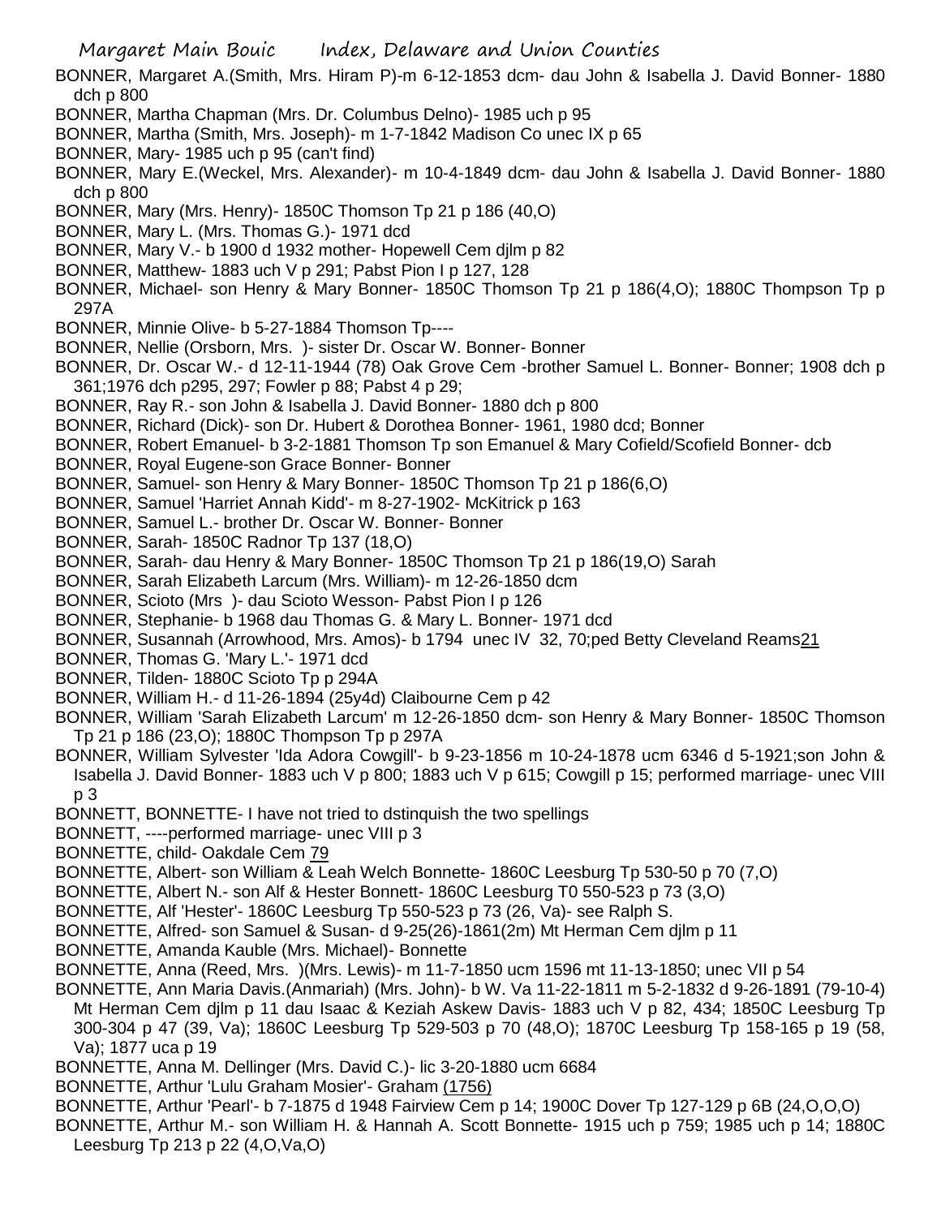BONNER, Margaret A.(Smith, Mrs. Hiram P)-m 6-12-1853 dcm- dau John & Isabella J. David Bonner- 1880 dch p 800

BONNER, Martha Chapman (Mrs. Dr. Columbus Delno)- 1985 uch p 95

BONNER, Martha (Smith, Mrs. Joseph)- m 1-7-1842 Madison Co unec IX p 65

BONNER, Mary- 1985 uch p 95 (can't find)

BONNER, Mary E.(Weckel, Mrs. Alexander)- m 10-4-1849 dcm- dau John & Isabella J. David Bonner- 1880 dch p 800

BONNER, Mary (Mrs. Henry)- 1850C Thomson Tp 21 p 186 (40,O)

BONNER, Mary L. (Mrs. Thomas G.)- 1971 dcd

BONNER, Mary V.- b 1900 d 1932 mother- Hopewell Cem djlm p 82

BONNER, Matthew- 1883 uch V p 291; Pabst Pion I p 127, 128

BONNER, Michael- son Henry & Mary Bonner- 1850C Thomson Tp 21 p 186(4,O); 1880C Thompson Tp p 297A

BONNER, Minnie Olive- b 5-27-1884 Thomson Tp----

BONNER, Nellie (Orsborn, Mrs. )- sister Dr. Oscar W. Bonner- Bonner

BONNER, Dr. Oscar W.- d 12-11-1944 (78) Oak Grove Cem -brother Samuel L. Bonner- Bonner; 1908 dch p 361;1976 dch p295, 297; Fowler p 88; Pabst 4 p 29;

BONNER, Ray R.- son John & Isabella J. David Bonner- 1880 dch p 800

BONNER, Richard (Dick)- son Dr. Hubert & Dorothea Bonner- 1961, 1980 dcd; Bonner

BONNER, Robert Emanuel- b 3-2-1881 Thomson Tp son Emanuel & Mary Cofield/Scofield Bonner- dcb

BONNER, Royal Eugene-son Grace Bonner- Bonner

BONNER, Samuel- son Henry & Mary Bonner- 1850C Thomson Tp 21 p 186(6,O)

BONNER, Samuel 'Harriet Annah Kidd'- m 8-27-1902- McKitrick p 163

BONNER, Samuel L.- brother Dr. Oscar W. Bonner- Bonner

BONNER, Sarah- 1850C Radnor Tp 137 (18,O)

BONNER, Sarah- dau Henry & Mary Bonner- 1850C Thomson Tp 21 p 186(19,O) Sarah

BONNER, Sarah Elizabeth Larcum (Mrs. William)- m 12-26-1850 dcm

BONNER, Scioto (Mrs )- dau Scioto Wesson- Pabst Pion I p 126

BONNER, Stephanie- b 1968 dau Thomas G. & Mary L. Bonner- 1971 dcd

BONNER, Susannah (Arrowhood, Mrs. Amos)- b 1794 unec IV 32, 70;ped Betty Cleveland Reams21

BONNER, Thomas G. 'Mary L.'- 1971 dcd

BONNER, Tilden- 1880C Scioto Tp p 294A

BONNER, William H.- d 11-26-1894 (25y4d) Claibourne Cem p 42

BONNER, William 'Sarah Elizabeth Larcum' m 12-26-1850 dcm- son Henry & Mary Bonner- 1850C Thomson Tp 21 p 186 (23,O); 1880C Thompson Tp p 297A

BONNER, William Sylvester 'Ida Adora Cowgill'- b 9-23-1856 m 10-24-1878 ucm 6346 d 5-1921;son John & Isabella J. David Bonner- 1883 uch V p 800; 1883 uch V p 615; Cowgill p 15; performed marriage- unec VIII p 3

BONNETT, BONNETTE- I have not tried to dstinquish the two spellings

BONNETT, ----performed marriage- unec VIII p 3

BONNETTE, child- Oakdale Cem 79

BONNETTE, Albert- son William & Leah Welch Bonnette- 1860C Leesburg Tp 530-50 p 70 (7,O)

BONNETTE, Albert N.- son Alf & Hester Bonnett- 1860C Leesburg T0 550-523 p 73 (3,O)

BONNETTE, Alf 'Hester'- 1860C Leesburg Tp 550-523 p 73 (26, Va)- see Ralph S.

BONNETTE, Alfred- son Samuel & Susan- d 9-25(26)-1861(2m) Mt Herman Cem djlm p 11

BONNETTE, Amanda Kauble (Mrs. Michael)- Bonnette

BONNETTE, Anna (Reed, Mrs. )(Mrs. Lewis)- m 11-7-1850 ucm 1596 mt 11-13-1850; unec VII p 54

BONNETTE, Ann Maria Davis.(Anmariah) (Mrs. John)- b W. Va 11-22-1811 m 5-2-1832 d 9-26-1891 (79-10-4) Mt Herman Cem djlm p 11 dau Isaac & Keziah Askew Davis- 1883 uch V p 82, 434; 1850C Leesburg Tp 300-304 p 47 (39, Va); 1860C Leesburg Tp 529-503 p 70 (48,O); 1870C Leesburg Tp 158-165 p 19 (58, Va); 1877 uca p 19

BONNETTE, Anna M. Dellinger (Mrs. David C.)- lic 3-20-1880 ucm 6684

BONNETTE, Arthur 'Lulu Graham Mosier'- Graham (1756)

BONNETTE, Arthur 'Pearl'- b 7-1875 d 1948 Fairview Cem p 14; 1900C Dover Tp 127-129 p 6B (24,O,O,O)

BONNETTE, Arthur M.- son William H. & Hannah A. Scott Bonnette- 1915 uch p 759; 1985 uch p 14; 1880C Leesburg Tp 213 p 22 (4,O,Va,O)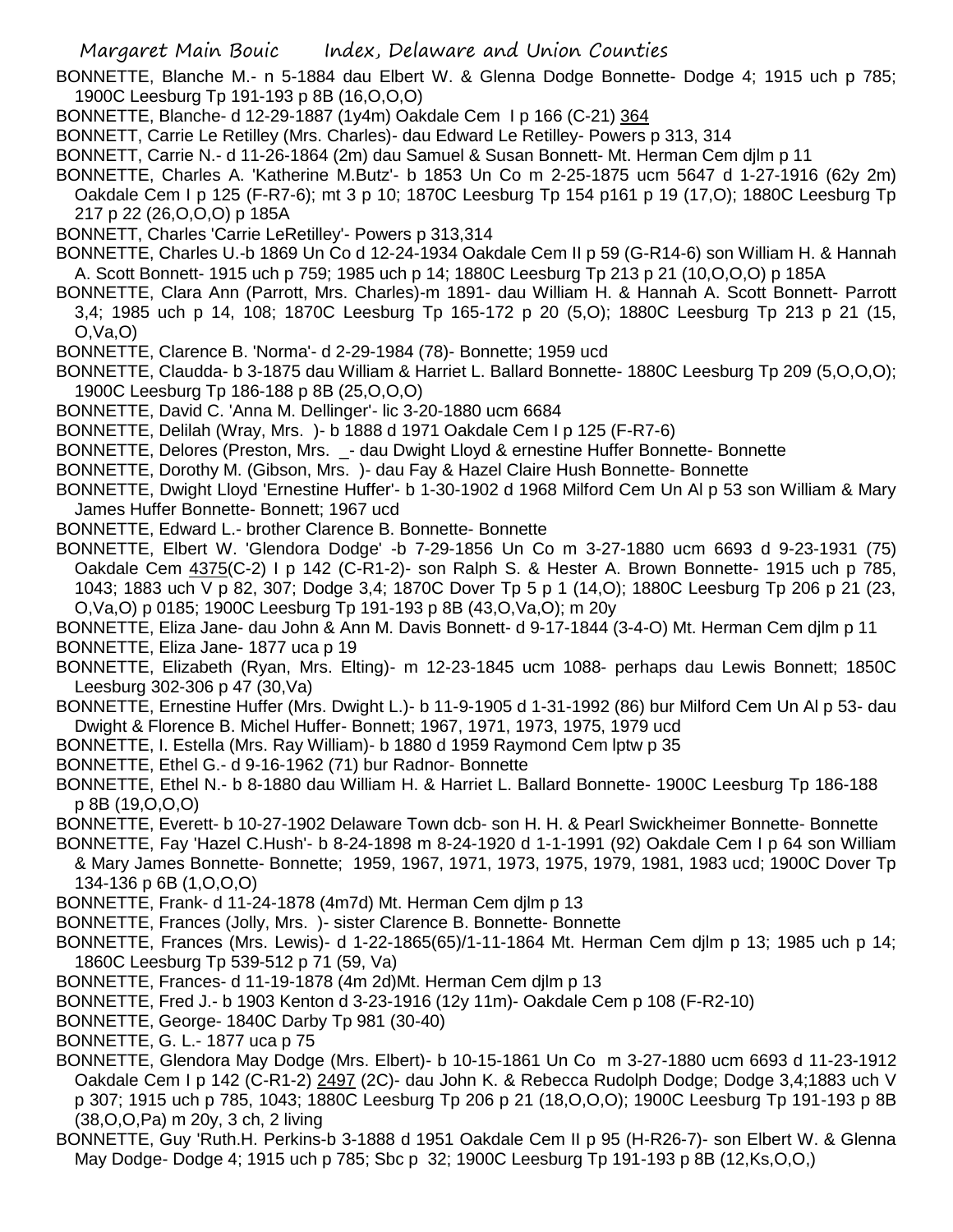BONNETTE, Blanche M.- n 5-1884 dau Elbert W. & Glenna Dodge Bonnette- Dodge 4; 1915 uch p 785; 1900C Leesburg Tp 191-193 p 8B (16,O,O,O)

BONNETTE, Blanche- d 12-29-1887 (1y4m) Oakdale Cem I p 166 (C-21) 364

BONNETT, Carrie Le Retilley (Mrs. Charles)- dau Edward Le Retilley- Powers p 313, 314

BONNETT, Carrie N.- d 11-26-1864 (2m) dau Samuel & Susan Bonnett- Mt. Herman Cem djlm p 11

BONNETTE, Charles A. 'Katherine M.Butz'- b 1853 Un Co m 2-25-1875 ucm 5647 d 1-27-1916 (62y 2m) Oakdale Cem I p 125 (F-R7-6); mt 3 p 10; 1870C Leesburg Tp 154 p161 p 19 (17,O); 1880C Leesburg Tp 217 p 22 (26,O,O,O) p 185A

BONNETT, Charles 'Carrie LeRetilley'- Powers p 313,314

BONNETTE, Charles U.-b 1869 Un Co d 12-24-1934 Oakdale Cem II p 59 (G-R14-6) son William H. & Hannah A. Scott Bonnett- 1915 uch p 759; 1985 uch p 14; 1880C Leesburg Tp 213 p 21 (10,O,O,O) p 185A

BONNETTE, Clara Ann (Parrott, Mrs. Charles)-m 1891- dau William H. & Hannah A. Scott Bonnett- Parrott 3,4; 1985 uch p 14, 108; 1870C Leesburg Tp 165-172 p 20 (5,O); 1880C Leesburg Tp 213 p 21 (15, O,Va,O)

BONNETTE, Clarence B. 'Norma'- d 2-29-1984 (78)- Bonnette; 1959 ucd

BONNETTE, Claudda- b 3-1875 dau William & Harriet L. Ballard Bonnette- 1880C Leesburg Tp 209 (5,O,O,O); 1900C Leesburg Tp 186-188 p 8B (25,O,O,O)

BONNETTE, David C. 'Anna M. Dellinger'- lic 3-20-1880 ucm 6684

BONNETTE, Delilah (Wray, Mrs. )- b 1888 d 1971 Oakdale Cem I p 125 (F-R7-6)

BONNETTE, Delores (Preston, Mrs. _- dau Dwight Lloyd & ernestine Huffer Bonnette- Bonnette

BONNETTE, Dorothy M. (Gibson, Mrs. )- dau Fay & Hazel Claire Hush Bonnette- Bonnette

BONNETTE, Dwight Lloyd 'Ernestine Huffer'- b 1-30-1902 d 1968 Milford Cem Un Al p 53 son William & Mary James Huffer Bonnette- Bonnett; 1967 ucd

BONNETTE, Edward L.- brother Clarence B. Bonnette- Bonnette

BONNETTE, Elbert W. 'Glendora Dodge' -b 7-29-1856 Un Co m 3-27-1880 ucm 6693 d 9-23-1931 (75) Oakdale Cem 4375(C-2) I p 142 (C-R1-2)- son Ralph S. & Hester A. Brown Bonnette- 1915 uch p 785, 1043; 1883 uch V p 82, 307; Dodge 3,4; 1870C Dover Tp 5 p 1 (14,O); 1880C Leesburg Tp 206 p 21 (23, O,Va,O) p 0185; 1900C Leesburg Tp 191-193 p 8B (43,O,Va,O); m 20y

BONNETTE, Eliza Jane- dau John & Ann M. Davis Bonnett- d 9-17-1844 (3-4-O) Mt. Herman Cem djlm p 11

BONNETTE, Eliza Jane- 1877 uca p 19

BONNETTE, Elizabeth (Ryan, Mrs. Elting)- m 12-23-1845 ucm 1088- perhaps dau Lewis Bonnett; 1850C Leesburg 302-306 p 47 (30,Va)

BONNETTE, Ernestine Huffer (Mrs. Dwight L.)- b 11-9-1905 d 1-31-1992 (86) bur Milford Cem Un Al p 53- dau Dwight & Florence B. Michel Huffer- Bonnett; 1967, 1971, 1973, 1975, 1979 ucd

BONNETTE, I. Estella (Mrs. Ray William)- b 1880 d 1959 Raymond Cem lptw p 35

BONNETTE, Ethel G.- d 9-16-1962 (71) bur Radnor- Bonnette

BONNETTE, Ethel N.- b 8-1880 dau William H. & Harriet L. Ballard Bonnette- 1900C Leesburg Tp 186-188 p 8B (19,O,O,O)

BONNETTE, Everett- b 10-27-1902 Delaware Town dcb- son H. H. & Pearl Swickheimer Bonnette- Bonnette

BONNETTE, Fay 'Hazel C.Hush'- b 8-24-1898 m 8-24-1920 d 1-1-1991 (92) Oakdale Cem I p 64 son William & Mary James Bonnette- Bonnette; 1959, 1967, 1971, 1973, 1975, 1979, 1981, 1983 ucd; 1900C Dover Tp 134-136 p 6B (1,O,O,O)

BONNETTE, Frank- d 11-24-1878 (4m7d) Mt. Herman Cem djlm p 13

BONNETTE, Frances (Jolly, Mrs. )- sister Clarence B. Bonnette- Bonnette

BONNETTE, Frances (Mrs. Lewis)- d 1-22-1865(65)/1-11-1864 Mt. Herman Cem djlm p 13; 1985 uch p 14; 1860C Leesburg Tp 539-512 p 71 (59, Va)

BONNETTE, Frances- d 11-19-1878 (4m 2d)Mt. Herman Cem djlm p 13

BONNETTE, Fred J.- b 1903 Kenton d 3-23-1916 (12y 11m)- Oakdale Cem p 108 (F-R2-10)

BONNETTE, George- 1840C Darby Tp 981 (30-40)

BONNETTE, G. L.- 1877 uca p 75

BONNETTE, Glendora May Dodge (Mrs. Elbert)- b 10-15-1861 Un Co m 3-27-1880 ucm 6693 d 11-23-1912 Oakdale Cem I p 142 (C-R1-2) 2497 (2C)- dau John K. & Rebecca Rudolph Dodge; Dodge 3,4;1883 uch V p 307; 1915 uch p 785, 1043; 1880C Leesburg Tp 206 p 21 (18,O,O,O); 1900C Leesburg Tp 191-193 p 8B (38,O,O,Pa) m 20y, 3 ch, 2 living

BONNETTE, Guy 'Ruth.H. Perkins-b 3-1888 d 1951 Oakdale Cem II p 95 (H-R26-7)- son Elbert W. & Glenna May Dodge- Dodge 4; 1915 uch p 785; Sbc p 32; 1900C Leesburg Tp 191-193 p 8B (12,Ks,O,O,)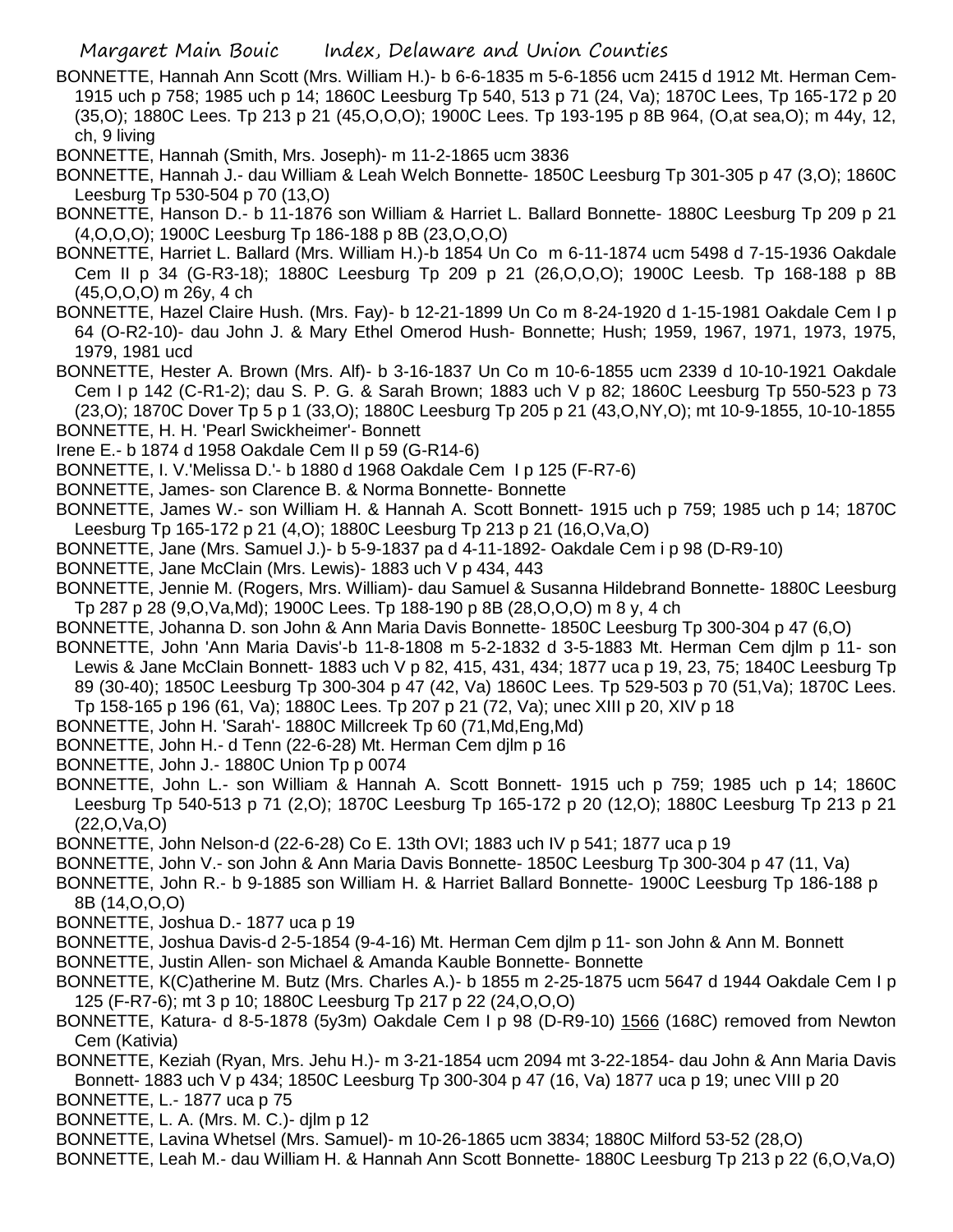BONNETTE, Hannah Ann Scott (Mrs. William H.)- b 6-6-1835 m 5-6-1856 ucm 2415 d 1912 Mt. Herman Cem- 1915 uch p 758; 1985 uch p 14; 1860C Leesburg Tp 540, 513 p 71 (24, Va); 1870C Lees, Tp 165-172 p 20 (35,O); 1880C Lees. Tp 213 p 21 (45,O,O,O); 1900C Lees. Tp 193-195 p 8B 964, (O,at sea,O); m 44y, 12, ch, 9 living

BONNETTE, Hannah (Smith, Mrs. Joseph)- m 11-2-1865 ucm 3836

BONNETTE, Hannah J.- dau William & Leah Welch Bonnette- 1850C Leesburg Tp 301-305 p 47 (3,O); 1860C Leesburg Tp 530-504 p 70 (13,O)

BONNETTE, Hanson D.- b 11-1876 son William & Harriet L. Ballard Bonnette- 1880C Leesburg Tp 209 p 21 (4,O,O,O); 1900C Leesburg Tp 186-188 p 8B (23,O,O,O)

BONNETTE, Harriet L. Ballard (Mrs. William H.)-b 1854 Un Co m 6-11-1874 ucm 5498 d 7-15-1936 Oakdale Cem II p 34 (G-R3-18); 1880C Leesburg Tp 209 p 21 (26,O,O,O); 1900C Leesb. Tp 168-188 p 8B (45,O,O,O) m 26y, 4 ch

BONNETTE, Hazel Claire Hush. (Mrs. Fay)- b 12-21-1899 Un Co m 8-24-1920 d 1-15-1981 Oakdale Cem I p 64 (O-R2-10)- dau John J. & Mary Ethel Omerod Hush- Bonnette; Hush; 1959, 1967, 1971, 1973, 1975, 1979, 1981 ucd

BONNETTE, Hester A. Brown (Mrs. Alf)- b 3-16-1837 Un Co m 10-6-1855 ucm 2339 d 10-10-1921 Oakdale Cem I p 142 (C-R1-2); dau S. P. G. & Sarah Brown; 1883 uch V p 82; 1860C Leesburg Tp 550-523 p 73 (23,O); 1870C Dover Tp 5 p 1 (33,O); 1880C Leesburg Tp 205 p 21 (43,O,NY,O); mt 10-9-1855, 10-10-1855

BONNETTE, H. H. 'Pearl Swickheimer'- Bonnett

Irene E.- b 1874 d 1958 Oakdale Cem II p 59 (G-R14-6)

BONNETTE, I. V.'Melissa D.'- b 1880 d 1968 Oakdale Cem I p 125 (F-R7-6)

BONNETTE, James- son Clarence B. & Norma Bonnette- Bonnette

BONNETTE, James W.- son William H. & Hannah A. Scott Bonnett- 1915 uch p 759; 1985 uch p 14; 1870C Leesburg Tp 165-172 p 21 (4,O); 1880C Leesburg Tp 213 p 21 (16,O,Va,O)

BONNETTE, Jane (Mrs. Samuel J.)- b 5-9-1837 pa d 4-11-1892- Oakdale Cem i p 98 (D-R9-10)

BONNETTE, Jane McClain (Mrs. Lewis)- 1883 uch V p 434, 443

BONNETTE, Jennie M. (Rogers, Mrs. William)- dau Samuel & Susanna Hildebrand Bonnette- 1880C Leesburg Tp 287 p 28 (9,O,Va,Md); 1900C Lees. Tp 188-190 p 8B (28,O,O,O) m 8 y, 4 ch

BONNETTE, Johanna D. son John & Ann Maria Davis Bonnette- 1850C Leesburg Tp 300-304 p 47 (6,O)

BONNETTE, John 'Ann Maria Davis'-b 11-8-1808 m 5-2-1832 d 3-5-1883 Mt. Herman Cem djlm p 11- son Lewis & Jane McClain Bonnett- 1883 uch V p 82, 415, 431, 434; 1877 uca p 19, 23, 75; 1840C Leesburg Tp 89 (30-40); 1850C Leesburg Tp 300-304 p 47 (42, Va) 1860C Lees. Tp 529-503 p 70 (51,Va); 1870C Lees. Tp 158-165 p 196 (61, Va); 1880C Lees. Tp 207 p 21 (72, Va); unec XIII p 20, XIV p 18

BONNETTE, John H. 'Sarah'- 1880C Millcreek Tp 60 (71,Md,Eng,Md)

BONNETTE, John H.- d Tenn (22-6-28) Mt. Herman Cem djlm p 16

BONNETTE, John J.- 1880C Union Tp p 0074

BONNETTE, John L.- son William & Hannah A. Scott Bonnett- 1915 uch p 759; 1985 uch p 14; 1860C Leesburg Tp 540-513 p 71 (2,O); 1870C Leesburg Tp 165-172 p 20 (12,O); 1880C Leesburg Tp 213 p 21 (22,O,Va,O)

BONNETTE, John Nelson-d (22-6-28) Co E. 13th OVI; 1883 uch IV p 541; 1877 uca p 19

BONNETTE, John V.- son John & Ann Maria Davis Bonnette- 1850C Leesburg Tp 300-304 p 47 (11, Va)

BONNETTE, John R.- b 9-1885 son William H. & Harriet Ballard Bonnette- 1900C Leesburg Tp 186-188 p 8B (14,O,O,O)

BONNETTE, Joshua D.- 1877 uca p 19

BONNETTE, Joshua Davis-d 2-5-1854 (9-4-16) Mt. Herman Cem djlm p 11- son John & Ann M. Bonnett

BONNETTE, Justin Allen- son Michael & Amanda Kauble Bonnette- Bonnette

BONNETTE, K(C)atherine M. Butz (Mrs. Charles A.)- b 1855 m 2-25-1875 ucm 5647 d 1944 Oakdale Cem I p 125 (F-R7-6); mt 3 p 10; 1880C Leesburg Tp 217 p 22 (24,O,O,O)

BONNETTE, Katura- d 8-5-1878 (5y3m) Oakdale Cem I p 98 (D-R9-10) 1566 (168C) removed from Newton Cem (Kativia)

BONNETTE, Keziah (Ryan, Mrs. Jehu H.)- m 3-21-1854 ucm 2094 mt 3-22-1854- dau John & Ann Maria Davis Bonnett- 1883 uch V p 434; 1850C Leesburg Tp 300-304 p 47 (16, Va) 1877 uca p 19; unec VIII p 20

BONNETTE, L.- 1877 uca p 75

BONNETTE, L. A. (Mrs. M. C.)- djlm p 12

BONNETTE, Lavina Whetsel (Mrs. Samuel)- m 10-26-1865 ucm 3834; 1880C Milford 53-52 (28,O)

BONNETTE, Leah M.- dau William H. & Hannah Ann Scott Bonnette- 1880C Leesburg Tp 213 p 22 (6,O,Va,O)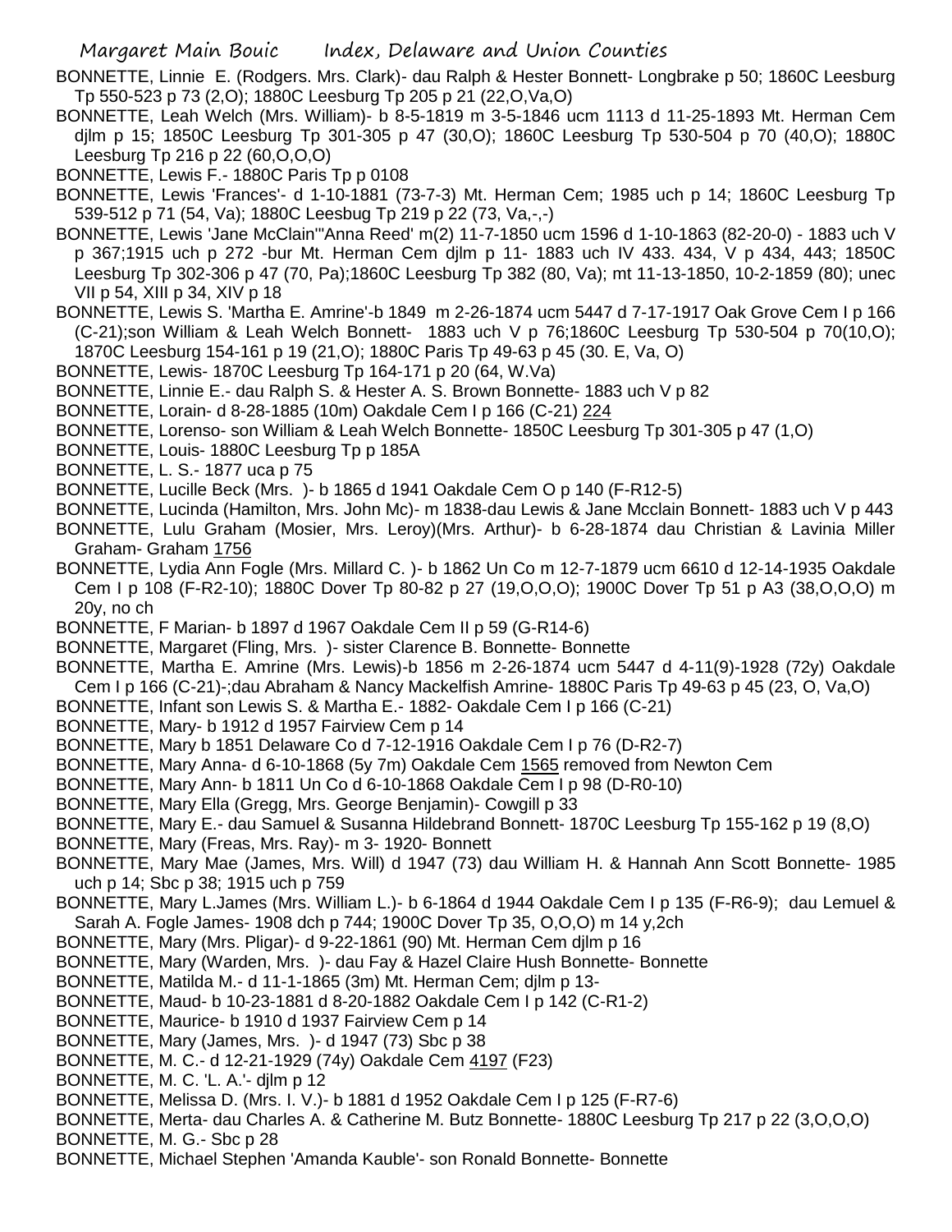BONNETTE, Linnie E. (Rodgers. Mrs. Clark)- dau Ralph & Hester Bonnett- Longbrake p 50; 1860C Leesburg Tp 550-523 p 73 (2,O); 1880C Leesburg Tp 205 p 21 (22,O,Va,O)

BONNETTE, Leah Welch (Mrs. William)- b 8-5-1819 m 3-5-1846 ucm 1113 d 11-25-1893 Mt. Herman Cem djlm p 15; 1850C Leesburg Tp 301-305 p 47 (30,O); 1860C Leesburg Tp 530-504 p 70 (40,O); 1880C Leesburg Tp 216 p 22 (60,O,O,O)

BONNETTE, Lewis F.- 1880C Paris Tp p 0108

BONNETTE, Lewis 'Frances'- d 1-10-1881 (73-7-3) Mt. Herman Cem; 1985 uch p 14; 1860C Leesburg Tp 539-512 p 71 (54, Va); 1880C Leesbug Tp 219 p 22 (73, Va,-,-)

BONNETTE, Lewis 'Jane McClain'"Anna Reed' m(2) 11-7-1850 ucm 1596 d 1-10-1863 (82-20-0) - 1883 uch V p 367;1915 uch p 272 -bur Mt. Herman Cem djlm p 11- 1883 uch IV 433. 434, V p 434, 443; 1850C Leesburg Tp 302-306 p 47 (70, Pa);1860C Leesburg Tp 382 (80, Va); mt 11-13-1850, 10-2-1859 (80); unec VII p 54, XIII p 34, XIV p 18

BONNETTE, Lewis S. 'Martha E. Amrine'-b 1849 m 2-26-1874 ucm 5447 d 7-17-1917 Oak Grove Cem I p 166 (C-21);son William & Leah Welch Bonnett- 1883 uch V p 76;1860C Leesburg Tp 530-504 p 70(10,O); 1870C Leesburg 154-161 p 19 (21,O); 1880C Paris Tp 49-63 p 45 (30. E, Va, O)

BONNETTE, Lewis- 1870C Leesburg Tp 164-171 p 20 (64, W.Va)

BONNETTE, Linnie E.- dau Ralph S. & Hester A. S. Brown Bonnette- 1883 uch V p 82

BONNETTE, Lorain- d 8-28-1885 (10m) Oakdale Cem I p 166 (C-21) 224

BONNETTE, Lorenso- son William & Leah Welch Bonnette- 1850C Leesburg Tp 301-305 p 47 (1,O)

BONNETTE, Louis- 1880C Leesburg Tp p 185A

BONNETTE, L. S.- 1877 uca p 75

BONNETTE, Lucille Beck (Mrs. )- b 1865 d 1941 Oakdale Cem O p 140 (F-R12-5)

BONNETTE, Lucinda (Hamilton, Mrs. John Mc)- m 1838-dau Lewis & Jane Mcclain Bonnett- 1883 uch V p 443

BONNETTE, Lulu Graham (Mosier, Mrs. Leroy)(Mrs. Arthur)- b 6-28-1874 dau Christian & Lavinia Miller Graham- Graham 1756

BONNETTE, Lydia Ann Fogle (Mrs. Millard C. )- b 1862 Un Co m 12-7-1879 ucm 6610 d 12-14-1935 Oakdale Cem I p 108 (F-R2-10); 1880C Dover Tp 80-82 p 27 (19,O,O,O); 1900C Dover Tp 51 p A3 (38,O,O,O) m 20y, no ch

BONNETTE, F Marian- b 1897 d 1967 Oakdale Cem II p 59 (G-R14-6)

BONNETTE, Margaret (Fling, Mrs. )- sister Clarence B. Bonnette- Bonnette

BONNETTE, Martha E. Amrine (Mrs. Lewis)-b 1856 m 2-26-1874 ucm 5447 d 4-11(9)-1928 (72y) Oakdale Cem I p 166 (C-21)-;dau Abraham & Nancy Mackelfish Amrine- 1880C Paris Tp 49-63 p 45 (23, O, Va,O)

BONNETTE, Infant son Lewis S. & Martha E.- 1882- Oakdale Cem I p 166 (C-21)

BONNETTE, Mary- b 1912 d 1957 Fairview Cem p 14

BONNETTE, Mary b 1851 Delaware Co d 7-12-1916 Oakdale Cem I p 76 (D-R2-7)

BONNETTE, Mary Anna- d 6-10-1868 (5y 7m) Oakdale Cem 1565 removed from Newton Cem

BONNETTE, Mary Ann- b 1811 Un Co d 6-10-1868 Oakdale Cem I p 98 (D-R0-10)

BONNETTE, Mary Ella (Gregg, Mrs. George Benjamin)- Cowgill p 33

BONNETTE, Mary E.- dau Samuel & Susanna Hildebrand Bonnett- 1870C Leesburg Tp 155-162 p 19 (8,O)

BONNETTE, Mary (Freas, Mrs. Ray)- m 3- 1920- Bonnett

BONNETTE, Mary Mae (James, Mrs. Will) d 1947 (73) dau William H. & Hannah Ann Scott Bonnette- 1985 uch p 14; Sbc p 38; 1915 uch p 759

BONNETTE, Mary L.James (Mrs. William L.)- b 6-1864 d 1944 Oakdale Cem I p 135 (F-R6-9); dau Lemuel & Sarah A. Fogle James- 1908 dch p 744; 1900C Dover Tp 35, O,O,O) m 14 y,2ch

BONNETTE, Mary (Mrs. Pligar)- d 9-22-1861 (90) Mt. Herman Cem djlm p 16

BONNETTE, Mary (Warden, Mrs. )- dau Fay & Hazel Claire Hush Bonnette- Bonnette

BONNETTE, Matilda M.- d 11-1-1865 (3m) Mt. Herman Cem; djlm p 13-

BONNETTE, Maud- b 10-23-1881 d 8-20-1882 Oakdale Cem I p 142 (C-R1-2)

BONNETTE, Maurice- b 1910 d 1937 Fairview Cem p 14

BONNETTE, Mary (James, Mrs. )- d 1947 (73) Sbc p 38

BONNETTE, M. C.- d 12-21-1929 (74y) Oakdale Cem 4197 (F23)

BONNETTE, M. C. 'L. A.'- djlm p 12

BONNETTE, Melissa D. (Mrs. I. V.)- b 1881 d 1952 Oakdale Cem I p 125 (F-R7-6)

BONNETTE, Merta- dau Charles A. & Catherine M. Butz Bonnette- 1880C Leesburg Tp 217 p 22 (3,O,O,O)

BONNETTE, M. G.- Sbc p 28

BONNETTE, Michael Stephen 'Amanda Kauble'- son Ronald Bonnette- Bonnette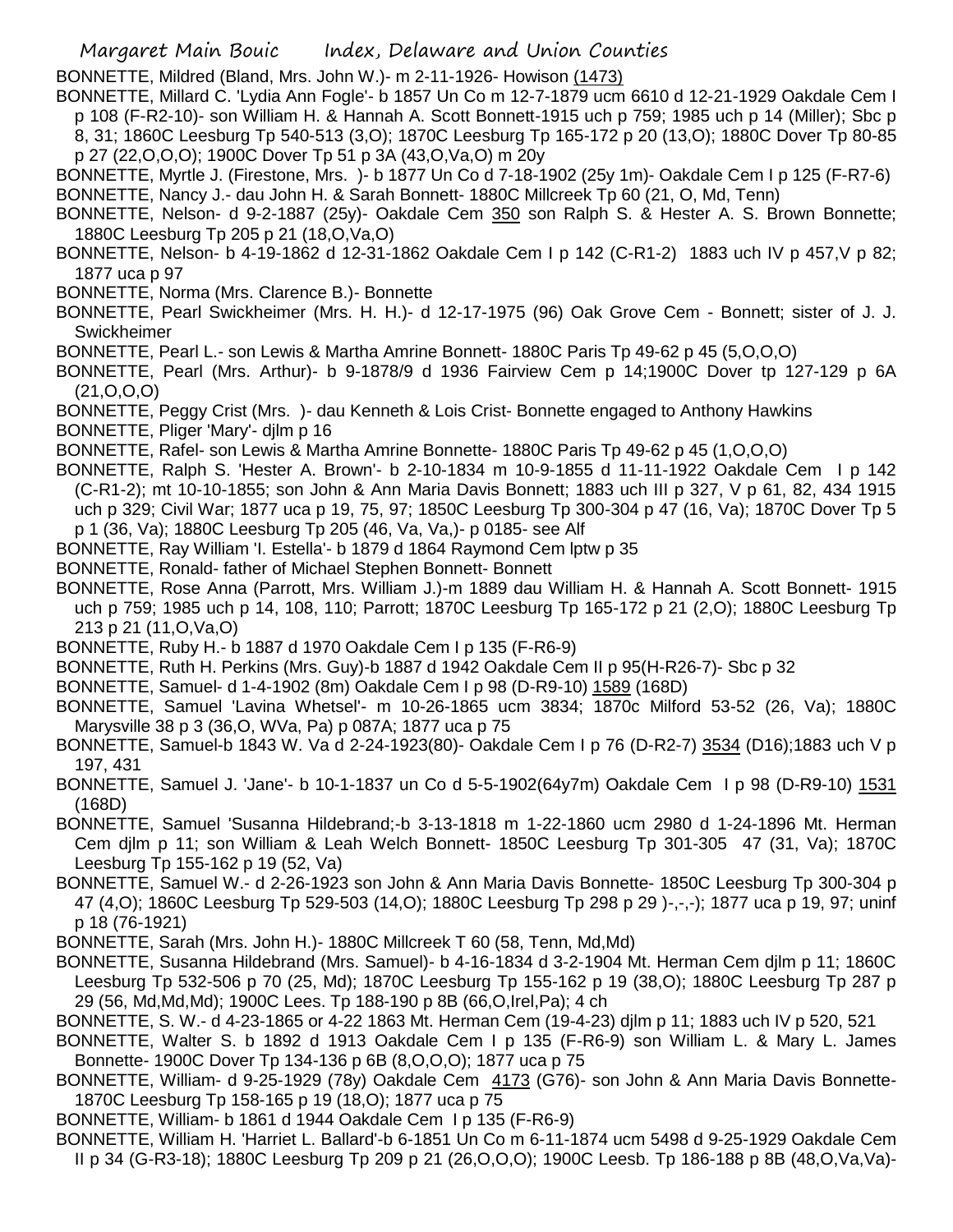BONNETTE, Mildred (Bland, Mrs. John W.)- m 2-11-1926- Howison (1473)

BONNETTE, Millard C. 'Lydia Ann Fogle'- b 1857 Un Co m 12-7-1879 ucm 6610 d 12-21-1929 Oakdale Cem I p 108 (F-R2-10)- son William H. & Hannah A. Scott Bonnett-1915 uch p 759; 1985 uch p 14 (Miller); Sbc p 8, 31; 1860C Leesburg Tp 540-513 (3,O); 1870C Leesburg Tp 165-172 p 20 (13,O); 1880C Dover Tp 80-85 p 27 (22,O,O,O); 1900C Dover Tp 51 p 3A (43,O,Va,O) m 20y

BONNETTE, Myrtle J. (Firestone, Mrs. )- b 1877 Un Co d 7-18-1902 (25y 1m)- Oakdale Cem I p 125 (F-R7-6)

BONNETTE, Nancy J.- dau John H. & Sarah Bonnett- 1880C Millcreek Tp 60 (21, O, Md, Tenn)

BONNETTE, Nelson- d 9-2-1887 (25y)- Oakdale Cem 350 son Ralph S. & Hester A. S. Brown Bonnette; 1880C Leesburg Tp 205 p 21 (18,O,Va,O)

BONNETTE, Nelson- b 4-19-1862 d 12-31-1862 Oakdale Cem I p 142 (C-R1-2) 1883 uch IV p 457,V p 82; 1877 uca p 97

BONNETTE, Norma (Mrs. Clarence B.)- Bonnette

BONNETTE, Pearl Swickheimer (Mrs. H. H.)- d 12-17-1975 (96) Oak Grove Cem - Bonnett; sister of J. J. Swickheimer

BONNETTE, Pearl L.- son Lewis & Martha Amrine Bonnett- 1880C Paris Tp 49-62 p 45 (5,O,O,O)

BONNETTE, Pearl (Mrs. Arthur)- b 9-1878/9 d 1936 Fairview Cem p 14;1900C Dover tp 127-129 p 6A (21,O,O,O)

BONNETTE, Peggy Crist (Mrs. )- dau Kenneth & Lois Crist- Bonnette engaged to Anthony Hawkins

BONNETTE, Pliger 'Mary'- djlm p 16

BONNETTE, Rafel- son Lewis & Martha Amrine Bonnette- 1880C Paris Tp 49-62 p 45 (1,O,O,O)

BONNETTE, Ralph S. 'Hester A. Brown'- b 2-10-1834 m 10-9-1855 d 11-11-1922 Oakdale Cem I p 142 (C-R1-2); mt 10-10-1855; son John & Ann Maria Davis Bonnett; 1883 uch III p 327, V p 61, 82, 434 1915 uch p 329; Civil War; 1877 uca p 19, 75, 97; 1850C Leesburg Tp 300-304 p 47 (16, Va); 1870C Dover Tp 5 p 1 (36, Va); 1880C Leesburg Tp 205 (46, Va, Va,)- p 0185- see Alf

BONNETTE, Ray William 'I. Estella'- b 1879 d 1864 Raymond Cem lptw p 35

BONNETTE, Ronald- father of Michael Stephen Bonnett- Bonnett

BONNETTE, Rose Anna (Parrott, Mrs. William J.)-m 1889 dau William H. & Hannah A. Scott Bonnett- 1915 uch p 759; 1985 uch p 14, 108, 110; Parrott; 1870C Leesburg Tp 165-172 p 21 (2,O); 1880C Leesburg Tp 213 p 21 (11,O,Va,O)

BONNETTE, Ruby H.- b 1887 d 1970 Oakdale Cem I p 135 (F-R6-9)

BONNETTE, Ruth H. Perkins (Mrs. Guy)-b 1887 d 1942 Oakdale Cem II p 95(H-R26-7)- Sbc p 32

BONNETTE, Samuel- d 1-4-1902 (8m) Oakdale Cem I p 98 (D-R9-10) 1589 (168D)

BONNETTE, Samuel 'Lavina Whetsel'- m 10-26-1865 ucm 3834; 1870c Milford 53-52 (26, Va); 1880C Marysville 38 p 3 (36,O, WVa, Pa) p 087A; 1877 uca p 75

BONNETTE, Samuel-b 1843 W. Va d 2-24-1923(80)- Oakdale Cem I p 76 (D-R2-7) 3534 (D16);1883 uch V p 197, 431

BONNETTE, Samuel J. 'Jane'- b 10-1-1837 un Co d 5-5-1902(64y7m) Oakdale Cem I p 98 (D-R9-10) 1531 (168D)

BONNETTE, Samuel 'Susanna Hildebrand;-b 3-13-1818 m 1-22-1860 ucm 2980 d 1-24-1896 Mt. Herman Cem djlm p 11; son William & Leah Welch Bonnett- 1850C Leesburg Tp 301-305 47 (31, Va); 1870C Leesburg Tp 155-162 p 19 (52, Va)

BONNETTE, Samuel W.- d 2-26-1923 son John & Ann Maria Davis Bonnette- 1850C Leesburg Tp 300-304 p 47 (4,O); 1860C Leesburg Tp 529-503 (14,O); 1880C Leesburg Tp 298 p 29 )-,-,-); 1877 uca p 19, 97; uninf p 18 (76-1921)

BONNETTE, Sarah (Mrs. John H.)- 1880C Millcreek T 60 (58, Tenn, Md,Md)

BONNETTE, Susanna Hildebrand (Mrs. Samuel)- b 4-16-1834 d 3-2-1904 Mt. Herman Cem djlm p 11; 1860C Leesburg Tp 532-506 p 70 (25, Md); 1870C Leesburg Tp 155-162 p 19 (38,O); 1880C Leesburg Tp 287 p 29 (56, Md,Md,Md); 1900C Lees. Tp 188-190 p 8B (66,O,Irel,Pa); 4 ch

BONNETTE, S. W.- d 4-23-1865 or 4-22 1863 Mt. Herman Cem (19-4-23) djlm p 11; 1883 uch IV p 520, 521

BONNETTE, Walter S. b 1892 d 1913 Oakdale Cem I p 135 (F-R6-9) son William L. & Mary L. James Bonnette- 1900C Dover Tp 134-136 p 6B (8,O,O,O); 1877 uca p 75

BONNETTE, William- d 9-25-1929 (78y) Oakdale Cem 4173 (G76)- son John & Ann Maria Davis Bonnette- 1870C Leesburg Tp 158-165 p 19 (18,O); 1877 uca p 75

BONNETTE, William- b 1861 d 1944 Oakdale Cem I p 135 (F-R6-9)

BONNETTE, William H. 'Harriet L. Ballard'-b 6-1851 Un Co m 6-11-1874 ucm 5498 d 9-25-1929 Oakdale Cem II p 34 (G-R3-18); 1880C Leesburg Tp 209 p 21 (26,O,O,O); 1900C Leesb. Tp 186-188 p 8B (48,O,Va,Va)-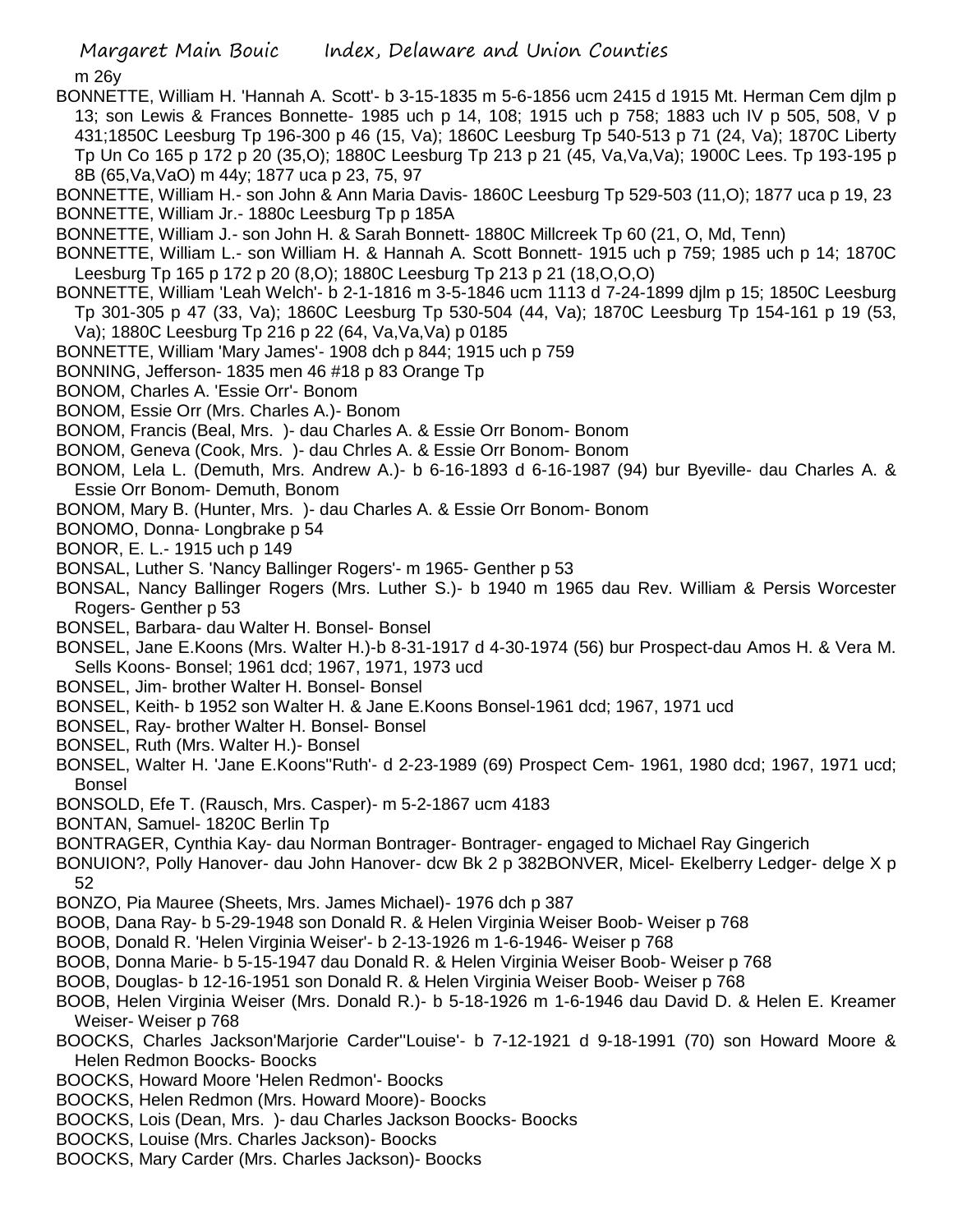m 26y

BONNETTE, William H. 'Hannah A. Scott'- b 3-15-1835 m 5-6-1856 ucm 2415 d 1915 Mt. Herman Cem djlm p 13; son Lewis & Frances Bonnette- 1985 uch p 14, 108; 1915 uch p 758; 1883 uch IV p 505, 508, V p 431;1850C Leesburg Tp 196-300 p 46 (15, Va); 1860C Leesburg Tp 540-513 p 71 (24, Va); 1870C Liberty Tp Un Co 165 p 172 p 20 (35,O); 1880C Leesburg Tp 213 p 21 (45, Va,Va,Va); 1900C Lees. Tp 193-195 p 8B (65,Va,VaO) m 44y; 1877 uca p 23, 75, 97

BONNETTE, William H.- son John & Ann Maria Davis- 1860C Leesburg Tp 529-503 (11,O); 1877 uca p 19, 23

BONNETTE, William Jr.- 1880c Leesburg Tp p 185A

BONNETTE, William J.- son John H. & Sarah Bonnett- 1880C Millcreek Tp 60 (21, O, Md, Tenn)

BONNETTE, William L.- son William H. & Hannah A. Scott Bonnett- 1915 uch p 759; 1985 uch p 14; 1870C Leesburg Tp 165 p 172 p 20 (8,O); 1880C Leesburg Tp 213 p 21 (18,O,O,O)

BONNETTE, William 'Leah Welch'- b 2-1-1816 m 3-5-1846 ucm 1113 d 7-24-1899 djlm p 15; 1850C Leesburg Tp 301-305 p 47 (33, Va); 1860C Leesburg Tp 530-504 (44, Va); 1870C Leesburg Tp 154-161 p 19 (53, Va); 1880C Leesburg Tp 216 p 22 (64, Va,Va,Va) p 0185

BONNETTE, William 'Mary James'- 1908 dch p 844; 1915 uch p 759

BONNING, Jefferson- 1835 men 46 #18 p 83 Orange Tp

BONOM, Charles A. 'Essie Orr'- Bonom

BONOM, Essie Orr (Mrs. Charles A.)- Bonom

BONOM, Francis (Beal, Mrs. )- dau Charles A. & Essie Orr Bonom- Bonom

BONOM, Geneva (Cook, Mrs. )- dau Chrles A. & Essie Orr Bonom- Bonom

BONOM, Lela L. (Demuth, Mrs. Andrew A.)- b 6-16-1893 d 6-16-1987 (94) bur Byeville- dau Charles A. & Essie Orr Bonom- Demuth, Bonom

BONOM, Mary B. (Hunter, Mrs. )- dau Charles A. & Essie Orr Bonom- Bonom

BONOMO, Donna- Longbrake p 54

BONOR, E. L.- 1915 uch p 149

BONSAL, Luther S. 'Nancy Ballinger Rogers'- m 1965- Genther p 53

BONSAL, Nancy Ballinger Rogers (Mrs. Luther S.)- b 1940 m 1965 dau Rev. William & Persis Worcester Rogers- Genther p 53

BONSEL, Barbara- dau Walter H. Bonsel- Bonsel

BONSEL, Jane E.Koons (Mrs. Walter H.)-b 8-31-1917 d 4-30-1974 (56) bur Prospect-dau Amos H. & Vera M. Sells Koons- Bonsel; 1961 dcd; 1967, 1971, 1973 ucd

BONSEL, Jim- brother Walter H. Bonsel- Bonsel

BONSEL, Keith- b 1952 son Walter H. & Jane E.Koons Bonsel-1961 dcd; 1967, 1971 ucd

BONSEL, Ray- brother Walter H. Bonsel- Bonsel

BONSEL, Ruth (Mrs. Walter H.)- Bonsel

BONSEL, Walter H. 'Jane E.Koons''Ruth'- d 2-23-1989 (69) Prospect Cem- 1961, 1980 dcd; 1967, 1971 ucd; Bonsel

BONSOLD, Efe T. (Rausch, Mrs. Casper)- m 5-2-1867 ucm 4183

BONTAN, Samuel- 1820C Berlin Tp

BONTRAGER, Cynthia Kay- dau Norman Bontrager- Bontrager- engaged to Michael Ray Gingerich

BONUION?, Polly Hanover- dau John Hanover- dcw Bk 2 p 382BONVER, Micel- Ekelberry Ledger- delge X p 52

BONZO, Pia Mauree (Sheets, Mrs. James Michael)- 1976 dch p 387

BOOB, Dana Ray- b 5-29-1948 son Donald R. & Helen Virginia Weiser Boob- Weiser p 768

BOOB, Donald R. 'Helen Virginia Weiser'- b 2-13-1926 m 1-6-1946- Weiser p 768

BOOB, Donna Marie- b 5-15-1947 dau Donald R. & Helen Virginia Weiser Boob- Weiser p 768

BOOB, Douglas- b 12-16-1951 son Donald R. & Helen Virginia Weiser Boob- Weiser p 768

BOOB, Helen Virginia Weiser (Mrs. Donald R.)- b 5-18-1926 m 1-6-1946 dau David D. & Helen E. Kreamer Weiser- Weiser p 768

BOOCKS, Charles Jackson'Marjorie Carder''Louise'- b 7-12-1921 d 9-18-1991 (70) son Howard Moore & Helen Redmon Boocks- Boocks

BOOCKS, Howard Moore 'Helen Redmon'- Boocks

BOOCKS, Helen Redmon (Mrs. Howard Moore)- Boocks

BOOCKS, Lois (Dean, Mrs. )- dau Charles Jackson Boocks- Boocks

BOOCKS, Louise (Mrs. Charles Jackson)- Boocks

BOOCKS, Mary Carder (Mrs. Charles Jackson)- Boocks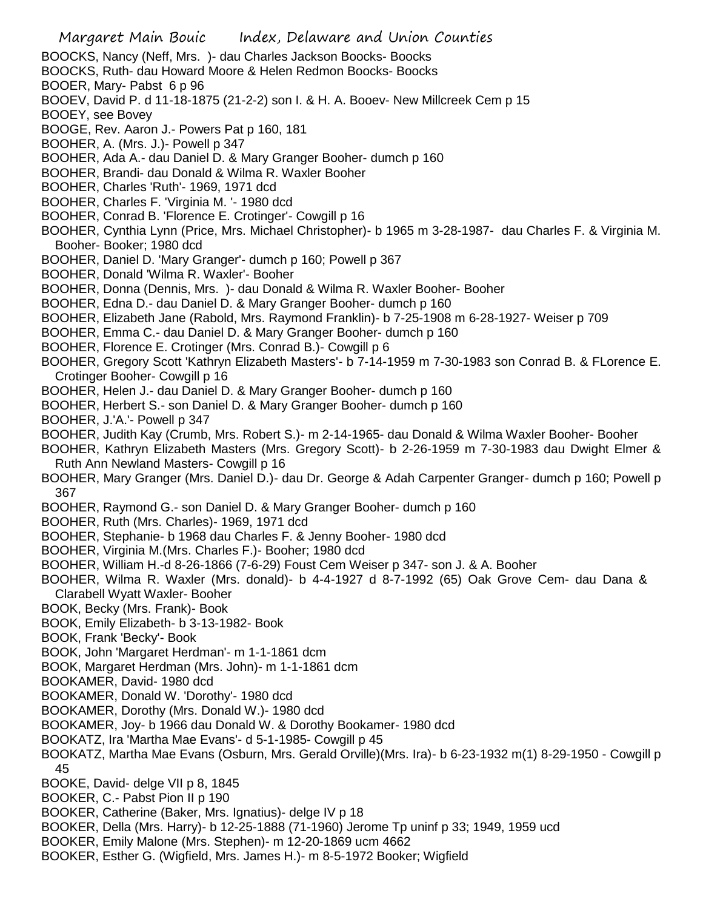BOOCKS, Nancy (Neff, Mrs. )- dau Charles Jackson Boocks- Boocks
BOOCKS, Ruth- dau Howard Moore & Helen Redmon Boocks- Boocks
BOOER, Mary- Pabst 6 p 96
BOOEV, David P. d 11-18-1875 (21-2-2) son I. & H. A. Booev- New Millcreek Cem p 15
BOOEY, see Bovey
BOOGE, Rev. Aaron J.- Powers Pat p 160, 181
BOOHER, A. (Mrs. J.)- Powell p 347
BOOHER, Ada A.- dau Daniel D. & Mary Granger Booher- dumch p 160
BOOHER, Brandi- dau Donald & Wilma R. Waxler Booher
BOOHER, Charles 'Ruth'- 1969, 1971 dcd
BOOHER, Charles F. 'Virginia M. '- 1980 dcd
BOOHER, Conrad B. 'Florence E. Crotinger'- Cowgill p 16
BOOHER, Cynthia Lynn (Price, Mrs. Michael Christopher)- b 1965 m 3-28-1987- dau Charles F. & Virginia M. Booher- Booker; 1980 dcd
BOOHER, Daniel D. 'Mary Granger'- dumch p 160; Powell p 367
BOOHER, Donald 'Wilma R. Waxler'- Booher
BOOHER, Donna (Dennis, Mrs. )- dau Donald & Wilma R. Waxler Booher- Booher
BOOHER, Edna D.- dau Daniel D. & Mary Granger Booher- dumch p 160
BOOHER, Elizabeth Jane (Rabold, Mrs. Raymond Franklin)- b 7-25-1908 m 6-28-1927- Weiser p 709
BOOHER, Emma C.- dau Daniel D. & Mary Granger Booher- dumch p 160
BOOHER, Florence E. Crotinger (Mrs. Conrad B.)- Cowgill p 6
BOOHER, Gregory Scott 'Kathryn Elizabeth Masters'- b 7-14-1959 m 7-30-1983 son Conrad B. & FLorence E. Crotinger Booher- Cowgill p 16
BOOHER, Helen J.- dau Daniel D. & Mary Granger Booher- dumch p 160
BOOHER, Herbert S.- son Daniel D. & Mary Granger Booher- dumch p 160
BOOHER, J.'A.'- Powell p 347
BOOHER, Judith Kay (Crumb, Mrs. Robert S.)- m 2-14-1965- dau Donald & Wilma Waxler Booher- Booher
BOOHER, Kathryn Elizabeth Masters (Mrs. Gregory Scott)- b 2-26-1959 m 7-30-1983 dau Dwight Elmer & Ruth Ann Newland Masters- Cowgill p 16
BOOHER, Mary Granger (Mrs. Daniel D.)- dau Dr. George & Adah Carpenter Granger- dumch p 160; Powell p 367
BOOHER, Raymond G.- son Daniel D. & Mary Granger Booher- dumch p 160
BOOHER, Ruth (Mrs. Charles)- 1969, 1971 dcd
BOOHER, Stephanie- b 1968 dau Charles F. & Jenny Booher- 1980 dcd
BOOHER, Virginia M.(Mrs. Charles F.)- Booher; 1980 dcd
BOOHER, William H.-d 8-26-1866 (7-6-29) Foust Cem Weiser p 347- son J. & A. Booher
BOOHER, Wilma R. Waxler (Mrs. donald)- b 4-4-1927 d 8-7-1992 (65) Oak Grove Cem- dau Dana & Clarabell Wyatt Waxler- Booher
BOOK, Becky (Mrs. Frank)- Book
BOOK, Emily Elizabeth- b 3-13-1982- Book
BOOK, Frank 'Becky'- Book
BOOK, John 'Margaret Herdman'- m 1-1-1861 dcm
BOOK, Margaret Herdman (Mrs. John)- m 1-1-1861 dcm
BOOKAMER, David- 1980 dcd
BOOKAMER, Donald W. 'Dorothy'- 1980 dcd
BOOKAMER, Dorothy (Mrs. Donald W.)- 1980 dcd
BOOKAMER, Joy- b 1966 dau Donald W. & Dorothy Bookamer- 1980 dcd
BOOKATZ, Ira 'Martha Mae Evans'- d 5-1-1985- Cowgill p 45
BOOKATZ, Martha Mae Evans (Osburn, Mrs. Gerald Orville)(Mrs. Ira)- b 6-23-1932 m(1) 8-29-1950 - Cowgill p 45
BOOKE, David- delge VII p 8, 1845
BOOKER, C.- Pabst Pion II p 190
BOOKER, Catherine (Baker, Mrs. Ignatius)- delge IV p 18
BOOKER, Della (Mrs. Harry)- b 12-25-1888 (71-1960) Jerome Tp uninf p 33; 1949, 1959 ucd
BOOKER, Emily Malone (Mrs. Stephen)- m 12-20-1869 ucm 4662
BOOKER, Esther G. (Wigfield, Mrs. James H.)- m 8-5-1972 Booker; Wigfield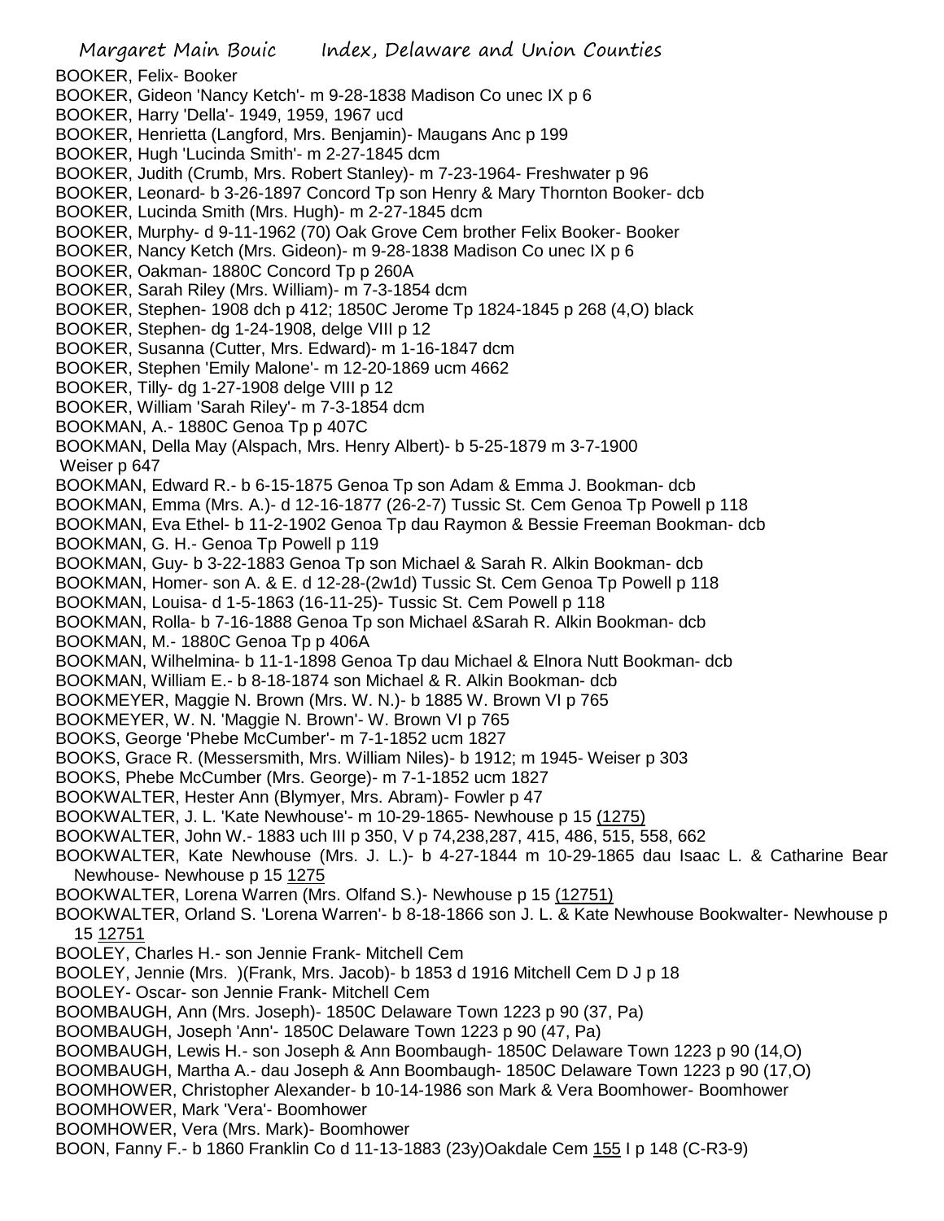BOOKER, Felix- Booker
BOOKER, Gideon 'Nancy Ketch'- m 9-28-1838 Madison Co unec IX p 6
BOOKER, Harry 'Della'- 1949, 1959, 1967 ucd
BOOKER, Henrietta (Langford, Mrs. Benjamin)- Maugans Anc p 199
BOOKER, Hugh 'Lucinda Smith'- m 2-27-1845 dcm
BOOKER, Judith (Crumb, Mrs. Robert Stanley)- m 7-23-1964- Freshwater p 96
BOOKER, Leonard- b 3-26-1897 Concord Tp son Henry & Mary Thornton Booker- dcb
BOOKER, Lucinda Smith (Mrs. Hugh)- m 2-27-1845 dcm
BOOKER, Murphy- d 9-11-1962 (70) Oak Grove Cem brother Felix Booker- Booker
BOOKER, Nancy Ketch (Mrs. Gideon)- m 9-28-1838 Madison Co unec IX p 6
BOOKER, Oakman- 1880C Concord Tp p 260A
BOOKER, Sarah Riley (Mrs. William)- m 7-3-1854 dcm
BOOKER, Stephen- 1908 dch p 412; 1850C Jerome Tp 1824-1845 p 268 (4,O) black
BOOKER, Stephen- dg 1-24-1908, delge VIII p 12
BOOKER, Susanna (Cutter, Mrs. Edward)- m 1-16-1847 dcm
BOOKER, Stephen 'Emily Malone'- m 12-20-1869 ucm 4662
BOOKER, Tilly- dg 1-27-1908 delge VIII p 12
BOOKER, William 'Sarah Riley'- m 7-3-1854 dcm
BOOKMAN, A.- 1880C Genoa Tp p 407C
BOOKMAN, Della May (Alspach, Mrs. Henry Albert)- b 5-25-1879 m 3-7-1900 Weiser p 647
BOOKMAN, Edward R.- b 6-15-1875 Genoa Tp son Adam & Emma J. Bookman- dcb
BOOKMAN, Emma (Mrs. A.)- d 12-16-1877 (26-2-7) Tussic St. Cem Genoa Tp Powell p 118
BOOKMAN, Eva Ethel- b 11-2-1902 Genoa Tp dau Raymon & Bessie Freeman Bookman- dcb
BOOKMAN, G. H.- Genoa Tp Powell p 119
BOOKMAN, Guy- b 3-22-1883 Genoa Tp son Michael & Sarah R. Alkin Bookman- dcb
BOOKMAN, Homer- son A. & E. d 12-28-(2w1d) Tussic St. Cem Genoa Tp Powell p 118
BOOKMAN, Louisa- d 1-5-1863 (16-11-25)- Tussic St. Cem Powell p 118
BOOKMAN, Rolla- b 7-16-1888 Genoa Tp son Michael &Sarah R. Alkin Bookman- dcb
BOOKMAN, M.- 1880C Genoa Tp p 406A
BOOKMAN, Wilhelmina- b 11-1-1898 Genoa Tp dau Michael & Elnora Nutt Bookman- dcb
BOOKMAN, William E.- b 8-18-1874 son Michael & R. Alkin Bookman- dcb
BOOKMEYER, Maggie N. Brown (Mrs. W. N.)- b 1885 W. Brown VI p 765
BOOKMEYER, W. N. 'Maggie N. Brown'- W. Brown VI p 765
BOOKS, George 'Phebe McCumber'- m 7-1-1852 ucm 1827
BOOKS, Grace R. (Messersmith, Mrs. William Niles)- b 1912; m 1945- Weiser p 303
BOOKS, Phebe McCumber (Mrs. George)- m 7-1-1852 ucm 1827
BOOKWALTER, Hester Ann (Blymyer, Mrs. Abram)- Fowler p 47
BOOKWALTER, J. L. 'Kate Newhouse'- m 10-29-1865- Newhouse p 15 (1275)
BOOKWALTER, John W.- 1883 uch III p 350, V p 74,238,287, 415, 486, 515, 558, 662
BOOKWALTER, Kate Newhouse (Mrs. J. L.)- b 4-27-1844 m 10-29-1865 dau Isaac L. & Catharine Bear Newhouse- Newhouse p 15 1275
BOOKWALTER, Lorena Warren (Mrs. Olfand S.)- Newhouse p 15 (12751)
BOOKWALTER, Orland S. 'Lorena Warren'- b 8-18-1866 son J. L. & Kate Newhouse Bookwalter- Newhouse p 15 12751
BOOLEY, Charles H.- son Jennie Frank- Mitchell Cem
BOOLEY, Jennie (Mrs. )(Frank, Mrs. Jacob)- b 1853 d 1916 Mitchell Cem D J p 18
BOOLEY- Oscar- son Jennie Frank- Mitchell Cem
BOOMBAUGH, Ann (Mrs. Joseph)- 1850C Delaware Town 1223 p 90 (37, Pa)
BOOMBAUGH, Joseph 'Ann'- 1850C Delaware Town 1223 p 90 (47, Pa)
BOOMBAUGH, Lewis H.- son Joseph & Ann Boombaugh- 1850C Delaware Town 1223 p 90 (14,O)
BOOMBAUGH, Martha A.- dau Joseph & Ann Boombaugh- 1850C Delaware Town 1223 p 90 (17,O)
BOOMHOWER, Christopher Alexander- b 10-14-1986 son Mark & Vera Boomhower- Boomhower
BOOMHOWER, Mark 'Vera'- Boomhower
BOOMHOWER, Vera (Mrs. Mark)- Boomhower
BOON, Fanny F.- b 1860 Franklin Co d 11-13-1883 (23y)Oakdale Cem 155 I p 148 (C-R3-9)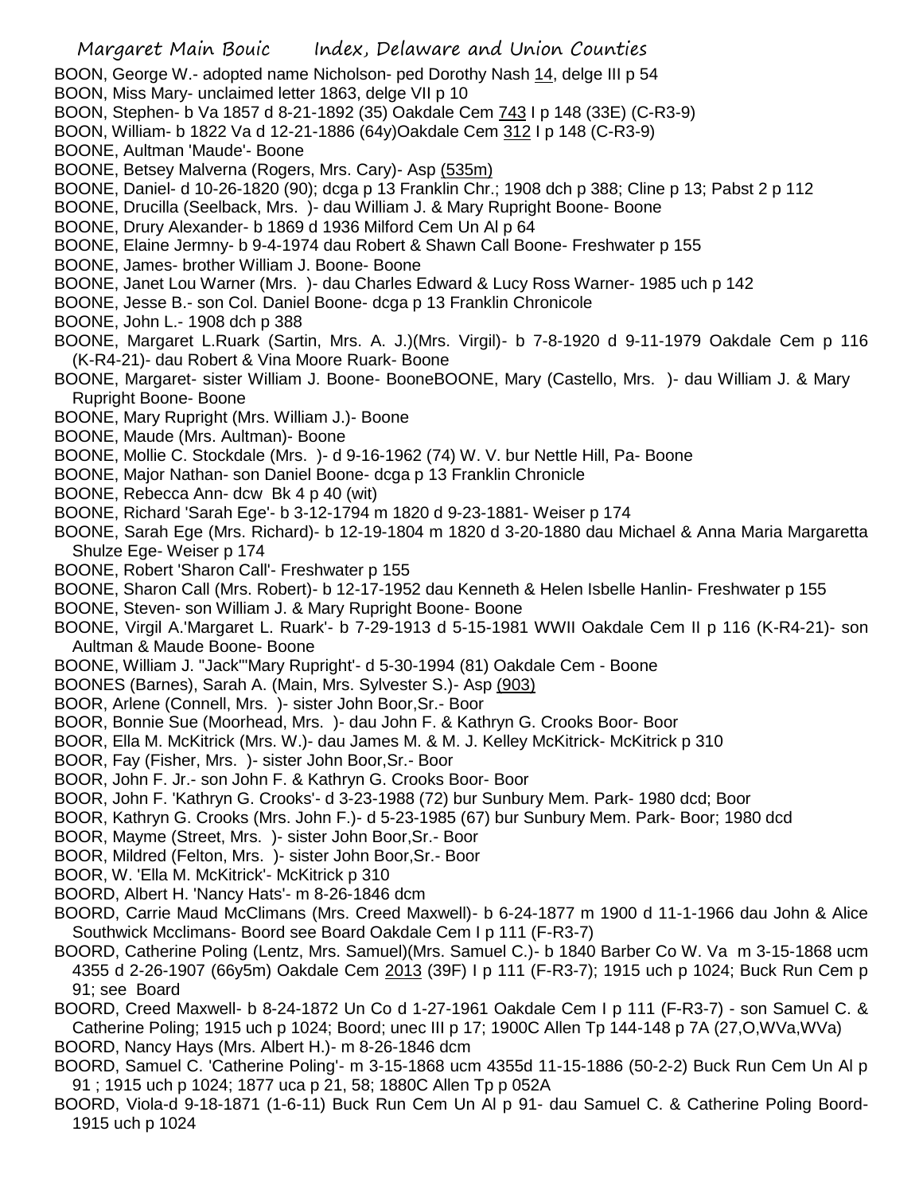BOON, George W.- adopted name Nicholson- ped Dorothy Nash 14, delge III p 54
BOON, Miss Mary- unclaimed letter 1863, delge VII p 10
BOON, Stephen- b Va 1857 d 8-21-1892 (35) Oakdale Cem 743 I p 148 (33E) (C-R3-9)
BOON, William- b 1822 Va d 12-21-1886 (64y)Oakdale Cem 312 I p 148 (C-R3-9)
BOONE, Aultman 'Maude'- Boone
BOONE, Betsey Malverna (Rogers, Mrs. Cary)- Asp (535m)
BOONE, Daniel- d 10-26-1820 (90); dcga p 13 Franklin Chr.; 1908 dch p 388; Cline p 13; Pabst 2 p 112
BOONE, Drucilla (Seelback, Mrs. )- dau William J. & Mary Rupright Boone- Boone
BOONE, Drury Alexander- b 1869 d 1936 Milford Cem Un Al p 64
BOONE, Elaine Jermny- b 9-4-1974 dau Robert & Shawn Call Boone- Freshwater p 155
BOONE, James- brother William J. Boone- Boone
BOONE, Janet Lou Warner (Mrs. )- dau Charles Edward & Lucy Ross Warner- 1985 uch p 142
BOONE, Jesse B.- son Col. Daniel Boone- dcga p 13 Franklin Chronicole
BOONE, John L.- 1908 dch p 388
BOONE, Margaret L.Ruark (Sartin, Mrs. A. J.)(Mrs. Virgil)- b 7-8-1920 d 9-11-1979 Oakdale Cem p 116 (K-R4-21)- dau Robert & Vina Moore Ruark- Boone
BOONE, Margaret- sister William J. Boone- BooneBOONE, Mary (Castello, Mrs. )- dau William J. & Mary Rupright Boone- Boone
BOONE, Mary Rupright (Mrs. William J.)- Boone
BOONE, Maude (Mrs. Aultman)- Boone
BOONE, Mollie C. Stockdale (Mrs. )- d 9-16-1962 (74) W. V. bur Nettle Hill, Pa- Boone
BOONE, Major Nathan- son Daniel Boone- dcga p 13 Franklin Chronicle
BOONE, Rebecca Ann- dcw Bk 4 p 40 (wit)
BOONE, Richard 'Sarah Ege'- b 3-12-1794 m 1820 d 9-23-1881- Weiser p 174
BOONE, Sarah Ege (Mrs. Richard)- b 12-19-1804 m 1820 d 3-20-1880 dau Michael & Anna Maria Margaretta Shulze Ege- Weiser p 174
BOONE, Robert 'Sharon Call'- Freshwater p 155
BOONE, Sharon Call (Mrs. Robert)- b 12-17-1952 dau Kenneth & Helen Isbelle Hanlin- Freshwater p 155
BOONE, Steven- son William J. & Mary Rupright Boone- Boone
BOONE, Virgil A.'Margaret L. Ruark'- b 7-29-1913 d 5-15-1981 WWII Oakdale Cem II p 116 (K-R4-21)- son Aultman & Maude Boone- Boone
BOONE, William J. "Jack"'Mary Rupright'- d 5-30-1994 (81) Oakdale Cem - Boone
BOONES (Barnes), Sarah A. (Main, Mrs. Sylvester S.)- Asp (903)
BOOR, Arlene (Connell, Mrs. )- sister John Boor,Sr.- Boor
BOOR, Bonnie Sue (Moorhead, Mrs. )- dau John F. & Kathryn G. Crooks Boor- Boor
BOOR, Ella M. McKitrick (Mrs. W.)- dau James M. & M. J. Kelley McKitrick- McKitrick p 310
BOOR, Fay (Fisher, Mrs. )- sister John Boor,Sr.- Boor
BOOR, John F. Jr.- son John F. & Kathryn G. Crooks Boor- Boor
BOOR, John F. 'Kathryn G. Crooks'- d 3-23-1988 (72) bur Sunbury Mem. Park- 1980 dcd; Boor
BOOR, Kathryn G. Crooks (Mrs. John F.)- d 5-23-1985 (67) bur Sunbury Mem. Park- Boor; 1980 dcd
BOOR, Mayme (Street, Mrs. )- sister John Boor,Sr.- Boor
BOOR, Mildred (Felton, Mrs. )- sister John Boor,Sr.- Boor
BOOR, W. 'Ella M. McKitrick'- McKitrick p 310
BOORD, Albert H. 'Nancy Hats'- m 8-26-1846 dcm
BOORD, Carrie Maud McClimans (Mrs. Creed Maxwell)- b 6-24-1877 m 1900 d 11-1-1966 dau John & Alice Southwick Mcclimans- Boord see Board Oakdale Cem I p 111 (F-R3-7)
BOORD, Catherine Poling (Lentz, Mrs. Samuel)(Mrs. Samuel C.)- b 1840 Barber Co W. Va m 3-15-1868 ucm 4355 d 2-26-1907 (66y5m) Oakdale Cem 2013 (39F) I p 111 (F-R3-7); 1915 uch p 1024; Buck Run Cem p 91; see Board
BOORD, Creed Maxwell- b 8-24-1872 Un Co d 1-27-1961 Oakdale Cem I p 111 (F-R3-7) - son Samuel C. & Catherine Poling; 1915 uch p 1024; Boord; unec III p 17; 1900C Allen Tp 144-148 p 7A (27,O,WVa,WVa)
BOORD, Nancy Hays (Mrs. Albert H.)- m 8-26-1846 dcm
BOORD, Samuel C. 'Catherine Poling'- m 3-15-1868 ucm 4355d 11-15-1886 (50-2-2) Buck Run Cem Un Al p 91 ; 1915 uch p 1024; 1877 uca p 21, 58; 1880C Allen Tp p 052A
BOORD, Viola-d 9-18-1871 (1-6-11) Buck Run Cem Un Al p 91- dau Samuel C. & Catherine Poling Boord- 1915 uch p 1024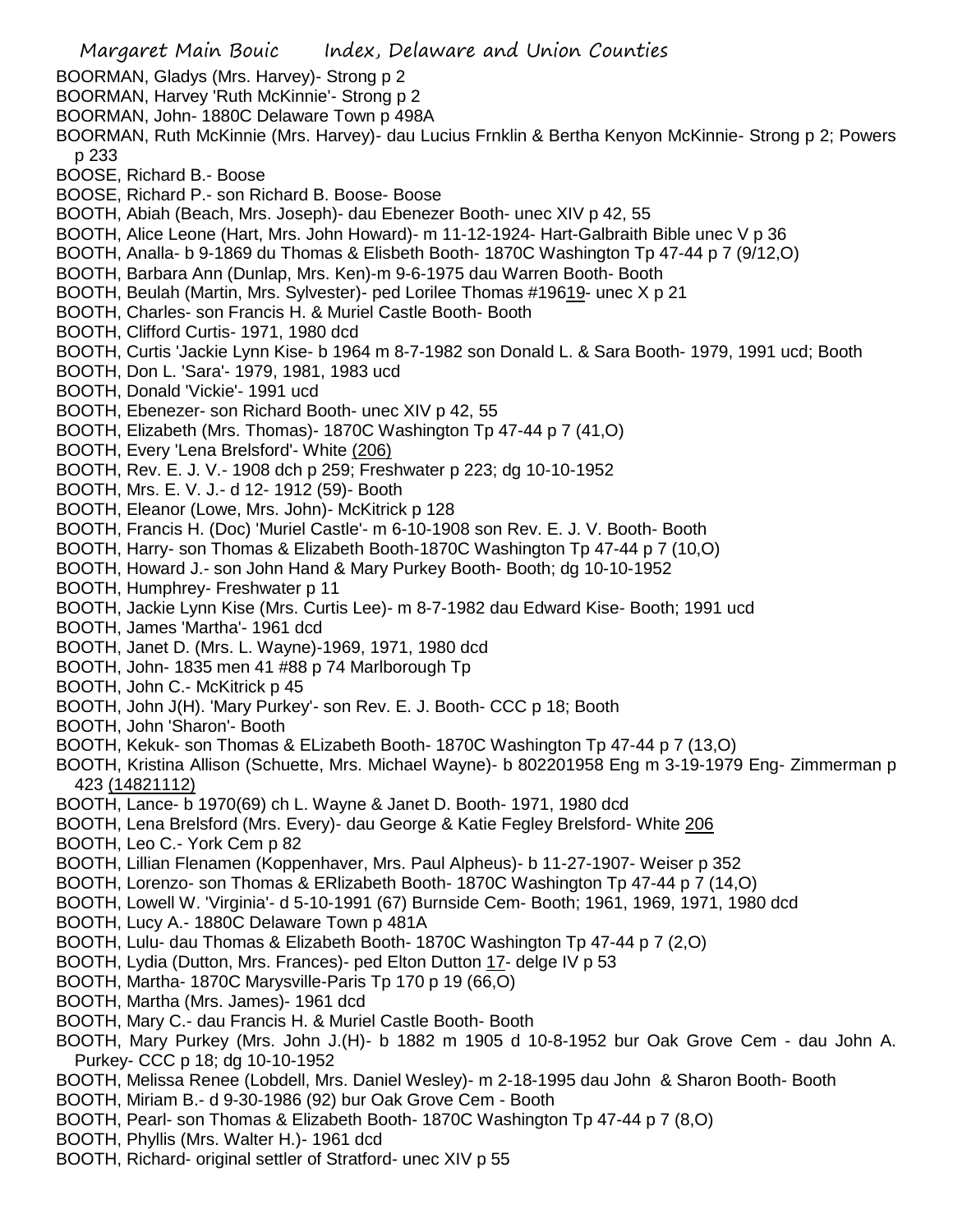BOORMAN, Gladys (Mrs. Harvey)- Strong p 2
BOORMAN, Harvey 'Ruth McKinnie'- Strong p 2
BOORMAN, John- 1880C Delaware Town p 498A
BOORMAN, Ruth McKinnie (Mrs. Harvey)- dau Lucius Frnklin & Bertha Kenyon McKinnie- Strong p 2; Powers p 233
BOOSE, Richard B.- Boose
BOOSE, Richard P.- son Richard B. Boose- Boose
BOOTH, Abiah (Beach, Mrs. Joseph)- dau Ebenezer Booth- unec XIV p 42, 55
BOOTH, Alice Leone (Hart, Mrs. John Howard)- m 11-12-1924- Hart-Galbraith Bible unec V p 36
BOOTH, Analla- b 9-1869 du Thomas & Elisbeth Booth- 1870C Washington Tp 47-44 p 7 (9/12,O)
BOOTH, Barbara Ann (Dunlap, Mrs. Ken)-m 9-6-1975 dau Warren Booth- Booth
BOOTH, Beulah (Martin, Mrs. Sylvester)- ped Lorilee Thomas #19619- unec X p 21
BOOTH, Charles- son Francis H. & Muriel Castle Booth- Booth
BOOTH, Clifford Curtis- 1971, 1980 dcd
BOOTH, Curtis 'Jackie Lynn Kise- b 1964 m 8-7-1982 son Donald L. & Sara Booth- 1979, 1991 ucd; Booth
BOOTH, Don L. 'Sara'- 1979, 1981, 1983 ucd
BOOTH, Donald 'Vickie'- 1991 ucd
BOOTH, Ebenezer- son Richard Booth- unec XIV p 42, 55
BOOTH, Elizabeth (Mrs. Thomas)- 1870C Washington Tp 47-44 p 7 (41,O)
BOOTH, Every 'Lena Brelsford'- White (206)
BOOTH, Rev. E. J. V.- 1908 dch p 259; Freshwater p 223; dg 10-10-1952
BOOTH, Mrs. E. V. J.- d 12- 1912 (59)- Booth
BOOTH, Eleanor (Lowe, Mrs. John)- McKitrick p 128
BOOTH, Francis H. (Doc) 'Muriel Castle'- m 6-10-1908 son Rev. E. J. V. Booth- Booth
BOOTH, Harry- son Thomas & Elizabeth Booth-1870C Washington Tp 47-44 p 7 (10,O)
BOOTH, Howard J.- son John Hand & Mary Purkey Booth- Booth; dg 10-10-1952
BOOTH, Humphrey- Freshwater p 11
BOOTH, Jackie Lynn Kise (Mrs. Curtis Lee)- m 8-7-1982 dau Edward Kise- Booth; 1991 ucd
BOOTH, James 'Martha'- 1961 dcd
BOOTH, Janet D. (Mrs. L. Wayne)-1969, 1971, 1980 dcd
BOOTH, John- 1835 men 41 #88 p 74 Marlborough Tp
BOOTH, John C.- McKitrick p 45
BOOTH, John J(H). 'Mary Purkey'- son Rev. E. J. Booth- CCC p 18; Booth
BOOTH, John 'Sharon'- Booth
BOOTH, Kekuk- son Thomas & ELizabeth Booth- 1870C Washington Tp 47-44 p 7 (13,O)
BOOTH, Kristina Allison (Schuette, Mrs. Michael Wayne)- b 802201958 Eng m 3-19-1979 Eng- Zimmerman p 423 (14821112)
BOOTH, Lance- b 1970(69) ch L. Wayne & Janet D. Booth- 1971, 1980 dcd
BOOTH, Lena Brelsford (Mrs. Every)- dau George & Katie Fegley Brelsford- White 206
BOOTH, Leo C.- York Cem p 82
BOOTH, Lillian Flenamen (Koppenhaver, Mrs. Paul Alpheus)- b 11-27-1907- Weiser p 352
BOOTH, Lorenzo- son Thomas & ERlizabeth Booth- 1870C Washington Tp 47-44 p 7 (14,O)
BOOTH, Lowell W. 'Virginia'- d 5-10-1991 (67) Burnside Cem- Booth; 1961, 1969, 1971, 1980 dcd
BOOTH, Lucy A.- 1880C Delaware Town p 481A
BOOTH, Lulu- dau Thomas & Elizabeth Booth- 1870C Washington Tp 47-44 p 7 (2,O)
BOOTH, Lydia (Dutton, Mrs. Frances)- ped Elton Dutton 17- delge IV p 53
BOOTH, Martha- 1870C Marysville-Paris Tp 170 p 19 (66,O)
BOOTH, Martha (Mrs. James)- 1961 dcd
BOOTH, Mary C.- dau Francis H. & Muriel Castle Booth- Booth
BOOTH, Mary Purkey (Mrs. John J.(H)- b 1882 m 1905 d 10-8-1952 bur Oak Grove Cem - dau John A. Purkey- CCC p 18; dg 10-10-1952
BOOTH, Melissa Renee (Lobdell, Mrs. Daniel Wesley)- m 2-18-1995 dau John & Sharon Booth- Booth
BOOTH, Miriam B.- d 9-30-1986 (92) bur Oak Grove Cem - Booth
BOOTH, Pearl- son Thomas & Elizabeth Booth- 1870C Washington Tp 47-44 p 7 (8,O)
BOOTH, Phyllis (Mrs. Walter H.)- 1961 dcd
BOOTH, Richard- original settler of Stratford- unec XIV p 55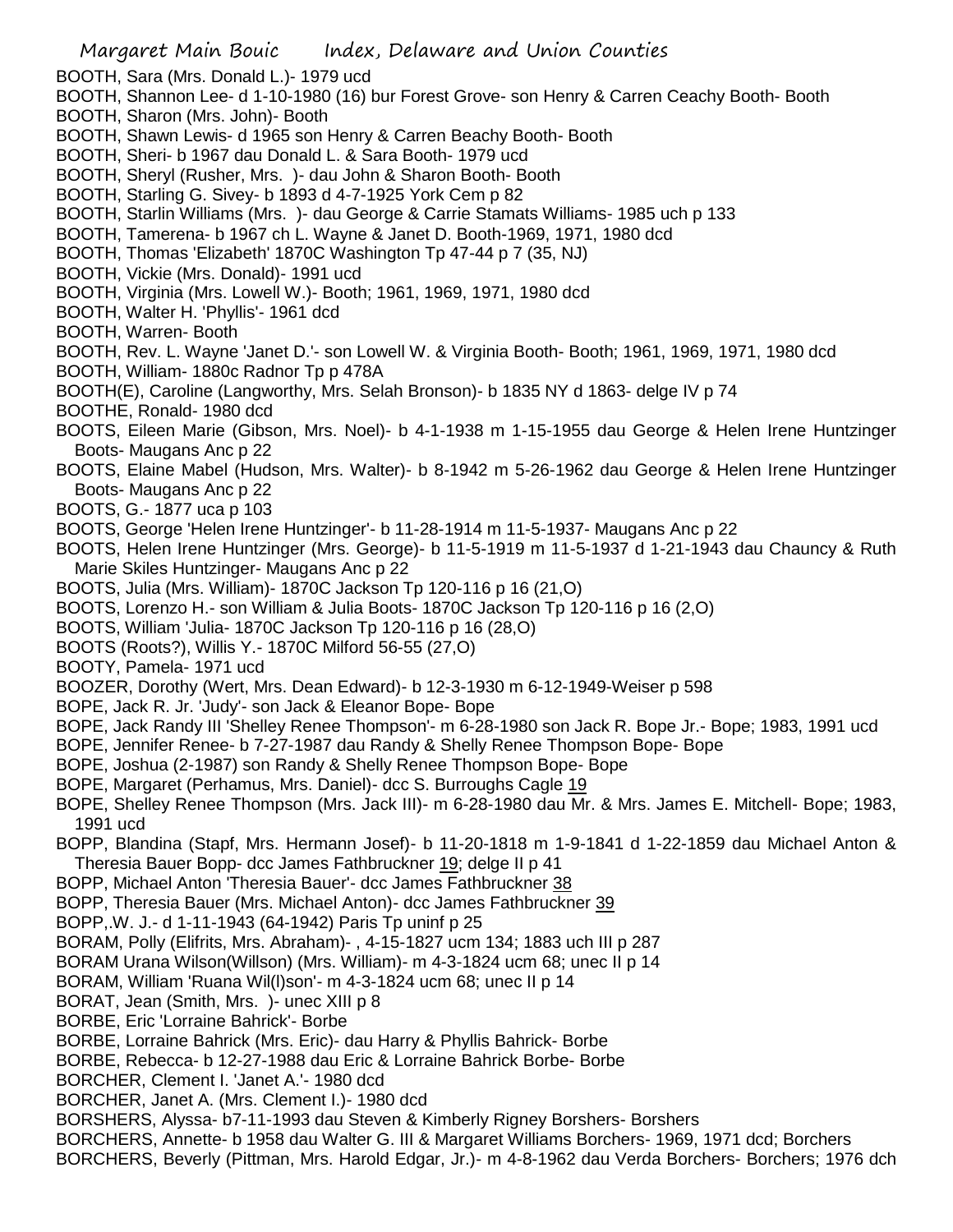BOOTH, Sara (Mrs. Donald L.)- 1979 ucd

BOOTH, Shannon Lee- d 1-10-1980 (16) bur Forest Grove- son Henry & Carren Ceachy Booth- Booth

BOOTH, Sharon (Mrs. John)- Booth

BOOTH, Shawn Lewis- d 1965 son Henry & Carren Beachy Booth- Booth

BOOTH, Sheri- b 1967 dau Donald L. & Sara Booth- 1979 ucd

BOOTH, Sheryl (Rusher, Mrs. )- dau John & Sharon Booth- Booth

BOOTH, Starling G. Sivey- b 1893 d 4-7-1925 York Cem p 82

BOOTH, Starlin Williams (Mrs. )- dau George & Carrie Stamats Williams- 1985 uch p 133

BOOTH, Tamerena- b 1967 ch L. Wayne & Janet D. Booth-1969, 1971, 1980 dcd

BOOTH, Thomas 'Elizabeth' 1870C Washington Tp 47-44 p 7 (35, NJ)

BOOTH, Vickie (Mrs. Donald)- 1991 ucd

BOOTH, Virginia (Mrs. Lowell W.)- Booth; 1961, 1969, 1971, 1980 dcd

BOOTH, Walter H. 'Phyllis'- 1961 dcd

BOOTH, Warren- Booth

BOOTH, Rev. L. Wayne 'Janet D.'- son Lowell W. & Virginia Booth- Booth; 1961, 1969, 1971, 1980 dcd

BOOTH, William- 1880c Radnor Tp p 478A

BOOTH(E), Caroline (Langworthy, Mrs. Selah Bronson)- b 1835 NY d 1863- delge IV p 74

BOOTHE, Ronald- 1980 dcd

BOOTS, Eileen Marie (Gibson, Mrs. Noel)- b 4-1-1938 m 1-15-1955 dau George & Helen Irene Huntzinger Boots- Maugans Anc p 22

BOOTS, Elaine Mabel (Hudson, Mrs. Walter)- b 8-1942 m 5-26-1962 dau George & Helen Irene Huntzinger Boots- Maugans Anc p 22

BOOTS, G.- 1877 uca p 103

BOOTS, George 'Helen Irene Huntzinger'- b 11-28-1914 m 11-5-1937- Maugans Anc p 22

BOOTS, Helen Irene Huntzinger (Mrs. George)- b 11-5-1919 m 11-5-1937 d 1-21-1943 dau Chauncy & Ruth Marie Skiles Huntzinger- Maugans Anc p 22

BOOTS, Julia (Mrs. William)- 1870C Jackson Tp 120-116 p 16 (21,O)

BOOTS, Lorenzo H.- son William & Julia Boots- 1870C Jackson Tp 120-116 p 16 (2,O)

BOOTS, William 'Julia- 1870C Jackson Tp 120-116 p 16 (28,O)

BOOTS (Roots?), Willis Y.- 1870C Milford 56-55 (27,O)

BOOTY, Pamela- 1971 ucd

BOOZER, Dorothy (Wert, Mrs. Dean Edward)- b 12-3-1930 m 6-12-1949-Weiser p 598

BOPE, Jack R. Jr. 'Judy'- son Jack & Eleanor Bope- Bope

BOPE, Jack Randy III 'Shelley Renee Thompson'- m 6-28-1980 son Jack R. Bope Jr.- Bope; 1983, 1991 ucd

BOPE, Jennifer Renee- b 7-27-1987 dau Randy & Shelly Renee Thompson Bope- Bope

BOPE, Joshua (2-1987) son Randy & Shelly Renee Thompson Bope- Bope

BOPE, Margaret (Perhamus, Mrs. Daniel)- dcc S. Burroughs Cagle 19

BOPE, Shelley Renee Thompson (Mrs. Jack III)- m 6-28-1980 dau Mr. & Mrs. James E. Mitchell- Bope; 1983, 1991 ucd

BOPP, Blandina (Stapf, Mrs. Hermann Josef)- b 11-20-1818 m 1-9-1841 d 1-22-1859 dau Michael Anton & Theresia Bauer Bopp- dcc James Fathbruckner 19; delge II p 41

BOPP, Michael Anton 'Theresia Bauer'- dcc James Fathbruckner 38

BOPP, Theresia Bauer (Mrs. Michael Anton)- dcc James Fathbruckner 39

BOPP,.W. J.- d 1-11-1943 (64-1942) Paris Tp uninf p 25

BORAM, Polly (Elifrits, Mrs. Abraham)- , 4-15-1827 ucm 134; 1883 uch III p 287

BORAM Urana Wilson(Willson) (Mrs. William)- m 4-3-1824 ucm 68; unec II p 14

BORAM, William 'Ruana Wil(l)son'- m 4-3-1824 ucm 68; unec II p 14

BORAT, Jean (Smith, Mrs. )- unec XIII p 8

BORBE, Eric 'Lorraine Bahrick'- Borbe

BORBE, Lorraine Bahrick (Mrs. Eric)- dau Harry & Phyllis Bahrick- Borbe

BORBE, Rebecca- b 12-27-1988 dau Eric & Lorraine Bahrick Borbe- Borbe

BORCHER, Clement I. 'Janet A.'- 1980 dcd

BORCHER, Janet A. (Mrs. Clement I.)- 1980 dcd

BORSHERS, Alyssa- b7-11-1993 dau Steven & Kimberly Rigney Borshers- Borshers

BORCHERS, Annette- b 1958 dau Walter G. III & Margaret Williams Borchers- 1969, 1971 dcd; Borchers

BORCHERS, Beverly (Pittman, Mrs. Harold Edgar, Jr.)- m 4-8-1962 dau Verda Borchers- Borchers; 1976 dch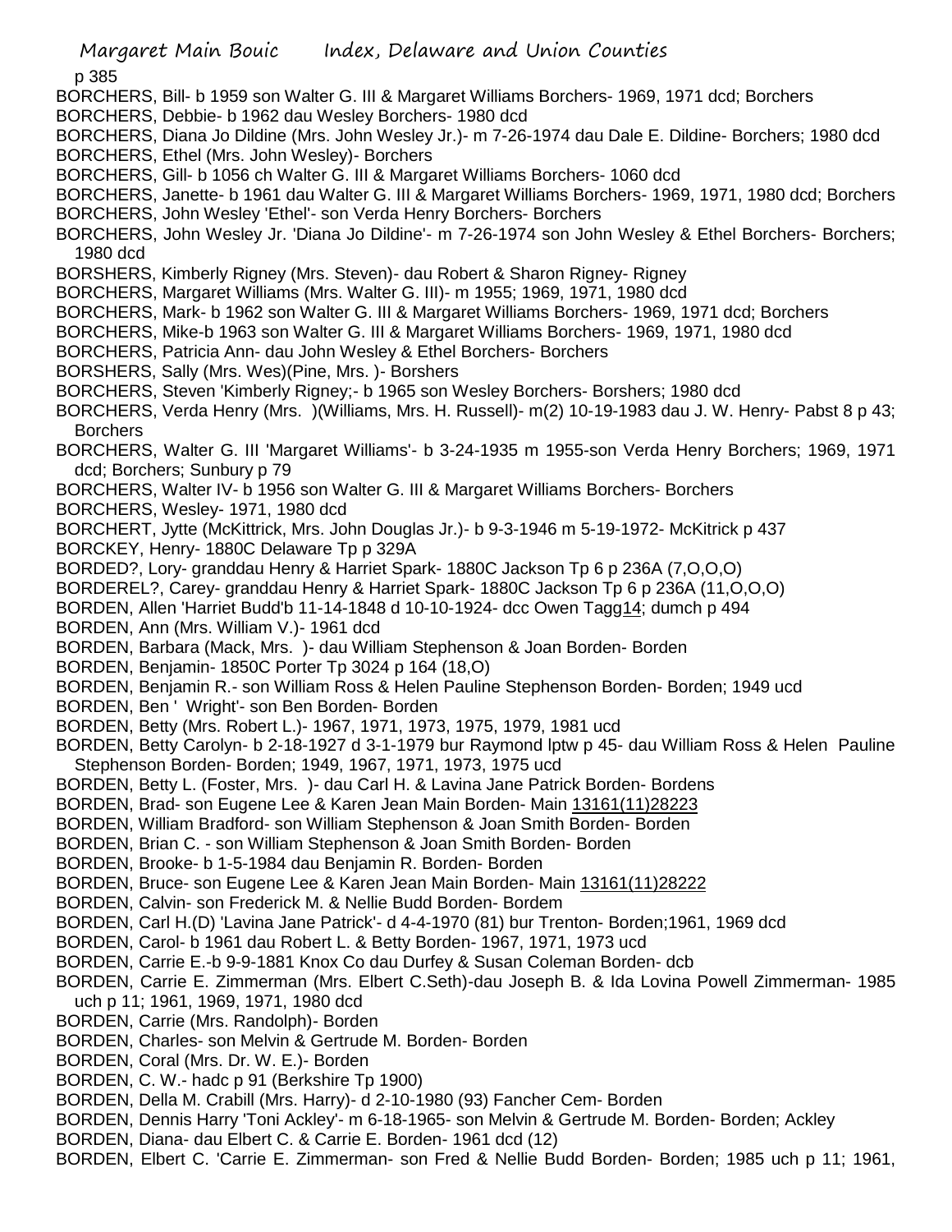p 385

BORCHERS, Bill- b 1959 son Walter G. III & Margaret Williams Borchers- 1969, 1971 dcd; Borchers
BORCHERS, Debbie- b 1962 dau Wesley Borchers- 1980 dcd
BORCHERS, Diana Jo Dildine (Mrs. John Wesley Jr.)- m 7-26-1974 dau Dale E. Dildine- Borchers; 1980 dcd
BORCHERS, Ethel (Mrs. John Wesley)- Borchers
BORCHERS, Gill- b 1056 ch Walter G. III & Margaret Williams Borchers- 1060 dcd
BORCHERS, Janette- b 1961 dau Walter G. III & Margaret Williams Borchers- 1969, 1971, 1980 dcd; Borchers
BORCHERS, John Wesley 'Ethel'- son Verda Henry Borchers- Borchers
BORCHERS, John Wesley Jr. 'Diana Jo Dildine'- m 7-26-1974 son John Wesley & Ethel Borchers- Borchers; 1980 dcd
BORSHERS, Kimberly Rigney (Mrs. Steven)- dau Robert & Sharon Rigney- Rigney
BORCHERS, Margaret Williams (Mrs. Walter G. III)- m 1955; 1969, 1971, 1980 dcd
BORCHERS, Mark- b 1962 son Walter G. III & Margaret Williams Borchers- 1969, 1971 dcd; Borchers
BORCHERS, Mike-b 1963 son Walter G. III & Margaret Williams Borchers- 1969, 1971, 1980 dcd
BORCHERS, Patricia Ann- dau John Wesley & Ethel Borchers- Borchers
BORSHERS, Sally (Mrs. Wes)(Pine, Mrs. )- Borshers
BORCHERS, Steven 'Kimberly Rigney;- b 1965 son Wesley Borchers- Borshers; 1980 dcd
BORCHERS, Verda Henry (Mrs. )(Williams, Mrs. H. Russell)- m(2) 10-19-1983 dau J. W. Henry- Pabst 8 p 43; Borchers
BORCHERS, Walter G. III 'Margaret Williams'- b 3-24-1935 m 1955-son Verda Henry Borchers; 1969, 1971 dcd; Borchers; Sunbury p 79
BORCHERS, Walter IV- b 1956 son Walter G. III & Margaret Williams Borchers- Borchers
BORCHERS, Wesley- 1971, 1980 dcd
BORCHERT, Jytte (McKittrick, Mrs. John Douglas Jr.)- b 9-3-1946 m 5-19-1972- McKitrick p 437
BORCKEY, Henry- 1880C Delaware Tp p 329A
BORDED?, Lory- granddau Henry & Harriet Spark- 1880C Jackson Tp 6 p 236A (7,O,O,O)
BORDEREL?, Carey- granddau Henry & Harriet Spark- 1880C Jackson Tp 6 p 236A (11,O,O,O)
BORDEN, Allen 'Harriet Budd'b 11-14-1848 d 10-10-1924- dcc Owen Tagg14; dumch p 494
BORDEN, Ann (Mrs. William V.)- 1961 dcd
BORDEN, Barbara (Mack, Mrs. )- dau William Stephenson & Joan Borden- Borden
BORDEN, Benjamin- 1850C Porter Tp 3024 p 164 (18,O)
BORDEN, Benjamin R.- son William Ross & Helen Pauline Stephenson Borden- Borden; 1949 ucd
BORDEN, Ben ' Wright'- son Ben Borden- Borden
BORDEN, Betty (Mrs. Robert L.)- 1967, 1971, 1973, 1975, 1979, 1981 ucd
BORDEN, Betty Carolyn- b 2-18-1927 d 3-1-1979 bur Raymond lptw p 45- dau William Ross & Helen Pauline Stephenson Borden- Borden; 1949, 1967, 1971, 1973, 1975 ucd
BORDEN, Betty L. (Foster, Mrs. )- dau Carl H. & Lavina Jane Patrick Borden- Bordens
BORDEN, Brad- son Eugene Lee & Karen Jean Main Borden- Main 13161(11)28223
BORDEN, William Bradford- son William Stephenson & Joan Smith Borden- Borden
BORDEN, Brian C. - son William Stephenson & Joan Smith Borden- Borden
BORDEN, Brooke- b 1-5-1984 dau Benjamin R. Borden- Borden
BORDEN, Bruce- son Eugene Lee & Karen Jean Main Borden- Main 13161(11)28222
BORDEN, Calvin- son Frederick M. & Nellie Budd Borden- Bordem
BORDEN, Carl H.(D) 'Lavina Jane Patrick'- d 4-4-1970 (81) bur Trenton- Borden;1961, 1969 dcd
BORDEN, Carol- b 1961 dau Robert L. & Betty Borden- 1967, 1971, 1973 ucd
BORDEN, Carrie E.-b 9-9-1881 Knox Co dau Durfey & Susan Coleman Borden- dcb
BORDEN, Carrie E. Zimmerman (Mrs. Elbert C.Seth)-dau Joseph B. & Ida Lovina Powell Zimmerman- 1985 uch p 11; 1961, 1969, 1971, 1980 dcd
BORDEN, Carrie (Mrs. Randolph)- Borden
BORDEN, Charles- son Melvin & Gertrude M. Borden- Borden
BORDEN, Coral (Mrs. Dr. W. E.)- Borden
BORDEN, C. W.- hadc p 91 (Berkshire Tp 1900)
BORDEN, Della M. Crabill (Mrs. Harry)- d 2-10-1980 (93) Fancher Cem- Borden
BORDEN, Dennis Harry 'Toni Ackley'- m 6-18-1965- son Melvin & Gertrude M. Borden- Borden; Ackley
BORDEN, Diana- dau Elbert C. & Carrie E. Borden- 1961 dcd (12)
BORDEN, Elbert C. 'Carrie E. Zimmerman- son Fred & Nellie Budd Borden- Borden; 1985 uch p 11; 1961,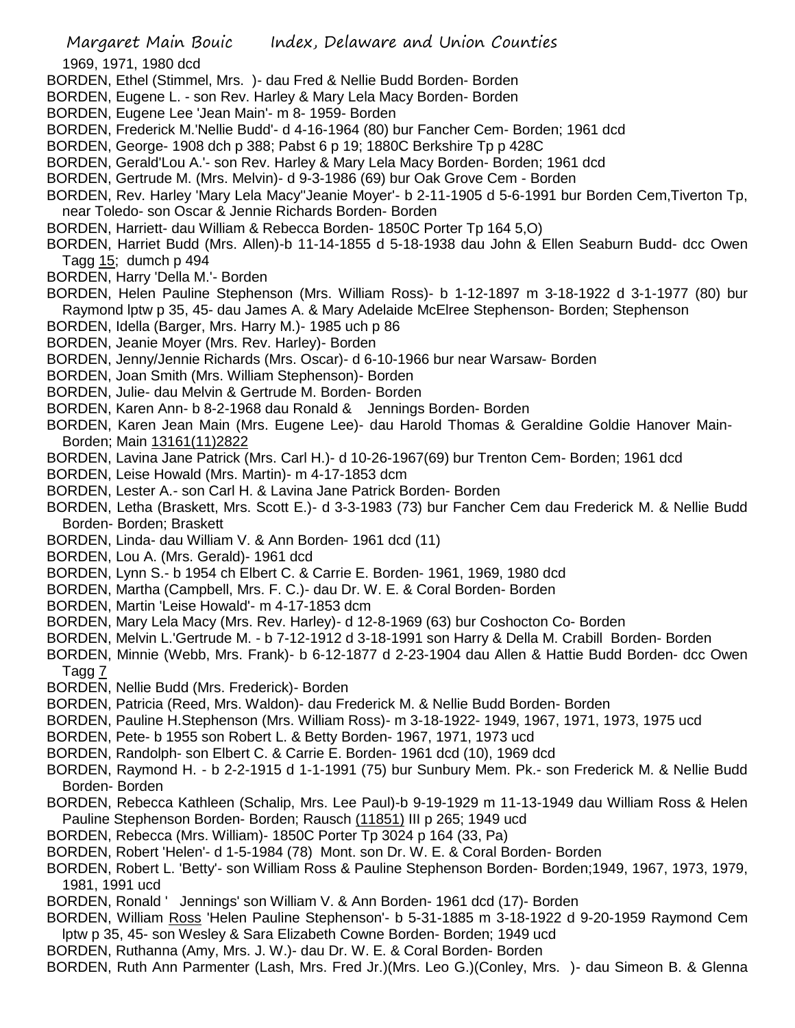1969, 1971, 1980 dcd

BORDEN, Ethel (Stimmel, Mrs. )- dau Fred & Nellie Budd Borden- Borden

BORDEN, Eugene L. - son Rev. Harley & Mary Lela Macy Borden- Borden

BORDEN, Eugene Lee 'Jean Main'- m 8- 1959- Borden

BORDEN, Frederick M.'Nellie Budd'- d 4-16-1964 (80) bur Fancher Cem- Borden; 1961 dcd

BORDEN, George- 1908 dch p 388; Pabst 6 p 19; 1880C Berkshire Tp p 428C

BORDEN, Gerald'Lou A.'- son Rev. Harley & Mary Lela Macy Borden- Borden; 1961 dcd

BORDEN, Gertrude M. (Mrs. Melvin)- d 9-3-1986 (69) bur Oak Grove Cem - Borden

BORDEN, Rev. Harley 'Mary Lela Macy''Jeanie Moyer'- b 2-11-1905 d 5-6-1991 bur Borden Cem,Tiverton Tp, near Toledo- son Oscar & Jennie Richards Borden- Borden

BORDEN, Harriett- dau William & Rebecca Borden- 1850C Porter Tp 164 5,O)

BORDEN, Harriet Budd (Mrs. Allen)-b 11-14-1855 d 5-18-1938 dau John & Ellen Seaburn Budd- dcc Owen Tagg 15; dumch p 494

BORDEN, Harry 'Della M.'- Borden

BORDEN, Helen Pauline Stephenson (Mrs. William Ross)- b 1-12-1897 m 3-18-1922 d 3-1-1977 (80) bur Raymond lptw p 35, 45- dau James A. & Mary Adelaide McElree Stephenson- Borden; Stephenson

BORDEN, Idella (Barger, Mrs. Harry M.)- 1985 uch p 86

BORDEN, Jeanie Moyer (Mrs. Rev. Harley)- Borden

BORDEN, Jenny/Jennie Richards (Mrs. Oscar)- d 6-10-1966 bur near Warsaw- Borden

BORDEN, Joan Smith (Mrs. William Stephenson)- Borden

BORDEN, Julie- dau Melvin & Gertrude M. Borden- Borden

BORDEN, Karen Ann- b 8-2-1968 dau Ronald & Jennings Borden- Borden

BORDEN, Karen Jean Main (Mrs. Eugene Lee)- dau Harold Thomas & Geraldine Goldie Hanover Main- Borden; Main 13161(11)2822

BORDEN, Lavina Jane Patrick (Mrs. Carl H.)- d 10-26-1967(69) bur Trenton Cem- Borden; 1961 dcd

BORDEN, Leise Howald (Mrs. Martin)- m 4-17-1853 dcm

BORDEN, Lester A.- son Carl H. & Lavina Jane Patrick Borden- Borden

BORDEN, Letha (Braskett, Mrs. Scott E.)- d 3-3-1983 (73) bur Fancher Cem dau Frederick M. & Nellie Budd Borden- Borden; Braskett

BORDEN, Linda- dau William V. & Ann Borden- 1961 dcd (11)

BORDEN, Lou A. (Mrs. Gerald)- 1961 dcd

BORDEN, Lynn S.- b 1954 ch Elbert C. & Carrie E. Borden- 1961, 1969, 1980 dcd

BORDEN, Martha (Campbell, Mrs. F. C.)- dau Dr. W. E. & Coral Borden- Borden

BORDEN, Martin 'Leise Howald'- m 4-17-1853 dcm

BORDEN, Mary Lela Macy (Mrs. Rev. Harley)- d 12-8-1969 (63) bur Coshocton Co- Borden

BORDEN, Melvin L.'Gertrude M. - b 7-12-1912 d 3-18-1991 son Harry & Della M. Crabill Borden- Borden

BORDEN, Minnie (Webb, Mrs. Frank)- b 6-12-1877 d 2-23-1904 dau Allen & Hattie Budd Borden- dcc Owen Tagg 7

BORDEN, Nellie Budd (Mrs. Frederick)- Borden

BORDEN, Patricia (Reed, Mrs. Waldon)- dau Frederick M. & Nellie Budd Borden- Borden

BORDEN, Pauline H.Stephenson (Mrs. William Ross)- m 3-18-1922- 1949, 1967, 1971, 1973, 1975 ucd

BORDEN, Pete- b 1955 son Robert L. & Betty Borden- 1967, 1971, 1973 ucd

BORDEN, Randolph- son Elbert C. & Carrie E. Borden- 1961 dcd (10), 1969 dcd

BORDEN, Raymond H. - b 2-2-1915 d 1-1-1991 (75) bur Sunbury Mem. Pk.- son Frederick M. & Nellie Budd Borden- Borden

BORDEN, Rebecca Kathleen (Schalip, Mrs. Lee Paul)-b 9-19-1929 m 11-13-1949 dau William Ross & Helen Pauline Stephenson Borden- Borden; Rausch (11851) III p 265; 1949 ucd

BORDEN, Rebecca (Mrs. William)- 1850C Porter Tp 3024 p 164 (33, Pa)

BORDEN, Robert 'Helen'- d 1-5-1984 (78) Mont. son Dr. W. E. & Coral Borden- Borden

BORDEN, Robert L. 'Betty'- son William Ross & Pauline Stephenson Borden- Borden;1949, 1967, 1973, 1979, 1981, 1991 ucd

BORDEN, Ronald ' Jennings' son William V. & Ann Borden- 1961 dcd (17)- Borden

BORDEN, William Ross 'Helen Pauline Stephenson'- b 5-31-1885 m 3-18-1922 d 9-20-1959 Raymond Cem lptw p 35, 45- son Wesley & Sara Elizabeth Cowne Borden- Borden; 1949 ucd

BORDEN, Ruthanna (Amy, Mrs. J. W.)- dau Dr. W. E. & Coral Borden- Borden

BORDEN, Ruth Ann Parmenter (Lash, Mrs. Fred Jr.)(Mrs. Leo G.)(Conley, Mrs. )- dau Simeon B. & Glenna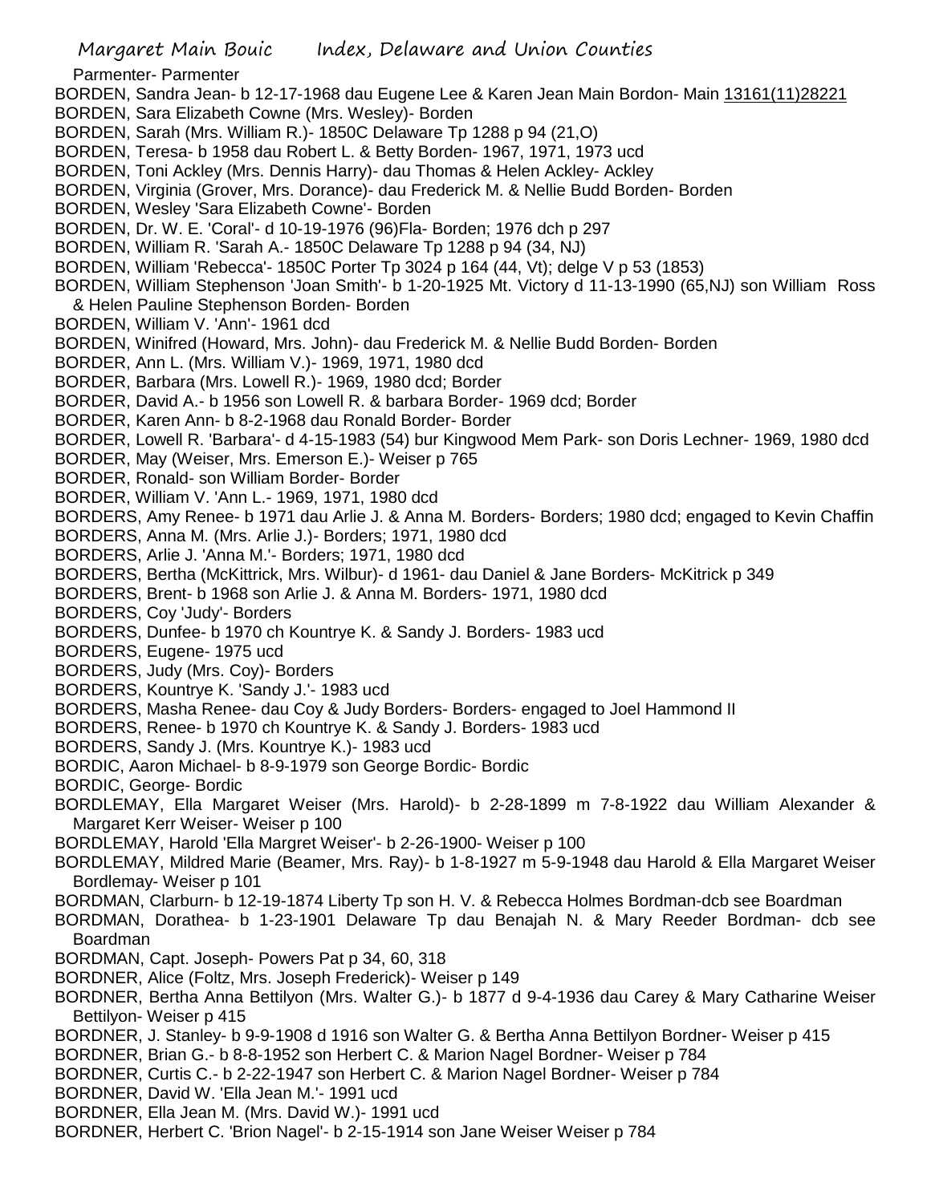Parmenter- Parmenter

BORDEN, Sandra Jean- b 12-17-1968 dau Eugene Lee & Karen Jean Main Bordon- Main 13161(11)28221

BORDEN, Sara Elizabeth Cowne (Mrs. Wesley)- Borden

BORDEN, Sarah (Mrs. William R.)- 1850C Delaware Tp 1288 p 94 (21,O)

BORDEN, Teresa- b 1958 dau Robert L. & Betty Borden- 1967, 1971, 1973 ucd

BORDEN, Toni Ackley (Mrs. Dennis Harry)- dau Thomas & Helen Ackley- Ackley

BORDEN, Virginia (Grover, Mrs. Dorance)- dau Frederick M. & Nellie Budd Borden- Borden

BORDEN, Wesley 'Sara Elizabeth Cowne'- Borden

BORDEN, Dr. W. E. 'Coral'- d 10-19-1976 (96)Fla- Borden; 1976 dch p 297

BORDEN, William R. 'Sarah A.- 1850C Delaware Tp 1288 p 94 (34, NJ)

BORDEN, William 'Rebecca'- 1850C Porter Tp 3024 p 164 (44, Vt); delge V p 53 (1853)

BORDEN, William Stephenson 'Joan Smith'- b 1-20-1925 Mt. Victory d 11-13-1990 (65,NJ) son William Ross & Helen Pauline Stephenson Borden- Borden

BORDEN, William V. 'Ann'- 1961 dcd

BORDEN, Winifred (Howard, Mrs. John)- dau Frederick M. & Nellie Budd Borden- Borden

BORDER, Ann L. (Mrs. William V.)- 1969, 1971, 1980 dcd

BORDER, Barbara (Mrs. Lowell R.)- 1969, 1980 dcd; Border

BORDER, David A.- b 1956 son Lowell R. & barbara Border- 1969 dcd; Border

BORDER, Karen Ann- b 8-2-1968 dau Ronald Border- Border

BORDER, Lowell R. 'Barbara'- d 4-15-1983 (54) bur Kingwood Mem Park- son Doris Lechner- 1969, 1980 dcd

BORDER, May (Weiser, Mrs. Emerson E.)- Weiser p 765

BORDER, Ronald- son William Border- Border

BORDER, William V. 'Ann L.- 1969, 1971, 1980 dcd

BORDERS, Amy Renee- b 1971 dau Arlie J. & Anna M. Borders- Borders; 1980 dcd; engaged to Kevin Chaffin

BORDERS, Anna M. (Mrs. Arlie J.)- Borders; 1971, 1980 dcd

BORDERS, Arlie J. 'Anna M.'- Borders; 1971, 1980 dcd

BORDERS, Bertha (McKittrick, Mrs. Wilbur)- d 1961- dau Daniel & Jane Borders- McKitrick p 349

BORDERS, Brent- b 1968 son Arlie J. & Anna M. Borders- 1971, 1980 dcd

BORDERS, Coy 'Judy'- Borders

BORDERS, Dunfee- b 1970 ch Kountrye K. & Sandy J. Borders- 1983 ucd

BORDERS, Eugene- 1975 ucd

BORDERS, Judy (Mrs. Coy)- Borders

BORDERS, Kountrye K. 'Sandy J.'- 1983 ucd

BORDERS, Masha Renee- dau Coy & Judy Borders- Borders- engaged to Joel Hammond II

BORDERS, Renee- b 1970 ch Kountrye K. & Sandy J. Borders- 1983 ucd

BORDERS, Sandy J. (Mrs. Kountrye K.)- 1983 ucd

BORDIC, Aaron Michael- b 8-9-1979 son George Bordic- Bordic

BORDIC, George- Bordic

BORDLEMAY, Ella Margaret Weiser (Mrs. Harold)- b 2-28-1899 m 7-8-1922 dau William Alexander & Margaret Kerr Weiser- Weiser p 100

BORDLEMAY, Harold 'Ella Margret Weiser'- b 2-26-1900- Weiser p 100

BORDLEMAY, Mildred Marie (Beamer, Mrs. Ray)- b 1-8-1927 m 5-9-1948 dau Harold & Ella Margaret Weiser Bordlemay- Weiser p 101

BORDMAN, Clarburn- b 12-19-1874 Liberty Tp son H. V. & Rebecca Holmes Bordman-dcb see Boardman

BORDMAN, Dorathea- b 1-23-1901 Delaware Tp dau Benajah N. & Mary Reeder Bordman- dcb see Boardman

BORDMAN, Capt. Joseph- Powers Pat p 34, 60, 318

BORDNER, Alice (Foltz, Mrs. Joseph Frederick)- Weiser p 149

BORDNER, Bertha Anna Bettilyon (Mrs. Walter G.)- b 1877 d 9-4-1936 dau Carey & Mary Catharine Weiser Bettilyon- Weiser p 415

BORDNER, J. Stanley- b 9-9-1908 d 1916 son Walter G. & Bertha Anna Bettilyon Bordner- Weiser p 415

BORDNER, Brian G.- b 8-8-1952 son Herbert C. & Marion Nagel Bordner- Weiser p 784

BORDNER, Curtis C.- b 2-22-1947 son Herbert C. & Marion Nagel Bordner- Weiser p 784

BORDNER, David W. 'Ella Jean M.'- 1991 ucd

BORDNER, Ella Jean M. (Mrs. David W.)- 1991 ucd

BORDNER, Herbert C. 'Brion Nagel'- b 2-15-1914 son Jane Weiser Weiser p 784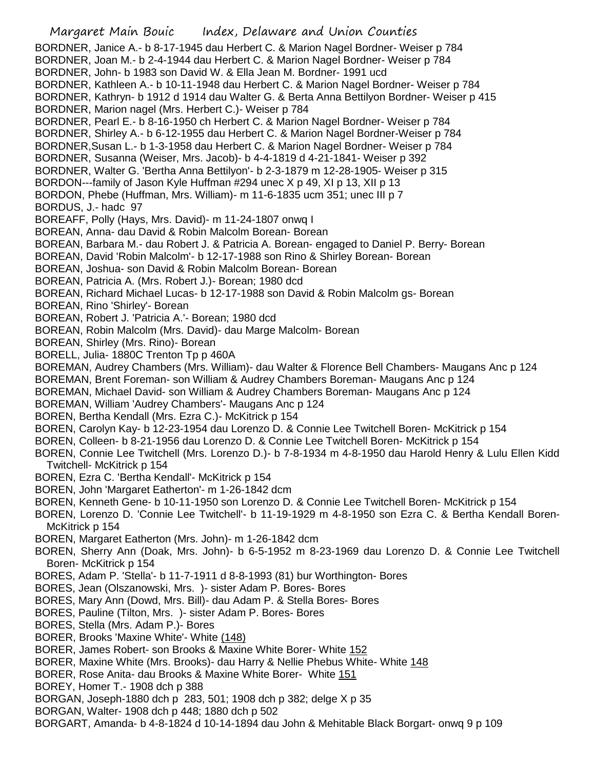BORDNER, Janice A.- b 8-17-1945 dau Herbert C. & Marion Nagel Bordner- Weiser p 784
BORDNER, Joan M.- b 2-4-1944 dau Herbert C. & Marion Nagel Bordner- Weiser p 784
BORDNER, John- b 1983 son David W. & Ella Jean M. Bordner- 1991 ucd
BORDNER, Kathleen A.- b 10-11-1948 dau Herbert C. & Marion Nagel Bordner- Weiser p 784
BORDNER, Kathryn- b 1912 d 1914 dau Walter G. & Berta Anna Bettilyon Bordner- Weiser p 415
BORDNER, Marion nagel (Mrs. Herbert C.)- Weiser p 784
BORDNER, Pearl E.- b 8-16-1950 ch Herbert C. & Marion Nagel Bordner- Weiser p 784
BORDNER, Shirley A.- b 6-12-1955 dau Herbert C. & Marion Nagel Bordner-Weiser p 784
BORDNER,Susan L.- b 1-3-1958 dau Herbert C. & Marion Nagel Bordner- Weiser p 784
BORDNER, Susanna (Weiser, Mrs. Jacob)- b 4-4-1819 d 4-21-1841- Weiser p 392
BORDNER, Walter G. 'Bertha Anna Bettilyon'- b 2-3-1879 m 12-28-1905- Weiser p 315
BORDON---family of Jason Kyle Huffman #294 unec X p 49, XI p 13, XII p 13
BORDON, Phebe (Huffman, Mrs. William)- m 11-6-1835 ucm 351; unec III p 7
BORDUS, J.- hadc 97
BOREAFF, Polly (Hays, Mrs. David)- m 11-24-1807 onwq I
BOREAN, Anna- dau David & Robin Malcolm Borean- Borean
BOREAN, Barbara M.- dau Robert J. & Patricia A. Borean- engaged to Daniel P. Berry- Borean
BOREAN, David 'Robin Malcolm'- b 12-17-1988 son Rino & Shirley Borean- Borean
BOREAN, Joshua- son David & Robin Malcolm Borean- Borean
BOREAN, Patricia A. (Mrs. Robert J.)- Borean; 1980 dcd
BOREAN, Richard Michael Lucas- b 12-17-1988 son David & Robin Malcolm gs- Borean
BOREAN, Rino 'Shirley'- Borean
BOREAN, Robert J. 'Patricia A.'- Borean; 1980 dcd
BOREAN, Robin Malcolm (Mrs. David)- dau Marge Malcolm- Borean
BOREAN, Shirley (Mrs. Rino)- Borean
BORELL, Julia- 1880C Trenton Tp p 460A
BOREMAN, Audrey Chambers (Mrs. William)- dau Walter & Florence Bell Chambers- Maugans Anc p 124
BOREMAN, Brent Foreman- son William & Audrey Chambers Boreman- Maugans Anc p 124
BOREMAN, Michael David- son William & Audrey Chambers Boreman- Maugans Anc p 124
BOREMAN, William 'Audrey Chambers'- Maugans Anc p 124
BOREN, Bertha Kendall (Mrs. Ezra C.)- McKitrick p 154
BOREN, Carolyn Kay- b 12-23-1954 dau Lorenzo D. & Connie Lee Twitchell Boren- McKitrick p 154
BOREN, Colleen- b 8-21-1956 dau Lorenzo D. & Connie Lee Twitchell Boren- McKitrick p 154
BOREN, Connie Lee Twitchell (Mrs. Lorenzo D.)- b 7-8-1934 m 4-8-1950 dau Harold Henry & Lulu Ellen Kidd Twitchell- McKitrick p 154
BOREN, Ezra C. 'Bertha Kendall'- McKitrick p 154
BOREN, John 'Margaret Eatherton'- m 1-26-1842 dcm
BOREN, Kenneth Gene- b 10-11-1950 son Lorenzo D. & Connie Lee Twitchell Boren- McKitrick p 154
BOREN, Lorenzo D. 'Connie Lee Twitchell'- b 11-19-1929 m 4-8-1950 son Ezra C. & Bertha Kendall Boren- McKitrick p 154
BOREN, Margaret Eatherton (Mrs. John)- m 1-26-1842 dcm
BOREN, Sherry Ann (Doak, Mrs. John)- b 6-5-1952 m 8-23-1969 dau Lorenzo D. & Connie Lee Twitchell Boren- McKitrick p 154
BORES, Adam P. 'Stella'- b 11-7-1911 d 8-8-1993 (81) bur Worthington- Bores
BORES, Jean (Olszanowski, Mrs. )- sister Adam P. Bores- Bores
BORES, Mary Ann (Dowd, Mrs. Bill)- dau Adam P. & Stella Bores- Bores
BORES, Pauline (Tilton, Mrs. )- sister Adam P. Bores- Bores
BORES, Stella (Mrs. Adam P.)- Bores
BORER, Brooks 'Maxine White'- White (148)
BORER, James Robert- son Brooks & Maxine White Borer- White 152
BORER, Maxine White (Mrs. Brooks)- dau Harry & Nellie Phebus White- White 148
BORER, Rose Anita- dau Brooks & Maxine White Borer- White 151
BOREY, Homer T.- 1908 dch p 388
BORGAN, Joseph-1880 dch p 283, 501; 1908 dch p 382; delge X p 35
BORGAN, Walter- 1908 dch p 448; 1880 dch p 502
BORGART, Amanda- b 4-8-1824 d 10-14-1894 dau John & Mehitable Black Borgart- onwq 9 p 109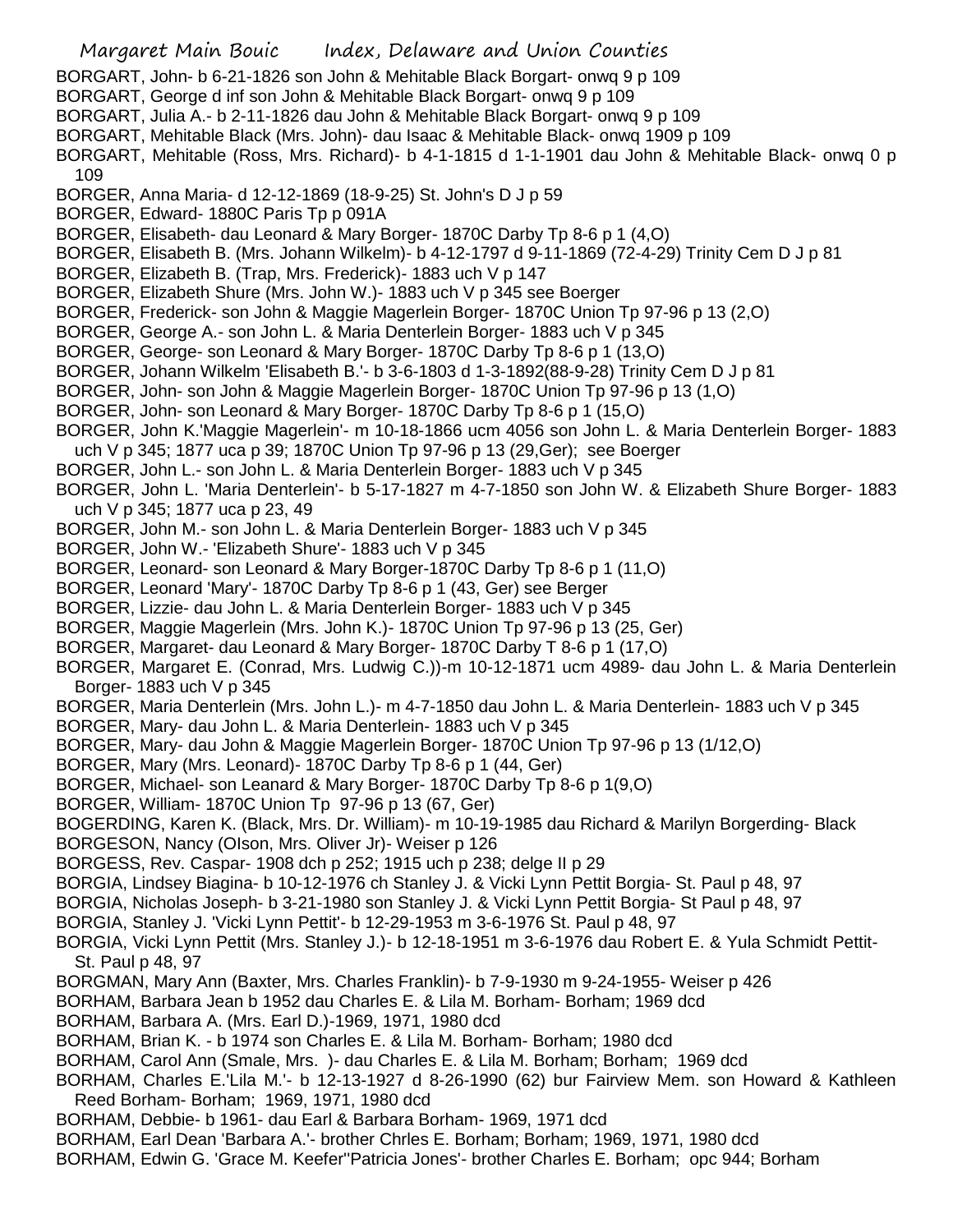BORGART, John- b 6-21-1826 son John & Mehitable Black Borgart- onwq 9 p 109

BORGART, George d inf son John & Mehitable Black Borgart- onwq 9 p 109

BORGART, Julia A.- b 2-11-1826 dau John & Mehitable Black Borgart- onwq 9 p 109

BORGART, Mehitable Black (Mrs. John)- dau Isaac & Mehitable Black- onwq 1909 p 109

BORGART, Mehitable (Ross, Mrs. Richard)- b 4-1-1815 d 1-1-1901 dau John & Mehitable Black- onwq 0 p 109

BORGER, Anna Maria- d 12-12-1869 (18-9-25) St. John's D J p 59

BORGER, Edward- 1880C Paris Tp p 091A

BORGER, Elisabeth- dau Leonard & Mary Borger- 1870C Darby Tp 8-6 p 1 (4,O)

BORGER, Elisabeth B. (Mrs. Johann Wilkelm)- b 4-12-1797 d 9-11-1869 (72-4-29) Trinity Cem D J p 81

BORGER, Elizabeth B. (Trap, Mrs. Frederick)- 1883 uch V p 147

BORGER, Elizabeth Shure (Mrs. John W.)- 1883 uch V p 345 see Boerger

BORGER, Frederick- son John & Maggie Magerlein Borger- 1870C Union Tp 97-96 p 13 (2,O)

BORGER, George A.- son John L. & Maria Denterlein Borger- 1883 uch V p 345

BORGER, George- son Leonard & Mary Borger- 1870C Darby Tp 8-6 p 1 (13,O)

BORGER, Johann Wilkelm 'Elisabeth B.'- b 3-6-1803 d 1-3-1892(88-9-28) Trinity Cem D J p 81

BORGER, John- son John & Maggie Magerlein Borger- 1870C Union Tp 97-96 p 13 (1,O)

BORGER, John- son Leonard & Mary Borger- 1870C Darby Tp 8-6 p 1 (15,O)

BORGER, John K.'Maggie Magerlein'- m 10-18-1866 ucm 4056 son John L. & Maria Denterlein Borger- 1883 uch V p 345; 1877 uca p 39; 1870C Union Tp 97-96 p 13 (29,Ger); see Boerger

BORGER, John L.- son John L. & Maria Denterlein Borger- 1883 uch V p 345

BORGER, John L. 'Maria Denterlein'- b 5-17-1827 m 4-7-1850 son John W. & Elizabeth Shure Borger- 1883 uch V p 345; 1877 uca p 23, 49

BORGER, John M.- son John L. & Maria Denterlein Borger- 1883 uch V p 345

BORGER, John W.- 'Elizabeth Shure'- 1883 uch V p 345

BORGER, Leonard- son Leonard & Mary Borger-1870C Darby Tp 8-6 p 1 (11,O)

BORGER, Leonard 'Mary'- 1870C Darby Tp 8-6 p 1 (43, Ger) see Berger

BORGER, Lizzie- dau John L. & Maria Denterlein Borger- 1883 uch V p 345

BORGER, Maggie Magerlein (Mrs. John K.)- 1870C Union Tp 97-96 p 13 (25, Ger)

BORGER, Margaret- dau Leonard & Mary Borger- 1870C Darby T 8-6 p 1 (17,O)

BORGER, Margaret E. (Conrad, Mrs. Ludwig C.))-m 10-12-1871 ucm 4989- dau John L. & Maria Denterlein Borger- 1883 uch V p 345

BORGER, Maria Denterlein (Mrs. John L.)- m 4-7-1850 dau John L. & Maria Denterlein- 1883 uch V p 345

BORGER, Mary- dau John L. & Maria Denterlein- 1883 uch V p 345

BORGER, Mary- dau John & Maggie Magerlein Borger- 1870C Union Tp 97-96 p 13 (1/12,O)

BORGER, Mary (Mrs. Leonard)- 1870C Darby Tp 8-6 p 1 (44, Ger)

BORGER, Michael- son Leanard & Mary Borger- 1870C Darby Tp 8-6 p 1(9,O)

BORGER, William- 1870C Union Tp 97-96 p 13 (67, Ger)

BOGERDING, Karen K. (Black, Mrs. Dr. William)- m 10-19-1985 dau Richard & Marilyn Borgerding- Black

BORGESON, Nancy (Olson, Mrs. Oliver Jr)- Weiser p 126

BORGESS, Rev. Caspar- 1908 dch p 252; 1915 uch p 238; delge II p 29

BORGIA, Lindsey Biagina- b 10-12-1976 ch Stanley J. & Vicki Lynn Pettit Borgia- St. Paul p 48, 97

BORGIA, Nicholas Joseph- b 3-21-1980 son Stanley J. & Vicki Lynn Pettit Borgia- St Paul p 48, 97

BORGIA, Stanley J. 'Vicki Lynn Pettit'- b 12-29-1953 m 3-6-1976 St. Paul p 48, 97

BORGIA, Vicki Lynn Pettit (Mrs. Stanley J.)- b 12-18-1951 m 3-6-1976 dau Robert E. & Yula Schmidt Pettit- St. Paul p 48, 97

BORGMAN, Mary Ann (Baxter, Mrs. Charles Franklin)- b 7-9-1930 m 9-24-1955- Weiser p 426

BORHAM, Barbara Jean b 1952 dau Charles E. & Lila M. Borham- Borham; 1969 dcd

BORHAM, Barbara A. (Mrs. Earl D.)-1969, 1971, 1980 dcd

BORHAM, Brian K. - b 1974 son Charles E. & Lila M. Borham- Borham; 1980 dcd

BORHAM, Carol Ann (Smale, Mrs. )- dau Charles E. & Lila M. Borham; Borham; 1969 dcd

BORHAM, Charles E.'Lila M.'- b 12-13-1927 d 8-26-1990 (62) bur Fairview Mem. son Howard & Kathleen Reed Borham- Borham; 1969, 1971, 1980 dcd

BORHAM, Debbie- b 1961- dau Earl & Barbara Borham- 1969, 1971 dcd

BORHAM, Earl Dean 'Barbara A.'- brother Chrles E. Borham; Borham; 1969, 1971, 1980 dcd

BORHAM, Edwin G. 'Grace M. Keefer''Patricia Jones'- brother Charles E. Borham; opc 944; Borham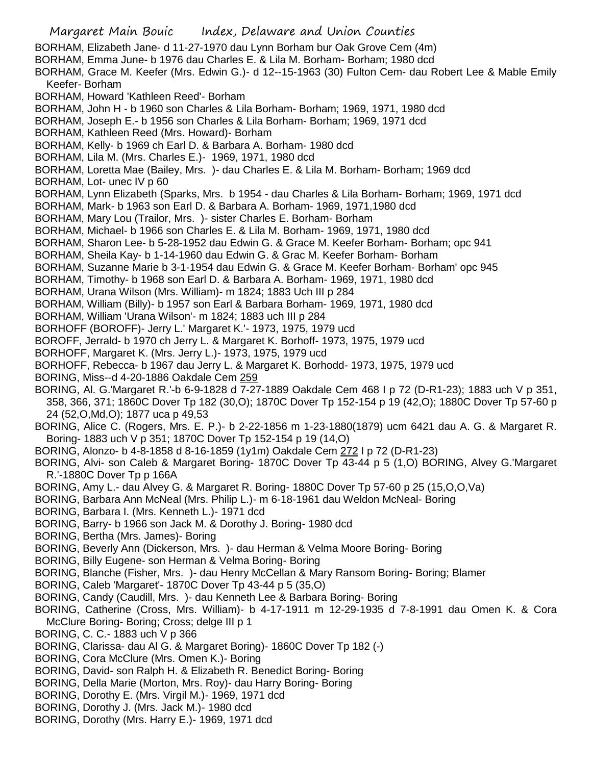BORHAM, Elizabeth Jane- d 11-27-1970 dau Lynn Borham bur Oak Grove Cem (4m)
BORHAM, Emma June- b 1976 dau Charles E. & Lila M. Borham- Borham; 1980 dcd
BORHAM, Grace M. Keefer (Mrs. Edwin G.)- d 12--15-1963 (30) Fulton Cem- dau Robert Lee & Mable Emily Keefer- Borham
BORHAM, Howard 'Kathleen Reed'- Borham
BORHAM, John H - b 1960 son Charles & Lila Borham- Borham; 1969, 1971, 1980 dcd
BORHAM, Joseph E.- b 1956 son Charles & Lila Borham- Borham; 1969, 1971 dcd
BORHAM, Kathleen Reed (Mrs. Howard)- Borham
BORHAM, Kelly- b 1969 ch Earl D. & Barbara A. Borham- 1980 dcd
BORHAM, Lila M. (Mrs. Charles E.)- 1969, 1971, 1980 dcd
BORHAM, Loretta Mae (Bailey, Mrs. )- dau Charles E. & Lila M. Borham- Borham; 1969 dcd
BORHAM, Lot- unec IV p 60
BORHAM, Lynn Elizabeth (Sparks, Mrs. b 1954 - dau Charles & Lila Borham- Borham; 1969, 1971 dcd
BORHAM, Mark- b 1963 son Earl D. & Barbara A. Borham- 1969, 1971,1980 dcd
BORHAM, Mary Lou (Trailor, Mrs. )- sister Charles E. Borham- Borham
BORHAM, Michael- b 1966 son Charles E. & Lila M. Borham- 1969, 1971, 1980 dcd
BORHAM, Sharon Lee- b 5-28-1952 dau Edwin G. & Grace M. Keefer Borham- Borham; opc 941
BORHAM, Sheila Kay- b 1-14-1960 dau Edwin G. & Grac M. Keefer Borham- Borham
BORHAM, Suzanne Marie b 3-1-1954 dau Edwin G. & Grace M. Keefer Borham- Borham' opc 945
BORHAM, Timothy- b 1968 son Earl D. & Barbara A. Borham- 1969, 1971, 1980 dcd
BORHAM, Urana Wilson (Mrs. William)- m 1824; 1883 Uch III p 284
BORHAM, William (Billy)- b 1957 son Earl & Barbara Borham- 1969, 1971, 1980 dcd
BORHAM, William 'Urana Wilson'- m 1824; 1883 uch III p 284
BORHOFF (BOROFF)- Jerry L.' Margaret K.'- 1973, 1975, 1979 ucd
BOROFF, Jerrald- b 1970 ch Jerry L. & Margaret K. Borhoff- 1973, 1975, 1979 ucd
BORHOFF, Margaret K. (Mrs. Jerry L.)- 1973, 1975, 1979 ucd
BORHOFF, Rebecca- b 1967 dau Jerry L. & Margaret K. Borhodd- 1973, 1975, 1979 ucd
BORING, Miss--d 4-20-1886 Oakdale Cem 259
BORING, Al. G.'Margaret R.'-b 6-9-1828 d 7-27-1889 Oakdale Cem 468 I p 72 (D-R1-23); 1883 uch V p 351, 358, 366, 371; 1860C Dover Tp 182 (30,O); 1870C Dover Tp 152-154 p 19 (42,O); 1880C Dover Tp 57-60 p 24 (52,O,Md,O); 1877 uca p 49,53
BORING, Alice C. (Rogers, Mrs. E. P.)- b 2-22-1856 m 1-23-1880(1879) ucm 6421 dau A. G. & Margaret R. Boring- 1883 uch V p 351; 1870C Dover Tp 152-154 p 19 (14,O)
BORING, Alonzo- b 4-8-1858 d 8-16-1859 (1y1m) Oakdale Cem 272 I p 72 (D-R1-23)
BORING, Alvi- son Caleb & Margaret Boring- 1870C Dover Tp 43-44 p 5 (1,O) BORING, Alvey G.'Margaret R.'-1880C Dover Tp p 166A
BORING, Amy L.- dau Alvey G. & Margaret R. Boring- 1880C Dover Tp 57-60 p 25 (15,O,O,Va)
BORING, Barbara Ann McNeal (Mrs. Philip L.)- m 6-18-1961 dau Weldon McNeal- Boring
BORING, Barbara I. (Mrs. Kenneth L.)- 1971 dcd
BORING, Barry- b 1966 son Jack M. & Dorothy J. Boring- 1980 dcd
BORING, Bertha (Mrs. James)- Boring
BORING, Beverly Ann (Dickerson, Mrs. )- dau Herman & Velma Moore Boring- Boring
BORING, Billy Eugene- son Herman & Velma Boring- Boring
BORING, Blanche (Fisher, Mrs. )- dau Henry McCellan & Mary Ransom Boring- Boring; Blamer
BORING, Caleb 'Margaret'- 1870C Dover Tp 43-44 p 5 (35,O)
BORING, Candy (Caudill, Mrs. )- dau Kenneth Lee & Barbara Boring- Boring
BORING, Catherine (Cross, Mrs. William)- b 4-17-1911 m 12-29-1935 d 7-8-1991 dau Omen K. & Cora McClure Boring- Boring; Cross; delge III p 1
BORING, C. C.- 1883 uch V p 366
BORING, Clarissa- dau Al G. & Margaret Boring)- 1860C Dover Tp 182 (-)
BORING, Cora McClure (Mrs. Omen K.)- Boring
BORING, David- son Ralph H. & Elizabeth R. Benedict Boring- Boring
BORING, Della Marie (Morton, Mrs. Roy)- dau Harry Boring- Boring
BORING, Dorothy E. (Mrs. Virgil M.)- 1969, 1971 dcd
BORING, Dorothy J. (Mrs. Jack M.)- 1980 dcd
BORING, Dorothy (Mrs. Harry E.)- 1969, 1971 dcd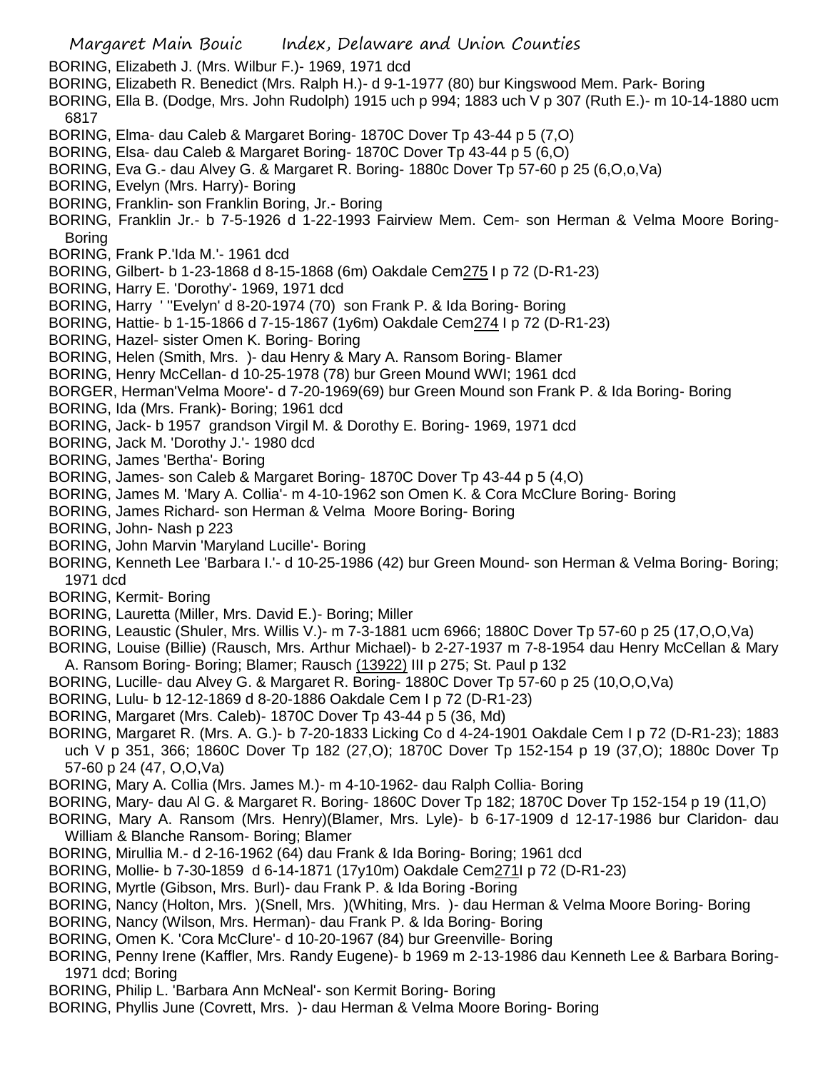BORING, Elizabeth J. (Mrs. Wilbur F.)- 1969, 1971 dcd
BORING, Elizabeth R. Benedict (Mrs. Ralph H.)- d 9-1-1977 (80) bur Kingswood Mem. Park- Boring
BORING, Ella B. (Dodge, Mrs. John Rudolph) 1915 uch p 994; 1883 uch V p 307 (Ruth E.)- m 10-14-1880 ucm 6817
BORING, Elma- dau Caleb & Margaret Boring- 1870C Dover Tp 43-44 p 5 (7,O)
BORING, Elsa- dau Caleb & Margaret Boring- 1870C Dover Tp 43-44 p 5 (6,O)
BORING, Eva G.- dau Alvey G. & Margaret R. Boring- 1880c Dover Tp 57-60 p 25 (6,O,o,Va)
BORING, Evelyn (Mrs. Harry)- Boring
BORING, Franklin- son Franklin Boring, Jr.- Boring
BORING, Franklin Jr.- b 7-5-1926 d 1-22-1993 Fairview Mem. Cem- son Herman & Velma Moore Boring- Boring
BORING, Frank P.'Ida M.'- 1961 dcd
BORING, Gilbert- b 1-23-1868 d 8-15-1868 (6m) Oakdale Cem275 I p 72 (D-R1-23)
BORING, Harry E. 'Dorothy'- 1969, 1971 dcd
BORING, Harry ' ''Evelyn' d 8-20-1974 (70) son Frank P. & Ida Boring- Boring
BORING, Hattie- b 1-15-1866 d 7-15-1867 (1y6m) Oakdale Cem274 I p 72 (D-R1-23)
BORING, Hazel- sister Omen K. Boring- Boring
BORING, Helen (Smith, Mrs. )- dau Henry & Mary A. Ransom Boring- Blamer
BORING, Henry McCellan- d 10-25-1978 (78) bur Green Mound WWI; 1961 dcd
BORGER, Herman'Velma Moore'- d 7-20-1969(69) bur Green Mound son Frank P. & Ida Boring- Boring
BORING, Ida (Mrs. Frank)- Boring; 1961 dcd
BORING, Jack- b 1957 grandson Virgil M. & Dorothy E. Boring- 1969, 1971 dcd
BORING, Jack M. 'Dorothy J.'- 1980 dcd
BORING, James 'Bertha'- Boring
BORING, James- son Caleb & Margaret Boring- 1870C Dover Tp 43-44 p 5 (4,O)
BORING, James M. 'Mary A. Collia'- m 4-10-1962 son Omen K. & Cora McClure Boring- Boring
BORING, James Richard- son Herman & Velma Moore Boring- Boring
BORING, John- Nash p 223
BORING, John Marvin 'Maryland Lucille'- Boring
BORING, Kenneth Lee 'Barbara I.'- d 10-25-1986 (42) bur Green Mound- son Herman & Velma Boring- Boring; 1971 dcd
BORING, Kermit- Boring
BORING, Lauretta (Miller, Mrs. David E.)- Boring; Miller
BORING, Leaustic (Shuler, Mrs. Willis V.)- m 7-3-1881 ucm 6966; 1880C Dover Tp 57-60 p 25 (17,O,O,Va)
BORING, Louise (Billie) (Rausch, Mrs. Arthur Michael)- b 2-27-1937 m 7-8-1954 dau Henry McCellan & Mary A. Ransom Boring- Boring; Blamer; Rausch (13922) III p 275; St. Paul p 132
BORING, Lucille- dau Alvey G. & Margaret R. Boring- 1880C Dover Tp 57-60 p 25 (10,O,O,Va)
BORING, Lulu- b 12-12-1869 d 8-20-1886 Oakdale Cem I p 72 (D-R1-23)
BORING, Margaret (Mrs. Caleb)- 1870C Dover Tp 43-44 p 5 (36, Md)
BORING, Margaret R. (Mrs. A. G.)- b 7-20-1833 Licking Co d 4-24-1901 Oakdale Cem I p 72 (D-R1-23); 1883 uch V p 351, 366; 1860C Dover Tp 182 (27,O); 1870C Dover Tp 152-154 p 19 (37,O); 1880c Dover Tp 57-60 p 24 (47, O,O,Va)
BORING, Mary A. Collia (Mrs. James M.)- m 4-10-1962- dau Ralph Collia- Boring
BORING, Mary- dau Al G. & Margaret R. Boring- 1860C Dover Tp 182; 1870C Dover Tp 152-154 p 19 (11,O)
BORING, Mary A. Ransom (Mrs. Henry)(Blamer, Mrs. Lyle)- b 6-17-1909 d 12-17-1986 bur Claridon- dau William & Blanche Ransom- Boring; Blamer
BORING, Mirullia M.- d 2-16-1962 (64) dau Frank & Ida Boring- Boring; 1961 dcd
BORING, Mollie- b 7-30-1859 d 6-14-1871 (17y10m) Oakdale Cem271I p 72 (D-R1-23)
BORING, Myrtle (Gibson, Mrs. Burl)- dau Frank P. & Ida Boring -Boring
BORING, Nancy (Holton, Mrs. )(Snell, Mrs. )(Whiting, Mrs. )- dau Herman & Velma Moore Boring- Boring
BORING, Nancy (Wilson, Mrs. Herman)- dau Frank P. & Ida Boring- Boring
BORING, Omen K. 'Cora McClure'- d 10-20-1967 (84) bur Greenville- Boring
BORING, Penny Irene (Kaffler, Mrs. Randy Eugene)- b 1969 m 2-13-1986 dau Kenneth Lee & Barbara Boring- 1971 dcd; Boring
BORING, Philip L. 'Barbara Ann McNeal'- son Kermit Boring- Boring
BORING, Phyllis June (Covrett, Mrs. )- dau Herman & Velma Moore Boring- Boring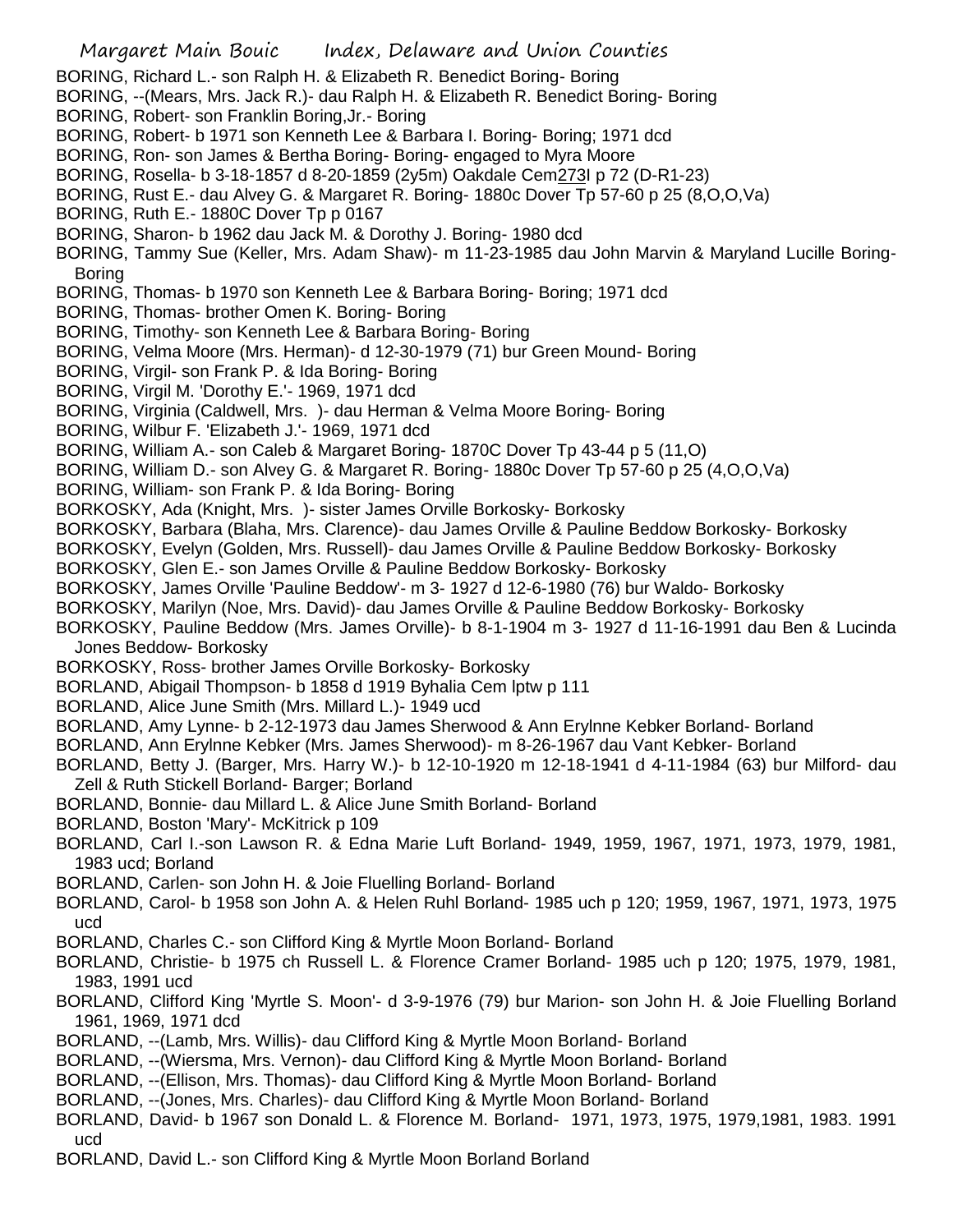BORING, Richard L.- son Ralph H. & Elizabeth R. Benedict Boring- Boring

BORING, --(Mears, Mrs. Jack R.)- dau Ralph H. & Elizabeth R. Benedict Boring- Boring

BORING, Robert- son Franklin Boring,Jr.- Boring

BORING, Robert- b 1971 son Kenneth Lee & Barbara I. Boring- Boring; 1971 dcd

BORING, Ron- son James & Bertha Boring- Boring- engaged to Myra Moore

BORING, Rosella- b 3-18-1857 d 8-20-1859 (2y5m) Oakdale Cem273I p 72 (D-R1-23)

BORING, Rust E.- dau Alvey G. & Margaret R. Boring- 1880c Dover Tp 57-60 p 25 (8,O,O,Va)

BORING, Ruth E.- 1880C Dover Tp p 0167

BORING, Sharon- b 1962 dau Jack M. & Dorothy J. Boring- 1980 dcd

BORING, Tammy Sue (Keller, Mrs. Adam Shaw)- m 11-23-1985 dau John Marvin & Maryland Lucille Boring- Boring

BORING, Thomas- b 1970 son Kenneth Lee & Barbara Boring- Boring; 1971 dcd

BORING, Thomas- brother Omen K. Boring- Boring

BORING, Timothy- son Kenneth Lee & Barbara Boring- Boring

BORING, Velma Moore (Mrs. Herman)- d 12-30-1979 (71) bur Green Mound- Boring

BORING, Virgil- son Frank P. & Ida Boring- Boring

BORING, Virgil M. 'Dorothy E.'- 1969, 1971 dcd

BORING, Virginia (Caldwell, Mrs. )- dau Herman & Velma Moore Boring- Boring

BORING, Wilbur F. 'Elizabeth J.'- 1969, 1971 dcd

BORING, William A.- son Caleb & Margaret Boring- 1870C Dover Tp 43-44 p 5 (11,O)

BORING, William D.- son Alvey G. & Margaret R. Boring- 1880c Dover Tp 57-60 p 25 (4,O,O,Va)

BORING, William- son Frank P. & Ida Boring- Boring

BORKOSKY, Ada (Knight, Mrs. )- sister James Orville Borkosky- Borkosky

BORKOSKY, Barbara (Blaha, Mrs. Clarence)- dau James Orville & Pauline Beddow Borkosky- Borkosky

BORKOSKY, Evelyn (Golden, Mrs. Russell)- dau James Orville & Pauline Beddow Borkosky- Borkosky

BORKOSKY, Glen E.- son James Orville & Pauline Beddow Borkosky- Borkosky

BORKOSKY, James Orville 'Pauline Beddow'- m 3- 1927 d 12-6-1980 (76) bur Waldo- Borkosky

BORKOSKY, Marilyn (Noe, Mrs. David)- dau James Orville & Pauline Beddow Borkosky- Borkosky

BORKOSKY, Pauline Beddow (Mrs. James Orville)- b 8-1-1904 m 3- 1927 d 11-16-1991 dau Ben & Lucinda Jones Beddow- Borkosky

BORKOSKY, Ross- brother James Orville Borkosky- Borkosky

BORLAND, Abigail Thompson- b 1858 d 1919 Byhalia Cem lptw p 111

BORLAND, Alice June Smith (Mrs. Millard L.)- 1949 ucd

BORLAND, Amy Lynne- b 2-12-1973 dau James Sherwood & Ann Erylnne Kebker Borland- Borland

BORLAND, Ann Erylnne Kebker (Mrs. James Sherwood)- m 8-26-1967 dau Vant Kebker- Borland

BORLAND, Betty J. (Barger, Mrs. Harry W.)- b 12-10-1920 m 12-18-1941 d 4-11-1984 (63) bur Milford- dau Zell & Ruth Stickell Borland- Barger; Borland

BORLAND, Bonnie- dau Millard L. & Alice June Smith Borland- Borland

BORLAND, Boston 'Mary'- McKitrick p 109

BORLAND, Carl I.-son Lawson R. & Edna Marie Luft Borland- 1949, 1959, 1967, 1971, 1973, 1979, 1981, 1983 ucd; Borland

BORLAND, Carlen- son John H. & Joie Fluelling Borland- Borland

BORLAND, Carol- b 1958 son John A. & Helen Ruhl Borland- 1985 uch p 120; 1959, 1967, 1971, 1973, 1975 ucd

BORLAND, Charles C.- son Clifford King & Myrtle Moon Borland- Borland

BORLAND, Christie- b 1975 ch Russell L. & Florence Cramer Borland- 1985 uch p 120; 1975, 1979, 1981, 1983, 1991 ucd

BORLAND, Clifford King 'Myrtle S. Moon'- d 3-9-1976 (79) bur Marion- son John H. & Joie Fluelling Borland 1961, 1969, 1971 dcd

BORLAND, --(Lamb, Mrs. Willis)- dau Clifford King & Myrtle Moon Borland- Borland

BORLAND, --(Wiersma, Mrs. Vernon)- dau Clifford King & Myrtle Moon Borland- Borland

BORLAND, --(Ellison, Mrs. Thomas)- dau Clifford King & Myrtle Moon Borland- Borland

BORLAND, --(Jones, Mrs. Charles)- dau Clifford King & Myrtle Moon Borland- Borland

BORLAND, David- b 1967 son Donald L. & Florence M. Borland- 1971, 1973, 1975, 1979,1981, 1983. 1991 ucd

BORLAND, David L.- son Clifford King & Myrtle Moon Borland Borland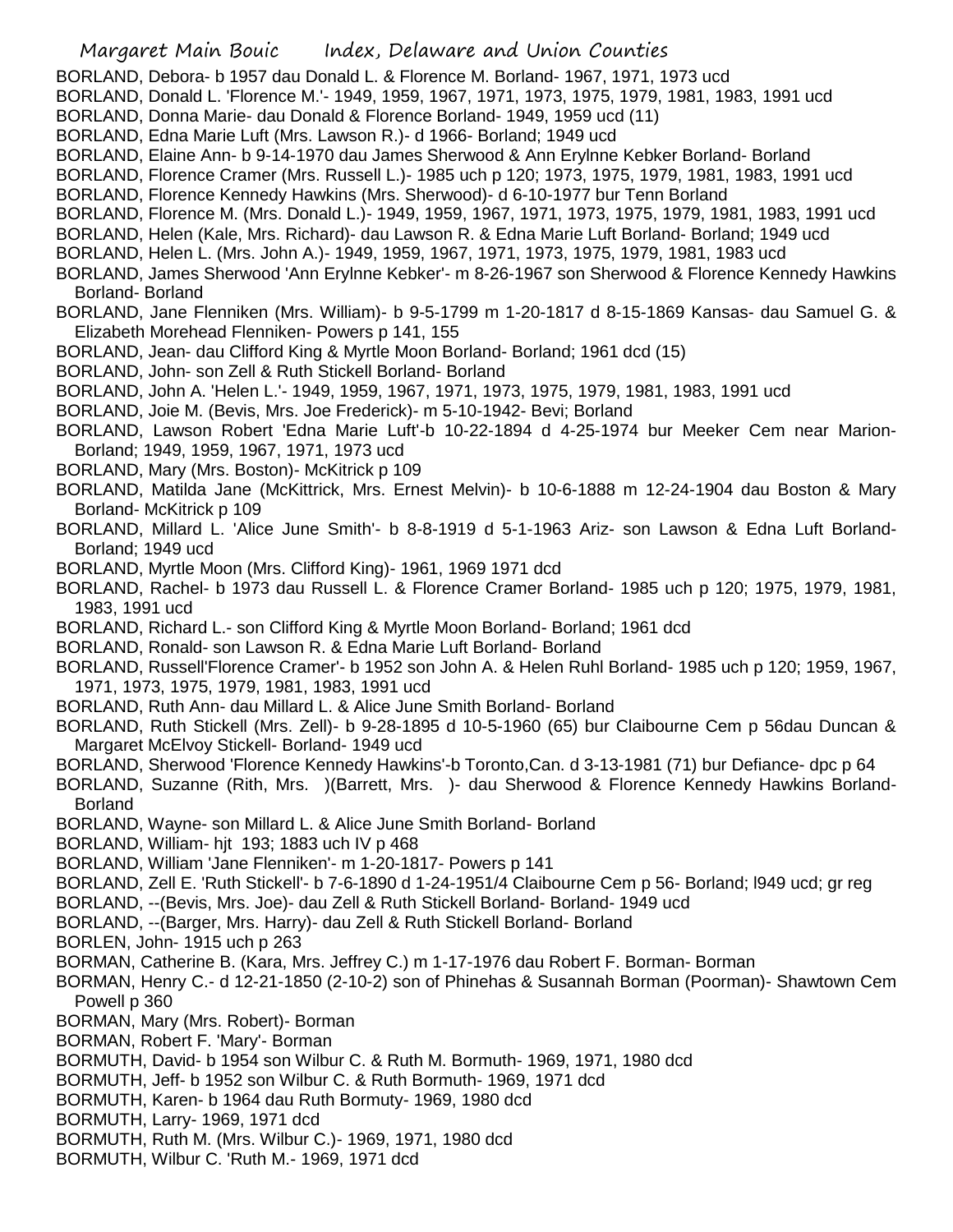BORLAND, Debora- b 1957 dau Donald L. & Florence M. Borland- 1967, 1971, 1973 ucd

BORLAND, Donald L. 'Florence M.'- 1949, 1959, 1967, 1971, 1973, 1975, 1979, 1981, 1983, 1991 ucd

BORLAND, Donna Marie- dau Donald & Florence Borland- 1949, 1959 ucd (11)

BORLAND, Edna Marie Luft (Mrs. Lawson R.)- d 1966- Borland; 1949 ucd

BORLAND, Elaine Ann- b 9-14-1970 dau James Sherwood & Ann Erylnne Kebker Borland- Borland

BORLAND, Florence Cramer (Mrs. Russell L.)- 1985 uch p 120; 1973, 1975, 1979, 1981, 1983, 1991 ucd

BORLAND, Florence Kennedy Hawkins (Mrs. Sherwood)- d 6-10-1977 bur Tenn Borland

BORLAND, Florence M. (Mrs. Donald L.)- 1949, 1959, 1967, 1971, 1973, 1975, 1979, 1981, 1983, 1991 ucd

BORLAND, Helen (Kale, Mrs. Richard)- dau Lawson R. & Edna Marie Luft Borland- Borland; 1949 ucd

BORLAND, Helen L. (Mrs. John A.)- 1949, 1959, 1967, 1971, 1973, 1975, 1979, 1981, 1983 ucd

BORLAND, James Sherwood 'Ann Erylnne Kebker'- m 8-26-1967 son Sherwood & Florence Kennedy Hawkins Borland- Borland

BORLAND, Jane Flenniken (Mrs. William)- b 9-5-1799 m 1-20-1817 d 8-15-1869 Kansas- dau Samuel G. & Elizabeth Morehead Flenniken- Powers p 141, 155

BORLAND, Jean- dau Clifford King & Myrtle Moon Borland- Borland; 1961 dcd (15)

BORLAND, John- son Zell & Ruth Stickell Borland- Borland

BORLAND, John A. 'Helen L.'- 1949, 1959, 1967, 1971, 1973, 1975, 1979, 1981, 1983, 1991 ucd

BORLAND, Joie M. (Bevis, Mrs. Joe Frederick)- m 5-10-1942- Bevi; Borland

BORLAND, Lawson Robert 'Edna Marie Luft'-b 10-22-1894 d 4-25-1974 bur Meeker Cem near Marion- Borland; 1949, 1959, 1967, 1971, 1973 ucd

BORLAND, Mary (Mrs. Boston)- McKitrick p 109

BORLAND, Matilda Jane (McKittrick, Mrs. Ernest Melvin)- b 10-6-1888 m 12-24-1904 dau Boston & Mary Borland- McKitrick p 109

BORLAND, Millard L. 'Alice June Smith'- b 8-8-1919 d 5-1-1963 Ariz- son Lawson & Edna Luft Borland- Borland; 1949 ucd

BORLAND, Myrtle Moon (Mrs. Clifford King)- 1961, 1969 1971 dcd

BORLAND, Rachel- b 1973 dau Russell L. & Florence Cramer Borland- 1985 uch p 120; 1975, 1979, 1981, 1983, 1991 ucd

BORLAND, Richard L.- son Clifford King & Myrtle Moon Borland- Borland; 1961 dcd

BORLAND, Ronald- son Lawson R. & Edna Marie Luft Borland- Borland

BORLAND, Russell'Florence Cramer'- b 1952 son John A. & Helen Ruhl Borland- 1985 uch p 120; 1959, 1967, 1971, 1973, 1975, 1979, 1981, 1983, 1991 ucd

BORLAND, Ruth Ann- dau Millard L. & Alice June Smith Borland- Borland

BORLAND, Ruth Stickell (Mrs. Zell)- b 9-28-1895 d 10-5-1960 (65) bur Claibourne Cem p 56dau Duncan & Margaret McElvoy Stickell- Borland- 1949 ucd

BORLAND, Sherwood 'Florence Kennedy Hawkins'-b Toronto,Can. d 3-13-1981 (71) bur Defiance- dpc p 64

BORLAND, Suzanne (Rith, Mrs. )(Barrett, Mrs. )- dau Sherwood & Florence Kennedy Hawkins Borland- Borland

BORLAND, Wayne- son Millard L. & Alice June Smith Borland- Borland

BORLAND, William- hjt 193; 1883 uch IV p 468

BORLAND, William 'Jane Flenniken'- m 1-20-1817- Powers p 141

BORLAND, Zell E. 'Ruth Stickell'- b 7-6-1890 d 1-24-1951/4 Claibourne Cem p 56- Borland; l949 ucd; gr reg

BORLAND, --(Bevis, Mrs. Joe)- dau Zell & Ruth Stickell Borland- Borland- 1949 ucd

BORLAND, --(Barger, Mrs. Harry)- dau Zell & Ruth Stickell Borland- Borland

BORLEN, John- 1915 uch p 263

BORMAN, Catherine B. (Kara, Mrs. Jeffrey C.) m 1-17-1976 dau Robert F. Borman- Borman

BORMAN, Henry C.- d 12-21-1850 (2-10-2) son of Phinehas & Susannah Borman (Poorman)- Shawtown Cem Powell p 360

BORMAN, Mary (Mrs. Robert)- Borman

BORMAN, Robert F. 'Mary'- Borman

BORMUTH, David- b 1954 son Wilbur C. & Ruth M. Bormuth- 1969, 1971, 1980 dcd

BORMUTH, Jeff- b 1952 son Wilbur C. & Ruth Bormuth- 1969, 1971 dcd

BORMUTH, Karen- b 1964 dau Ruth Bormuty- 1969, 1980 dcd

BORMUTH, Larry- 1969, 1971 dcd

BORMUTH, Ruth M. (Mrs. Wilbur C.)- 1969, 1971, 1980 dcd

BORMUTH, Wilbur C. 'Ruth M.- 1969, 1971 dcd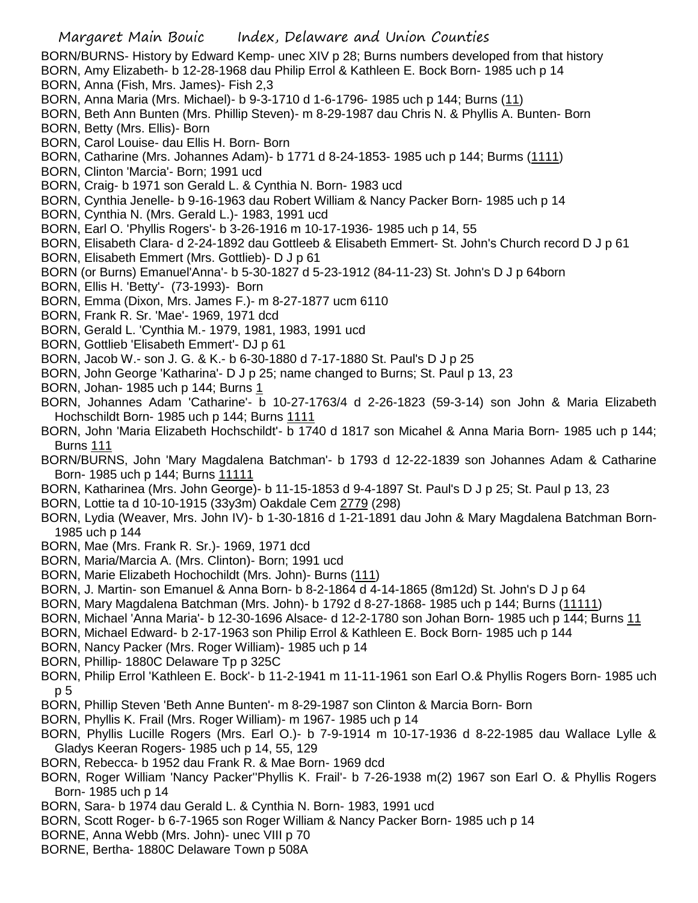BORN/BURNS- History by Edward Kemp- unec XIV p 28; Burns numbers developed from that history
BORN, Amy Elizabeth- b 12-28-1968 dau Philip Errol & Kathleen E. Bock Born- 1985 uch p 14
BORN, Anna (Fish, Mrs. James)- Fish 2,3
BORN, Anna Maria (Mrs. Michael)- b 9-3-1710 d 1-6-1796- 1985 uch p 144; Burns (11)
BORN, Beth Ann Bunten (Mrs. Phillip Steven)- m 8-29-1987 dau Chris N. & Phyllis A. Bunten- Born
BORN, Betty (Mrs. Ellis)- Born
BORN, Carol Louise- dau Ellis H. Born- Born
BORN, Catharine (Mrs. Johannes Adam)- b 1771 d 8-24-1853- 1985 uch p 144; Burms (1111)
BORN, Clinton 'Marcia'- Born; 1991 ucd
BORN, Craig- b 1971 son Gerald L. & Cynthia N. Born- 1983 ucd
BORN, Cynthia Jenelle- b 9-16-1963 dau Robert William & Nancy Packer Born- 1985 uch p 14
BORN, Cynthia N. (Mrs. Gerald L.)- 1983, 1991 ucd
BORN, Earl O. 'Phyllis Rogers'- b 3-26-1916 m 10-17-1936- 1985 uch p 14, 55
BORN, Elisabeth Clara- d 2-24-1892 dau Gottleeb & Elisabeth Emmert- St. John's Church record D J p 61
BORN, Elisabeth Emmert (Mrs. Gottlieb)- D J p 61
BORN (or Burns) Emanuel'Anna'- b 5-30-1827 d 5-23-1912 (84-11-23) St. John's D J p 64born
BORN, Ellis H. 'Betty'- (73-1993)- Born
BORN, Emma (Dixon, Mrs. James F.)- m 8-27-1877 ucm 6110
BORN, Frank R. Sr. 'Mae'- 1969, 1971 dcd
BORN, Gerald L. 'Cynthia M.- 1979, 1981, 1983, 1991 ucd
BORN, Gottlieb 'Elisabeth Emmert'- DJ p 61
BORN, Jacob W.- son J. G. & K.- b 6-30-1880 d 7-17-1880 St. Paul's D J p 25
BORN, John George 'Katharina'- D J p 25; name changed to Burns; St. Paul p 13, 23
BORN, Johan- 1985 uch p 144; Burns 1
BORN, Johannes Adam 'Catharine'- b 10-27-1763/4 d 2-26-1823 (59-3-14) son John & Maria Elizabeth Hochschildt Born- 1985 uch p 144; Burns 1111
BORN, John 'Maria Elizabeth Hochschildt'- b 1740 d 1817 son Micahel & Anna Maria Born- 1985 uch p 144; Burns 111
BORN/BURNS, John 'Mary Magdalena Batchman'- b 1793 d 12-22-1839 son Johannes Adam & Catharine Born- 1985 uch p 144; Burns 11111
BORN, Katharinea (Mrs. John George)- b 11-15-1853 d 9-4-1897 St. Paul's D J p 25; St. Paul p 13, 23
BORN, Lottie ta d 10-10-1915 (33y3m) Oakdale Cem 2779 (298)
BORN, Lydia (Weaver, Mrs. John IV)- b 1-30-1816 d 1-21-1891 dau John & Mary Magdalena Batchman Born- 1985 uch p 144
BORN, Mae (Mrs. Frank R. Sr.)- 1969, 1971 dcd
BORN, Maria/Marcia A. (Mrs. Clinton)- Born; 1991 ucd
BORN, Marie Elizabeth Hochochildt (Mrs. John)- Burns (111)
BORN, J. Martin- son Emanuel & Anna Born- b 8-2-1864 d 4-14-1865 (8m12d) St. John's D J p 64
BORN, Mary Magdalena Batchman (Mrs. John)- b 1792 d 8-27-1868- 1985 uch p 144; Burns (11111)
BORN, Michael 'Anna Maria'- b 12-30-1696 Alsace- d 12-2-1780 son Johan Born- 1985 uch p 144; Burns 11
BORN, Michael Edward- b 2-17-1963 son Philip Errol & Kathleen E. Bock Born- 1985 uch p 144
BORN, Nancy Packer (Mrs. Roger William)- 1985 uch p 14
BORN, Phillip- 1880C Delaware Tp p 325C
BORN, Philip Errol 'Kathleen E. Bock'- b 11-2-1941 m 11-11-1961 son Earl O.& Phyllis Rogers Born- 1985 uch p 5
BORN, Phillip Steven 'Beth Anne Bunten'- m 8-29-1987 son Clinton & Marcia Born- Born
BORN, Phyllis K. Frail (Mrs. Roger William)- m 1967- 1985 uch p 14
BORN, Phyllis Lucille Rogers (Mrs. Earl O.)- b 7-9-1914 m 10-17-1936 d 8-22-1985 dau Wallace Lylle & Gladys Keeran Rogers- 1985 uch p 14, 55, 129
BORN, Rebecca- b 1952 dau Frank R. & Mae Born- 1969 dcd
BORN, Roger William 'Nancy Packer''Phyllis K. Frail'- b 7-26-1938 m(2) 1967 son Earl O. & Phyllis Rogers Born- 1985 uch p 14
BORN, Sara- b 1974 dau Gerald L. & Cynthia N. Born- 1983, 1991 ucd
BORN, Scott Roger- b 6-7-1965 son Roger William & Nancy Packer Born- 1985 uch p 14
BORNE, Anna Webb (Mrs. John)- unec VIII p 70
BORNE, Bertha- 1880C Delaware Town p 508A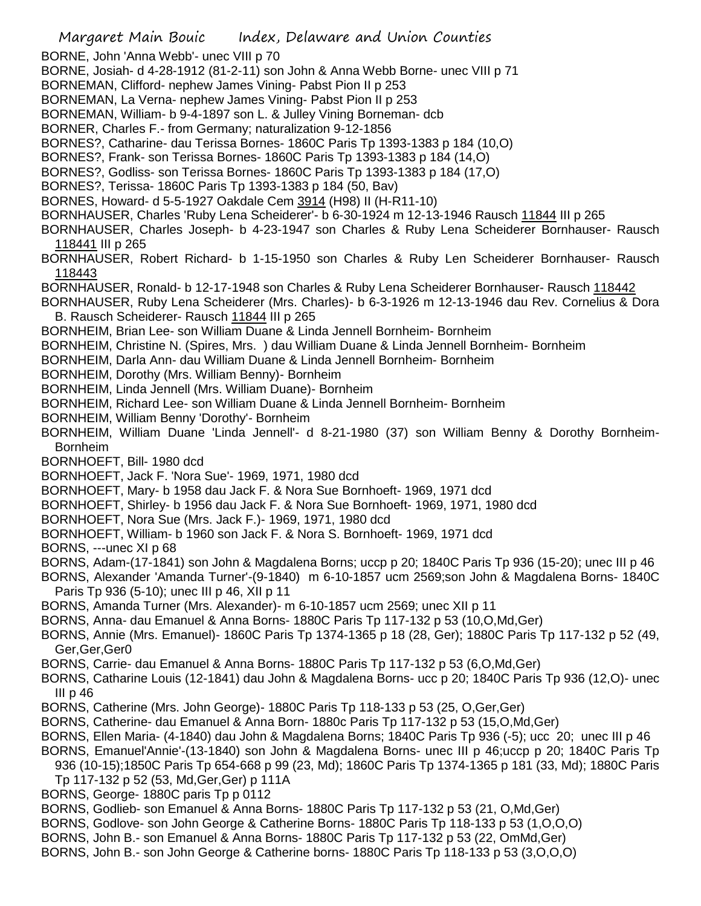BORNE, John 'Anna Webb'- unec VIII p 70

BORNE, Josiah- d 4-28-1912 (81-2-11) son John & Anna Webb Borne- unec VIII p 71

BORNEMAN, Clifford- nephew James Vining- Pabst Pion II p 253

BORNEMAN, La Verna- nephew James Vining- Pabst Pion II p 253

BORNEMAN, William- b 9-4-1897 son L. & Julley Vining Borneman- dcb

BORNER, Charles F.- from Germany; naturalization 9-12-1856

BORNES?, Catharine- dau Terissa Bornes- 1860C Paris Tp 1393-1383 p 184 (10,O)

BORNES?, Frank- son Terissa Bornes- 1860C Paris Tp 1393-1383 p 184 (14,O)

BORNES?, Godliss- son Terissa Bornes- 1860C Paris Tp 1393-1383 p 184 (17,O)

BORNES?, Terissa- 1860C Paris Tp 1393-1383 p 184 (50, Bav)

BORNES, Howard- d 5-5-1927 Oakdale Cem 3914 (H98) II (H-R11-10)

BORNHAUSER, Charles 'Ruby Lena Scheiderer'- b 6-30-1924 m 12-13-1946 Rausch 11844 III p 265

BORNHAUSER, Charles Joseph- b 4-23-1947 son Charles & Ruby Lena Scheiderer Bornhauser- Rausch 118441 III p 265

BORNHAUSER, Robert Richard- b 1-15-1950 son Charles & Ruby Len Scheiderer Bornhauser- Rausch 118443

BORNHAUSER, Ronald- b 12-17-1948 son Charles & Ruby Lena Scheiderer Bornhauser- Rausch 118442

BORNHAUSER, Ruby Lena Scheiderer (Mrs. Charles)- b 6-3-1926 m 12-13-1946 dau Rev. Cornelius & Dora B. Rausch Scheiderer- Rausch 11844 III p 265

BORNHEIM, Brian Lee- son William Duane & Linda Jennell Bornheim- Bornheim

BORNHEIM, Christine N. (Spires, Mrs. ) dau William Duane & Linda Jennell Bornheim- Bornheim

BORNHEIM, Darla Ann- dau William Duane & Linda Jennell Bornheim- Bornheim

BORNHEIM, Dorothy (Mrs. William Benny)- Bornheim

BORNHEIM, Linda Jennell (Mrs. William Duane)- Bornheim

BORNHEIM, Richard Lee- son William Duane & Linda Jennell Bornheim- Bornheim

BORNHEIM, William Benny 'Dorothy'- Bornheim

BORNHEIM, William Duane 'Linda Jennell'- d 8-21-1980 (37) son William Benny & Dorothy Bornheim- Bornheim

BORNHOEFT, Bill- 1980 dcd

BORNHOEFT, Jack F. 'Nora Sue'- 1969, 1971, 1980 dcd

BORNHOEFT, Mary- b 1958 dau Jack F. & Nora Sue Bornhoeft- 1969, 1971 dcd

BORNHOEFT, Shirley- b 1956 dau Jack F. & Nora Sue Bornhoeft- 1969, 1971, 1980 dcd

BORNHOEFT, Nora Sue (Mrs. Jack F.)- 1969, 1971, 1980 dcd

BORNHOEFT, William- b 1960 son Jack F. & Nora S. Bornhoeft- 1969, 1971 dcd

BORNS, ---unec XI p 68

BORNS, Adam-(17-1841) son John & Magdalena Borns; uccp p 20; 1840C Paris Tp 936 (15-20); unec III p 46

BORNS, Alexander 'Amanda Turner'-(9-1840) m 6-10-1857 ucm 2569;son John & Magdalena Borns- 1840C Paris Tp 936 (5-10); unec III p 46, XII p 11

BORNS, Amanda Turner (Mrs. Alexander)- m 6-10-1857 ucm 2569; unec XII p 11

BORNS, Anna- dau Emanuel & Anna Borns- 1880C Paris Tp 117-132 p 53 (10,O,Md,Ger)

BORNS, Annie (Mrs. Emanuel)- 1860C Paris Tp 1374-1365 p 18 (28, Ger); 1880C Paris Tp 117-132 p 52 (49, Ger,Ger,Ger0

BORNS, Carrie- dau Emanuel & Anna Borns- 1880C Paris Tp 117-132 p 53 (6,O,Md,Ger)

BORNS, Catharine Louis (12-1841) dau John & Magdalena Borns- ucc p 20; 1840C Paris Tp 936 (12,O)- unec III p 46

BORNS, Catherine (Mrs. John George)- 1880C Paris Tp 118-133 p 53 (25, O,Ger,Ger)

BORNS, Catherine- dau Emanuel & Anna Born- 1880c Paris Tp 117-132 p 53 (15,O,Md,Ger)

BORNS, Ellen Maria- (4-1840) dau John & Magdalena Borns; 1840C Paris Tp 936 (-5); ucc 20; unec III p 46

BORNS, Emanuel'Annie'-(13-1840) son John & Magdalena Borns- unec III p 46;uccp p 20; 1840C Paris Tp 936 (10-15);1850C Paris Tp 654-668 p 99 (23, Md); 1860C Paris Tp 1374-1365 p 181 (33, Md); 1880C Paris Tp 117-132 p 52 (53, Md,Ger,Ger) p 111A

BORNS, George- 1880C paris Tp p 0112

BORNS, Godlieb- son Emanuel & Anna Borns- 1880C Paris Tp 117-132 p 53 (21, O,Md,Ger)

BORNS, Godlove- son John George & Catherine Borns- 1880C Paris Tp 118-133 p 53 (1,O,O,O)

BORNS, John B.- son Emanuel & Anna Borns- 1880C Paris Tp 117-132 p 53 (22, OmMd,Ger)

BORNS, John B.- son John George & Catherine borns- 1880C Paris Tp 118-133 p 53 (3,O,O,O)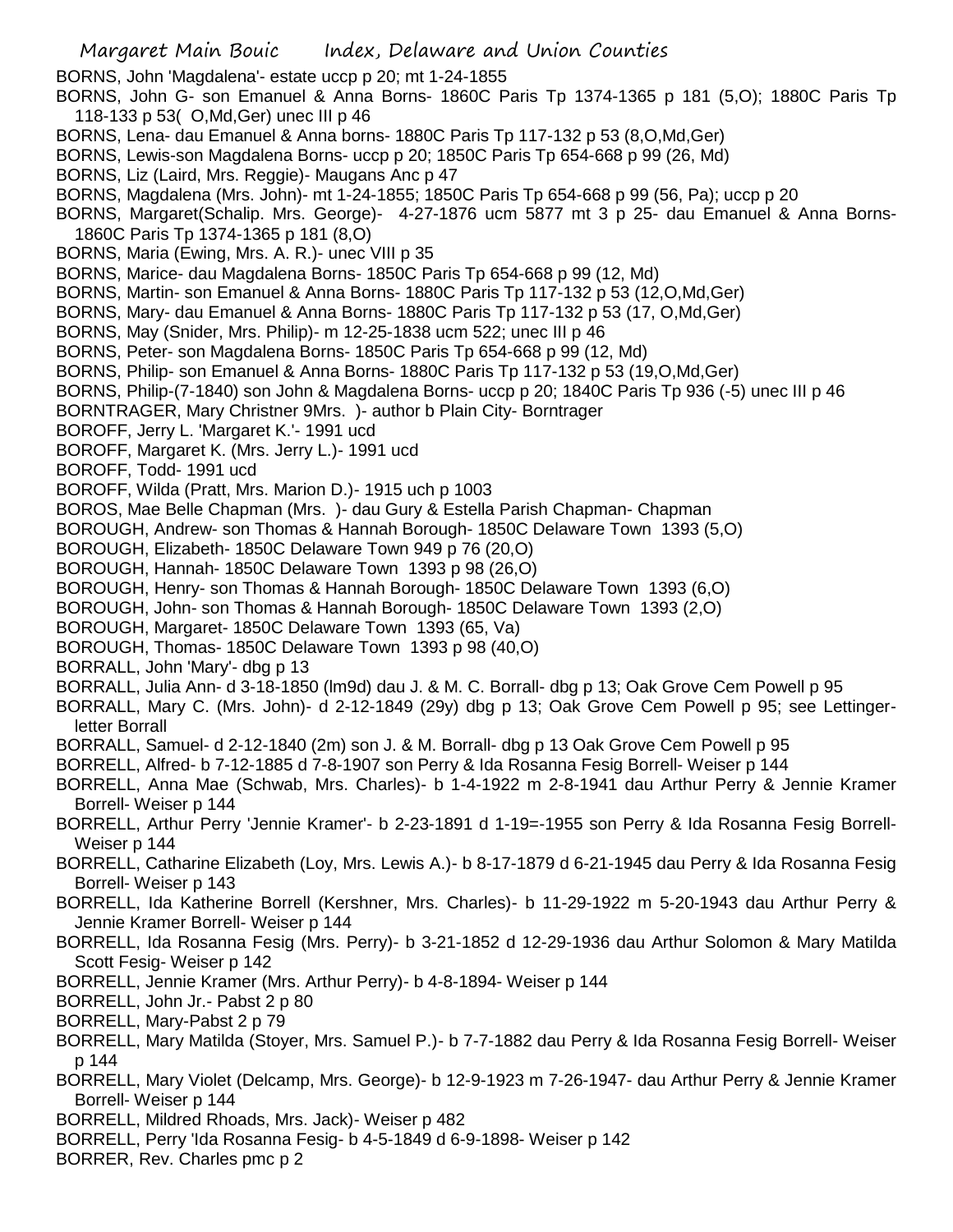BORNS, John 'Magdalena'- estate uccp p 20; mt 1-24-1855

BORNS, John G- son Emanuel & Anna Borns- 1860C Paris Tp 1374-1365 p 181 (5,O); 1880C Paris Tp 118-133 p 53( O,Md,Ger) unec III p 46

BORNS, Lena- dau Emanuel & Anna borns- 1880C Paris Tp 117-132 p 53 (8,O,Md,Ger)

BORNS, Lewis-son Magdalena Borns- uccp p 20; 1850C Paris Tp 654-668 p 99 (26, Md)

BORNS, Liz (Laird, Mrs. Reggie)- Maugans Anc p 47

BORNS, Magdalena (Mrs. John)- mt 1-24-1855; 1850C Paris Tp 654-668 p 99 (56, Pa); uccp p 20

BORNS, Margaret(Schalip. Mrs. George)- 4-27-1876 ucm 5877 mt 3 p 25- dau Emanuel & Anna Borns- 1860C Paris Tp 1374-1365 p 181 (8,O)

BORNS, Maria (Ewing, Mrs. A. R.)- unec VIII p 35

BORNS, Marice- dau Magdalena Borns- 1850C Paris Tp 654-668 p 99 (12, Md)

BORNS, Martin- son Emanuel & Anna Borns- 1880C Paris Tp 117-132 p 53 (12,O,Md,Ger)

BORNS, Mary- dau Emanuel & Anna Borns- 1880C Paris Tp 117-132 p 53 (17, O,Md,Ger)

BORNS, May (Snider, Mrs. Philip)- m 12-25-1838 ucm 522; unec III p 46

BORNS, Peter- son Magdalena Borns- 1850C Paris Tp 654-668 p 99 (12, Md)

BORNS, Philip- son Emanuel & Anna Borns- 1880C Paris Tp 117-132 p 53 (19,O,Md,Ger)

BORNS, Philip-(7-1840) son John & Magdalena Borns- uccp p 20; 1840C Paris Tp 936 (-5) unec III p 46

BORNTRAGER, Mary Christner 9Mrs. )- author b Plain City- Borntrager

BOROFF, Jerry L. 'Margaret K.'- 1991 ucd

BOROFF, Margaret K. (Mrs. Jerry L.)- 1991 ucd

BOROFF, Todd- 1991 ucd

BOROFF, Wilda (Pratt, Mrs. Marion D.)- 1915 uch p 1003

BOROS, Mae Belle Chapman (Mrs. )- dau Gury & Estella Parish Chapman- Chapman

BOROUGH, Andrew- son Thomas & Hannah Borough- 1850C Delaware Town 1393 (5,O)

BOROUGH, Elizabeth- 1850C Delaware Town 949 p 76 (20,O)

BOROUGH, Hannah- 1850C Delaware Town 1393 p 98 (26,O)

BOROUGH, Henry- son Thomas & Hannah Borough- 1850C Delaware Town 1393 (6,O)

BOROUGH, John- son Thomas & Hannah Borough- 1850C Delaware Town 1393 (2,O)

BOROUGH, Margaret- 1850C Delaware Town 1393 (65, Va)

BOROUGH, Thomas- 1850C Delaware Town 1393 p 98 (40,O)

BORRALL, John 'Mary'- dbg p 13

BORRALL, Julia Ann- d 3-18-1850 (lm9d) dau J. & M. C. Borrall- dbg p 13; Oak Grove Cem Powell p 95

BORRALL, Mary C. (Mrs. John)- d 2-12-1849 (29y) dbg p 13; Oak Grove Cem Powell p 95; see Lettinger-letter Borrall

BORRALL, Samuel- d 2-12-1840 (2m) son J. & M. Borrall- dbg p 13 Oak Grove Cem Powell p 95

BORRELL, Alfred- b 7-12-1885 d 7-8-1907 son Perry & Ida Rosanna Fesig Borrell- Weiser p 144

BORRELL, Anna Mae (Schwab, Mrs. Charles)- b 1-4-1922 m 2-8-1941 dau Arthur Perry & Jennie Kramer Borrell- Weiser p 144

BORRELL, Arthur Perry 'Jennie Kramer'- b 2-23-1891 d 1-19=-1955 son Perry & Ida Rosanna Fesig Borrell- Weiser p 144

BORRELL, Catharine Elizabeth (Loy, Mrs. Lewis A.)- b 8-17-1879 d 6-21-1945 dau Perry & Ida Rosanna Fesig Borrell- Weiser p 143

BORRELL, Ida Katherine Borrell (Kershner, Mrs. Charles)- b 11-29-1922 m 5-20-1943 dau Arthur Perry & Jennie Kramer Borrell- Weiser p 144

BORRELL, Ida Rosanna Fesig (Mrs. Perry)- b 3-21-1852 d 12-29-1936 dau Arthur Solomon & Mary Matilda Scott Fesig- Weiser p 142

BORRELL, Jennie Kramer (Mrs. Arthur Perry)- b 4-8-1894- Weiser p 144

BORRELL, John Jr.- Pabst 2 p 80

BORRELL, Mary-Pabst 2 p 79

BORRELL, Mary Matilda (Stoyer, Mrs. Samuel P.)- b 7-7-1882 dau Perry & Ida Rosanna Fesig Borrell- Weiser p 144

BORRELL, Mary Violet (Delcamp, Mrs. George)- b 12-9-1923 m 7-26-1947- dau Arthur Perry & Jennie Kramer Borrell- Weiser p 144

BORRELL, Mildred Rhoads, Mrs. Jack)- Weiser p 482

BORRELL, Perry 'Ida Rosanna Fesig- b 4-5-1849 d 6-9-1898- Weiser p 142

BORRER, Rev. Charles pmc p 2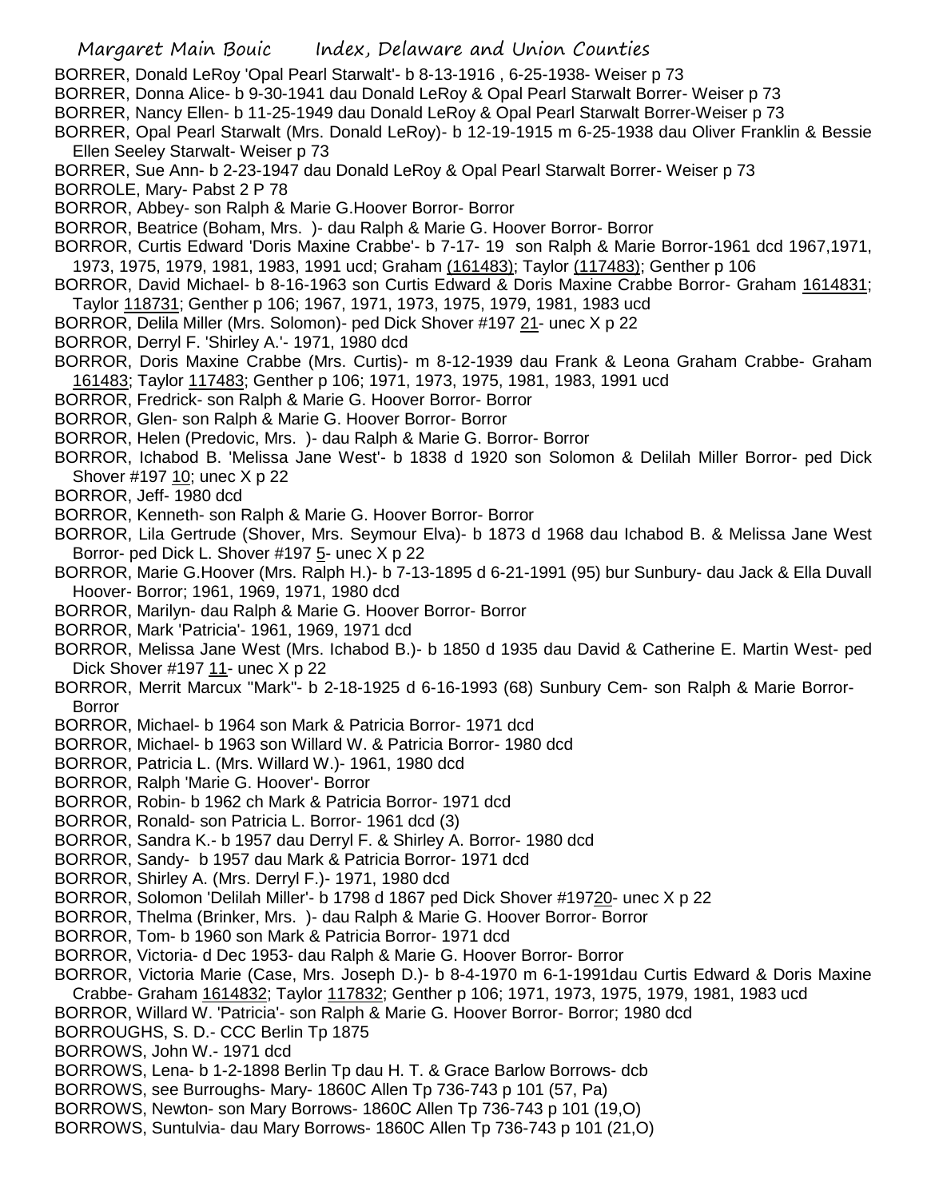BORRER, Donald LeRoy 'Opal Pearl Starwalt'- b 8-13-1916 , 6-25-1938- Weiser p 73
BORRER, Donna Alice- b 9-30-1941 dau Donald LeRoy & Opal Pearl Starwalt Borrer- Weiser p 73
BORRER, Nancy Ellen- b 11-25-1949 dau Donald LeRoy & Opal Pearl Starwalt Borrer-Weiser p 73
BORRER, Opal Pearl Starwalt (Mrs. Donald LeRoy)- b 12-19-1915 m 6-25-1938 dau Oliver Franklin & Bessie Ellen Seeley Starwalt- Weiser p 73
BORRER, Sue Ann- b 2-23-1947 dau Donald LeRoy & Opal Pearl Starwalt Borrer- Weiser p 73
BORROLE, Mary- Pabst 2 P 78
BORROR, Abbey- son Ralph & Marie G.Hoover Borror- Borror
BORROR, Beatrice (Boham, Mrs. )- dau Ralph & Marie G. Hoover Borror- Borror
BORROR, Curtis Edward 'Doris Maxine Crabbe'- b 7-17- 19 son Ralph & Marie Borror-1961 dcd 1967,1971, 1973, 1975, 1979, 1981, 1983, 1991 ucd; Graham (161483); Taylor (117483); Genther p 106
BORROR, David Michael- b 8-16-1963 son Curtis Edward & Doris Maxine Crabbe Borror- Graham 1614831; Taylor 118731; Genther p 106; 1967, 1971, 1973, 1975, 1979, 1981, 1983 ucd
BORROR, Delila Miller (Mrs. Solomon)- ped Dick Shover #197 21- unec X p 22
BORROR, Derryl F. 'Shirley A.'- 1971, 1980 dcd
BORROR, Doris Maxine Crabbe (Mrs. Curtis)- m 8-12-1939 dau Frank & Leona Graham Crabbe- Graham 161483; Taylor 117483; Genther p 106; 1971, 1973, 1975, 1981, 1983, 1991 ucd
BORROR, Fredrick- son Ralph & Marie G. Hoover Borror- Borror
BORROR, Glen- son Ralph & Marie G. Hoover Borror- Borror
BORROR, Helen (Predovic, Mrs. )- dau Ralph & Marie G. Borror- Borror
BORROR, Ichabod B. 'Melissa Jane West'- b 1838 d 1920 son Solomon & Delilah Miller Borror- ped Dick Shover #197 10; unec X p 22
BORROR, Jeff- 1980 dcd
BORROR, Kenneth- son Ralph & Marie G. Hoover Borror- Borror
BORROR, Lila Gertrude (Shover, Mrs. Seymour Elva)- b 1873 d 1968 dau Ichabod B. & Melissa Jane West Borror- ped Dick L. Shover #197 5- unec X p 22
BORROR, Marie G.Hoover (Mrs. Ralph H.)- b 7-13-1895 d 6-21-1991 (95) bur Sunbury- dau Jack & Ella Duvall Hoover- Borror; 1961, 1969, 1971, 1980 dcd
BORROR, Marilyn- dau Ralph & Marie G. Hoover Borror- Borror
BORROR, Mark 'Patricia'- 1961, 1969, 1971 dcd
BORROR, Melissa Jane West (Mrs. Ichabod B.)- b 1850 d 1935 dau David & Catherine E. Martin West- ped Dick Shover #197 11- unec X p 22
BORROR, Merrit Marcux "Mark"- b 2-18-1925 d 6-16-1993 (68) Sunbury Cem- son Ralph & Marie Borror- Borror
BORROR, Michael- b 1964 son Mark & Patricia Borror- 1971 dcd
BORROR, Michael- b 1963 son Willard W. & Patricia Borror- 1980 dcd
BORROR, Patricia L. (Mrs. Willard W.)- 1961, 1980 dcd
BORROR, Ralph 'Marie G. Hoover'- Borror
BORROR, Robin- b 1962 ch Mark & Patricia Borror- 1971 dcd
BORROR, Ronald- son Patricia L. Borror- 1961 dcd (3)
BORROR, Sandra K.- b 1957 dau Derryl F. & Shirley A. Borror- 1980 dcd
BORROR, Sandy- b 1957 dau Mark & Patricia Borror- 1971 dcd
BORROR, Shirley A. (Mrs. Derryl F.)- 1971, 1980 dcd
BORROR, Solomon 'Delilah Miller'- b 1798 d 1867 ped Dick Shover #19720- unec X p 22
BORROR, Thelma (Brinker, Mrs. )- dau Ralph & Marie G. Hoover Borror- Borror
BORROR, Tom- b 1960 son Mark & Patricia Borror- 1971 dcd
BORROR, Victoria- d Dec 1953- dau Ralph & Marie G. Hoover Borror- Borror
BORROR, Victoria Marie (Case, Mrs. Joseph D.)- b 8-4-1970 m 6-1-1991dau Curtis Edward & Doris Maxine Crabbe- Graham 1614832; Taylor 117832; Genther p 106; 1971, 1973, 1975, 1979, 1981, 1983 ucd
BORROR, Willard W. 'Patricia'- son Ralph & Marie G. Hoover Borror- Borror; 1980 dcd
BORROUGHS, S. D.- CCC Berlin Tp 1875
BORROWS, John W.- 1971 dcd
BORROWS, Lena- b 1-2-1898 Berlin Tp dau H. T. & Grace Barlow Borrows- dcb
BORROWS, see Burroughs- Mary- 1860C Allen Tp 736-743 p 101 (57, Pa)
BORROWS, Newton- son Mary Borrows- 1860C Allen Tp 736-743 p 101 (19,O)
BORROWS, Suntulvia- dau Mary Borrows- 1860C Allen Tp 736-743 p 101 (21,O)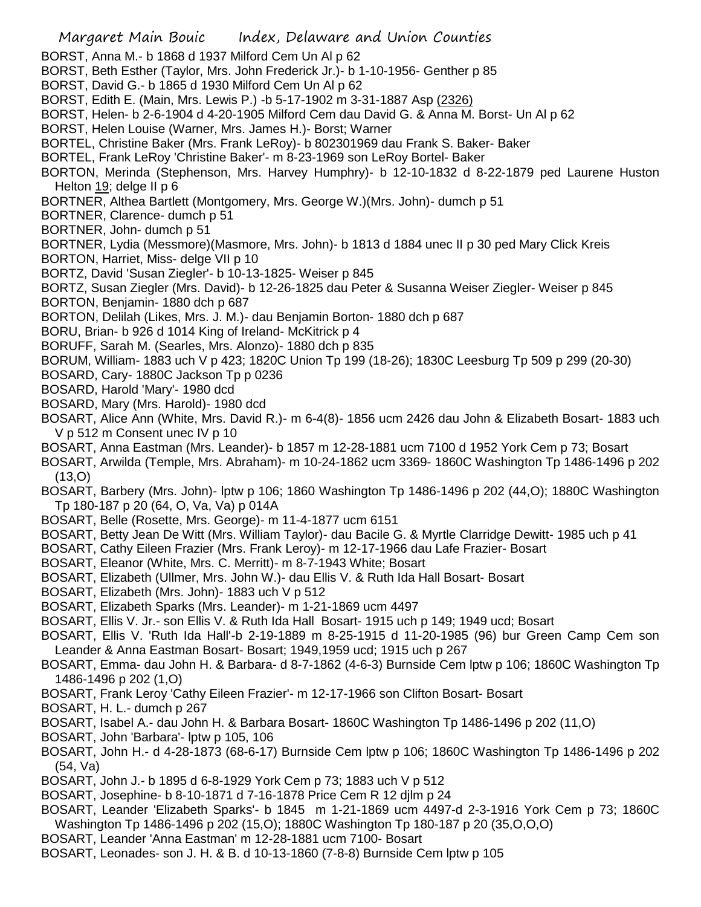BORST, Anna M.- b 1868 d 1937 Milford Cem Un Al p 62

BORST, Beth Esther (Taylor, Mrs. John Frederick Jr.)- b 1-10-1956- Genther p 85

BORST, David G.- b 1865 d 1930 Milford Cem Un Al p 62

BORST, Edith E. (Main, Mrs. Lewis P.) -b 5-17-1902 m 3-31-1887 Asp (2326)

BORST, Helen- b 2-6-1904 d 4-20-1905 Milford Cem dau David G. & Anna M. Borst- Un Al p 62

BORST, Helen Louise (Warner, Mrs. James H.)- Borst; Warner

BORTEL, Christine Baker (Mrs. Frank LeRoy)- b 802301969 dau Frank S. Baker- Baker

BORTEL, Frank LeRoy 'Christine Baker'- m 8-23-1969 son LeRoy Bortel- Baker

BORTON, Merinda (Stephenson, Mrs. Harvey Humphry)- b 12-10-1832 d 8-22-1879 ped Laurene Huston Helton 19; delge II p 6

BORTNER, Althea Bartlett (Montgomery, Mrs. George W.)(Mrs. John)- dumch p 51

BORTNER, Clarence- dumch p 51

BORTNER, John- dumch p 51

BORTNER, Lydia (Messmore)(Masmore, Mrs. John)- b 1813 d 1884 unec II p 30 ped Mary Click Kreis

BORTON, Harriet, Miss- delge VII p 10

BORTZ, David 'Susan Ziegler'- b 10-13-1825- Weiser p 845

BORTZ, Susan Ziegler (Mrs. David)- b 12-26-1825 dau Peter & Susanna Weiser Ziegler- Weiser p 845

BORTON, Benjamin- 1880 dch p 687

BORTON, Delilah (Likes, Mrs. J. M.)- dau Benjamin Borton- 1880 dch p 687

BORU, Brian- b 926 d 1014 King of Ireland- McKitrick p 4

BORUFF, Sarah M. (Searles, Mrs. Alonzo)- 1880 dch p 835

BORUM, William- 1883 uch V p 423; 1820C Union Tp 199 (18-26); 1830C Leesburg Tp 509 p 299 (20-30)

BOSARD, Cary- 1880C Jackson Tp p 0236

BOSARD, Harold 'Mary'- 1980 dcd

BOSARD, Mary (Mrs. Harold)- 1980 dcd

BOSART, Alice Ann (White, Mrs. David R.)- m 6-4(8)- 1856 ucm 2426 dau John & Elizabeth Bosart- 1883 uch V p 512 m Consent unec IV p 10

BOSART, Anna Eastman (Mrs. Leander)- b 1857 m 12-28-1881 ucm 7100 d 1952 York Cem p 73; Bosart

BOSART, Arwilda (Temple, Mrs. Abraham)- m 10-24-1862 ucm 3369- 1860C Washington Tp 1486-1496 p 202 (13,O)

BOSART, Barbery (Mrs. John)- lptw p 106; 1860 Washington Tp 1486-1496 p 202 (44,O); 1880C Washington Tp 180-187 p 20 (64, O, Va, Va) p 014A

BOSART, Belle (Rosette, Mrs. George)- m 11-4-1877 ucm 6151

BOSART, Betty Jean De Witt (Mrs. William Taylor)- dau Bacile G. & Myrtle Clarridge Dewitt- 1985 uch p 41

BOSART, Cathy Eileen Frazier (Mrs. Frank Leroy)- m 12-17-1966 dau Lafe Frazier- Bosart

BOSART, Eleanor (White, Mrs. C. Merritt)- m 8-7-1943 White; Bosart

BOSART, Elizabeth (Ullmer, Mrs. John W.)- dau Ellis V. & Ruth Ida Hall Bosart- Bosart

BOSART, Elizabeth (Mrs. John)- 1883 uch V p 512

BOSART, Elizabeth Sparks (Mrs. Leander)- m 1-21-1869 ucm 4497

BOSART, Ellis V. Jr.- son Ellis V. & Ruth Ida Hall Bosart- 1915 uch p 149; 1949 ucd; Bosart

BOSART, Ellis V. 'Ruth Ida Hall'-b 2-19-1889 m 8-25-1915 d 11-20-1985 (96) bur Green Camp Cem son Leander & Anna Eastman Bosart- Bosart; 1949,1959 ucd; 1915 uch p 267

BOSART, Emma- dau John H. & Barbara- d 8-7-1862 (4-6-3) Burnside Cem lptw p 106; 1860C Washington Tp 1486-1496 p 202 (1,O)

BOSART, Frank Leroy 'Cathy Eileen Frazier'- m 12-17-1966 son Clifton Bosart- Bosart

BOSART, H. L.- dumch p 267

BOSART, Isabel A.- dau John H. & Barbara Bosart- 1860C Washington Tp 1486-1496 p 202 (11,O)

BOSART, John 'Barbara'- lptw p 105, 106

BOSART, John H.- d 4-28-1873 (68-6-17) Burnside Cem lptw p 106; 1860C Washington Tp 1486-1496 p 202 (54, Va)

BOSART, John J.- b 1895 d 6-8-1929 York Cem p 73; 1883 uch V p 512

BOSART, Josephine- b 8-10-1871 d 7-16-1878 Price Cem R 12 djlm p 24

BOSART, Leander 'Elizabeth Sparks'- b 1845 m 1-21-1869 ucm 4497-d 2-3-1916 York Cem p 73; 1860C Washington Tp 1486-1496 p 202 (15,O); 1880C Washington Tp 180-187 p 20 (35,O,O,O)

BOSART, Leander 'Anna Eastman' m 12-28-1881 ucm 7100- Bosart

BOSART, Leonades- son J. H. & B. d 10-13-1860 (7-8-8) Burnside Cem lptw p 105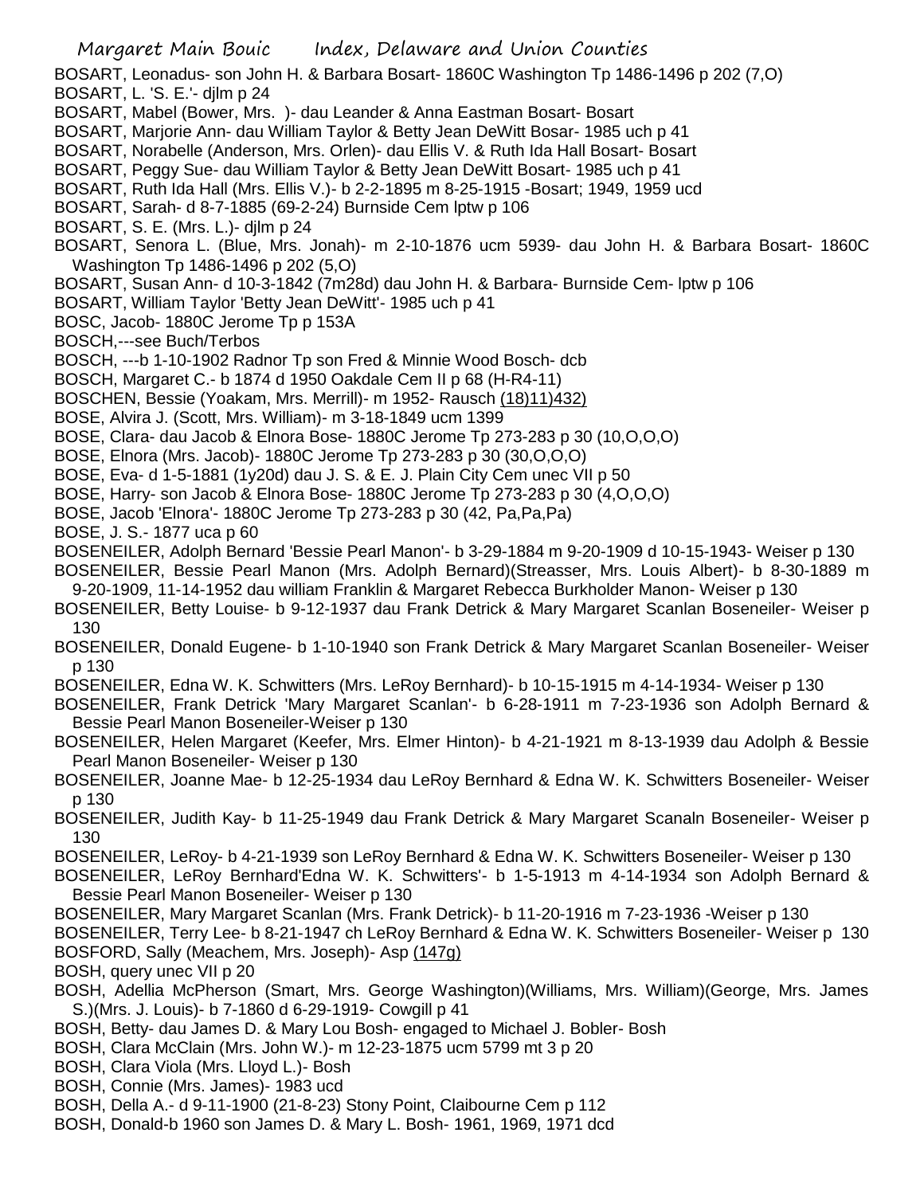BOSART, Leonadus- son John H. & Barbara Bosart- 1860C Washington Tp 1486-1496 p 202 (7,O)
BOSART, L. 'S. E.'- djlm p 24
BOSART, Mabel (Bower, Mrs. )- dau Leander & Anna Eastman Bosart- Bosart
BOSART, Marjorie Ann- dau William Taylor & Betty Jean DeWitt Bosar- 1985 uch p 41
BOSART, Norabelle (Anderson, Mrs. Orlen)- dau Ellis V. & Ruth Ida Hall Bosart- Bosart
BOSART, Peggy Sue- dau William Taylor & Betty Jean DeWitt Bosart- 1985 uch p 41
BOSART, Ruth Ida Hall (Mrs. Ellis V.)- b 2-2-1895 m 8-25-1915 -Bosart; 1949, 1959 ucd
BOSART, Sarah- d 8-7-1885 (69-2-24) Burnside Cem lptw p 106
BOSART, S. E. (Mrs. L.)- djlm p 24
BOSART, Senora L. (Blue, Mrs. Jonah)- m 2-10-1876 ucm 5939- dau John H. & Barbara Bosart- 1860C Washington Tp 1486-1496 p 202 (5,O)
BOSART, Susan Ann- d 10-3-1842 (7m28d) dau John H. & Barbara- Burnside Cem- lptw p 106
BOSART, William Taylor 'Betty Jean DeWitt'- 1985 uch p 41
BOSC, Jacob- 1880C Jerome Tp p 153A
BOSCH,---see Buch/Terbos
BOSCH, ---b 1-10-1902 Radnor Tp son Fred & Minnie Wood Bosch- dcb
BOSCH, Margaret C.- b 1874 d 1950 Oakdale Cem II p 68 (H-R4-11)
BOSCHEN, Bessie (Yoakam, Mrs. Merrill)- m 1952- Rausch (18)11)432)
BOSE, Alvira J. (Scott, Mrs. William)- m 3-18-1849 ucm 1399
BOSE, Clara- dau Jacob & Elnora Bose- 1880C Jerome Tp 273-283 p 30 (10,O,O,O)
BOSE, Elnora (Mrs. Jacob)- 1880C Jerome Tp 273-283 p 30 (30,O,O,O)
BOSE, Eva- d 1-5-1881 (1y20d) dau J. S. & E. J. Plain City Cem unec VII p 50
BOSE, Harry- son Jacob & Elnora Bose- 1880C Jerome Tp 273-283 p 30 (4,O,O,O)
BOSE, Jacob 'Elnora'- 1880C Jerome Tp 273-283 p 30 (42, Pa,Pa,Pa)
BOSE, J. S.- 1877 uca p 60
BOSENEILER, Adolph Bernard 'Bessie Pearl Manon'- b 3-29-1884 m 9-20-1909 d 10-15-1943- Weiser p 130
BOSENEILER, Bessie Pearl Manon (Mrs. Adolph Bernard)(Streasser, Mrs. Louis Albert)- b 8-30-1889 m 9-20-1909, 11-14-1952 dau william Franklin & Margaret Rebecca Burkholder Manon- Weiser p 130
BOSENEILER, Betty Louise- b 9-12-1937 dau Frank Detrick & Mary Margaret Scanlan Boseneiler- Weiser p 130
BOSENEILER, Donald Eugene- b 1-10-1940 son Frank Detrick & Mary Margaret Scanlan Boseneiler- Weiser p 130
BOSENEILER, Edna W. K. Schwitters (Mrs. LeRoy Bernhard)- b 10-15-1915 m 4-14-1934- Weiser p 130
BOSENEILER, Frank Detrick 'Mary Margaret Scanlan'- b 6-28-1911 m 7-23-1936 son Adolph Bernard & Bessie Pearl Manon Boseneiler-Weiser p 130
BOSENEILER, Helen Margaret (Keefer, Mrs. Elmer Hinton)- b 4-21-1921 m 8-13-1939 dau Adolph & Bessie Pearl Manon Boseneiler- Weiser p 130
BOSENEILER, Joanne Mae- b 12-25-1934 dau LeRoy Bernhard & Edna W. K. Schwitters Boseneiler- Weiser p 130
BOSENEILER, Judith Kay- b 11-25-1949 dau Frank Detrick & Mary Margaret Scanaln Boseneiler- Weiser p 130
BOSENEILER, LeRoy- b 4-21-1939 son LeRoy Bernhard & Edna W. K. Schwitters Boseneiler- Weiser p 130
BOSENEILER, LeRoy Bernhard'Edna W. K. Schwitters'- b 1-5-1913 m 4-14-1934 son Adolph Bernard & Bessie Pearl Manon Boseneiler- Weiser p 130
BOSENEILER, Mary Margaret Scanlan (Mrs. Frank Detrick)- b 11-20-1916 m 7-23-1936 -Weiser p 130
BOSENEILER, Terry Lee- b 8-21-1947 ch LeRoy Bernhard & Edna W. K. Schwitters Boseneiler- Weiser p 130
BOSFORD, Sally (Meachem, Mrs. Joseph)- Asp (147g)
BOSH, query unec VII p 20
BOSH, Adellia McPherson (Smart, Mrs. George Washington)(Williams, Mrs. William)(George, Mrs. James S.)(Mrs. J. Louis)- b 7-1860 d 6-29-1919- Cowgill p 41
BOSH, Betty- dau James D. & Mary Lou Bosh- engaged to Michael J. Bobler- Bosh
BOSH, Clara McClain (Mrs. John W.)- m 12-23-1875 ucm 5799 mt 3 p 20
BOSH, Clara Viola (Mrs. Lloyd L.)- Bosh
BOSH, Connie (Mrs. James)- 1983 ucd
BOSH, Della A.- d 9-11-1900 (21-8-23) Stony Point, Claibourne Cem p 112
BOSH, Donald-b 1960 son James D. & Mary L. Bosh- 1961, 1969, 1971 dcd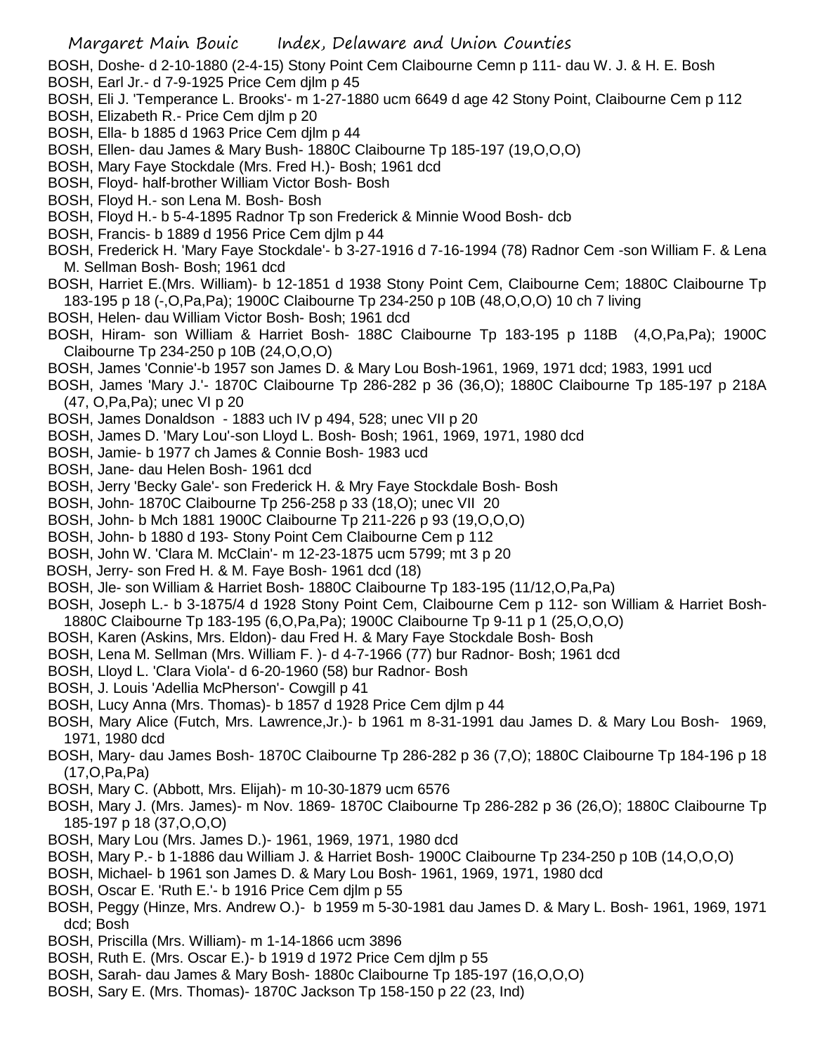BOSH, Doshe- d 2-10-1880 (2-4-15) Stony Point Cem Claibourne Cemn p 111- dau W. J. & H. E. Bosh
BOSH, Earl Jr.- d 7-9-1925 Price Cem djlm p 45
BOSH, Eli J. 'Temperance L. Brooks'- m 1-27-1880 ucm 6649 d age 42 Stony Point, Claibourne Cem p 112
BOSH, Elizabeth R.- Price Cem djlm p 20
BOSH, Ella- b 1885 d 1963 Price Cem djlm p 44
BOSH, Ellen- dau James & Mary Bush- 1880C Claibourne Tp 185-197 (19,O,O,O)
BOSH, Mary Faye Stockdale (Mrs. Fred H.)- Bosh; 1961 dcd
BOSH, Floyd- half-brother William Victor Bosh- Bosh
BOSH, Floyd H.- son Lena M. Bosh- Bosh
BOSH, Floyd H.- b 5-4-1895 Radnor Tp son Frederick & Minnie Wood Bosh- dcb
BOSH, Francis- b 1889 d 1956 Price Cem djlm p 44
BOSH, Frederick H. 'Mary Faye Stockdale'- b 3-27-1916 d 7-16-1994 (78) Radnor Cem -son William F. & Lena M. Sellman Bosh- Bosh; 1961 dcd
BOSH, Harriet E.(Mrs. William)- b 12-1851 d 1938 Stony Point Cem, Claibourne Cem; 1880C Claibourne Tp 183-195 p 18 (-,O,Pa,Pa); 1900C Claibourne Tp 234-250 p 10B (48,O,O,O) 10 ch 7 living
BOSH, Helen- dau William Victor Bosh- Bosh; 1961 dcd
BOSH, Hiram- son William & Harriet Bosh- 188C Claibourne Tp 183-195 p 118B (4,O,Pa,Pa); 1900C Claibourne Tp 234-250 p 10B (24,O,O,O)
BOSH, James 'Connie'-b 1957 son James D. & Mary Lou Bosh-1961, 1969, 1971 dcd; 1983, 1991 ucd
BOSH, James 'Mary J.'- 1870C Claibourne Tp 286-282 p 36 (36,O); 1880C Claibourne Tp 185-197 p 218A (47, O,Pa,Pa); unec VI p 20
BOSH, James Donaldson - 1883 uch IV p 494, 528; unec VII p 20
BOSH, James D. 'Mary Lou'-son Lloyd L. Bosh- Bosh; 1961, 1969, 1971, 1980 dcd
BOSH, Jamie- b 1977 ch James & Connie Bosh- 1983 ucd
BOSH, Jane- dau Helen Bosh- 1961 dcd
BOSH, Jerry 'Becky Gale'- son Frederick H. & Mry Faye Stockdale Bosh- Bosh
BOSH, John- 1870C Claibourne Tp 256-258 p 33 (18,O); unec VII 20
BOSH, John- b Mch 1881 1900C Claibourne Tp 211-226 p 93 (19,O,O,O)
BOSH, John- b 1880 d 193- Stony Point Cem Claibourne Cem p 112
BOSH, John W. 'Clara M. McClain'- m 12-23-1875 ucm 5799; mt 3 p 20
BOSH, Jerry- son Fred H. & M. Faye Bosh- 1961 dcd (18)
BOSH, Jle- son William & Harriet Bosh- 1880C Claibourne Tp 183-195 (11/12,O,Pa,Pa)
BOSH, Joseph L.- b 3-1875/4 d 1928 Stony Point Cem, Claibourne Cem p 112- son William & Harriet Bosh- 1880C Claibourne Tp 183-195 (6,O,Pa,Pa); 1900C Claibourne Tp 9-11 p 1 (25,O,O,O)
BOSH, Karen (Askins, Mrs. Eldon)- dau Fred H. & Mary Faye Stockdale Bosh- Bosh
BOSH, Lena M. Sellman (Mrs. William F. )- d 4-7-1966 (77) bur Radnor- Bosh; 1961 dcd
BOSH, Lloyd L. 'Clara Viola'- d 6-20-1960 (58) bur Radnor- Bosh
BOSH, J. Louis 'Adellia McPherson'- Cowgill p 41
BOSH, Lucy Anna (Mrs. Thomas)- b 1857 d 1928 Price Cem djlm p 44
BOSH, Mary Alice (Futch, Mrs. Lawrence,Jr.)- b 1961 m 8-31-1991 dau James D. & Mary Lou Bosh- 1969, 1971, 1980 dcd
BOSH, Mary- dau James Bosh- 1870C Claibourne Tp 286-282 p 36 (7,O); 1880C Claibourne Tp 184-196 p 18 (17,O,Pa,Pa)
BOSH, Mary C. (Abbott, Mrs. Elijah)- m 10-30-1879 ucm 6576
BOSH, Mary J. (Mrs. James)- m Nov. 1869- 1870C Claibourne Tp 286-282 p 36 (26,O); 1880C Claibourne Tp 185-197 p 18 (37,O,O,O)
BOSH, Mary Lou (Mrs. James D.)- 1961, 1969, 1971, 1980 dcd
BOSH, Mary P.- b 1-1886 dau William J. & Harriet Bosh- 1900C Claibourne Tp 234-250 p 10B (14,O,O,O)
BOSH, Michael- b 1961 son James D. & Mary Lou Bosh- 1961, 1969, 1971, 1980 dcd
BOSH, Oscar E. 'Ruth E.'- b 1916 Price Cem djlm p 55
BOSH, Peggy (Hinze, Mrs. Andrew O.)- b 1959 m 5-30-1981 dau James D. & Mary L. Bosh- 1961, 1969, 1971 dcd; Bosh
BOSH, Priscilla (Mrs. William)- m 1-14-1866 ucm 3896
BOSH, Ruth E. (Mrs. Oscar E.)- b 1919 d 1972 Price Cem djlm p 55
BOSH, Sarah- dau James & Mary Bosh- 1880c Claibourne Tp 185-197 (16,O,O,O)
BOSH, Sary E. (Mrs. Thomas)- 1870C Jackson Tp 158-150 p 22 (23, Ind)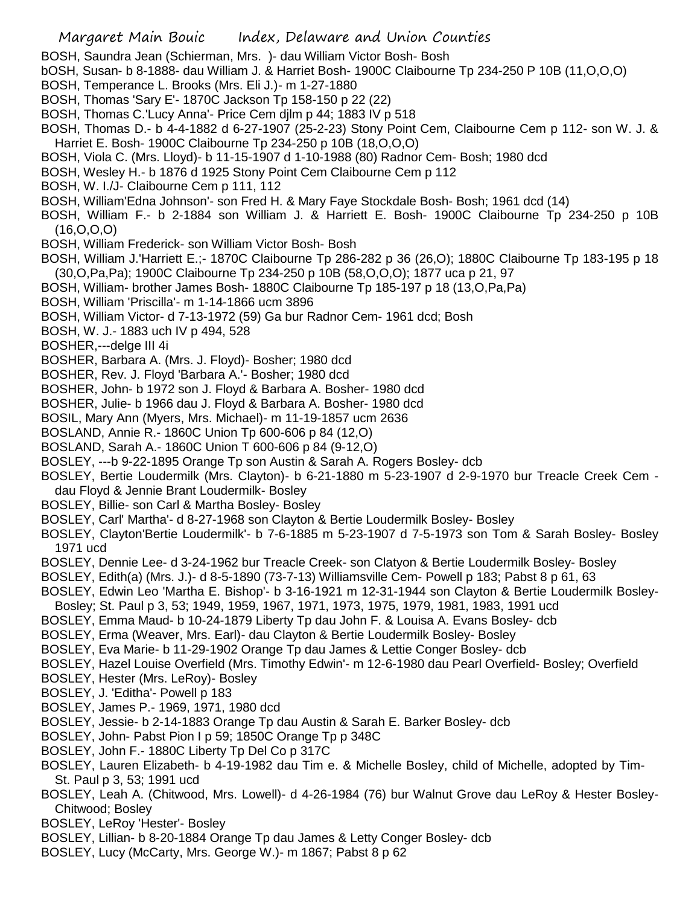BOSH, Saundra Jean (Schierman, Mrs. )- dau William Victor Bosh- Bosh

bOSH, Susan- b 8-1888- dau William J. & Harriet Bosh- 1900C Claibourne Tp 234-250 P 10B (11,O,O,O)

BOSH, Temperance L. Brooks (Mrs. Eli J.)- m 1-27-1880

BOSH, Thomas 'Sary E'- 1870C Jackson Tp 158-150 p 22 (22)

BOSH, Thomas C.'Lucy Anna'- Price Cem djlm p 44; 1883 IV p 518

BOSH, Thomas D.- b 4-4-1882 d 6-27-1907 (25-2-23) Stony Point Cem, Claibourne Cem p 112- son W. J. & Harriet E. Bosh- 1900C Claibourne Tp 234-250 p 10B (18,O,O,O)

BOSH, Viola C. (Mrs. Lloyd)- b 11-15-1907 d 1-10-1988 (80) Radnor Cem- Bosh; 1980 dcd

BOSH, Wesley H.- b 1876 d 1925 Stony Point Cem Claibourne Cem p 112

BOSH, W. I./J- Claibourne Cem p 111, 112

BOSH, William'Edna Johnson'- son Fred H. & Mary Faye Stockdale Bosh- Bosh; 1961 dcd (14)

BOSH, William F.- b 2-1884 son William J. & Harriett E. Bosh- 1900C Claibourne Tp 234-250 p 10B (16,O,O,O)

BOSH, William Frederick- son William Victor Bosh- Bosh

BOSH, William J.'Harriett E.;- 1870C Claibourne Tp 286-282 p 36 (26,O); 1880C Claibourne Tp 183-195 p 18 (30,O,Pa,Pa); 1900C Claibourne Tp 234-250 p 10B (58,O,O,O); 1877 uca p 21, 97

BOSH, William- brother James Bosh- 1880C Claibourne Tp 185-197 p 18 (13,O,Pa,Pa)

BOSH, William 'Priscilla'- m 1-14-1866 ucm 3896

BOSH, William Victor- d 7-13-1972 (59) Ga bur Radnor Cem- 1961 dcd; Bosh

BOSH, W. J.- 1883 uch IV p 494, 528

BOSHER,---delge III 4i

BOSHER, Barbara A. (Mrs. J. Floyd)- Bosher; 1980 dcd

BOSHER, Rev. J. Floyd 'Barbara A.'- Bosher; 1980 dcd

BOSHER, John- b 1972 son J. Floyd & Barbara A. Bosher- 1980 dcd

BOSHER, Julie- b 1966 dau J. Floyd & Barbara A. Bosher- 1980 dcd

BOSIL, Mary Ann (Myers, Mrs. Michael)- m 11-19-1857 ucm 2636

BOSLAND, Annie R.- 1860C Union Tp 600-606 p 84 (12,O)

BOSLAND, Sarah A.- 1860C Union T 600-606 p 84 (9-12,O)

BOSLEY, ---b 9-22-1895 Orange Tp son Austin & Sarah A. Rogers Bosley- dcb

BOSLEY, Bertie Loudermilk (Mrs. Clayton)- b 6-21-1880 m 5-23-1907 d 2-9-1970 bur Treacle Creek Cem - dau Floyd & Jennie Brant Loudermilk- Bosley

BOSLEY, Billie- son Carl & Martha Bosley- Bosley

BOSLEY, Carl' Martha'- d 8-27-1968 son Clayton & Bertie Loudermilk Bosley- Bosley

BOSLEY, Clayton'Bertie Loudermilk'- b 7-6-1885 m 5-23-1907 d 7-5-1973 son Tom & Sarah Bosley- Bosley 1971 ucd

BOSLEY, Dennie Lee- d 3-24-1962 bur Treacle Creek- son Clatyon & Bertie Loudermilk Bosley- Bosley

BOSLEY, Edith(a) (Mrs. J.)- d 8-5-1890 (73-7-13) Williamsville Cem- Powell p 183; Pabst 8 p 61, 63

BOSLEY, Edwin Leo 'Martha E. Bishop'- b 3-16-1921 m 12-31-1944 son Clayton & Bertie Loudermilk Bosley- Bosley; St. Paul p 3, 53; 1949, 1959, 1967, 1971, 1973, 1975, 1979, 1981, 1983, 1991 ucd

BOSLEY, Emma Maud- b 10-24-1879 Liberty Tp dau John F. & Louisa A. Evans Bosley- dcb

BOSLEY, Erma (Weaver, Mrs. Earl)- dau Clayton & Bertie Loudermilk Bosley- Bosley

BOSLEY, Eva Marie- b 11-29-1902 Orange Tp dau James & Lettie Conger Bosley- dcb

BOSLEY, Hazel Louise Overfield (Mrs. Timothy Edwin'- m 12-6-1980 dau Pearl Overfield- Bosley; Overfield

BOSLEY, Hester (Mrs. LeRoy)- Bosley

BOSLEY, J. 'Editha'- Powell p 183

BOSLEY, James P.- 1969, 1971, 1980 dcd

BOSLEY, Jessie- b 2-14-1883 Orange Tp dau Austin & Sarah E. Barker Bosley- dcb

BOSLEY, John- Pabst Pion I p 59; 1850C Orange Tp p 348C

BOSLEY, John F.- 1880C Liberty Tp Del Co p 317C

BOSLEY, Lauren Elizabeth- b 4-19-1982 dau Tim e. & Michelle Bosley, child of Michelle, adopted by Tim- St. Paul p 3, 53; 1991 ucd

BOSLEY, Leah A. (Chitwood, Mrs. Lowell)- d 4-26-1984 (76) bur Walnut Grove dau LeRoy & Hester Bosley- Chitwood; Bosley

BOSLEY, LeRoy 'Hester'- Bosley

BOSLEY, Lillian- b 8-20-1884 Orange Tp dau James & Letty Conger Bosley- dcb

BOSLEY, Lucy (McCarty, Mrs. George W.)- m 1867; Pabst 8 p 62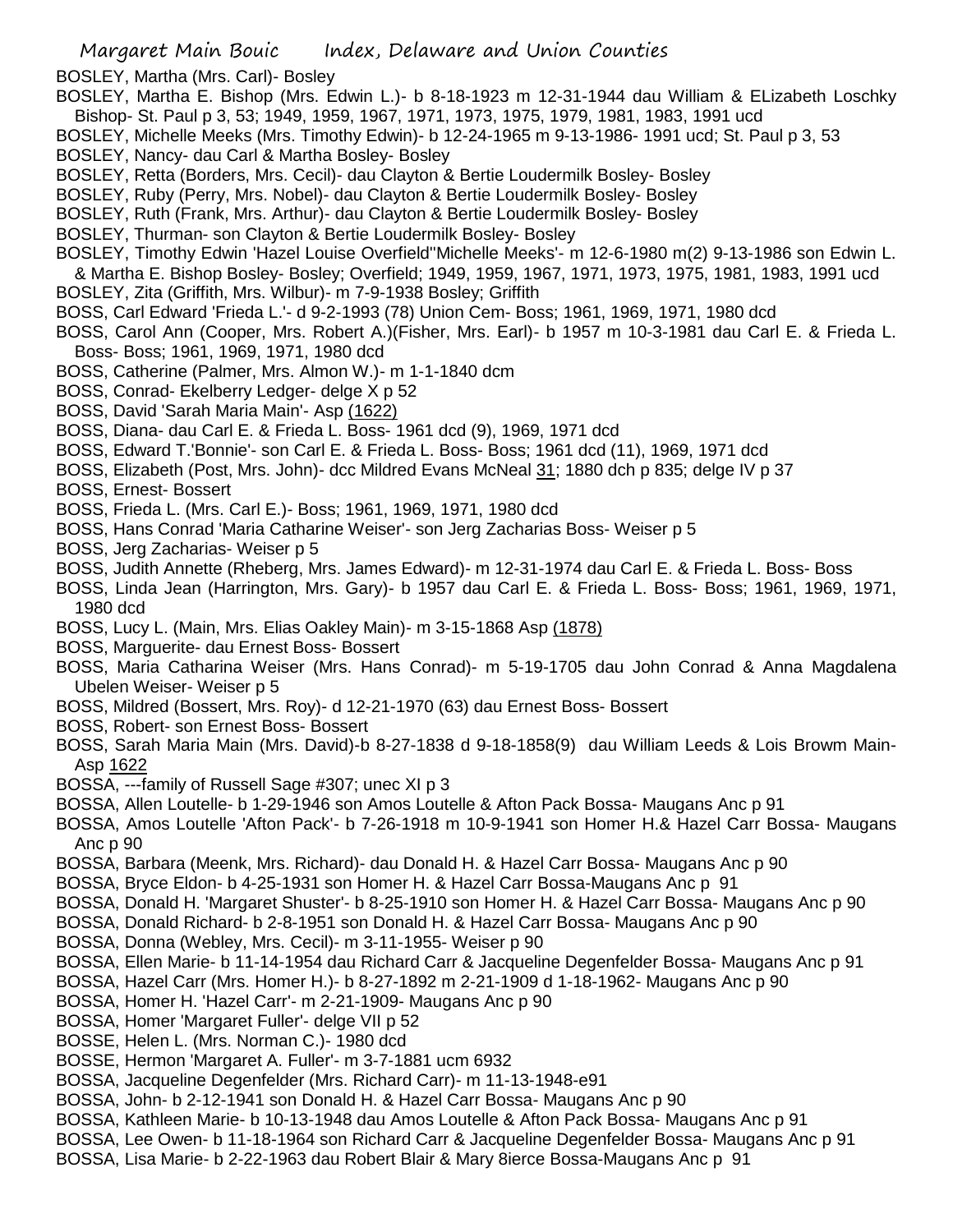BOSLEY, Martha (Mrs. Carl)- Bosley

BOSLEY, Martha E. Bishop (Mrs. Edwin L.)- b 8-18-1923 m 12-31-1944 dau William & ELizabeth Loschky Bishop- St. Paul p 3, 53; 1949, 1959, 1967, 1971, 1973, 1975, 1979, 1981, 1983, 1991 ucd

BOSLEY, Michelle Meeks (Mrs. Timothy Edwin)- b 12-24-1965 m 9-13-1986- 1991 ucd; St. Paul p 3, 53

BOSLEY, Nancy- dau Carl & Martha Bosley- Bosley

BOSLEY, Retta (Borders, Mrs. Cecil)- dau Clayton & Bertie Loudermilk Bosley- Bosley

BOSLEY, Ruby (Perry, Mrs. Nobel)- dau Clayton & Bertie Loudermilk Bosley- Bosley

BOSLEY, Ruth (Frank, Mrs. Arthur)- dau Clayton & Bertie Loudermilk Bosley- Bosley

BOSLEY, Thurman- son Clayton & Bertie Loudermilk Bosley- Bosley

BOSLEY, Timothy Edwin 'Hazel Louise Overfield''Michelle Meeks'- m 12-6-1980 m(2) 9-13-1986 son Edwin L. & Martha E. Bishop Bosley- Bosley; Overfield; 1949, 1959, 1967, 1971, 1973, 1975, 1981, 1983, 1991 ucd

BOSLEY, Zita (Griffith, Mrs. Wilbur)- m 7-9-1938 Bosley; Griffith

BOSS, Carl Edward 'Frieda L.'- d 9-2-1993 (78) Union Cem- Boss; 1961, 1969, 1971, 1980 dcd

BOSS, Carol Ann (Cooper, Mrs. Robert A.)(Fisher, Mrs. Earl)- b 1957 m 10-3-1981 dau Carl E. & Frieda L. Boss- Boss; 1961, 1969, 1971, 1980 dcd

BOSS, Catherine (Palmer, Mrs. Almon W.)- m 1-1-1840 dcm

BOSS, Conrad- Ekelberry Ledger- delge X p 52

BOSS, David 'Sarah Maria Main'- Asp (1622)

BOSS, Diana- dau Carl E. & Frieda L. Boss- 1961 dcd (9), 1969, 1971 dcd

BOSS, Edward T.'Bonnie'- son Carl E. & Frieda L. Boss- Boss; 1961 dcd (11), 1969, 1971 dcd

BOSS, Elizabeth (Post, Mrs. John)- dcc Mildred Evans McNeal 31; 1880 dch p 835; delge IV p 37

BOSS, Ernest- Bossert

BOSS, Frieda L. (Mrs. Carl E.)- Boss; 1961, 1969, 1971, 1980 dcd

BOSS, Hans Conrad 'Maria Catharine Weiser'- son Jerg Zacharias Boss- Weiser p 5

BOSS, Jerg Zacharias- Weiser p 5

BOSS, Judith Annette (Rheberg, Mrs. James Edward)- m 12-31-1974 dau Carl E. & Frieda L. Boss- Boss

BOSS, Linda Jean (Harrington, Mrs. Gary)- b 1957 dau Carl E. & Frieda L. Boss- Boss; 1961, 1969, 1971, 1980 dcd

BOSS, Lucy L. (Main, Mrs. Elias Oakley Main)- m 3-15-1868 Asp (1878)

BOSS, Marguerite- dau Ernest Boss- Bossert

BOSS, Maria Catharina Weiser (Mrs. Hans Conrad)- m 5-19-1705 dau John Conrad & Anna Magdalena Ubelen Weiser- Weiser p 5

BOSS, Mildred (Bossert, Mrs. Roy)- d 12-21-1970 (63) dau Ernest Boss- Bossert

BOSS, Robert- son Ernest Boss- Bossert

BOSS, Sarah Maria Main (Mrs. David)-b 8-27-1838 d 9-18-1858(9) dau William Leeds & Lois Browm Main- Asp 1622

BOSSA, ---family of Russell Sage #307; unec XI p 3

BOSSA, Allen Loutelle- b 1-29-1946 son Amos Loutelle & Afton Pack Bossa- Maugans Anc p 91

BOSSA, Amos Loutelle 'Afton Pack'- b 7-26-1918 m 10-9-1941 son Homer H.& Hazel Carr Bossa- Maugans Anc p 90

BOSSA, Barbara (Meenk, Mrs. Richard)- dau Donald H. & Hazel Carr Bossa- Maugans Anc p 90

BOSSA, Bryce Eldon- b 4-25-1931 son Homer H. & Hazel Carr Bossa-Maugans Anc p 91

BOSSA, Donald H. 'Margaret Shuster'- b 8-25-1910 son Homer H. & Hazel Carr Bossa- Maugans Anc p 90

BOSSA, Donald Richard- b 2-8-1951 son Donald H. & Hazel Carr Bossa- Maugans Anc p 90

BOSSA, Donna (Webley, Mrs. Cecil)- m 3-11-1955- Weiser p 90

BOSSA, Ellen Marie- b 11-14-1954 dau Richard Carr & Jacqueline Degenfelder Bossa- Maugans Anc p 91

BOSSA, Hazel Carr (Mrs. Homer H.)- b 8-27-1892 m 2-21-1909 d 1-18-1962- Maugans Anc p 90

BOSSA, Homer H. 'Hazel Carr'- m 2-21-1909- Maugans Anc p 90

BOSSA, Homer 'Margaret Fuller'- delge VII p 52

BOSSE, Helen L. (Mrs. Norman C.)- 1980 dcd

BOSSE, Hermon 'Margaret A. Fuller'- m 3-7-1881 ucm 6932

BOSSA, Jacqueline Degenfelder (Mrs. Richard Carr)- m 11-13-1948-e91

BOSSA, John- b 2-12-1941 son Donald H. & Hazel Carr Bossa- Maugans Anc p 90

BOSSA, Kathleen Marie- b 10-13-1948 dau Amos Loutelle & Afton Pack Bossa- Maugans Anc p 91

BOSSA, Lee Owen- b 11-18-1964 son Richard Carr & Jacqueline Degenfelder Bossa- Maugans Anc p 91

BOSSA, Lisa Marie- b 2-22-1963 dau Robert Blair & Mary 8ierce Bossa-Maugans Anc p 91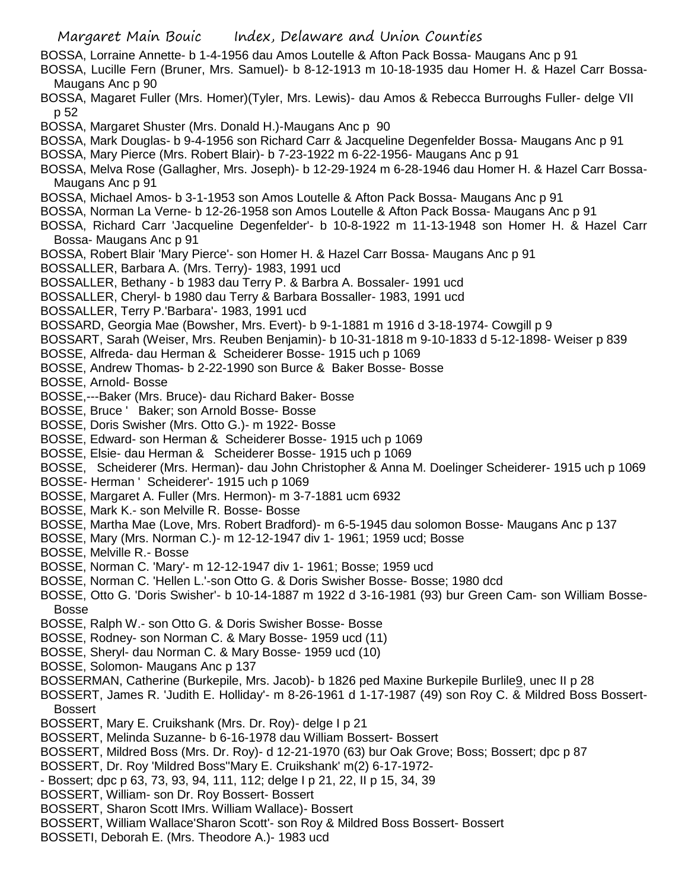BOSSA, Lorraine Annette- b 1-4-1956 dau Amos Loutelle & Afton Pack Bossa- Maugans Anc p 91

BOSSA, Lucille Fern (Bruner, Mrs. Samuel)- b 8-12-1913 m 10-18-1935 dau Homer H. & Hazel Carr Bossa- Maugans Anc p 90

BOSSA, Magaret Fuller (Mrs. Homer)(Tyler, Mrs. Lewis)- dau Amos & Rebecca Burroughs Fuller- delge VII p 52

BOSSA, Margaret Shuster (Mrs. Donald H.)-Maugans Anc p 90

BOSSA, Mark Douglas- b 9-4-1956 son Richard Carr & Jacqueline Degenfelder Bossa- Maugans Anc p 91

BOSSA, Mary Pierce (Mrs. Robert Blair)- b 7-23-1922 m 6-22-1956- Maugans Anc p 91

BOSSA, Melva Rose (Gallagher, Mrs. Joseph)- b 12-29-1924 m 6-28-1946 dau Homer H. & Hazel Carr Bossa- Maugans Anc p 91

BOSSA, Michael Amos- b 3-1-1953 son Amos Loutelle & Afton Pack Bossa- Maugans Anc p 91

BOSSA, Norman La Verne- b 12-26-1958 son Amos Loutelle & Afton Pack Bossa- Maugans Anc p 91

BOSSA, Richard Carr 'Jacqueline Degenfelder'- b 10-8-1922 m 11-13-1948 son Homer H. & Hazel Carr Bossa- Maugans Anc p 91

BOSSA, Robert Blair 'Mary Pierce'- son Homer H. & Hazel Carr Bossa- Maugans Anc p 91

BOSSALLER, Barbara A. (Mrs. Terry)- 1983, 1991 ucd

BOSSALLER, Bethany - b 1983 dau Terry P. & Barbra A. Bossaler- 1991 ucd

BOSSALLER, Cheryl- b 1980 dau Terry & Barbara Bossaller- 1983, 1991 ucd

BOSSALLER, Terry P.'Barbara'- 1983, 1991 ucd

BOSSARD, Georgia Mae (Bowsher, Mrs. Evert)- b 9-1-1881 m 1916 d 3-18-1974- Cowgill p 9

BOSSART, Sarah (Weiser, Mrs. Reuben Benjamin)- b 10-31-1818 m 9-10-1833 d 5-12-1898- Weiser p 839

BOSSE, Alfreda- dau Herman & Scheiderer Bosse- 1915 uch p 1069

BOSSE, Andrew Thomas- b 2-22-1990 son Burce & Baker Bosse- Bosse

BOSSE, Arnold- Bosse

BOSSE,---Baker (Mrs. Bruce)- dau Richard Baker- Bosse

BOSSE, Bruce ' Baker; son Arnold Bosse- Bosse

BOSSE, Doris Swisher (Mrs. Otto G.)- m 1922- Bosse

BOSSE, Edward- son Herman & Scheiderer Bosse- 1915 uch p 1069

BOSSE, Elsie- dau Herman & Scheiderer Bosse- 1915 uch p 1069

BOSSE, Scheiderer (Mrs. Herman)- dau John Christopher & Anna M. Doelinger Scheiderer- 1915 uch p 1069

BOSSE- Herman ' Scheiderer'- 1915 uch p 1069

BOSSE, Margaret A. Fuller (Mrs. Hermon)- m 3-7-1881 ucm 6932

BOSSE, Mark K.- son Melville R. Bosse- Bosse

BOSSE, Martha Mae (Love, Mrs. Robert Bradford)- m 6-5-1945 dau solomon Bosse- Maugans Anc p 137

BOSSE, Mary (Mrs. Norman C.)- m 12-12-1947 div 1- 1961; 1959 ucd; Bosse

BOSSE, Melville R.- Bosse

BOSSE, Norman C. 'Mary'- m 12-12-1947 div 1- 1961; Bosse; 1959 ucd

BOSSE, Norman C. 'Hellen L.'-son Otto G. & Doris Swisher Bosse- Bosse; 1980 dcd

BOSSE, Otto G. 'Doris Swisher'- b 10-14-1887 m 1922 d 3-16-1981 (93) bur Green Cam- son William Bosse- Bosse

BOSSE, Ralph W.- son Otto G. & Doris Swisher Bosse- Bosse

BOSSE, Rodney- son Norman C. & Mary Bosse- 1959 ucd (11)

BOSSE, Sheryl- dau Norman C. & Mary Bosse- 1959 ucd (10)

BOSSE, Solomon- Maugans Anc p 137

BOSSERMAN, Catherine (Burkepile, Mrs. Jacob)- b 1826 ped Maxine Burkepile Burlile9, unec II p 28

BOSSERT, James R. 'Judith E. Holliday'- m 8-26-1961 d 1-17-1987 (49) son Roy C. & Mildred Boss Bossert- Bossert

BOSSERT, Mary E. Cruikshank (Mrs. Dr. Roy)- delge I p 21

BOSSERT, Melinda Suzanne- b 6-16-1978 dau William Bossert- Bossert

BOSSERT, Mildred Boss (Mrs. Dr. Roy)- d 12-21-1970 (63) bur Oak Grove; Boss; Bossert; dpc p 87

BOSSERT, Dr. Roy 'Mildred Boss''Mary E. Cruikshank' m(2) 6-17-1972-
- Bossert; dpc p 63, 73, 93, 94, 111, 112; delge I p 21, 22, II p 15, 34, 39

BOSSERT, William- son Dr. Roy Bossert- Bossert

BOSSERT, Sharon Scott IMrs. William Wallace)- Bossert

BOSSERT, William Wallace'Sharon Scott'- son Roy & Mildred Boss Bossert- Bossert

BOSSETI, Deborah E. (Mrs. Theodore A.)- 1983 ucd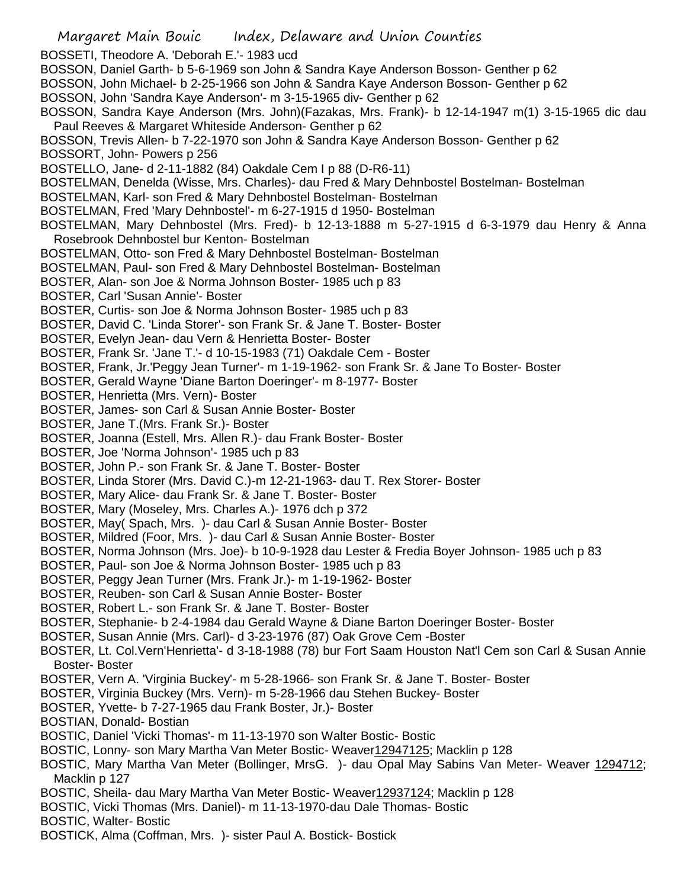BOSSETI, Theodore A. 'Deborah E.'- 1983 ucd
BOSSON, Daniel Garth- b 5-6-1969 son John & Sandra Kaye Anderson Bosson- Genther p 62
BOSSON, John Michael- b 2-25-1966 son John & Sandra Kaye Anderson Bosson- Genther p 62
BOSSON, John 'Sandra Kaye Anderson'- m 3-15-1965 div- Genther p 62
BOSSON, Sandra Kaye Anderson (Mrs. John)(Fazakas, Mrs. Frank)- b 12-14-1947 m(1) 3-15-1965 dic dau Paul Reeves & Margaret Whiteside Anderson- Genther p 62
BOSSON, Trevis Allen- b 7-22-1970 son John & Sandra Kaye Anderson Bosson- Genther p 62
BOSSORT, John- Powers p 256
BOSTELLO, Jane- d 2-11-1882 (84) Oakdale Cem I p 88 (D-R6-11)
BOSTELMAN, Denelda (Wisse, Mrs. Charles)- dau Fred & Mary Dehnbostel Bostelman- Bostelman
BOSTELMAN, Karl- son Fred & Mary Dehnbostel Bostelman- Bostelman
BOSTELMAN, Fred 'Mary Dehnbostel'- m 6-27-1915 d 1950- Bostelman
BOSTELMAN, Mary Dehnbostel (Mrs. Fred)- b 12-13-1888 m 5-27-1915 d 6-3-1979 dau Henry & Anna Rosebrook Dehnbostel bur Kenton- Bostelman
BOSTELMAN, Otto- son Fred & Mary Dehnbostel Bostelman- Bostelman
BOSTELMAN, Paul- son Fred & Mary Dehnbostel Bostelman- Bostelman
BOSTER, Alan- son Joe & Norma Johnson Boster- 1985 uch p 83
BOSTER, Carl 'Susan Annie'- Boster
BOSTER, Curtis- son Joe & Norma Johnson Boster- 1985 uch p 83
BOSTER, David C. 'Linda Storer'- son Frank Sr. & Jane T. Boster- Boster
BOSTER, Evelyn Jean- dau Vern & Henrietta Boster- Boster
BOSTER, Frank Sr. 'Jane T.'- d 10-15-1983 (71) Oakdale Cem - Boster
BOSTER, Frank, Jr.'Peggy Jean Turner'- m 1-19-1962- son Frank Sr. & Jane To Boster- Boster
BOSTER, Gerald Wayne 'Diane Barton Doeringer'- m 8-1977- Boster
BOSTER, Henrietta (Mrs. Vern)- Boster
BOSTER, James- son Carl & Susan Annie Boster- Boster
BOSTER, Jane T.(Mrs. Frank Sr.)- Boster
BOSTER, Joanna (Estell, Mrs. Allen R.)- dau Frank Boster- Boster
BOSTER, Joe 'Norma Johnson'- 1985 uch p 83
BOSTER, John P.- son Frank Sr. & Jane T. Boster- Boster
BOSTER, Linda Storer (Mrs. David C.)-m 12-21-1963- dau T. Rex Storer- Boster
BOSTER, Mary Alice- dau Frank Sr. & Jane T. Boster- Boster
BOSTER, Mary (Moseley, Mrs. Charles A.)- 1976 dch p 372
BOSTER, May( Spach, Mrs. )- dau Carl & Susan Annie Boster- Boster
BOSTER, Mildred (Foor, Mrs. )- dau Carl & Susan Annie Boster- Boster
BOSTER, Norma Johnson (Mrs. Joe)- b 10-9-1928 dau Lester & Fredia Boyer Johnson- 1985 uch p 83
BOSTER, Paul- son Joe & Norma Johnson Boster- 1985 uch p 83
BOSTER, Peggy Jean Turner (Mrs. Frank Jr.)- m 1-19-1962- Boster
BOSTER, Reuben- son Carl & Susan Annie Boster- Boster
BOSTER, Robert L.- son Frank Sr. & Jane T. Boster- Boster
BOSTER, Stephanie- b 2-4-1984 dau Gerald Wayne & Diane Barton Doeringer Boster- Boster
BOSTER, Susan Annie (Mrs. Carl)- d 3-23-1976 (87) Oak Grove Cem -Boster
BOSTER, Lt. Col.Vern'Henrietta'- d 3-18-1988 (78) bur Fort Saam Houston Nat'l Cem son Carl & Susan Annie Boster- Boster
BOSTER, Vern A. 'Virginia Buckey'- m 5-28-1966- son Frank Sr. & Jane T. Boster- Boster
BOSTER, Virginia Buckey (Mrs. Vern)- m 5-28-1966 dau Stehen Buckey- Boster
BOSTER, Yvette- b 7-27-1965 dau Frank Boster, Jr.)- Boster
BOSTIAN, Donald- Bostian
BOSTIC, Daniel 'Vicki Thomas'- m 11-13-1970 son Walter Bostic- Bostic
BOSTIC, Lonny- son Mary Martha Van Meter Bostic- Weaver12947125; Macklin p 128
BOSTIC, Mary Martha Van Meter (Bollinger, MrsG. )- dau Opal May Sabins Van Meter- Weaver 1294712; Macklin p 127
BOSTIC, Sheila- dau Mary Martha Van Meter Bostic- Weaver12937124; Macklin p 128
BOSTIC, Vicki Thomas (Mrs. Daniel)- m 11-13-1970-dau Dale Thomas- Bostic
BOSTIC, Walter- Bostic
BOSTICK, Alma (Coffman, Mrs. )- sister Paul A. Bostick- Bostick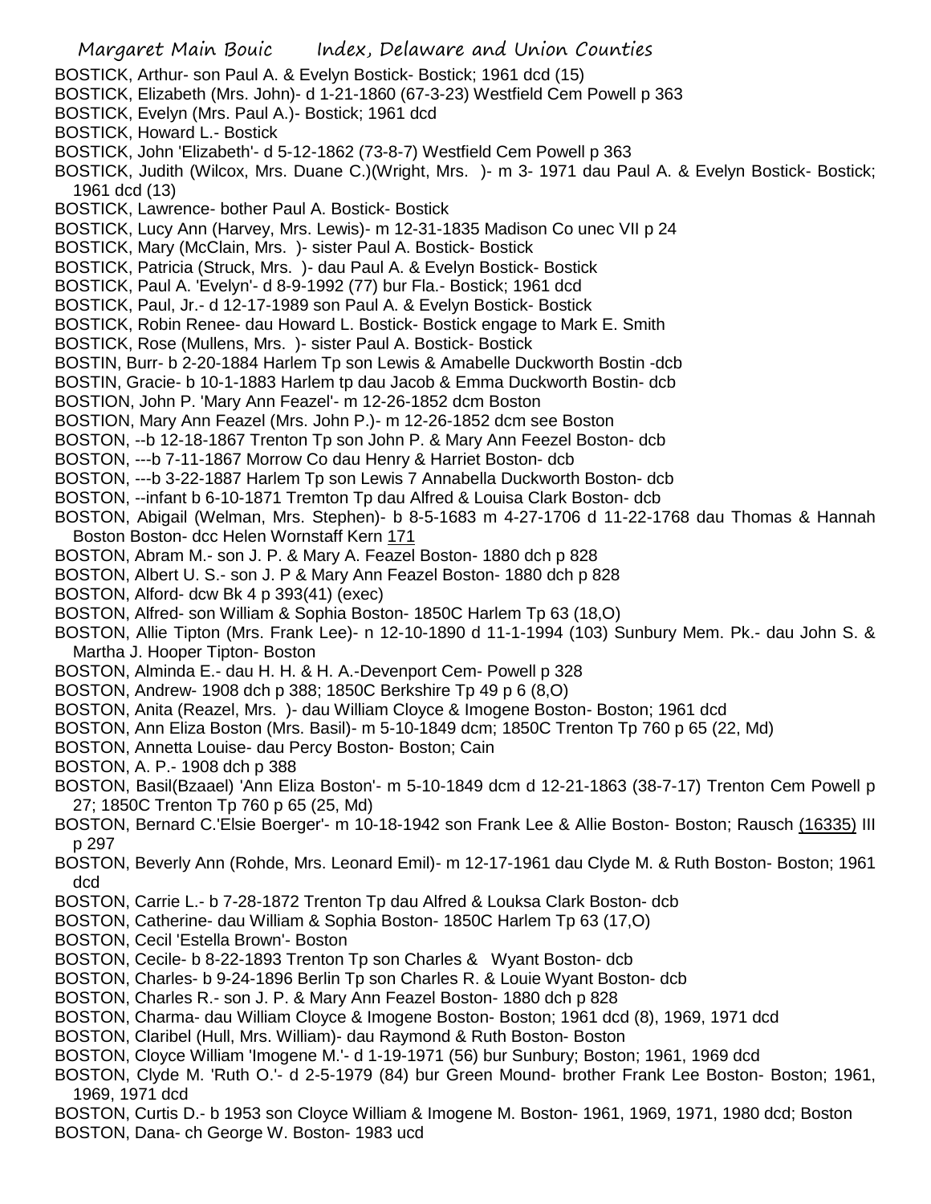BOSTICK, Arthur- son Paul A. & Evelyn Bostick- Bostick; 1961 dcd (15)
BOSTICK, Elizabeth (Mrs. John)- d 1-21-1860 (67-3-23) Westfield Cem Powell p 363
BOSTICK, Evelyn (Mrs. Paul A.)- Bostick; 1961 dcd
BOSTICK, Howard L.- Bostick
BOSTICK, John 'Elizabeth'- d 5-12-1862 (73-8-7) Westfield Cem Powell p 363
BOSTICK, Judith (Wilcox, Mrs. Duane C.)(Wright, Mrs. )- m 3- 1971 dau Paul A. & Evelyn Bostick- Bostick; 1961 dcd (13)
BOSTICK, Lawrence- bother Paul A. Bostick- Bostick
BOSTICK, Lucy Ann (Harvey, Mrs. Lewis)- m 12-31-1835 Madison Co unec VII p 24
BOSTICK, Mary (McClain, Mrs. )- sister Paul A. Bostick- Bostick
BOSTICK, Patricia (Struck, Mrs. )- dau Paul A. & Evelyn Bostick- Bostick
BOSTICK, Paul A. 'Evelyn'- d 8-9-1992 (77) bur Fla.- Bostick; 1961 dcd
BOSTICK, Paul, Jr.- d 12-17-1989 son Paul A. & Evelyn Bostick- Bostick
BOSTICK, Robin Renee- dau Howard L. Bostick- Bostick engage to Mark E. Smith
BOSTICK, Rose (Mullens, Mrs. )- sister Paul A. Bostick- Bostick
BOSTIN, Burr- b 2-20-1884 Harlem Tp son Lewis & Amabelle Duckworth Bostin -dcb
BOSTIN, Gracie- b 10-1-1883 Harlem tp dau Jacob & Emma Duckworth Bostin- dcb
BOSTION, John P. 'Mary Ann Feazel'- m 12-26-1852 dcm Boston
BOSTION, Mary Ann Feazel (Mrs. John P.)- m 12-26-1852 dcm see Boston
BOSTON, --b 12-18-1867 Trenton Tp son John P. & Mary Ann Feezel Boston- dcb
BOSTON, ---b 7-11-1867 Morrow Co dau Henry & Harriet Boston- dcb
BOSTON, ---b 3-22-1887 Harlem Tp son Lewis 7 Annabella Duckworth Boston- dcb
BOSTON, --infant b 6-10-1871 Tremton Tp dau Alfred & Louisa Clark Boston- dcb
BOSTON, Abigail (Welman, Mrs. Stephen)- b 8-5-1683 m 4-27-1706 d 11-22-1768 dau Thomas & Hannah Boston Boston- dcc Helen Wornstaff Kern 171
BOSTON, Abram M.- son J. P. & Mary A. Feazel Boston- 1880 dch p 828
BOSTON, Albert U. S.- son J. P & Mary Ann Feazel Boston- 1880 dch p 828
BOSTON, Alford- dcw Bk 4 p 393(41) (exec)
BOSTON, Alfred- son William & Sophia Boston- 1850C Harlem Tp 63 (18,O)
BOSTON, Allie Tipton (Mrs. Frank Lee)- n 12-10-1890 d 11-1-1994 (103) Sunbury Mem. Pk.- dau John S. & Martha J. Hooper Tipton- Boston
BOSTON, Alminda E.- dau H. H. & H. A.-Devenport Cem- Powell p 328
BOSTON, Andrew- 1908 dch p 388; 1850C Berkshire Tp 49 p 6 (8,O)
BOSTIN, Anita (Reazel, Mrs. )- dau William Cloyce & Imogene Boston- Boston; 1961 dcd
BOSTON, Ann Eliza Boston (Mrs. Basil)- m 5-10-1849 dcm; 1850C Trenton Tp 760 p 65 (22, Md)
BOSTON, Annetta Louise- dau Percy Boston- Boston; Cain
BOSTON, A. P.- 1908 dch p 388
BOSTON, Basil(Bzaael) 'Ann Eliza Boston'- m 5-10-1849 dcm d 12-21-1863 (38-7-17) Trenton Cem Powell p 27; 1850C Trenton Tp 760 p 65 (25, Md)
BOSTON, Bernard C.'Elsie Boerger'- m 10-18-1942 son Frank Lee & Allie Boston- Boston; Rausch (16335) III p 297
BOSTON, Beverly Ann (Rohde, Mrs. Leonard Emil)- m 12-17-1961 dau Clyde M. & Ruth Boston- Boston; 1961 dcd
BOSTON, Carrie L.- b 7-28-1872 Trenton Tp dau Alfred & Louksa Clark Boston- dcb
BOSTON, Catherine- dau William & Sophia Boston- 1850C Harlem Tp 63 (17,O)
BOSTON, Cecil 'Estella Brown'- Boston
BOSTON, Cecile- b 8-22-1893 Trenton Tp son Charles & Wyant Boston- dcb
BOSTON, Charles- b 9-24-1896 Berlin Tp son Charles R. & Louie Wyant Boston- dcb
BOSTON, Charles R.- son J. P. & Mary Ann Feazel Boston- 1880 dch p 828
BOSTON, Charma- dau William Cloyce & Imogene Boston- Boston; 1961 dcd (8), 1969, 1971 dcd
BOSTON, Claribel (Hull, Mrs. William)- dau Raymond & Ruth Boston- Boston
BOSTON, Cloyce William 'Imogene M.'- d 1-19-1971 (56) bur Sunbury; Boston; 1961, 1969 dcd
BOSTON, Clyde M. 'Ruth O.'- d 2-5-1979 (84) bur Green Mound- brother Frank Lee Boston- Boston; 1961, 1969, 1971 dcd
BOSTON, Curtis D.- b 1953 son Cloyce William & Imogene M. Boston- 1961, 1969, 1971, 1980 dcd; Boston
BOSTON, Dana- ch George W. Boston- 1983 ucd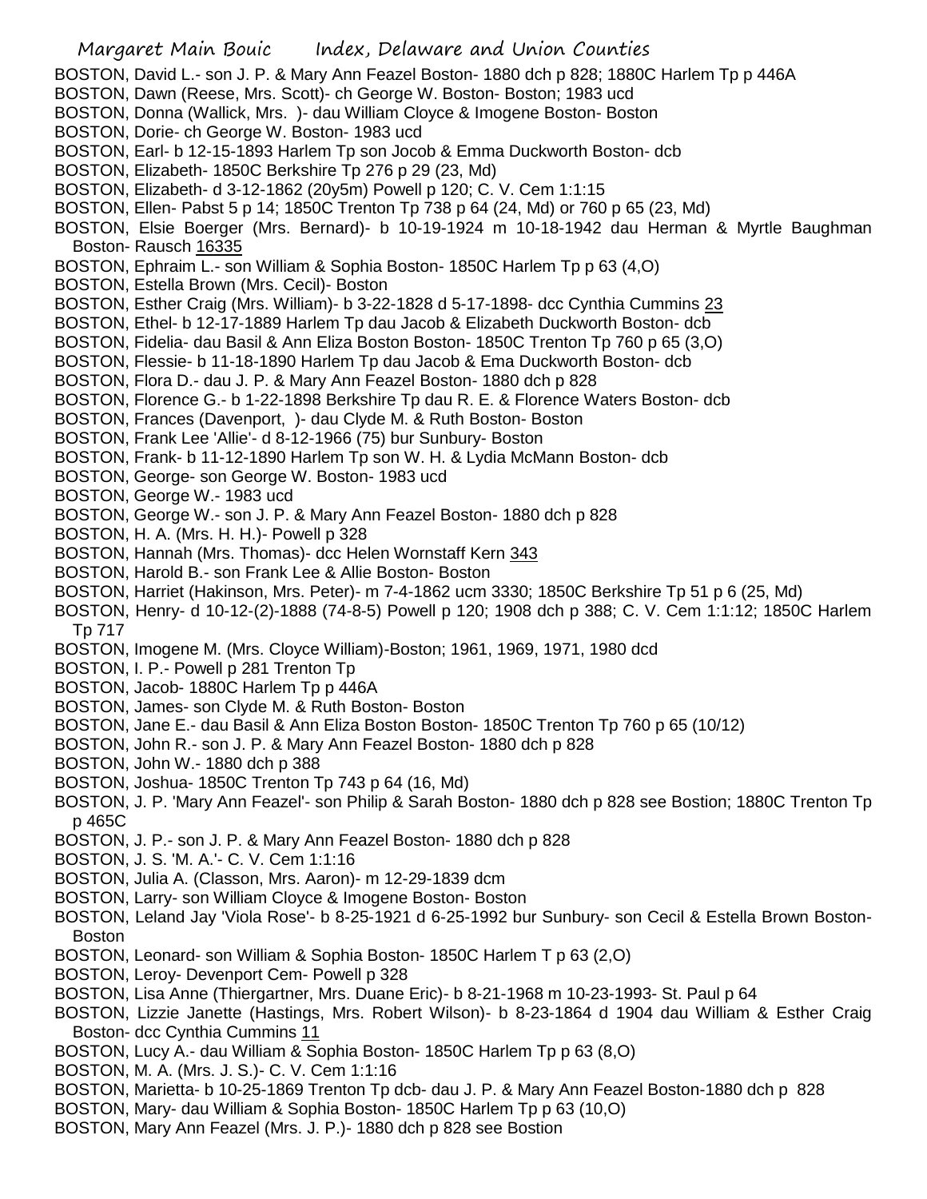BOSTON, David L.- son J. P. & Mary Ann Feazel Boston- 1880 dch p 828; 1880C Harlem Tp p 446A

BOSTON, Dawn (Reese, Mrs. Scott)- ch George W. Boston- Boston; 1983 ucd

BOSTON, Donna (Wallick, Mrs. )- dau William Cloyce & Imogene Boston- Boston

BOSTON, Dorie- ch George W. Boston- 1983 ucd

BOSTON, Earl- b 12-15-1893 Harlem Tp son Jocob & Emma Duckworth Boston- dcb

BOSTON, Elizabeth- 1850C Berkshire Tp 276 p 29 (23, Md)

BOSTON, Elizabeth- d 3-12-1862 (20y5m) Powell p 120; C. V. Cem 1:1:15

BOSTON, Ellen- Pabst 5 p 14; 1850C Trenton Tp 738 p 64 (24, Md) or 760 p 65 (23, Md)

BOSTON, Elsie Boerger (Mrs. Bernard)- b 10-19-1924 m 10-18-1942 dau Herman & Myrtle Baughman Boston- Rausch 16335

BOSTON, Ephraim L.- son William & Sophia Boston- 1850C Harlem Tp p 63 (4,O)

BOSTON, Estella Brown (Mrs. Cecil)- Boston

BOSTON, Esther Craig (Mrs. William)- b 3-22-1828 d 5-17-1898- dcc Cynthia Cummins 23

BOSTON, Ethel- b 12-17-1889 Harlem Tp dau Jacob & Elizabeth Duckworth Boston- dcb

BOSTON, Fidelia- dau Basil & Ann Eliza Boston Boston- 1850C Trenton Tp 760 p 65 (3,O)

BOSTON, Flessie- b 11-18-1890 Harlem Tp dau Jacob & Ema Duckworth Boston- dcb

BOSTON, Flora D.- dau J. P. & Mary Ann Feazel Boston- 1880 dch p 828

BOSTON, Florence G.- b 1-22-1898 Berkshire Tp dau R. E. & Florence Waters Boston- dcb

BOSTON, Frances (Davenport, )- dau Clyde M. & Ruth Boston- Boston

BOSTON, Frank Lee 'Allie'- d 8-12-1966 (75) bur Sunbury- Boston

BOSTON, Frank- b 11-12-1890 Harlem Tp son W. H. & Lydia McMann Boston- dcb

BOSTON, George- son George W. Boston- 1983 ucd

BOSTON, George W.- 1983 ucd

BOSTON, George W.- son J. P. & Mary Ann Feazel Boston- 1880 dch p 828

BOSTON, H. A. (Mrs. H. H.)- Powell p 328

BOSTON, Hannah (Mrs. Thomas)- dcc Helen Wornstaff Kern 343

BOSTON, Harold B.- son Frank Lee & Allie Boston- Boston

BOSTON, Harriet (Hakinson, Mrs. Peter)- m 7-4-1862 ucm 3330; 1850C Berkshire Tp 51 p 6 (25, Md)

BOSTON, Henry- d 10-12-(2)-1888 (74-8-5) Powell p 120; 1908 dch p 388; C. V. Cem 1:1:12; 1850C Harlem Tp 717

BOSTON, Imogene M. (Mrs. Cloyce William)-Boston; 1961, 1969, 1971, 1980 dcd

BOSTON, I. P.- Powell p 281 Trenton Tp

BOSTON, Jacob- 1880C Harlem Tp p 446A

BOSTON, James- son Clyde M. & Ruth Boston- Boston

BOSTON, Jane E.- dau Basil & Ann Eliza Boston Boston- 1850C Trenton Tp 760 p 65 (10/12)

BOSTON, John R.- son J. P. & Mary Ann Feazel Boston- 1880 dch p 828

BOSTON, John W.- 1880 dch p 388

BOSTON, Joshua- 1850C Trenton Tp 743 p 64 (16, Md)

BOSTON, J. P. 'Mary Ann Feazel'- son Philip & Sarah Boston- 1880 dch p 828 see Bostion; 1880C Trenton Tp p 465C

BOSTON, J. P.- son J. P. & Mary Ann Feazel Boston- 1880 dch p 828

BOSTON, J. S. 'M. A.'- C. V. Cem 1:1:16

BOSTON, Julia A. (Classon, Mrs. Aaron)- m 12-29-1839 dcm

BOSTON, Larry- son William Cloyce & Imogene Boston- Boston

BOSTON, Leland Jay 'Viola Rose'- b 8-25-1921 d 6-25-1992 bur Sunbury- son Cecil & Estella Brown Boston- Boston

BOSTON, Leonard- son William & Sophia Boston- 1850C Harlem T p 63 (2,O)

BOSTON, Leroy- Devenport Cem- Powell p 328

BOSTON, Lisa Anne (Thiergartner, Mrs. Duane Eric)- b 8-21-1968 m 10-23-1993- St. Paul p 64

BOSTON, Lizzie Janette (Hastings, Mrs. Robert Wilson)- b 8-23-1864 d 1904 dau William & Esther Craig Boston- dcc Cynthia Cummins 11

BOSTON, Lucy A.- dau William & Sophia Boston- 1850C Harlem Tp p 63 (8,O)

BOSTON, M. A. (Mrs. J. S.)- C. V. Cem 1:1:16

BOSTON, Marietta- b 10-25-1869 Trenton Tp dcb- dau J. P. & Mary Ann Feazel Boston-1880 dch p 828

BOSTON, Mary- dau William & Sophia Boston- 1850C Harlem Tp p 63 (10,O)

BOSTON, Mary Ann Feazel (Mrs. J. P.)- 1880 dch p 828 see Bostion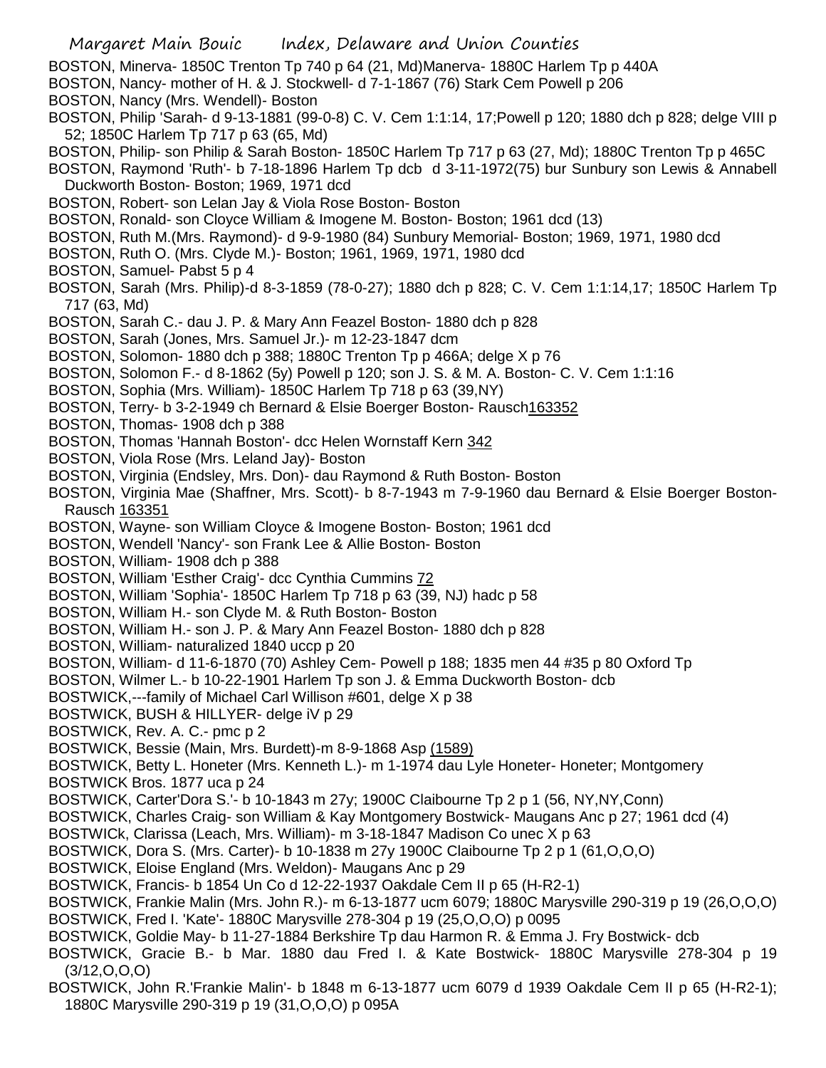BOSTON, Minerva- 1850C Trenton Tp 740 p 64 (21, Md)Manerva- 1880C Harlem Tp p 440A

BOSTON, Nancy- mother of H. & J. Stockwell- d 7-1-1867 (76) Stark Cem Powell p 206

BOSTON, Nancy (Mrs. Wendell)- Boston

BOSTON, Philip 'Sarah- d 9-13-1881 (99-0-8) C. V. Cem 1:1:14, 17;Powell p 120; 1880 dch p 828; delge VIII p 52; 1850C Harlem Tp 717 p 63 (65, Md)

BOSTON, Philip- son Philip & Sarah Boston- 1850C Harlem Tp 717 p 63 (27, Md); 1880C Trenton Tp p 465C

BOSTON, Raymond 'Ruth'- b 7-18-1896 Harlem Tp dcb d 3-11-1972(75) bur Sunbury son Lewis & Annabell Duckworth Boston- Boston; 1969, 1971 dcd

BOSTON, Robert- son Lelan Jay & Viola Rose Boston- Boston

BOSTON, Ronald- son Cloyce William & Imogene M. Boston- Boston; 1961 dcd (13)

BOSTON, Ruth M.(Mrs. Raymond)- d 9-9-1980 (84) Sunbury Memorial- Boston; 1969, 1971, 1980 dcd

BOSTON, Ruth O. (Mrs. Clyde M.)- Boston; 1961, 1969, 1971, 1980 dcd

BOSTON, Samuel- Pabst 5 p 4

BOSTON, Sarah (Mrs. Philip)-d 8-3-1859 (78-0-27); 1880 dch p 828; C. V. Cem 1:1:14,17; 1850C Harlem Tp 717 (63, Md)

BOSTON, Sarah C.- dau J. P. & Mary Ann Feazel Boston- 1880 dch p 828

BOSTON, Sarah (Jones, Mrs. Samuel Jr.)- m 12-23-1847 dcm

BOSTON, Solomon- 1880 dch p 388; 1880C Trenton Tp p 466A; delge X p 76

BOSTON, Solomon F.- d 8-1862 (5y) Powell p 120; son J. S. & M. A. Boston- C. V. Cem 1:1:16

BOSTON, Sophia (Mrs. William)- 1850C Harlem Tp 718 p 63 (39,NY)

BOSTON, Terry- b 3-2-1949 ch Bernard & Elsie Boerger Boston- Rausch163352

BOSTON, Thomas- 1908 dch p 388

BOSTON, Thomas 'Hannah Boston'- dcc Helen Wornstaff Kern 342

BOSTON, Viola Rose (Mrs. Leland Jay)- Boston

BOSTON, Virginia (Endsley, Mrs. Don)- dau Raymond & Ruth Boston- Boston

BOSTON, Virginia Mae (Shaffner, Mrs. Scott)- b 8-7-1943 m 7-9-1960 dau Bernard & Elsie Boerger Boston- Rausch 163351

BOSTON, Wayne- son William Cloyce & Imogene Boston- Boston; 1961 dcd

BOSTON, Wendell 'Nancy'- son Frank Lee & Allie Boston- Boston

BOSTON, William- 1908 dch p 388

BOSTON, William 'Esther Craig'- dcc Cynthia Cummins 72

BOSTON, William 'Sophia'- 1850C Harlem Tp 718 p 63 (39, NJ) hadc p 58

BOSTON, William H.- son Clyde M. & Ruth Boston- Boston

BOSTON, William H.- son J. P. & Mary Ann Feazel Boston- 1880 dch p 828

BOSTON, William- naturalized 1840 uccp p 20

BOSTON, William- d 11-6-1870 (70) Ashley Cem- Powell p 188; 1835 men 44 #35 p 80 Oxford Tp

BOSTON, Wilmer L.- b 10-22-1901 Harlem Tp son J. & Emma Duckworth Boston- dcb

BOSTWICK,---family of Michael Carl Willison #601, delge X p 38

BOSTWICK, BUSH & HILLYER- delge iV p 29

BOSTWICK, Rev. A. C.- pmc p 2

BOSTWICK, Bessie (Main, Mrs. Burdett)-m 8-9-1868 Asp (1589)

BOSTWICK, Betty L. Honeter (Mrs. Kenneth L.)- m 1-1974 dau Lyle Honeter- Honeter; Montgomery

BOSTWICK Bros. 1877 uca p 24

BOSTWICK, Carter'Dora S.'- b 10-1843 m 27y; 1900C Claibourne Tp 2 p 1 (56, NY,NY,Conn)

BOSTWICK, Charles Craig- son William & Kay Montgomery Bostwick- Maugans Anc p 27; 1961 dcd (4)

BOSTWICk, Clarissa (Leach, Mrs. William)- m 3-18-1847 Madison Co unec X p 63

BOSTWICK, Dora S. (Mrs. Carter)- b 10-1838 m 27y 1900C Claibourne Tp 2 p 1 (61,O,O,O)

BOSTWICK, Eloise England (Mrs. Weldon)- Maugans Anc p 29

BOSTWICK, Francis- b 1854 Un Co d 12-22-1937 Oakdale Cem II p 65 (H-R2-1)

BOSTWICK, Frankie Malin (Mrs. John R.)- m 6-13-1877 ucm 6079; 1880C Marysville 290-319 p 19 (26,O,O,O)

BOSTWICK, Fred I. 'Kate'- 1880C Marysville 278-304 p 19 (25,O,O,O) p 0095

BOSTWICK, Goldie May- b 11-27-1884 Berkshire Tp dau Harmon R. & Emma J. Fry Bostwick- dcb

BOSTWICK, Gracie B.- b Mar. 1880 dau Fred I. & Kate Bostwick- 1880C Marysville 278-304 p 19 (3/12,O,O,O)

BOSTWICK, John R.'Frankie Malin'- b 1848 m 6-13-1877 ucm 6079 d 1939 Oakdale Cem II p 65 (H-R2-1); 1880C Marysville 290-319 p 19 (31,O,O,O) p 095A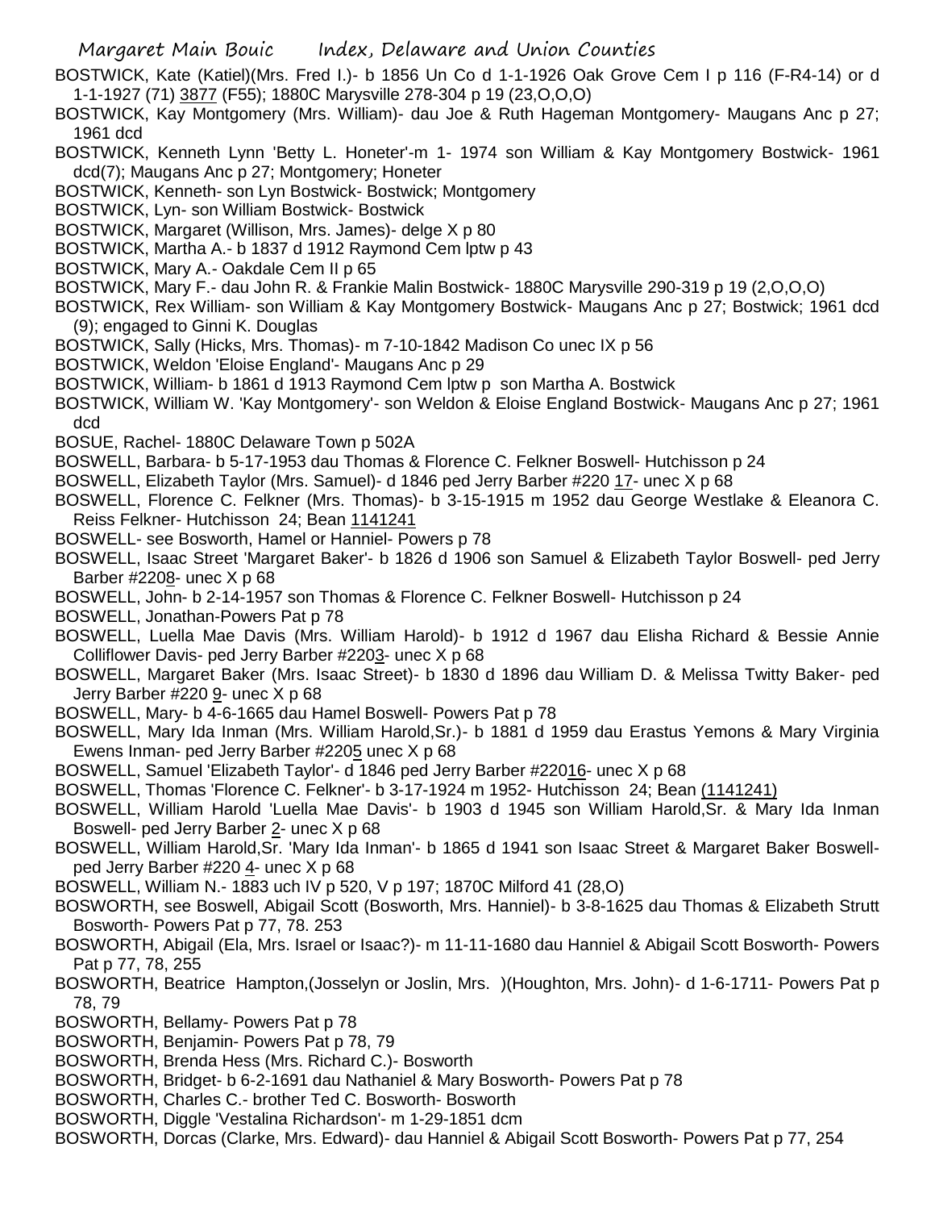BOSTWICK, Kate (Katiel)(Mrs. Fred I.)- b 1856 Un Co d 1-1-1926 Oak Grove Cem I p 116 (F-R4-14) or d 1-1-1927 (71) 3877 (F55); 1880C Marysville 278-304 p 19 (23,O,O,O)

BOSTWICK, Kay Montgomery (Mrs. William)- dau Joe & Ruth Hageman Montgomery- Maugans Anc p 27; 1961 dcd

BOSTWICK, Kenneth Lynn 'Betty L. Honeter'-m 1- 1974 son William & Kay Montgomery Bostwick- 1961 dcd(7); Maugans Anc p 27; Montgomery; Honeter

BOSTWICK, Kenneth- son Lyn Bostwick- Bostwick; Montgomery

BOSTWICK, Lyn- son William Bostwick- Bostwick

BOSTWICK, Margaret (Willison, Mrs. James)- delge X p 80

BOSTWICK, Martha A.- b 1837 d 1912 Raymond Cem lptw p 43

BOSTWICK, Mary A.- Oakdale Cem II p 65

BOSTWICK, Mary F.- dau John R. & Frankie Malin Bostwick- 1880C Marysville 290-319 p 19 (2,O,O,O)

BOSTWICK, Rex William- son William & Kay Montgomery Bostwick- Maugans Anc p 27; Bostwick; 1961 dcd (9); engaged to Ginni K. Douglas

BOSTWICK, Sally (Hicks, Mrs. Thomas)- m 7-10-1842 Madison Co unec IX p 56

BOSTWICK, Weldon 'Eloise England'- Maugans Anc p 29

BOSTWICK, William- b 1861 d 1913 Raymond Cem lptw p son Martha A. Bostwick

BOSTWICK, William W. 'Kay Montgomery'- son Weldon & Eloise England Bostwick- Maugans Anc p 27; 1961 dcd

BOSUE, Rachel- 1880C Delaware Town p 502A

BOSWELL, Barbara- b 5-17-1953 dau Thomas & Florence C. Felkner Boswell- Hutchisson p 24

BOSWELL, Elizabeth Taylor (Mrs. Samuel)- d 1846 ped Jerry Barber #220 17- unec X p 68

BOSWELL, Florence C. Felkner (Mrs. Thomas)- b 3-15-1915 m 1952 dau George Westlake & Eleanora C. Reiss Felkner- Hutchisson 24; Bean 1141241

BOSWELL- see Bosworth, Hamel or Hanniel- Powers p 78

BOSWELL, Isaac Street 'Margaret Baker'- b 1826 d 1906 son Samuel & Elizabeth Taylor Boswell- ped Jerry Barber #2208- unec X p 68

BOSWELL, John- b 2-14-1957 son Thomas & Florence C. Felkner Boswell- Hutchisson p 24

BOSWELL, Jonathan-Powers Pat p 78

BOSWELL, Luella Mae Davis (Mrs. William Harold)- b 1912 d 1967 dau Elisha Richard & Bessie Annie Colliflower Davis- ped Jerry Barber #2203- unec X p 68

BOSWELL, Margaret Baker (Mrs. Isaac Street)- b 1830 d 1896 dau William D. & Melissa Twitty Baker- ped Jerry Barber #220 9- unec X p 68

BOSWELL, Mary- b 4-6-1665 dau Hamel Boswell- Powers Pat p 78

BOSWELL, Mary Ida Inman (Mrs. William Harold,Sr.)- b 1881 d 1959 dau Erastus Yemons & Mary Virginia Ewens Inman- ped Jerry Barber #2205 unec X p 68

BOSWELL, Samuel 'Elizabeth Taylor'- d 1846 ped Jerry Barber #22016- unec X p 68

BOSWELL, Thomas 'Florence C. Felkner'- b 3-17-1924 m 1952- Hutchisson 24; Bean (1141241)

BOSWELL, William Harold 'Luella Mae Davis'- b 1903 d 1945 son William Harold,Sr. & Mary Ida Inman Boswell- ped Jerry Barber 2- unec X p 68

BOSWELL, William Harold,Sr. 'Mary Ida Inman'- b 1865 d 1941 son Isaac Street & Margaret Baker Boswell- ped Jerry Barber #220 4- unec X p 68

BOSWELL, William N.- 1883 uch IV p 520, V p 197; 1870C Milford 41 (28,O)

BOSWORTH, see Boswell, Abigail Scott (Bosworth, Mrs. Hanniel)- b 3-8-1625 dau Thomas & Elizabeth Strutt Bosworth- Powers Pat p 77, 78. 253

BOSWORTH, Abigail (Ela, Mrs. Israel or Isaac?)- m 11-11-1680 dau Hanniel & Abigail Scott Bosworth- Powers Pat p 77, 78, 255

BOSWORTH, Beatrice Hampton,(Josselyn or Joslin, Mrs. )(Houghton, Mrs. John)- d 1-6-1711- Powers Pat p 78, 79

BOSWORTH, Bellamy- Powers Pat p 78

BOSWORTH, Benjamin- Powers Pat p 78, 79

BOSWORTH, Brenda Hess (Mrs. Richard C.)- Bosworth

BOSWORTH, Bridget- b 6-2-1691 dau Nathaniel & Mary Bosworth- Powers Pat p 78

BOSWORTH, Charles C.- brother Ted C. Bosworth- Bosworth

BOSWORTH, Diggle 'Vestalina Richardson'- m 1-29-1851 dcm

BOSWORTH, Dorcas (Clarke, Mrs. Edward)- dau Hanniel & Abigail Scott Bosworth- Powers Pat p 77, 254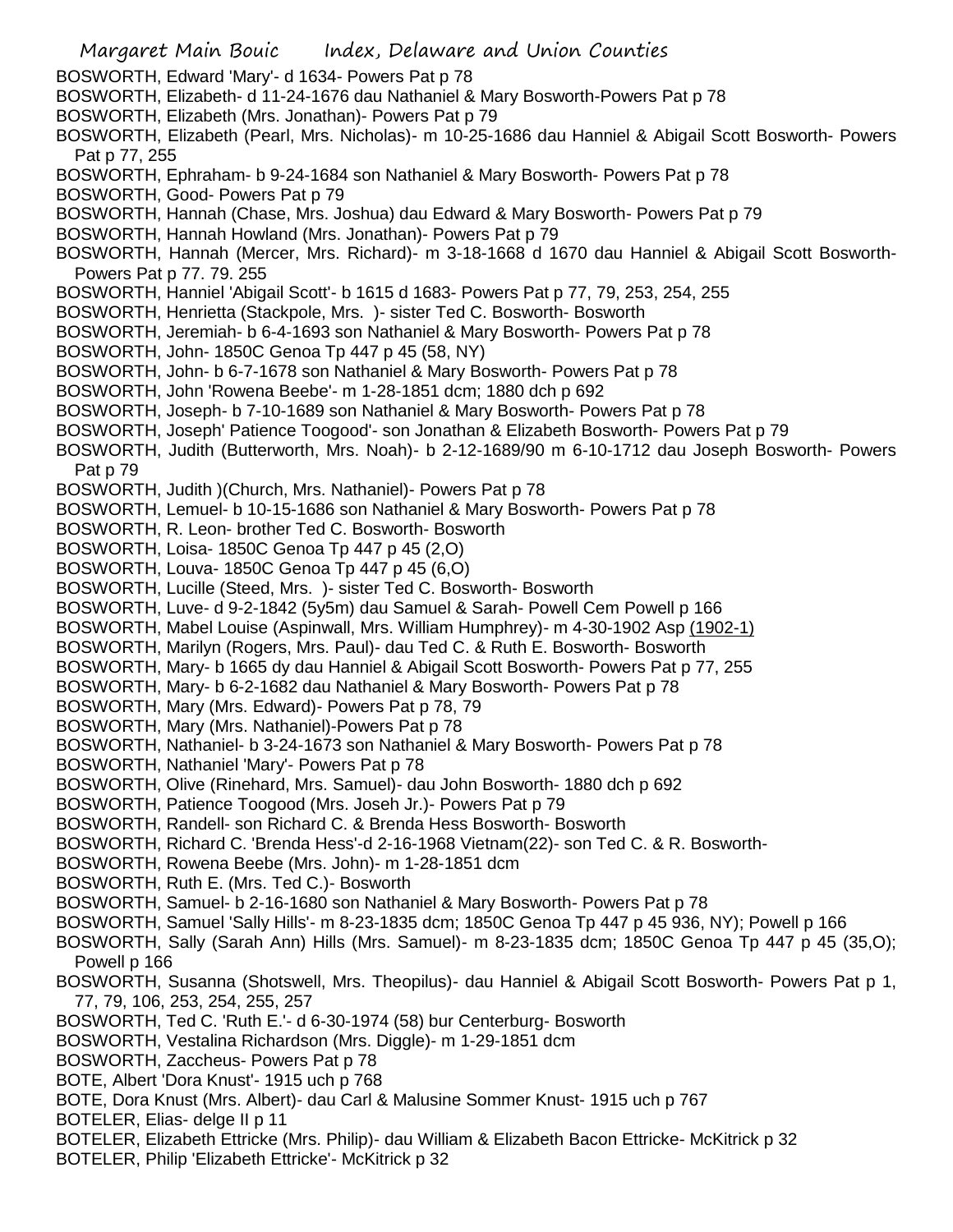BOSWORTH, Edward 'Mary'- d 1634- Powers Pat p 78
BOSWORTH, Elizabeth- d 11-24-1676 dau Nathaniel & Mary Bosworth-Powers Pat p 78
BOSWORTH, Elizabeth (Mrs. Jonathan)- Powers Pat p 79
BOSWORTH, Elizabeth (Pearl, Mrs. Nicholas)- m 10-25-1686 dau Hanniel & Abigail Scott Bosworth- Powers Pat p 77, 255
BOSWORTH, Ephraham- b 9-24-1684 son Nathaniel & Mary Bosworth- Powers Pat p 78
BOSWORTH, Good- Powers Pat p 79
BOSWORTH, Hannah (Chase, Mrs. Joshua) dau Edward & Mary Bosworth- Powers Pat p 79
BOSWORTH, Hannah Howland (Mrs. Jonathan)- Powers Pat p 79
BOSWORTH, Hannah (Mercer, Mrs. Richard)- m 3-18-1668 d 1670 dau Hanniel & Abigail Scott Bosworth- Powers Pat p 77. 79. 255
BOSWORTH, Hanniel 'Abigail Scott'- b 1615 d 1683- Powers Pat p 77, 79, 253, 254, 255
BOSWORTH, Henrietta (Stackpole, Mrs. )- sister Ted C. Bosworth- Bosworth
BOSWORTH, Jeremiah- b 6-4-1693 son Nathaniel & Mary Bosworth- Powers Pat p 78
BOSWORTH, John- 1850C Genoa Tp 447 p 45 (58, NY)
BOSWORTH, John- b 6-7-1678 son Nathaniel & Mary Bosworth- Powers Pat p 78
BOSWORTH, John 'Rowena Beebe'- m 1-28-1851 dcm; 1880 dch p 692
BOSWORTH, Joseph- b 7-10-1689 son Nathaniel & Mary Bosworth- Powers Pat p 78
BOSWORTH, Joseph' Patience Toogood'- son Jonathan & Elizabeth Bosworth- Powers Pat p 79
BOSWORTH, Judith (Butterworth, Mrs. Noah)- b 2-12-1689/90 m 6-10-1712 dau Joseph Bosworth- Powers Pat p 79
BOSWORTH, Judith )(Church, Mrs. Nathaniel)- Powers Pat p 78
BOSWORTH, Lemuel- b 10-15-1686 son Nathaniel & Mary Bosworth- Powers Pat p 78
BOSWORTH, R. Leon- brother Ted C. Bosworth- Bosworth
BOSWORTH, Loisa- 1850C Genoa Tp 447 p 45 (2,O)
BOSWORTH, Louva- 1850C Genoa Tp 447 p 45 (6,O)
BOSWORTH, Lucille (Steed, Mrs. )- sister Ted C. Bosworth- Bosworth
BOSWORTH, Luve- d 9-2-1842 (5y5m) dau Samuel & Sarah- Powell Cem Powell p 166
BOSWORTH, Mabel Louise (Aspinwall, Mrs. William Humphrey)- m 4-30-1902 Asp (1902-1)
BOSWORTH, Marilyn (Rogers, Mrs. Paul)- dau Ted C. & Ruth E. Bosworth- Bosworth
BOSWORTH, Mary- b 1665 dy dau Hanniel & Abigail Scott Bosworth- Powers Pat p 77, 255
BOSWORTH, Mary- b 6-2-1682 dau Nathaniel & Mary Bosworth- Powers Pat p 78
BOSWORTH, Mary (Mrs. Edward)- Powers Pat p 78, 79
BOSWORTH, Mary (Mrs. Nathaniel)-Powers Pat p 78
BOSWORTH, Nathaniel- b 3-24-1673 son Nathaniel & Mary Bosworth- Powers Pat p 78
BOSWORTH, Nathaniel 'Mary'- Powers Pat p 78
BOSWORTH, Olive (Rinehard, Mrs. Samuel)- dau John Bosworth- 1880 dch p 692
BOSWORTH, Patience Toogood (Mrs. Joseh Jr.)- Powers Pat p 79
BOSWORTH, Randell- son Richard C. & Brenda Hess Bosworth- Bosworth
BOSWORTH, Richard C. 'Brenda Hess'-d 2-16-1968 Vietnam(22)- son Ted C. & R. Bosworth-
BOSWORTH, Rowena Beebe (Mrs. John)- m 1-28-1851 dcm
BOSWORTH, Ruth E. (Mrs. Ted C.)- Bosworth
BOSWORTH, Samuel- b 2-16-1680 son Nathaniel & Mary Bosworth- Powers Pat p 78
BOSWORTH, Samuel 'Sally Hills'- m 8-23-1835 dcm; 1850C Genoa Tp 447 p 45 936, NY); Powell p 166
BOSWORTH, Sally (Sarah Ann) Hills (Mrs. Samuel)- m 8-23-1835 dcm; 1850C Genoa Tp 447 p 45 (35,O); Powell p 166
BOSWORTH, Susanna (Shotswell, Mrs. Theopilus)- dau Hanniel & Abigail Scott Bosworth- Powers Pat p 1, 77, 79, 106, 253, 254, 255, 257
BOSWORTH, Ted C. 'Ruth E.'- d 6-30-1974 (58) bur Centerburg- Bosworth
BOSWORTH, Vestalina Richardson (Mrs. Diggle)- m 1-29-1851 dcm
BOSWORTH, Zaccheus- Powers Pat p 78
BOTE, Albert 'Dora Knust'- 1915 uch p 768
BOTE, Dora Knust (Mrs. Albert)- dau Carl & Malusine Sommer Knust- 1915 uch p 767
BOTELER, Elias- delge II p 11
BOTELER, Elizabeth Ettricke (Mrs. Philip)- dau William & Elizabeth Bacon Ettricke- McKitrick p 32
BOTELER, Philip 'Elizabeth Ettricke'- McKitrick p 32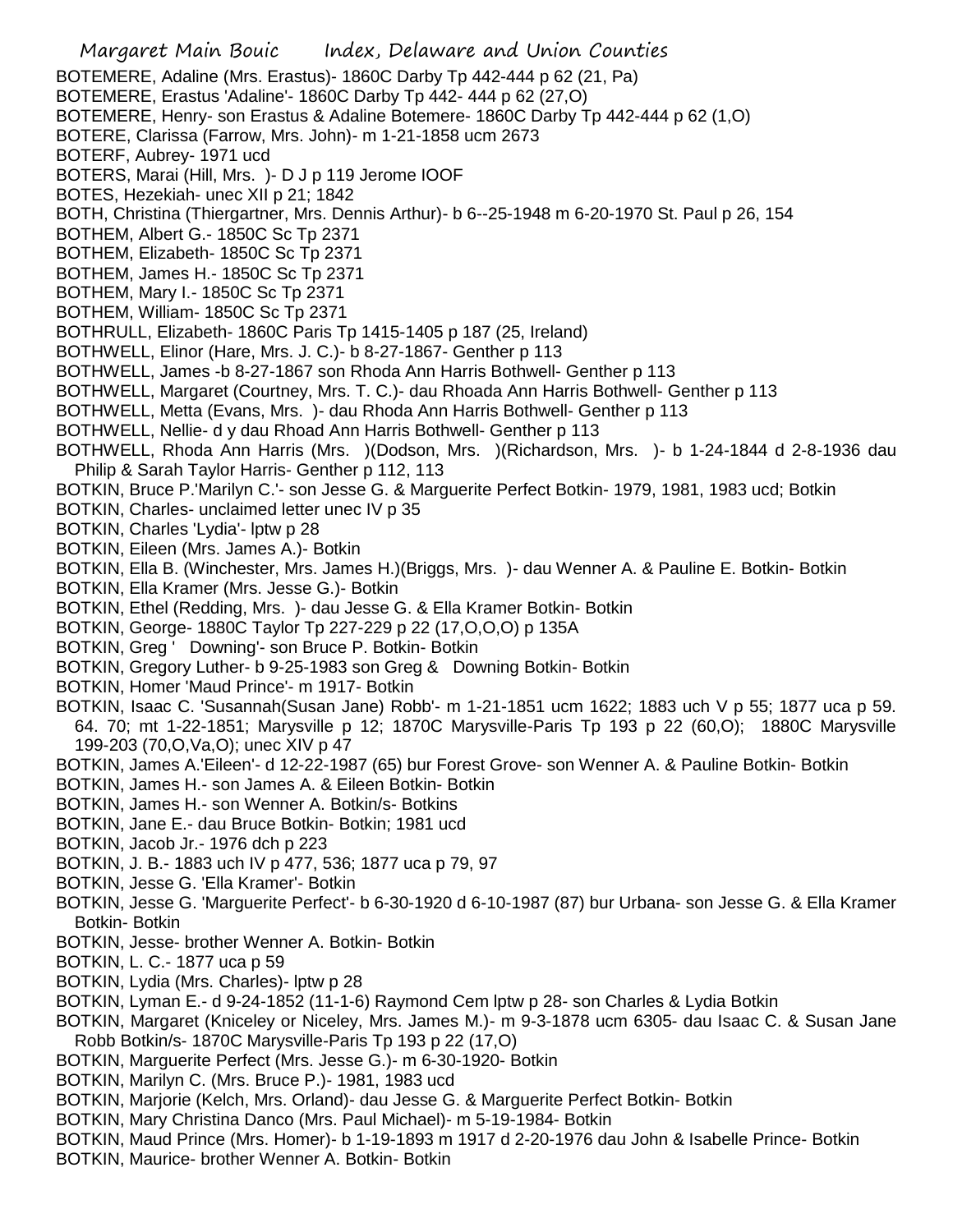BOTEMERE, Adaline (Mrs. Erastus)- 1860C Darby Tp 442-444 p 62 (21, Pa)
BOTEMERE, Erastus 'Adaline'- 1860C Darby Tp 442- 444 p 62 (27,O)
BOTEMERE, Henry- son Erastus & Adaline Botemere- 1860C Darby Tp 442-444 p 62 (1,O)
BOTERE, Clarissa (Farrow, Mrs. John)- m 1-21-1858 ucm 2673
BOTERF, Aubrey- 1971 ucd
BOTERS, Marai (Hill, Mrs. )- D J p 119 Jerome IOOF
BOTES, Hezekiah- unec XII p 21; 1842
BOTH, Christina (Thiergartner, Mrs. Dennis Arthur)- b 6--25-1948 m 6-20-1970 St. Paul p 26, 154
BOTHEM, Albert G.- 1850C Sc Tp 2371
BOTHEM, Elizabeth- 1850C Sc Tp 2371
BOTHEM, James H.- 1850C Sc Tp 2371
BOTHEM, Mary I.- 1850C Sc Tp 2371
BOTHEM, William- 1850C Sc Tp 2371
BOTHRULL, Elizabeth- 1860C Paris Tp 1415-1405 p 187 (25, Ireland)
BOTHWELL, Elinor (Hare, Mrs. J. C.)- b 8-27-1867- Genther p 113
BOTHWELL, James -b 8-27-1867 son Rhoda Ann Harris Bothwell- Genther p 113
BOTHWELL, Margaret (Courtney, Mrs. T. C.)- dau Rhoada Ann Harris Bothwell- Genther p 113
BOTHWELL, Metta (Evans, Mrs. )- dau Rhoda Ann Harris Bothwell- Genther p 113
BOTHWELL, Nellie- d y dau Rhoad Ann Harris Bothwell- Genther p 113
BOTHWELL, Rhoda Ann Harris (Mrs. )(Dodson, Mrs. )(Richardson, Mrs. )- b 1-24-1844 d 2-8-1936 dau Philip & Sarah Taylor Harris- Genther p 112, 113
BOTKIN, Bruce P.'Marilyn C.'- son Jesse G. & Marguerite Perfect Botkin- 1979, 1981, 1983 ucd; Botkin
BOTKIN, Charles- unclaimed letter unec IV p 35
BOTKIN, Charles 'Lydia'- lptw p 28
BOTKIN, Eileen (Mrs. James A.)- Botkin
BOTKIN, Ella B. (Winchester, Mrs. James H.)(Briggs, Mrs. )- dau Wenner A. & Pauline E. Botkin- Botkin
BOTKIN, Ella Kramer (Mrs. Jesse G.)- Botkin
BOTKIN, Ethel (Redding, Mrs. )- dau Jesse G. & Ella Kramer Botkin- Botkin
BOTKIN, George- 1880C Taylor Tp 227-229 p 22 (17,O,O,O) p 135A
BOTKIN, Greg ' Downing'- son Bruce P. Botkin- Botkin
BOTKIN, Gregory Luther- b 9-25-1983 son Greg & Downing Botkin- Botkin
BOTKIN, Homer 'Maud Prince'- m 1917- Botkin
BOTKIN, Isaac C. 'Susannah(Susan Jane) Robb'- m 1-21-1851 ucm 1622; 1883 uch V p 55; 1877 uca p 59. 64. 70; mt 1-22-1851; Marysville p 12; 1870C Marysville-Paris Tp 193 p 22 (60,O); 1880C Marysville 199-203 (70,O,Va,O); unec XIV p 47
BOTKIN, James A.'Eileen'- d 12-22-1987 (65) bur Forest Grove- son Wenner A. & Pauline Botkin- Botkin
BOTKIN, James H.- son James A. & Eileen Botkin- Botkin
BOTKIN, James H.- son Wenner A. Botkin/s- Botkins
BOTKIN, Jane E.- dau Bruce Botkin- Botkin; 1981 ucd
BOTKIN, Jacob Jr.- 1976 dch p 223
BOTKIN, J. B.- 1883 uch IV p 477, 536; 1877 uca p 79, 97
BOTKIN, Jesse G. 'Ella Kramer'- Botkin
BOTKIN, Jesse G. 'Marguerite Perfect'- b 6-30-1920 d 6-10-1987 (87) bur Urbana- son Jesse G. & Ella Kramer Botkin- Botkin
BOTKIN, Jesse- brother Wenner A. Botkin- Botkin
BOTKIN, L. C.- 1877 uca p 59
BOTKIN, Lydia (Mrs. Charles)- lptw p 28
BOTKIN, Lyman E.- d 9-24-1852 (11-1-6) Raymond Cem lptw p 28- son Charles & Lydia Botkin
BOTKIN, Margaret (Kniceley or Niceley, Mrs. James M.)- m 9-3-1878 ucm 6305- dau Isaac C. & Susan Jane Robb Botkin/s- 1870C Marysville-Paris Tp 193 p 22 (17,O)
BOTKIN, Marguerite Perfect (Mrs. Jesse G.)- m 6-30-1920- Botkin
BOTKIN, Marilyn C. (Mrs. Bruce P.)- 1981, 1983 ucd
BOTKIN, Marjorie (Kelch, Mrs. Orland)- dau Jesse G. & Marguerite Perfect Botkin- Botkin
BOTKIN, Mary Christina Danco (Mrs. Paul Michael)- m 5-19-1984- Botkin
BOTKIN, Maud Prince (Mrs. Homer)- b 1-19-1893 m 1917 d 2-20-1976 dau John & Isabelle Prince- Botkin
BOTKIN, Maurice- brother Wenner A. Botkin- Botkin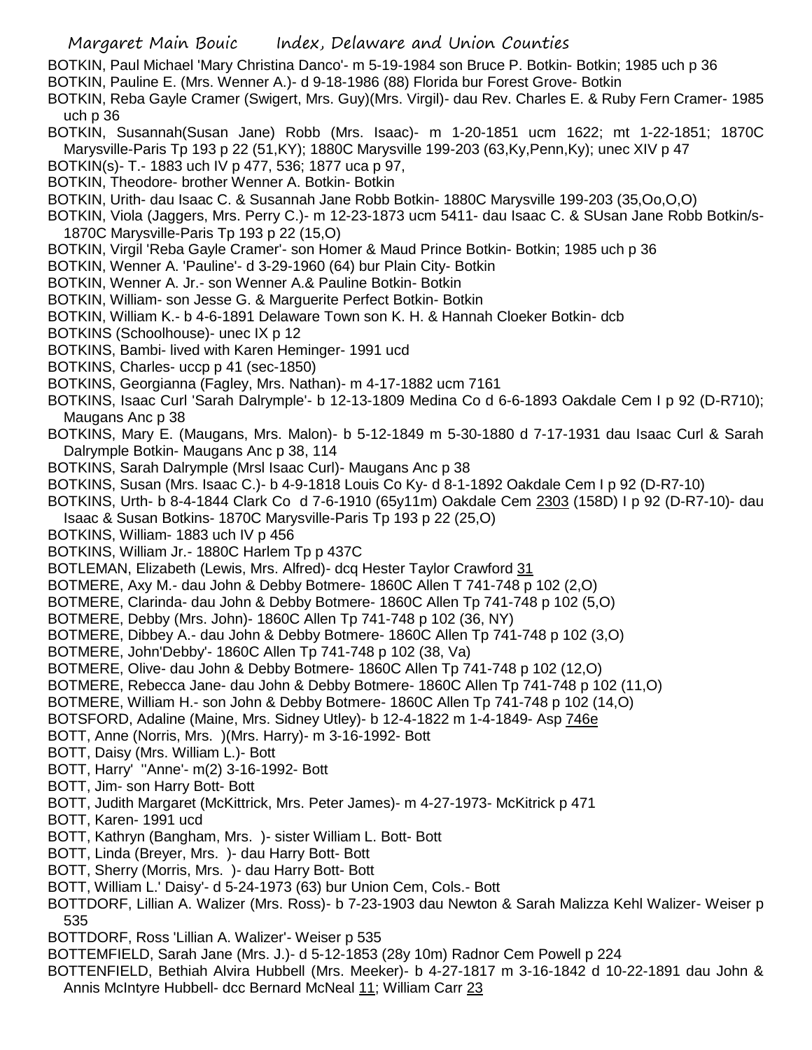BOTKIN, Paul Michael 'Mary Christina Danco'- m 5-19-1984 son Bruce P. Botkin- Botkin; 1985 uch p 36

BOTKIN, Pauline E. (Mrs. Wenner A.)- d 9-18-1986 (88) Florida bur Forest Grove- Botkin

BOTKIN, Reba Gayle Cramer (Swigert, Mrs. Guy)(Mrs. Virgil)- dau Rev. Charles E. & Ruby Fern Cramer- 1985 uch p 36

BOTKIN, Susannah(Susan Jane) Robb (Mrs. Isaac)- m 1-20-1851 ucm 1622; mt 1-22-1851; 1870C Marysville-Paris Tp 193 p 22 (51,KY); 1880C Marysville 199-203 (63,Ky,Penn,Ky); unec XIV p 47

BOTKIN(s)- T.- 1883 uch IV p 477, 536; 1877 uca p 97,

BOTKIN, Theodore- brother Wenner A. Botkin- Botkin

BOTKIN, Urith- dau Isaac C. & Susannah Jane Robb Botkin- 1880C Marysville 199-203 (35,Oo,O,O)

BOTKIN, Viola (Jaggers, Mrs. Perry C.)- m 12-23-1873 ucm 5411- dau Isaac C. & SUsan Jane Robb Botkin/s- 1870C Marysville-Paris Tp 193 p 22 (15,O)

BOTKIN, Virgil 'Reba Gayle Cramer'- son Homer & Maud Prince Botkin- Botkin; 1985 uch p 36

BOTKIN, Wenner A. 'Pauline'- d 3-29-1960 (64) bur Plain City- Botkin

BOTKIN, Wenner A. Jr.- son Wenner A.& Pauline Botkin- Botkin

BOTKIN, William- son Jesse G. & Marguerite Perfect Botkin- Botkin

BOTKIN, William K.- b 4-6-1891 Delaware Town son K. H. & Hannah Cloeker Botkin- dcb

BOTKINS (Schoolhouse)- unec IX p 12

BOTKINS, Bambi- lived with Karen Heminger- 1991 ucd

BOTKINS, Charles- uccp p 41 (sec-1850)

BOTKINS, Georgianna (Fagley, Mrs. Nathan)- m 4-17-1882 ucm 7161

BOTKINS, Isaac Curl 'Sarah Dalrymple'- b 12-13-1809 Medina Co d 6-6-1893 Oakdale Cem I p 92 (D-R710); Maugans Anc p 38

BOTKINS, Mary E. (Maugans, Mrs. Malon)- b 5-12-1849 m 5-30-1880 d 7-17-1931 dau Isaac Curl & Sarah Dalrymple Botkin- Maugans Anc p 38, 114

BOTKINS, Sarah Dalrymple (Mrsl Isaac Curl)- Maugans Anc p 38

BOTKINS, Susan (Mrs. Isaac C.)- b 4-9-1818 Louis Co Ky- d 8-1-1892 Oakdale Cem I p 92 (D-R7-10)

BOTKINS, Urth- b 8-4-1844 Clark Co d 7-6-1910 (65y11m) Oakdale Cem 2303 (158D) I p 92 (D-R7-10)- dau Isaac & Susan Botkins- 1870C Marysville-Paris Tp 193 p 22 (25,O)

BOTKINS, William- 1883 uch IV p 456

BOTKINS, William Jr.- 1880C Harlem Tp p 437C

BOTLEMAN, Elizabeth (Lewis, Mrs. Alfred)- dcq Hester Taylor Crawford 31

BOTMERE, Axy M.- dau John & Debby Botmere- 1860C Allen T 741-748 p 102 (2,O)

BOTMERE, Clarinda- dau John & Debby Botmere- 1860C Allen Tp 741-748 p 102 (5,O)

BOTMERE, Debby (Mrs. John)- 1860C Allen Tp 741-748 p 102 (36, NY)

BOTMERE, Dibbey A.- dau John & Debby Botmere- 1860C Allen Tp 741-748 p 102 (3,O)

BOTMERE, John'Debby'- 1860C Allen Tp 741-748 p 102 (38, Va)

BOTMERE, Olive- dau John & Debby Botmere- 1860C Allen Tp 741-748 p 102 (12,O)

BOTMERE, Rebecca Jane- dau John & Debby Botmere- 1860C Allen Tp 741-748 p 102 (11,O)

BOTMERE, William H.- son John & Debby Botmere- 1860C Allen Tp 741-748 p 102 (14,O)

BOTSFORD, Adaline (Maine, Mrs. Sidney Utley)- b 12-4-1822 m 1-4-1849- Asp 746e

BOTT, Anne (Norris, Mrs. )(Mrs. Harry)- m 3-16-1992- Bott

BOTT, Daisy (Mrs. William L.)- Bott

BOTT, Harry' ''Anne'- m(2) 3-16-1992- Bott

BOTT, Jim- son Harry Bott- Bott

BOTT, Judith Margaret (McKittrick, Mrs. Peter James)- m 4-27-1973- McKitrick p 471

BOTT, Karen- 1991 ucd

BOTT, Kathryn (Bangham, Mrs. )- sister William L. Bott- Bott

BOTT, Linda (Breyer, Mrs. )- dau Harry Bott- Bott

BOTT, Sherry (Morris, Mrs. )- dau Harry Bott- Bott

BOTT, William L.' Daisy'- d 5-24-1973 (63) bur Union Cem, Cols.- Bott

BOTTDORF, Lillian A. Walizer (Mrs. Ross)- b 7-23-1903 dau Newton & Sarah Malizza Kehl Walizer- Weiser p 535

BOTTDORF, Ross 'Lillian A. Walizer'- Weiser p 535

BOTTEMFIELD, Sarah Jane (Mrs. J.)- d 5-12-1853 (28y 10m) Radnor Cem Powell p 224

BOTTENFIELD, Bethiah Alvira Hubbell (Mrs. Meeker)- b 4-27-1817 m 3-16-1842 d 10-22-1891 dau John & Annis McIntyre Hubbell- dcc Bernard McNeal 11; William Carr 23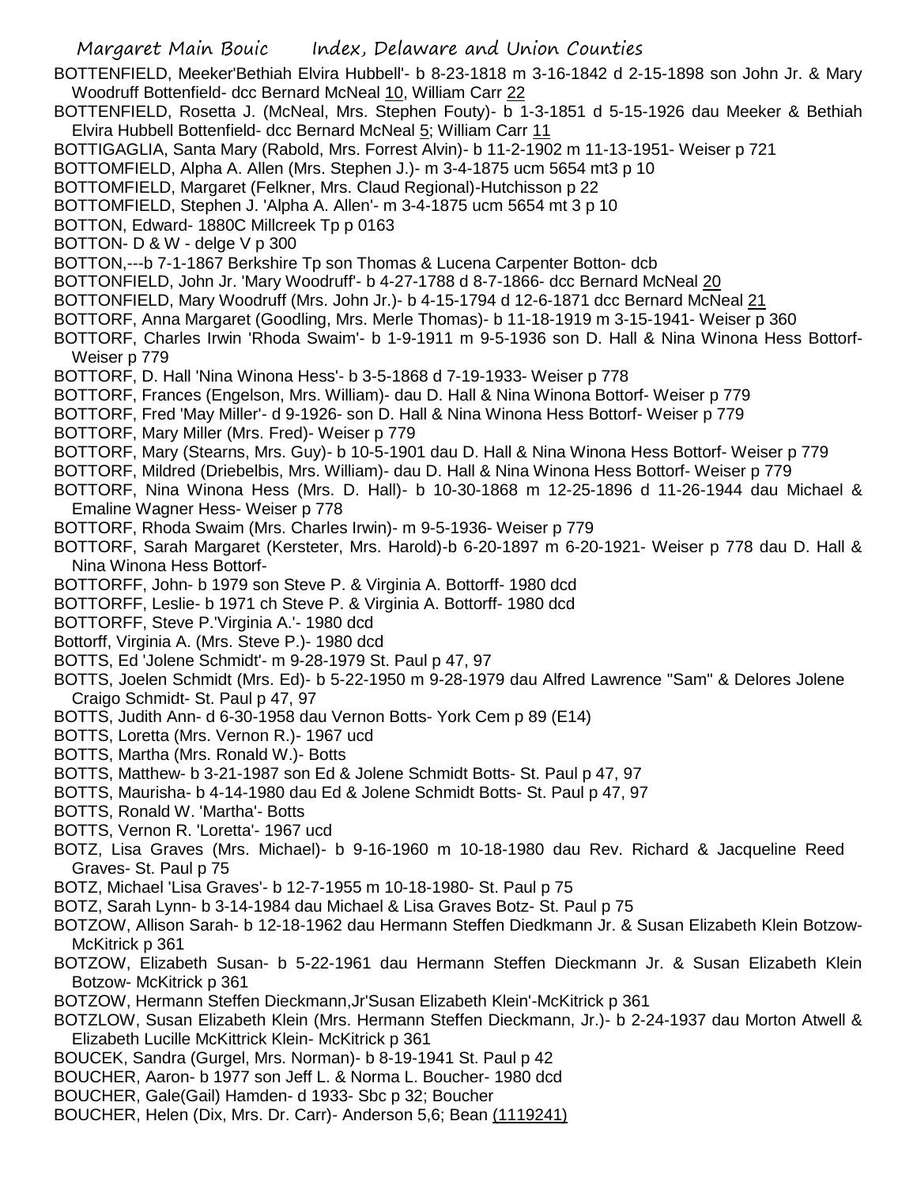BOTTENFIELD, Meeker'Bethiah Elvira Hubbell'- b 8-23-1818 m 3-16-1842 d 2-15-1898 son John Jr. & Mary Woodruff Bottenfield- dcc Bernard McNeal 10, William Carr 22

BOTTENFIELD, Rosetta J. (McNeal, Mrs. Stephen Fouty)- b 1-3-1851 d 5-15-1926 dau Meeker & Bethiah Elvira Hubbell Bottenfield- dcc Bernard McNeal 5; William Carr 11

BOTTIGAGLIA, Santa Mary (Rabold, Mrs. Forrest Alvin)- b 11-2-1902 m 11-13-1951- Weiser p 721

BOTTOMFIELD, Alpha A. Allen (Mrs. Stephen J.)- m 3-4-1875 ucm 5654 mt3 p 10

BOTTOMFIELD, Margaret (Felkner, Mrs. Claud Regional)-Hutchisson p 22

BOTTOMFIELD, Stephen J. 'Alpha A. Allen'- m 3-4-1875 ucm 5654 mt 3 p 10

BOTTON, Edward- 1880C Millcreek Tp p 0163

BOTTON- D & W - delge V p 300

BOTTON,---b 7-1-1867 Berkshire Tp son Thomas & Lucena Carpenter Botton- dcb

BOTTONFIELD, John Jr. 'Mary Woodruff'- b 4-27-1788 d 8-7-1866- dcc Bernard McNeal 20

BOTTONFIELD, Mary Woodruff (Mrs. John Jr.)- b 4-15-1794 d 12-6-1871 dcc Bernard McNeal 21

BOTTORF, Anna Margaret (Goodling, Mrs. Merle Thomas)- b 11-18-1919 m 3-15-1941- Weiser p 360

BOTTORF, Charles Irwin 'Rhoda Swaim'- b 1-9-1911 m 9-5-1936 son D. Hall & Nina Winona Hess Bottorf- Weiser p 779

BOTTORF, D. Hall 'Nina Winona Hess'- b 3-5-1868 d 7-19-1933- Weiser p 778

BOTTORF, Frances (Engelson, Mrs. William)- dau D. Hall & Nina Winona Bottorf- Weiser p 779

BOTTORF, Fred 'May Miller'- d 9-1926- son D. Hall & Nina Winona Hess Bottorf- Weiser p 779

BOTTORF, Mary Miller (Mrs. Fred)- Weiser p 779

BOTTORF, Mary (Stearns, Mrs. Guy)- b 10-5-1901 dau D. Hall & Nina Winona Hess Bottorf- Weiser p 779

BOTTORF, Mildred (Driebelbis, Mrs. William)- dau D. Hall & Nina Winona Hess Bottorf- Weiser p 779

BOTTORF, Nina Winona Hess (Mrs. D. Hall)- b 10-30-1868 m 12-25-1896 d 11-26-1944 dau Michael & Emaline Wagner Hess- Weiser p 778

BOTTORF, Rhoda Swaim (Mrs. Charles Irwin)- m 9-5-1936- Weiser p 779

BOTTORF, Sarah Margaret (Kersteter, Mrs. Harold)-b 6-20-1897 m 6-20-1921- Weiser p 778 dau D. Hall & Nina Winona Hess Bottorf-

BOTTORFF, John- b 1979 son Steve P. & Virginia A. Bottorff- 1980 dcd

BOTTORFF, Leslie- b 1971 ch Steve P. & Virginia A. Bottorff- 1980 dcd

BOTTORFF, Steve P.'Virginia A.'- 1980 dcd

Bottorff, Virginia A. (Mrs. Steve P.)- 1980 dcd

BOTTS, Ed 'Jolene Schmidt'- m 9-28-1979 St. Paul p 47, 97

BOTTS, Joelen Schmidt (Mrs. Ed)- b 5-22-1950 m 9-28-1979 dau Alfred Lawrence "Sam" & Delores Jolene Craigo Schmidt- St. Paul p 47, 97

BOTTS, Judith Ann- d 6-30-1958 dau Vernon Botts- York Cem p 89 (E14)

BOTTS, Loretta (Mrs. Vernon R.)- 1967 ucd

BOTTS, Martha (Mrs. Ronald W.)- Botts

BOTTS, Matthew- b 3-21-1987 son Ed & Jolene Schmidt Botts- St. Paul p 47, 97

BOTTS, Maurisha- b 4-14-1980 dau Ed & Jolene Schmidt Botts- St. Paul p 47, 97

BOTTS, Ronald W. 'Martha'- Botts

BOTTS, Vernon R. 'Loretta'- 1967 ucd

BOTZ, Lisa Graves (Mrs. Michael)- b 9-16-1960 m 10-18-1980 dau Rev. Richard & Jacqueline Reed Graves- St. Paul p 75

BOTZ, Michael 'Lisa Graves'- b 12-7-1955 m 10-18-1980- St. Paul p 75

BOTZ, Sarah Lynn- b 3-14-1984 dau Michael & Lisa Graves Botz- St. Paul p 75

BOTZOW, Allison Sarah- b 12-18-1962 dau Hermann Steffen Diedkmann Jr. & Susan Elizabeth Klein Botzow- McKitrick p 361

BOTZOW, Elizabeth Susan- b 5-22-1961 dau Hermann Steffen Dieckmann Jr. & Susan Elizabeth Klein Botzow- McKitrick p 361

BOTZOW, Hermann Steffen Dieckmann,Jr'Susan Elizabeth Klein'-McKitrick p 361

BOTZLOW, Susan Elizabeth Klein (Mrs. Hermann Steffen Dieckmann, Jr.)- b 2-24-1937 dau Morton Atwell & Elizabeth Lucille McKittrick Klein- McKitrick p 361

BOUCEK, Sandra (Gurgel, Mrs. Norman)- b 8-19-1941 St. Paul p 42

BOUCHER, Aaron- b 1977 son Jeff L. & Norma L. Boucher- 1980 dcd

BOUCHER, Gale(Gail) Hamden- d 1933- Sbc p 32; Boucher

BOUCHER, Helen (Dix, Mrs. Dr. Carr)- Anderson 5,6; Bean (1119241)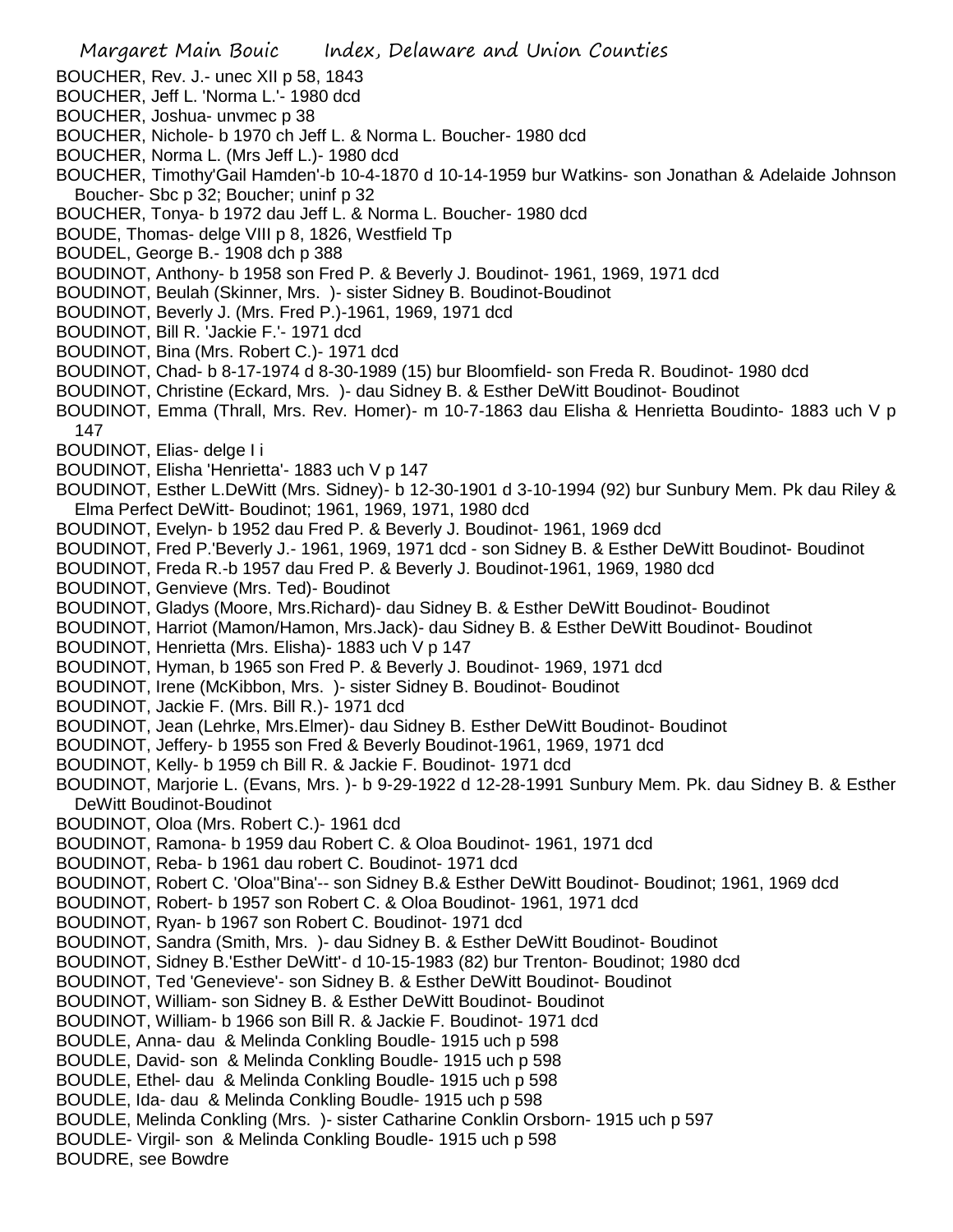BOUCHER, Rev. J.- unec XII p 58, 1843
BOUCHER, Jeff L. 'Norma L.'- 1980 dcd
BOUCHER, Joshua- unvmec p 38
BOUCHER, Nichole- b 1970 ch Jeff L. & Norma L. Boucher- 1980 dcd
BOUCHER, Norma L. (Mrs Jeff L.)- 1980 dcd
BOUCHER, Timothy'Gail Hamden'-b 10-4-1870 d 10-14-1959 bur Watkins- son Jonathan & Adelaide Johnson Boucher- Sbc p 32; Boucher; uninf p 32
BOUCHER, Tonya- b 1972 dau Jeff L. & Norma L. Boucher- 1980 dcd
BOUDE, Thomas- delge VIII p 8, 1826, Westfield Tp
BOUDEL, George B.- 1908 dch p 388
BOUDINOT, Anthony- b 1958 son Fred P. & Beverly J. Boudinot- 1961, 1969, 1971 dcd
BOUDINOT, Beulah (Skinner, Mrs. )- sister Sidney B. Boudinot-Boudinot
BOUDINOT, Beverly J. (Mrs. Fred P.)-1961, 1969, 1971 dcd
BOUDINOT, Bill R. 'Jackie F.'- 1971 dcd
BOUDINOT, Bina (Mrs. Robert C.)- 1971 dcd
BOUDINOT, Chad- b 8-17-1974 d 8-30-1989 (15) bur Bloomfield- son Freda R. Boudinot- 1980 dcd
BOUDINOT, Christine (Eckard, Mrs. )- dau Sidney B. & Esther DeWitt Boudinot- Boudinot
BOUDINOT, Emma (Thrall, Mrs. Rev. Homer)- m 10-7-1863 dau Elisha & Henrietta Boudinto- 1883 uch V p 147
BOUDINOT, Elias- delge I i
BOUDINOT, Elisha 'Henrietta'- 1883 uch V p 147
BOUDINOT, Esther L.DeWitt (Mrs. Sidney)- b 12-30-1901 d 3-10-1994 (92) bur Sunbury Mem. Pk dau Riley & Elma Perfect DeWitt- Boudinot; 1961, 1969, 1971, 1980 dcd
BOUDINOT, Evelyn- b 1952 dau Fred P. & Beverly J. Boudinot- 1961, 1969 dcd
BOUDINOT, Fred P.'Beverly J.- 1961, 1969, 1971 dcd - son Sidney B. & Esther DeWitt Boudinot- Boudinot
BOUDINOT, Freda R.-b 1957 dau Fred P. & Beverly J. Boudinot-1961, 1969, 1980 dcd
BOUDINOT, Genvieve (Mrs. Ted)- Boudinot
BOUDINOT, Gladys (Moore, Mrs.Richard)- dau Sidney B. & Esther DeWitt Boudinot- Boudinot
BOUDINOT, Harriot (Mamon/Hamon, Mrs.Jack)- dau Sidney B. & Esther DeWitt Boudinot- Boudinot
BOUDINOT, Henrietta (Mrs. Elisha)- 1883 uch V p 147
BOUDINOT, Hyman, b 1965 son Fred P. & Beverly J. Boudinot- 1969, 1971 dcd
BOUDINOT, Irene (McKibbon, Mrs. )- sister Sidney B. Boudinot- Boudinot
BOUDINOT, Jackie F. (Mrs. Bill R.)- 1971 dcd
BOUDINOT, Jean (Lehrke, Mrs.Elmer)- dau Sidney B. Esther DeWitt Boudinot- Boudinot
BOUDINOT, Jeffery- b 1955 son Fred & Beverly Boudinot-1961, 1969, 1971 dcd
BOUDINOT, Kelly- b 1959 ch Bill R. & Jackie F. Boudinot- 1971 dcd
BOUDINOT, Marjorie L. (Evans, Mrs. )- b 9-29-1922 d 12-28-1991 Sunbury Mem. Pk. dau Sidney B. & Esther DeWitt Boudinot-Boudinot
BOUDINOT, Oloa (Mrs. Robert C.)- 1961 dcd
BOUDINOT, Ramona- b 1959 dau Robert C. & Oloa Boudinot- 1961, 1971 dcd
BOUDINOT, Reba- b 1961 dau robert C. Boudinot- 1971 dcd
BOUDINOT, Robert C. 'Oloa''Bina'-- son Sidney B.& Esther DeWitt Boudinot- Boudinot; 1961, 1969 dcd
BOUDINOT, Robert- b 1957 son Robert C. & Oloa Boudinot- 1961, 1971 dcd
BOUDINOT, Ryan- b 1967 son Robert C. Boudinot- 1971 dcd
BOUDINOT, Sandra (Smith, Mrs. )- dau Sidney B. & Esther DeWitt Boudinot- Boudinot
BOUDINOT, Sidney B.'Esther DeWitt'- d 10-15-1983 (82) bur Trenton- Boudinot; 1980 dcd
BOUDINOT, Ted 'Genevieve'- son Sidney B. & Esther DeWitt Boudinot- Boudinot
BOUDINOT, William- son Sidney B. & Esther DeWitt Boudinot- Boudinot
BOUDINOT, William- b 1966 son Bill R. & Jackie F. Boudinot- 1971 dcd
BOUDLE, Anna- dau & Melinda Conkling Boudle- 1915 uch p 598
BOUDLE, David- son & Melinda Conkling Boudle- 1915 uch p 598
BOUDLE, Ethel- dau & Melinda Conkling Boudle- 1915 uch p 598
BOUDLE, Ida- dau & Melinda Conkling Boudle- 1915 uch p 598
BOUDLE, Melinda Conkling (Mrs. )- sister Catharine Conklin Orsborn- 1915 uch p 597
BOUDLE- Virgil- son & Melinda Conkling Boudle- 1915 uch p 598
BOUDRE, see Bowdre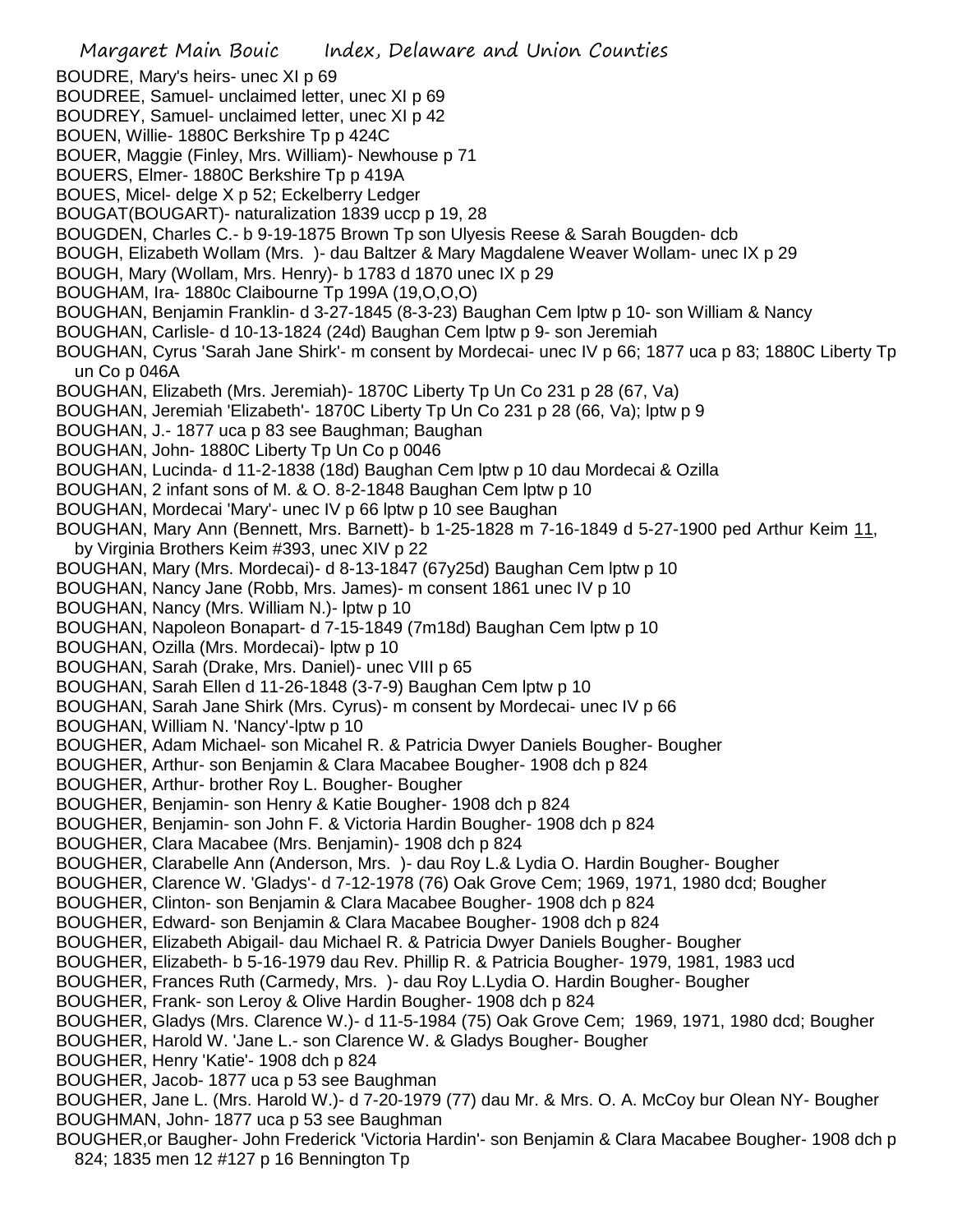BOUDRE, Mary's heirs- unec XI p 69
BOUDREE, Samuel- unclaimed letter, unec XI p 69
BOUDREY, Samuel- unclaimed letter, unec XI p 42
BOUEN, Willie- 1880C Berkshire Tp p 424C
BOUER, Maggie (Finley, Mrs. William)- Newhouse p 71
BOUERS, Elmer- 1880C Berkshire Tp p 419A
BOUES, Micel- delge X p 52; Eckelberry Ledger
BOUGAT(BOUGART)- naturalization 1839 uccp p 19, 28
BOUGDEN, Charles C.- b 9-19-1875 Brown Tp son Ulyesis Reese & Sarah Bougden- dcb
BOUGH, Elizabeth Wollam (Mrs. )- dau Baltzer & Mary Magdalene Weaver Wollam- unec IX p 29
BOUGH, Mary (Wollam, Mrs. Henry)- b 1783 d 1870 unec IX p 29
BOUGHAM, Ira- 1880c Claibourne Tp 199A (19,O,O,O)
BOUGHAN, Benjamin Franklin- d 3-27-1845 (8-3-23) Baughan Cem lptw p 10- son William & Nancy
BOUGHAN, Carlisle- d 10-13-1824 (24d) Baughan Cem lptw p 9- son Jeremiah
BOUGHAN, Cyrus 'Sarah Jane Shirk'- m consent by Mordecai- unec IV p 66; 1877 uca p 83; 1880C Liberty Tp un Co p 046A
BOUGHAN, Elizabeth (Mrs. Jeremiah)- 1870C Liberty Tp Un Co 231 p 28 (67, Va)
BOUGHAN, Jeremiah 'Elizabeth'- 1870C Liberty Tp Un Co 231 p 28 (66, Va); lptw p 9
BOUGHAN, J.- 1877 uca p 83 see Baughman; Baughan
BOUGHAN, John- 1880C Liberty Tp Un Co p 0046
BOUGHAN, Lucinda- d 11-2-1838 (18d) Baughan Cem lptw p 10 dau Mordecai & Ozilla
BOUGHAN, 2 infant sons of M. & O. 8-2-1848 Baughan Cem lptw p 10
BOUGHAN, Mordecai 'Mary'- unec IV p 66 lptw p 10 see Baughan
BOUGHAN, Mary Ann (Bennett, Mrs. Barnett)- b 1-25-1828 m 7-16-1849 d 5-27-1900 ped Arthur Keim 11, by Virginia Brothers Keim #393, unec XIV p 22
BOUGHAN, Mary (Mrs. Mordecai)- d 8-13-1847 (67y25d) Baughan Cem lptw p 10
BOUGHAN, Nancy Jane (Robb, Mrs. James)- m consent 1861 unec IV p 10
BOUGHAN, Nancy (Mrs. William N.)- lptw p 10
BOUGHAN, Napoleon Bonapart- d 7-15-1849 (7m18d) Baughan Cem lptw p 10
BOUGHAN, Ozilla (Mrs. Mordecai)- lptw p 10
BOUGHAN, Sarah (Drake, Mrs. Daniel)- unec VIII p 65
BOUGHAN, Sarah Ellen d 11-26-1848 (3-7-9) Baughan Cem lptw p 10
BOUGHAN, Sarah Jane Shirk (Mrs. Cyrus)- m consent by Mordecai- unec IV p 66
BOUGHAN, William N. 'Nancy'-lptw p 10
BOUGHER, Adam Michael- son Micahel R. & Patricia Dwyer Daniels Bougher- Bougher
BOUGHER, Arthur- son Benjamin & Clara Macabee Bougher- 1908 dch p 824
BOUGHER, Arthur- brother Roy L. Bougher- Bougher
BOUGHER, Benjamin- son Henry & Katie Bougher- 1908 dch p 824
BOUGHER, Benjamin- son John F. & Victoria Hardin Bougher- 1908 dch p 824
BOUGHER, Clara Macabee (Mrs. Benjamin)- 1908 dch p 824
BOUGHER, Clarabelle Ann (Anderson, Mrs. )- dau Roy L.& Lydia O. Hardin Bougher- Bougher
BOUGHER, Clarence W. 'Gladys'- d 7-12-1978 (76) Oak Grove Cem; 1969, 1971, 1980 dcd; Bougher
BOUGHER, Clinton- son Benjamin & Clara Macabee Bougher- 1908 dch p 824
BOUGHER, Edward- son Benjamin & Clara Macabee Bougher- 1908 dch p 824
BOUGHER, Elizabeth Abigail- dau Michael R. & Patricia Dwyer Daniels Bougher- Bougher
BOUGHER, Elizabeth- b 5-16-1979 dau Rev. Phillip R. & Patricia Bougher- 1979, 1981, 1983 ucd
BOUGHER, Frances Ruth (Carmedy, Mrs. )- dau Roy L.Lydia O. Hardin Bougher- Bougher
BOUGHER, Frank- son Leroy & Olive Hardin Bougher- 1908 dch p 824
BOUGHER, Gladys (Mrs. Clarence W.)- d 11-5-1984 (75) Oak Grove Cem; 1969, 1971, 1980 dcd; Bougher
BOUGHER, Harold W. 'Jane L.- son Clarence W. & Gladys Bougher- Bougher
BOUGHER, Henry 'Katie'- 1908 dch p 824
BOUGHER, Jacob- 1877 uca p 53 see Baughman
BOUGHER, Jane L. (Mrs. Harold W.)- d 7-20-1979 (77) dau Mr. & Mrs. O. A. McCoy bur Olean NY- Bougher
BOUGHMAN, John- 1877 uca p 53 see Baughman
BOUGHER,or Baugher- John Frederick 'Victoria Hardin'- son Benjamin & Clara Macabee Bougher- 1908 dch p 824; 1835 men 12 #127 p 16 Bennington Tp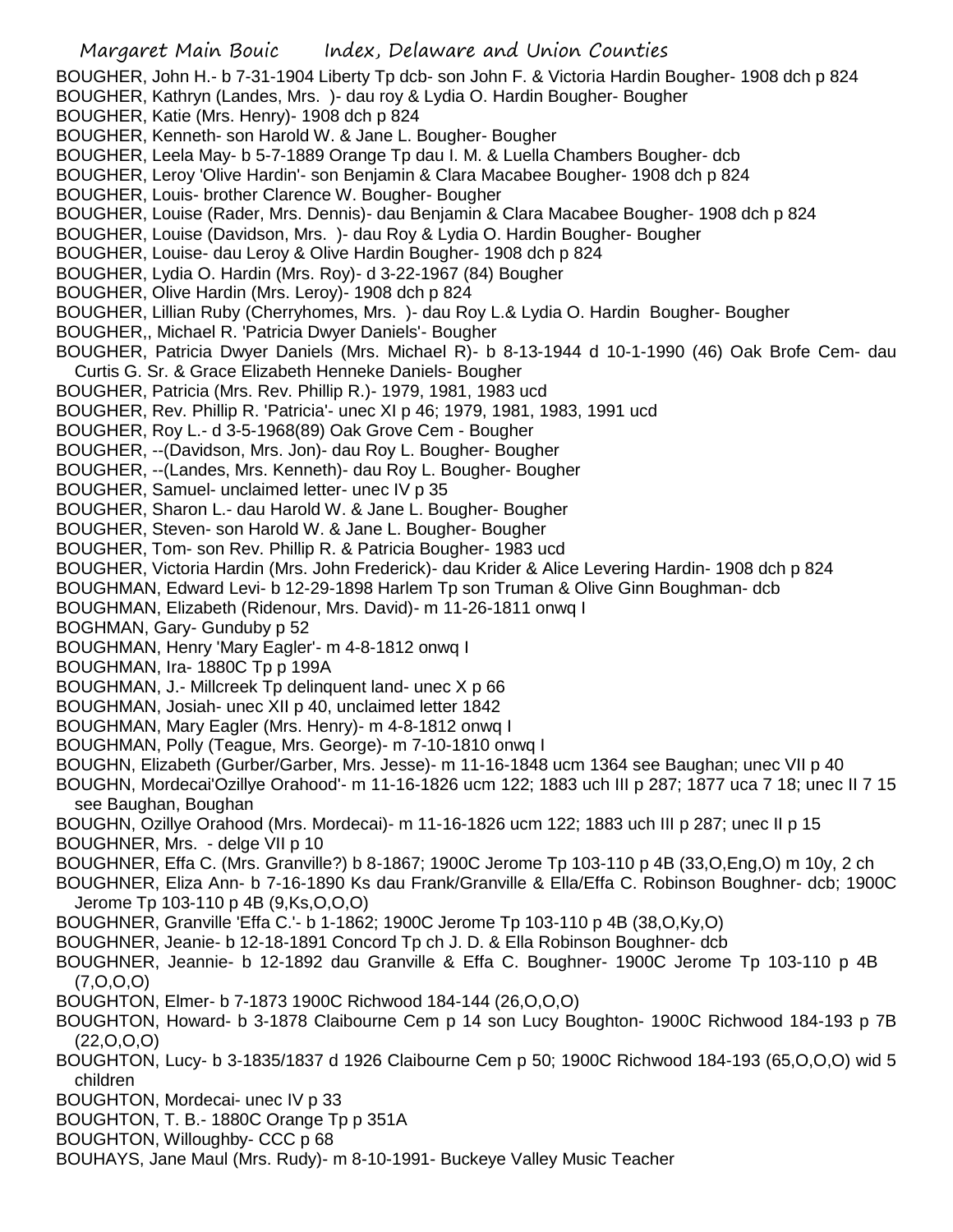BOUGHER, John H.- b 7-31-1904 Liberty Tp dcb- son John F. & Victoria Hardin Bougher- 1908 dch p 824
BOUGHER, Kathryn (Landes, Mrs. )- dau roy & Lydia O. Hardin Bougher- Bougher
BOUGHER, Katie (Mrs. Henry)- 1908 dch p 824
BOUGHER, Kenneth- son Harold W. & Jane L. Bougher- Bougher
BOUGHER, Leela May- b 5-7-1889 Orange Tp dau I. M. & Luella Chambers Bougher- dcb
BOUGHER, Leroy 'Olive Hardin'- son Benjamin & Clara Macabee Bougher- 1908 dch p 824
BOUGHER, Louis- brother Clarence W. Bougher- Bougher
BOUGHER, Louise (Rader, Mrs. Dennis)- dau Benjamin & Clara Macabee Bougher- 1908 dch p 824
BOUGHER, Louise (Davidson, Mrs. )- dau Roy & Lydia O. Hardin Bougher- Bougher
BOUGHER, Louise- dau Leroy & Olive Hardin Bougher- 1908 dch p 824
BOUGHER, Lydia O. Hardin (Mrs. Roy)- d 3-22-1967 (84) Bougher
BOUGHER, Olive Hardin (Mrs. Leroy)- 1908 dch p 824
BOUGHER, Lillian Ruby (Cherryhomes, Mrs. )- dau Roy L.& Lydia O. Hardin Bougher- Bougher
BOUGHER,, Michael R. 'Patricia Dwyer Daniels'- Bougher
BOUGHER, Patricia Dwyer Daniels (Mrs. Michael R)- b 8-13-1944 d 10-1-1990 (46) Oak Brofe Cem- dau Curtis G. Sr. & Grace Elizabeth Henneke Daniels- Bougher
BOUGHER, Patricia (Mrs. Rev. Phillip R.)- 1979, 1981, 1983 ucd
BOUGHER, Rev. Phillip R. 'Patricia'- unec XI p 46; 1979, 1981, 1983, 1991 ucd
BOUGHER, Roy L.- d 3-5-1968(89) Oak Grove Cem - Bougher
BOUGHER, --(Davidson, Mrs. Jon)- dau Roy L. Bougher- Bougher
BOUGHER, --(Landes, Mrs. Kenneth)- dau Roy L. Bougher- Bougher
BOUGHER, Samuel- unclaimed letter- unec IV p 35
BOUGHER, Sharon L.- dau Harold W. & Jane L. Bougher- Bougher
BOUGHER, Steven- son Harold W. & Jane L. Bougher- Bougher
BOUGHER, Tom- son Rev. Phillip R. & Patricia Bougher- 1983 ucd
BOUGHER, Victoria Hardin (Mrs. John Frederick)- dau Krider & Alice Levering Hardin- 1908 dch p 824
BOUGHMAN, Edward Levi- b 12-29-1898 Harlem Tp son Truman & Olive Ginn Boughman- dcb
BOUGHMAN, Elizabeth (Ridenour, Mrs. David)- m 11-26-1811 onwq I
BOGHMAN, Gary- Gunduby p 52
BOUGHMAN, Henry 'Mary Eagler'- m 4-8-1812 onwq I
BOUGHMAN, Ira- 1880C Tp p 199A
BOUGHMAN, J.- Millcreek Tp delinquent land- unec X p 66
BOUGHMAN, Josiah- unec XII p 40, unclaimed letter 1842
BOUGHMAN, Mary Eagler (Mrs. Henry)- m 4-8-1812 onwq I
BOUGHMAN, Polly (Teague, Mrs. George)- m 7-10-1810 onwq I
BOUGHN, Elizabeth (Gurber/Garber, Mrs. Jesse)- m 11-16-1848 ucm 1364 see Baughan; unec VII p 40
BOUGHN, Mordecai'Ozillye Orahood'- m 11-16-1826 ucm 122; 1883 uch III p 287; 1877 uca 7 18; unec II 7 15 see Baughan, Boughan
BOUGHN, Ozillye Orahood (Mrs. Mordecai)- m 11-16-1826 ucm 122; 1883 uch III p 287; unec II p 15
BOUGHNER, Mrs. - delge VII p 10
BOUGHNER, Effa C. (Mrs. Granville?) b 8-1867; 1900C Jerome Tp 103-110 p 4B (33,O,Eng,O) m 10y, 2 ch
BOUGHNER, Eliza Ann- b 7-16-1890 Ks dau Frank/Granville & Ella/Effa C. Robinson Boughner- dcb; 1900C Jerome Tp 103-110 p 4B (9,Ks,O,O,O)
BOUGHNER, Granville 'Effa C.'- b 1-1862; 1900C Jerome Tp 103-110 p 4B (38,O,Ky,O)
BOUGHNER, Jeanie- b 12-18-1891 Concord Tp ch J. D. & Ella Robinson Boughner- dcb
BOUGHNER, Jeannie- b 12-1892 dau Granville & Effa C. Boughner- 1900C Jerome Tp 103-110 p 4B (7,O,O,O)
BOUGHTON, Elmer- b 7-1873 1900C Richwood 184-144 (26,O,O,O)
BOUGHTON, Howard- b 3-1878 Claibourne Cem p 14 son Lucy Boughton- 1900C Richwood 184-193 p 7B (22,O,O,O)
BOUGHTON, Lucy- b 3-1835/1837 d 1926 Claibourne Cem p 50; 1900C Richwood 184-193 (65,O,O,O) wid 5 children
BOUGHTON, Mordecai- unec IV p 33
BOUGHTON, T. B.- 1880C Orange Tp p 351A
BOUGHTON, Willoughby- CCC p 68
BOUHAYS, Jane Maul (Mrs. Rudy)- m 8-10-1991- Buckeye Valley Music Teacher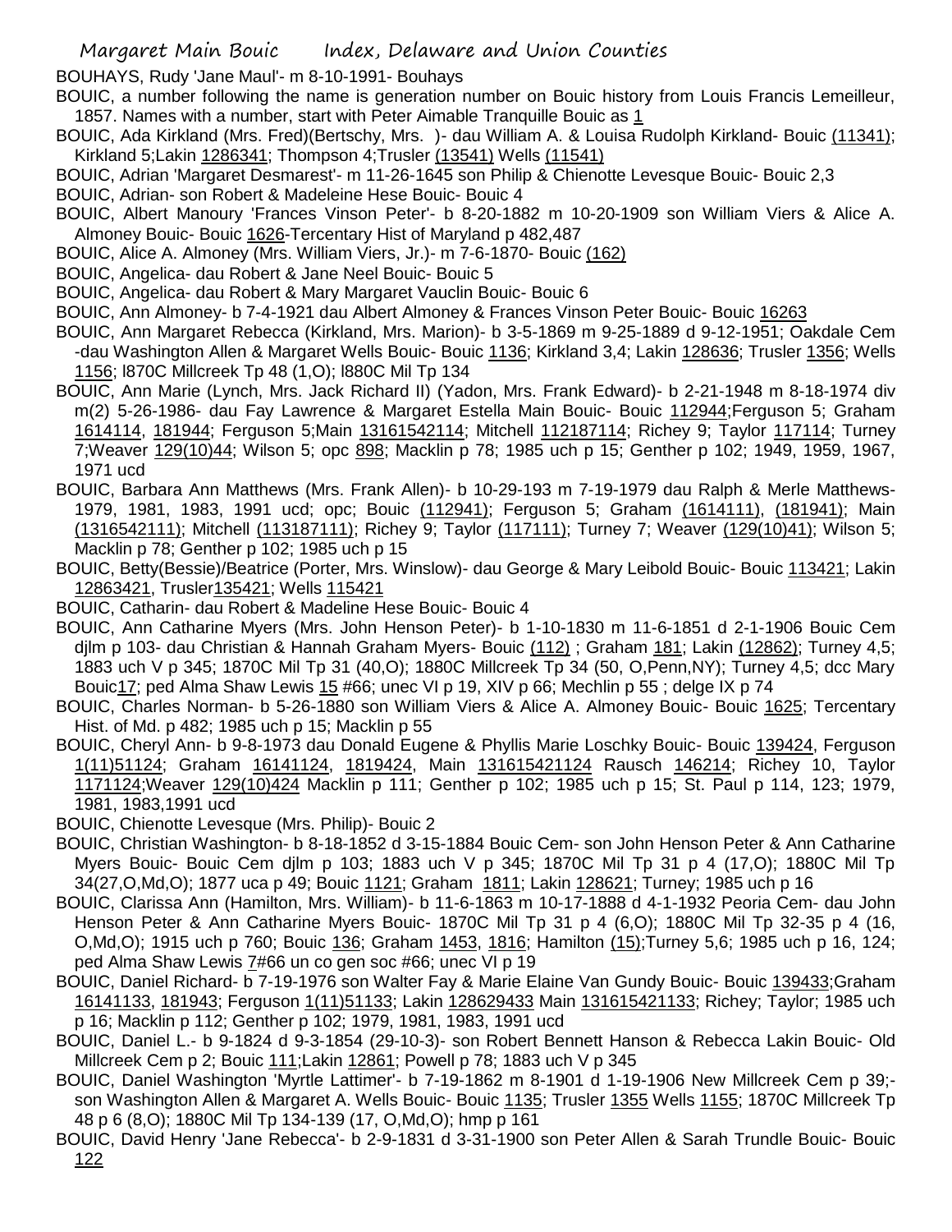BOUHAYS, Rudy 'Jane Maul'- m 8-10-1991- Bouhays

BOUIC, a number following the name is generation number on Bouic history from Louis Francis Lemeilleur, 1857. Names with a number, start with Peter Aimable Tranquille Bouic as 1

BOUIC, Ada Kirkland (Mrs. Fred)(Bertschy, Mrs. )- dau William A. & Louisa Rudolph Kirkland- Bouic (11341); Kirkland 5;Lakin 1286341; Thompson 4;Trusler (13541) Wells (11541)

BOUIC, Adrian 'Margaret Desmarest'- m 11-26-1645 son Philip & Chienotte Levesque Bouic- Bouic 2,3

BOUIC, Adrian- son Robert & Madeleine Hese Bouic- Bouic 4

BOUIC, Albert Manoury 'Frances Vinson Peter'- b 8-20-1882 m 10-20-1909 son William Viers & Alice A. Almoney Bouic- Bouic 1626-Tercentary Hist of Maryland p 482,487

BOUIC, Alice A. Almoney (Mrs. William Viers, Jr.)- m 7-6-1870- Bouic (162)

BOUIC, Angelica- dau Robert & Jane Neel Bouic- Bouic 5

BOUIC, Angelica- dau Robert & Mary Margaret Vauclin Bouic- Bouic 6

BOUIC, Ann Almoney- b 7-4-1921 dau Albert Almoney & Frances Vinson Peter Bouic- Bouic 16263

BOUIC, Ann Margaret Rebecca (Kirkland, Mrs. Marion)- b 3-5-1869 m 9-25-1889 d 9-12-1951; Oakdale Cem -dau Washington Allen & Margaret Wells Bouic- Bouic 1136; Kirkland 3,4; Lakin 128636; Trusler 1356; Wells 1156; l870C Millcreek Tp 48 (1,O); l880C Mil Tp 134

BOUIC, Ann Marie (Lynch, Mrs. Jack Richard II) (Yadon, Mrs. Frank Edward)- b 2-21-1948 m 8-18-1974 div m(2) 5-26-1986- dau Fay Lawrence & Margaret Estella Main Bouic- Bouic 112944;Ferguson 5; Graham 1614114, 181944; Ferguson 5;Main 13161542114; Mitchell 112187114; Richey 9; Taylor 117114; Turney 7;Weaver 129(10)44; Wilson 5; opc 898; Macklin p 78; 1985 uch p 15; Genther p 102; 1949, 1959, 1967, 1971 ucd

BOUIC, Barbara Ann Matthews (Mrs. Frank Allen)- b 10-29-193 m 7-19-1979 dau Ralph & Merle Matthews- 1979, 1981, 1983, 1991 ucd; opc; Bouic (112941); Ferguson 5; Graham (1614111), (181941); Main (1316542111); Mitchell (113187111); Richey 9; Taylor (117111); Turney 7; Weaver (129(10)41); Wilson 5; Macklin p 78; Genther p 102; 1985 uch p 15

BOUIC, Betty(Bessie)/Beatrice (Porter, Mrs. Winslow)- dau George & Mary Leibold Bouic- Bouic 113421; Lakin 12863421, Trusler135421; Wells 115421

BOUIC, Catharin- dau Robert & Madeline Hese Bouic- Bouic 4

BOUIC, Ann Catharine Myers (Mrs. John Henson Peter)- b 1-10-1830 m 11-6-1851 d 2-1-1906 Bouic Cem djlm p 103- dau Christian & Hannah Graham Myers- Bouic (112) ; Graham 181; Lakin (12862); Turney 4,5; 1883 uch V p 345; 1870C Mil Tp 31 (40,O); 1880C Millcreek Tp 34 (50, O,Penn,NY); Turney 4,5; dcc Mary Bouic17; ped Alma Shaw Lewis 15 #66; unec VI p 19, XIV p 66; Mechlin p 55 ; delge IX p 74

BOUIC, Charles Norman- b 5-26-1880 son William Viers & Alice A. Almoney Bouic- Bouic 1625; Tercentary Hist. of Md. p 482; 1985 uch p 15; Macklin p 55

BOUIC, Cheryl Ann- b 9-8-1973 dau Donald Eugene & Phyllis Marie Loschky Bouic- Bouic 139424, Ferguson 1(11)51124; Graham 16141124, 1819424, Main 131615421124 Rausch 146214; Richey 10, Taylor 1171124;Weaver 129(10)424 Macklin p 111; Genther p 102; 1985 uch p 15; St. Paul p 114, 123; 1979, 1981, 1983,1991 ucd

BOUIC, Chienotte Levesque (Mrs. Philip)- Bouic 2

BOUIC, Christian Washington- b 8-18-1852 d 3-15-1884 Bouic Cem- son John Henson Peter & Ann Catharine Myers Bouic- Bouic Cem djlm p 103; 1883 uch V p 345; 1870C Mil Tp 31 p 4 (17,O); 1880C Mil Tp 34(27,O,Md,O); 1877 uca p 49; Bouic 1121; Graham 1811; Lakin 128621; Turney; 1985 uch p 16

BOUIC, Clarissa Ann (Hamilton, Mrs. William)- b 11-6-1863 m 10-17-1888 d 4-1-1932 Peoria Cem- dau John Henson Peter & Ann Catharine Myers Bouic- 1870C Mil Tp 31 p 4 (6,O); 1880C Mil Tp 32-35 p 4 (16, O,Md,O); 1915 uch p 760; Bouic 136; Graham 1453, 1816; Hamilton (15);Turney 5,6; 1985 uch p 16, 124; ped Alma Shaw Lewis 7#66 un co gen soc #66; unec VI p 19

BOUIC, Daniel Richard- b 7-19-1976 son Walter Fay & Marie Elaine Van Gundy Bouic- Bouic 139433;Graham 16141133, 181943; Ferguson 1(11)51133; Lakin 128629433 Main 131615421133; Richey; Taylor; 1985 uch p 16; Macklin p 112; Genther p 102; 1979, 1981, 1983, 1991 ucd

BOUIC, Daniel L.- b 9-1824 d 9-3-1854 (29-10-3)- son Robert Bennett Hanson & Rebecca Lakin Bouic- Old Millcreek Cem p 2; Bouic 111;Lakin 12861; Powell p 78; 1883 uch V p 345

BOUIC, Daniel Washington 'Myrtle Lattimer'- b 7-19-1862 m 8-1901 d 1-19-1906 New Millcreek Cem p 39;- son Washington Allen & Margaret A. Wells Bouic- Bouic 1135; Trusler 1355 Wells 1155; 1870C Millcreek Tp 48 p 6 (8,O); 1880C Mil Tp 134-139 (17, O,Md,O); hmp p 161

BOUIC, David Henry 'Jane Rebecca'- b 2-9-1831 d 3-31-1900 son Peter Allen & Sarah Trundle Bouic- Bouic 122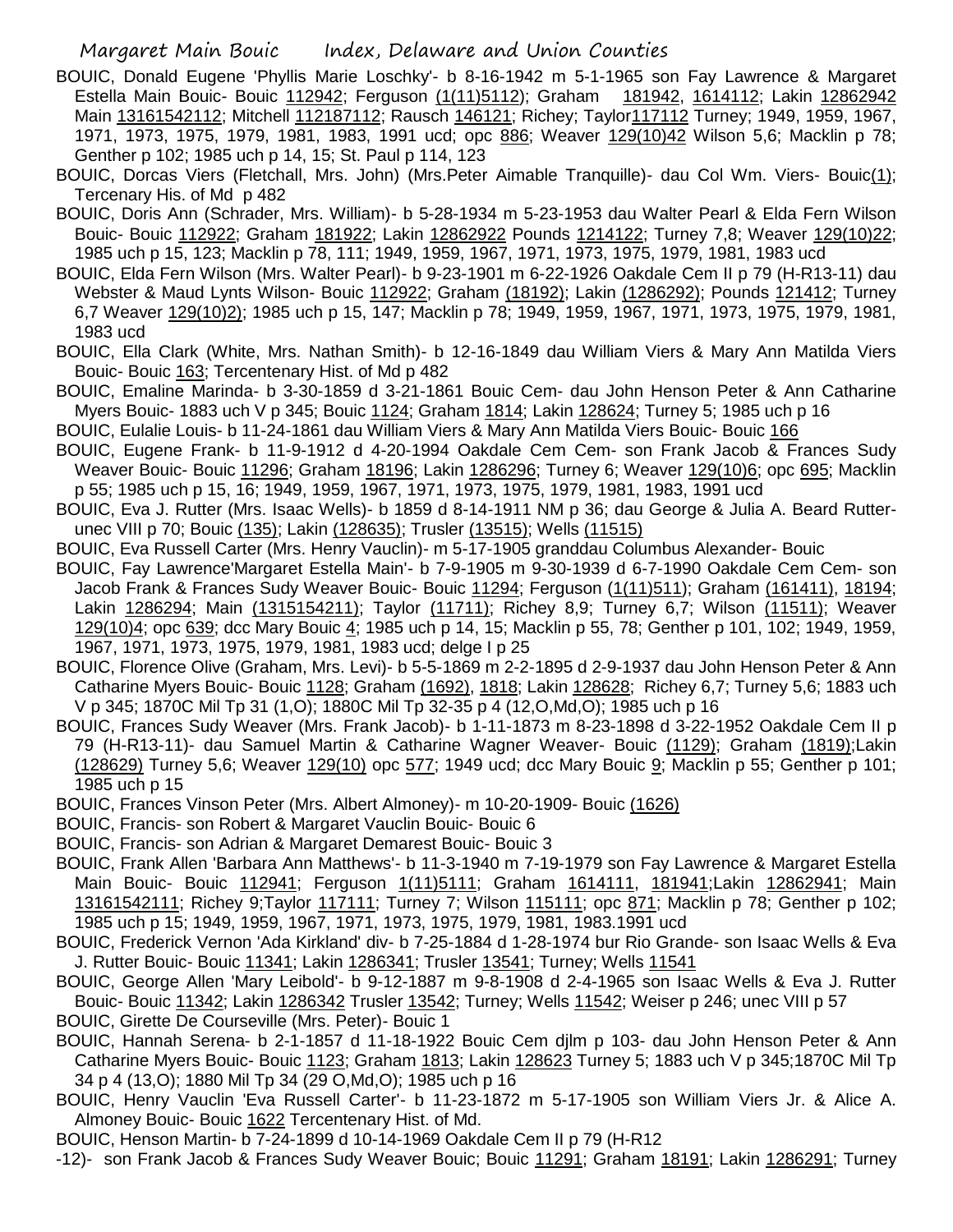BOUIC, Donald Eugene 'Phyllis Marie Loschky'- b 8-16-1942 m 5-1-1965 son Fay Lawrence & Margaret Estella Main Bouic- Bouic 112942; Ferguson (1(11)5112); Graham 181942, 1614112; Lakin 12862942 Main 13161542112; Mitchell 112187112; Rausch 146121; Richey; Taylor117112 Turney; 1949, 1959, 1967, 1971, 1973, 1975, 1979, 1981, 1983, 1991 ucd; opc 886; Weaver 129(10)42 Wilson 5,6; Macklin p 78; Genther p 102; 1985 uch p 14, 15; St. Paul p 114, 123

BOUIC, Dorcas Viers (Fletchall, Mrs. John) (Mrs.Peter Aimable Tranquille)- dau Col Wm. Viers- Bouic(1); Tercenary His. of Md p 482

BOUIC, Doris Ann (Schrader, Mrs. William)- b 5-28-1934 m 5-23-1953 dau Walter Pearl & Elda Fern Wilson Bouic- Bouic 112922; Graham 181922; Lakin 12862922 Pounds 1214122; Turney 7,8; Weaver 129(10)22; 1985 uch p 15, 123; Macklin p 78, 111; 1949, 1959, 1967, 1971, 1973, 1975, 1979, 1981, 1983 ucd

BOUIC, Elda Fern Wilson (Mrs. Walter Pearl)- b 9-23-1901 m 6-22-1926 Oakdale Cem II p 79 (H-R13-11) dau Webster & Maud Lynts Wilson- Bouic 112922; Graham (18192); Lakin (1286292); Pounds 121412; Turney 6,7 Weaver 129(10)2); 1985 uch p 15, 147; Macklin p 78; 1949, 1959, 1967, 1971, 1973, 1975, 1979, 1981, 1983 ucd

BOUIC, Ella Clark (White, Mrs. Nathan Smith)- b 12-16-1849 dau William Viers & Mary Ann Matilda Viers Bouic- Bouic 163; Tercentenary Hist. of Md p 482

BOUIC, Emaline Marinda- b 3-30-1859 d 3-21-1861 Bouic Cem- dau John Henson Peter & Ann Catharine Myers Bouic- 1883 uch V p 345; Bouic 1124; Graham 1814; Lakin 128624; Turney 5; 1985 uch p 16

BOUIC, Eulalie Louis- b 11-24-1861 dau William Viers & Mary Ann Matilda Viers Bouic- Bouic 166

BOUIC, Eugene Frank- b 11-9-1912 d 4-20-1994 Oakdale Cem Cem- son Frank Jacob & Frances Sudy Weaver Bouic- Bouic 11296; Graham 18196; Lakin 1286296; Turney 6; Weaver 129(10)6; opc 695; Macklin p 55; 1985 uch p 15, 16; 1949, 1959, 1967, 1971, 1973, 1975, 1979, 1981, 1983, 1991 ucd

BOUIC, Eva J. Rutter (Mrs. Isaac Wells)- b 1859 d 8-14-1911 NM p 36; dau George & Julia A. Beard Rutter- unec VIII p 70; Bouic (135); Lakin (128635); Trusler (13515); Wells (11515)

BOUIC, Eva Russell Carter (Mrs. Henry Vauclin)- m 5-17-1905 granddau Columbus Alexander- Bouic

BOUIC, Fay Lawrence'Margaret Estella Main'- b 7-9-1905 m 9-30-1939 d 6-7-1990 Oakdale Cem Cem- son Jacob Frank & Frances Sudy Weaver Bouic- Bouic 11294; Ferguson (1(11)511); Graham (161411), 18194; Lakin 1286294; Main (1315154211); Taylor (11711); Richey 8,9; Turney 6,7; Wilson (11511); Weaver 129(10)4; opc 639; dcc Mary Bouic 4; 1985 uch p 14, 15; Macklin p 55, 78; Genther p 101, 102; 1949, 1959, 1967, 1971, 1973, 1975, 1979, 1981, 1983 ucd; delge I p 25

BOUIC, Florence Olive (Graham, Mrs. Levi)- b 5-5-1869 m 2-2-1895 d 2-9-1937 dau John Henson Peter & Ann Catharine Myers Bouic- Bouic 1128; Graham (1692), 1818; Lakin 128628; Richey 6,7; Turney 5,6; 1883 uch V p 345; 1870C Mil Tp 31 (1,O); 1880C Mil Tp 32-35 p 4 (12,O,Md,O); 1985 uch p 16

BOUIC, Frances Sudy Weaver (Mrs. Frank Jacob)- b 1-11-1873 m 8-23-1898 d 3-22-1952 Oakdale Cem II p 79 (H-R13-11)- dau Samuel Martin & Catharine Wagner Weaver- Bouic (1129); Graham (1819);Lakin (128629) Turney 5,6; Weaver 129(10) opc 577; 1949 ucd; dcc Mary Bouic 9; Macklin p 55; Genther p 101; 1985 uch p 15

BOUIC, Frances Vinson Peter (Mrs. Albert Almoney)- m 10-20-1909- Bouic (1626)

BOUIC, Francis- son Robert & Margaret Vauclin Bouic- Bouic 6

BOUIC, Francis- son Adrian & Margaret Demarest Bouic- Bouic 3

BOUIC, Frank Allen 'Barbara Ann Matthews'- b 11-3-1940 m 7-19-1979 son Fay Lawrence & Margaret Estella Main Bouic- Bouic 112941; Ferguson 1(11)5111; Graham 1614111, 181941;Lakin 12862941; Main 13161542111; Richey 9;Taylor 117111; Turney 7; Wilson 115111; opc 871; Macklin p 78; Genther p 102; 1985 uch p 15; 1949, 1959, 1967, 1971, 1973, 1975, 1979, 1981, 1983.1991 ucd

BOUIC, Frederick Vernon 'Ada Kirkland' div- b 7-25-1884 d 1-28-1974 bur Rio Grande- son Isaac Wells & Eva J. Rutter Bouic- Bouic 11341; Lakin 1286341; Trusler 13541; Turney; Wells 11541

BOUIC, George Allen 'Mary Leibold'- b 9-12-1887 m 9-8-1908 d 2-4-1965 son Isaac Wells & Eva J. Rutter Bouic- Bouic 11342; Lakin 1286342 Trusler 13542; Turney; Wells 11542; Weiser p 246; unec VIII p 57

BOUIC, Girette De Courseville (Mrs. Peter)- Bouic 1

BOUIC, Hannah Serena- b 2-1-1857 d 11-18-1922 Bouic Cem djlm p 103- dau John Henson Peter & Ann Catharine Myers Bouic- Bouic 1123; Graham 1813; Lakin 128623 Turney 5; 1883 uch V p 345;1870C Mil Tp 34 p 4 (13,O); 1880 Mil Tp 34 (29 O,Md,O); 1985 uch p 16

BOUIC, Henry Vauclin 'Eva Russell Carter'- b 11-23-1872 m 5-17-1905 son William Viers Jr. & Alice A. Almoney Bouic- Bouic 1622 Tercentenary Hist. of Md.

BOUIC, Henson Martin- b 7-24-1899 d 10-14-1969 Oakdale Cem II p 79 (H-R12-12)- son Frank Jacob & Frances Sudy Weaver Bouic; Bouic 11291; Graham 18191; Lakin 1286291; Turney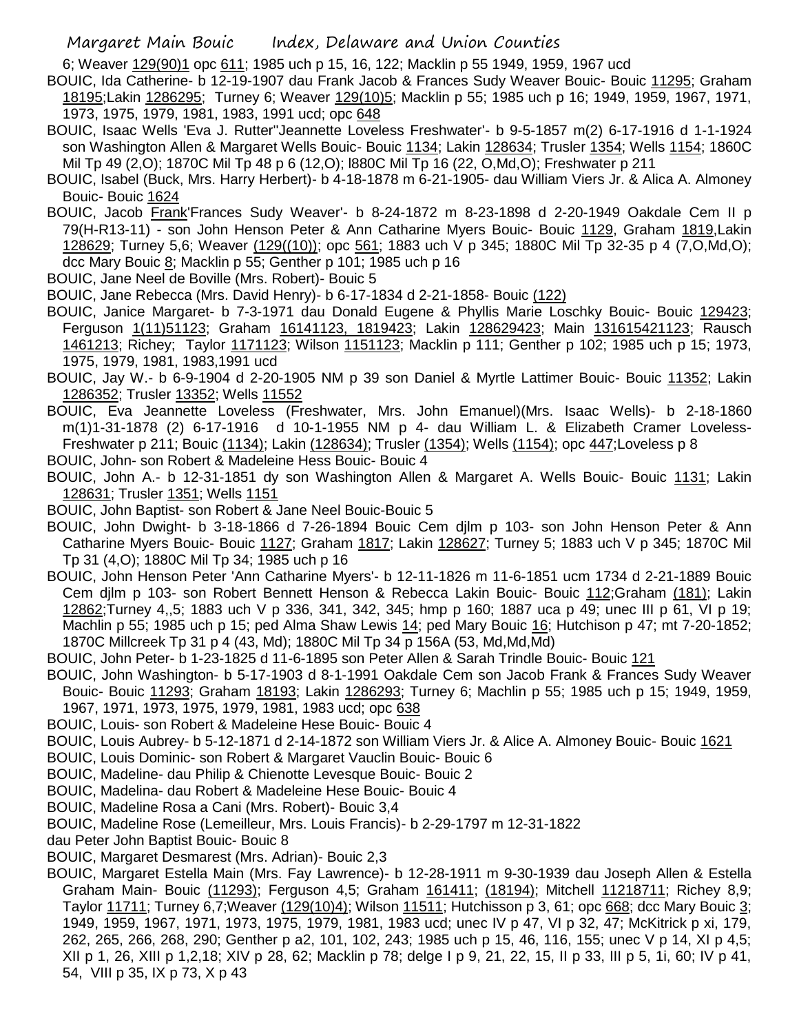6; Weaver 129(90)1 opc 611; 1985 uch p 15, 16, 122; Macklin p 55 1949, 1959, 1967 ucd

BOUIC, Ida Catherine- b 12-19-1907 dau Frank Jacob & Frances Sudy Weaver Bouic- Bouic 11295; Graham 18195;Lakin 1286295; Turney 6; Weaver 129(10)5; Macklin p 55; 1985 uch p 16; 1949, 1959, 1967, 1971, 1973, 1975, 1979, 1981, 1983, 1991 ucd; opc 648

BOUIC, Isaac Wells 'Eva J. Rutter''Jeannette Loveless Freshwater'- b 9-5-1857 m(2) 6-17-1916 d 1-1-1924 son Washington Allen & Margaret Wells Bouic- Bouic 1134; Lakin 128634; Trusler 1354; Wells 1154; 1860C Mil Tp 49 (2,O); 1870C Mil Tp 48 p 6 (12,O); l880C Mil Tp 16 (22, O,Md,O); Freshwater p 211

BOUIC, Isabel (Buck, Mrs. Harry Herbert)- b 4-18-1878 m 6-21-1905- dau William Viers Jr. & Alica A. Almoney Bouic- Bouic 1624

BOUIC, Jacob Frank'Frances Sudy Weaver'- b 8-24-1872 m 8-23-1898 d 2-20-1949 Oakdale Cem II p 79(H-R13-11) - son John Henson Peter & Ann Catharine Myers Bouic- Bouic 1129, Graham 1819,Lakin 128629; Turney 5,6; Weaver (129((10)); opc 561; 1883 uch V p 345; 1880C Mil Tp 32-35 p 4 (7,O,Md,O); dcc Mary Bouic 8; Macklin p 55; Genther p 101; 1985 uch p 16

BOUIC, Jane Neel de Boville (Mrs. Robert)- Bouic 5

BOUIC, Jane Rebecca (Mrs. David Henry)- b 6-17-1834 d 2-21-1858- Bouic (122)

BOUIC, Janice Margaret- b 7-3-1971 dau Donald Eugene & Phyllis Marie Loschky Bouic- Bouic 129423; Ferguson 1(11)51123; Graham 16141123, 1819423; Lakin 128629423; Main 131615421123; Rausch 1461213; Richey; Taylor 1171123; Wilson 1151123; Macklin p 111; Genther p 102; 1985 uch p 15; 1973, 1975, 1979, 1981, 1983,1991 ucd

BOUIC, Jay W.- b 6-9-1904 d 2-20-1905 NM p 39 son Daniel & Myrtle Lattimer Bouic- Bouic 11352; Lakin 1286352; Trusler 13352; Wells 11552

BOUIC, Eva Jeannette Loveless (Freshwater, Mrs. John Emanuel)(Mrs. Isaac Wells)- b 2-18-1860 m(1)1-31-1878 (2) 6-17-1916 d 10-1-1955 NM p 4- dau William L. & Elizabeth Cramer Loveless- Freshwater p 211; Bouic (1134); Lakin (128634); Trusler (1354); Wells (1154); opc 447;Loveless p 8

BOUIC, John- son Robert & Madeleine Hess Bouic- Bouic 4

BOUIC, John A.- b 12-31-1851 dy son Washington Allen & Margaret A. Wells Bouic- Bouic 1131; Lakin 128631; Trusler 1351; Wells 1151

BOUIC, John Baptist- son Robert & Jane Neel Bouic-Bouic 5

BOUIC, John Dwight- b 3-18-1866 d 7-26-1894 Bouic Cem djlm p 103- son John Henson Peter & Ann Catharine Myers Bouic- Bouic 1127; Graham 1817; Lakin 128627; Turney 5; 1883 uch V p 345; 1870C Mil Tp 31 (4,O); 1880C Mil Tp 34; 1985 uch p 16

BOUIC, John Henson Peter 'Ann Catharine Myers'- b 12-11-1826 m 11-6-1851 ucm 1734 d 2-21-1889 Bouic Cem djlm p 103- son Robert Bennett Henson & Rebecca Lakin Bouic- Bouic 112;Graham (181); Lakin 12862;Turney 4,,5; 1883 uch V p 336, 341, 342, 345; hmp p 160; 1887 uca p 49; unec III p 61, VI p 19; Machlin p 55; 1985 uch p 15; ped Alma Shaw Lewis 14; ped Mary Bouic 16; Hutchison p 47; mt 7-20-1852; 1870C Millcreek Tp 31 p 4 (43, Md); 1880C Mil Tp 34 p 156A (53, Md,Md,Md)

BOUIC, John Peter- b 1-23-1825 d 11-6-1895 son Peter Allen & Sarah Trindle Bouic- Bouic 121

BOUIC, John Washington- b 5-17-1903 d 8-1-1991 Oakdale Cem son Jacob Frank & Frances Sudy Weaver Bouic- Bouic 11293; Graham 18193; Lakin 1286293; Turney 6; Machlin p 55; 1985 uch p 15; 1949, 1959, 1967, 1971, 1973, 1975, 1979, 1981, 1983 ucd; opc 638

BOUIC, Louis- son Robert & Madeleine Hese Bouic- Bouic 4

BOUIC, Louis Aubrey- b 5-12-1871 d 2-14-1872 son William Viers Jr. & Alice A. Almoney Bouic- Bouic 1621

BOUIC, Louis Dominic- son Robert & Margaret Vauclin Bouic- Bouic 6

BOUIC, Madeline- dau Philip & Chienotte Levesque Bouic- Bouic 2

BOUIC, Madelina- dau Robert & Madeleine Hese Bouic- Bouic 4

BOUIC, Madeline Rosa a Cani (Mrs. Robert)- Bouic 3,4

BOUIC, Madeline Rose (Lemeilleur, Mrs. Louis Francis)- b 2-29-1797 m 12-31-1822 dau Peter John Baptist Bouic- Bouic 8

BOUIC, Margaret Desmarest (Mrs. Adrian)- Bouic 2,3

BOUIC, Margaret Estella Main (Mrs. Fay Lawrence)- b 12-28-1911 m 9-30-1939 dau Joseph Allen & Estella Graham Main- Bouic (11293); Ferguson 4,5; Graham 161411; (18194); Mitchell 11218711; Richey 8,9; Taylor 11711; Turney 6,7;Weaver (129(10)4); Wilson 11511; Hutchisson p 3, 61; opc 668; dcc Mary Bouic 3; 1949, 1959, 1967, 1971, 1973, 1975, 1979, 1981, 1983 ucd; unec IV p 47, VI p 32, 47; McKitrick p xi, 179, 262, 265, 266, 268, 290; Genther p a2, 101, 102, 243; 1985 uch p 15, 46, 116, 155; unec V p 14, XI p 4,5; XII p 1, 26, XIII p 1,2,18; XIV p 28, 62; Macklin p 78; delge I p 9, 21, 22, 15, II p 33, III p 5, 1i, 60; IV p 41, 54, VIII p 35, IX p 73, X p 43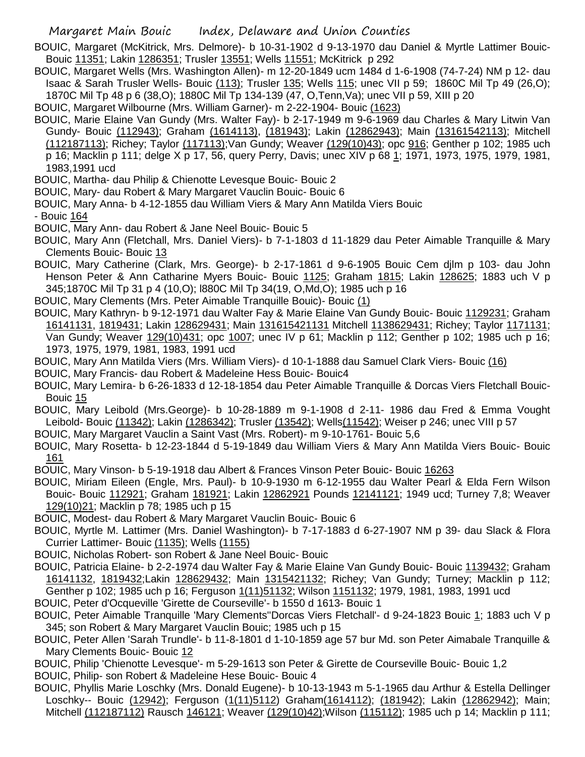BOUIC, Margaret (McKitrick, Mrs. Delmore)- b 10-31-1902 d 9-13-1970 dau Daniel & Myrtle Lattimer Bouic- Bouic 11351; Lakin 1286351; Trusler 13551; Wells 11551; McKitrick p 292

BOUIC, Margaret Wells (Mrs. Washington Allen)- m 12-20-1849 ucm 1484 d 1-6-1908 (74-7-24) NM p 12- dau Isaac & Sarah Trusler Wells- Bouic (113); Trusler 135; Wells 115; unec VII p 59; 1860C Mil Tp 49 (26,O); 1870C Mil Tp 48 p 6 (38,O); 1880C Mil Tp 134-139 (47, O,Tenn,Va); unec VII p 59, XIII p 20

BOUIC, Margaret Wilbourne (Mrs. William Garner)- m 2-22-1904- Bouic (1623)

BOUIC, Marie Elaine Van Gundy (Mrs. Walter Fay)- b 2-17-1949 m 9-6-1969 dau Charles & Mary Litwin Van Gundy- Bouic (112943); Graham (1614113), (181943); Lakin (12862943); Main (13161542113); Mitchell (112187113); Richey; Taylor (117113);Van Gundy; Weaver (129(10)43); opc 916; Genther p 102; 1985 uch p 16; Macklin p 111; delge X p 17, 56, query Perry, Davis; unec XIV p 68 1; 1971, 1973, 1975, 1979, 1981, 1983,1991 ucd

BOUIC, Martha- dau Philip & Chienotte Levesque Bouic- Bouic 2

BOUIC, Mary- dau Robert & Mary Margaret Vauclin Bouic- Bouic 6

BOUIC, Mary Anna- b 4-12-1855 dau William Viers & Mary Ann Matilda Viers Bouic - Bouic 164

BOUIC, Mary Ann- dau Robert & Jane Neel Bouic- Bouic 5

BOUIC, Mary Ann (Fletchall, Mrs. Daniel Viers)- b 7-1-1803 d 11-1829 dau Peter Aimable Tranquille & Mary Clements Bouic- Bouic 13

BOUIC, Mary Catherine (Clark, Mrs. George)- b 2-17-1861 d 9-6-1905 Bouic Cem djlm p 103- dau John Henson Peter & Ann Catharine Myers Bouic- Bouic 1125; Graham 1815; Lakin 128625; 1883 uch V p 345;1870C Mil Tp 31 p 4 (10,O); l880C Mil Tp 34(19, O,Md,O); 1985 uch p 16

BOUIC, Mary Clements (Mrs. Peter Aimable Tranquille Bouic)- Bouic (1)

BOUIC, Mary Kathryn- b 9-12-1971 dau Walter Fay & Marie Elaine Van Gundy Bouic- Bouic 1129231; Graham 16141131, 1819431; Lakin 128629431; Main 131615421131 Mitchell 1138629431; Richey; Taylor 1171131; Van Gundy; Weaver 129(10)431; opc 1007; unec IV p 61; Macklin p 112; Genther p 102; 1985 uch p 16; 1973, 1975, 1979, 1981, 1983, 1991 ucd

BOUIC, Mary Ann Matilda Viers (Mrs. William Viers)- d 10-1-1888 dau Samuel Clark Viers- Bouic (16)

BOUIC, Mary Francis- dau Robert & Madeleine Hess Bouic- Bouic4

BOUIC, Mary Lemira- b 6-26-1833 d 12-18-1854 dau Peter Aimable Tranquille & Dorcas Viers Fletchall Bouic- Bouic 15

BOUIC, Mary Leibold (Mrs.George)- b 10-28-1889 m 9-1-1908 d 2-11- 1986 dau Fred & Emma Vought Leibold- Bouic (11342); Lakin (1286342); Trusler (13542); Wells(11542); Weiser p 246; unec VIII p 57

BOUIC, Mary Margaret Vauclin a Saint Vast (Mrs. Robert)- m 9-10-1761- Bouic 5,6

BOUIC, Mary Rosetta- b 12-23-1844 d 5-19-1849 dau William Viers & Mary Ann Matilda Viers Bouic- Bouic 161

BOUIC, Mary Vinson- b 5-19-1918 dau Albert & Frances Vinson Peter Bouic- Bouic 16263

BOUIC, Miriam Eileen (Engle, Mrs. Paul)- b 10-9-1930 m 6-12-1955 dau Walter Pearl & Elda Fern Wilson Bouic- Bouic 112921; Graham 181921; Lakin 12862921 Pounds 12141121; 1949 ucd; Turney 7,8; Weaver 129(10)21; Macklin p 78; 1985 uch p 15

BOUIC, Modest- dau Robert & Mary Margaret Vauclin Bouic- Bouic 6

BOUIC, Myrtle M. Lattimer (Mrs. Daniel Washington)- b 7-17-1883 d 6-27-1907 NM p 39- dau Slack & Flora Currier Lattimer- Bouic (1135); Wells (1155)

BOUIC, Nicholas Robert- son Robert & Jane Neel Bouic- Bouic

BOUIC, Patricia Elaine- b 2-2-1974 dau Walter Fay & Marie Elaine Van Gundy Bouic- Bouic 1139432; Graham 16141132, 1819432;Lakin 128629432; Main 1315421132; Richey; Van Gundy; Turney; Macklin p 112; Genther p 102; 1985 uch p 16; Ferguson 1(11)51132; Wilson 1151132; 1979, 1981, 1983, 1991 ucd

BOUIC, Peter d'Ocqueville 'Girette de Courseville'- b 1550 d 1613- Bouic 1

BOUIC, Peter Aimable Tranquille 'Mary Clements''Dorcas Viers Fletchall'- d 9-24-1823 Bouic 1; 1883 uch V p 345; son Robert & Mary Margaret Vauclin Bouic; 1985 uch p 15

BOUIC, Peter Allen 'Sarah Trundle'- b 11-8-1801 d 1-10-1859 age 57 bur Md. son Peter Aimabale Tranquille & Mary Clements Bouic- Bouic 12

BOUIC, Philip 'Chienotte Levesque'- m 5-29-1613 son Peter & Girette de Courseville Bouic- Bouic 1,2

BOUIC, Philip- son Robert & Madeleine Hese Bouic- Bouic 4

BOUIC, Phyllis Marie Loschky (Mrs. Donald Eugene)- b 10-13-1943 m 5-1-1965 dau Arthur & Estella Dellinger Loschky-- Bouic (12942); Ferguson (1(11)5112) Graham(1614112); (181942); Lakin (12862942); Main; Mitchell (112187112) Rausch 146121; Weaver (129(10)42);Wilson (115112); 1985 uch p 14; Macklin p 111;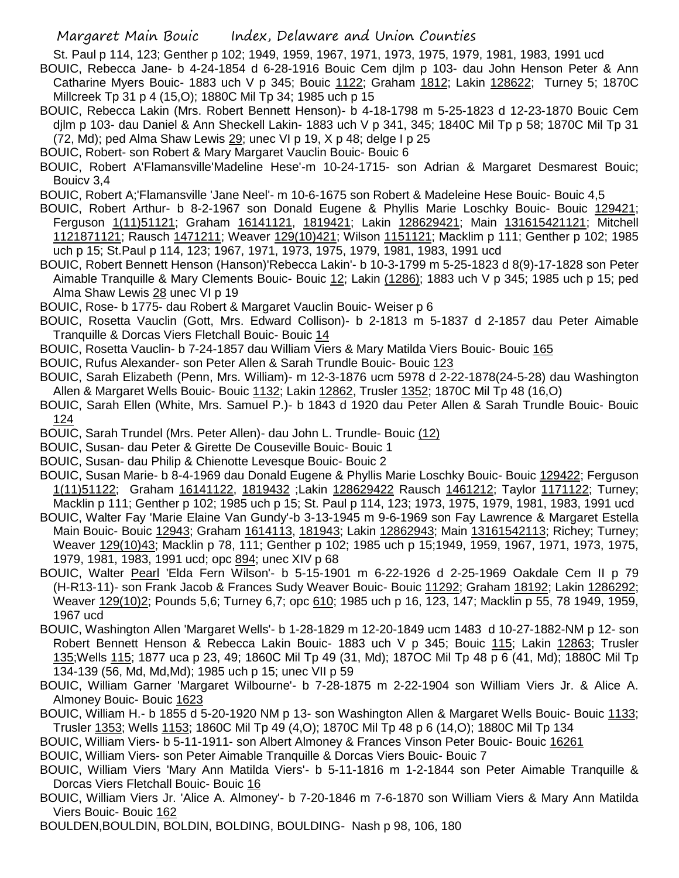St. Paul p 114, 123; Genther p 102; 1949, 1959, 1967, 1971, 1973, 1975, 1979, 1981, 1983, 1991 ucd

BOUIC, Rebecca Jane- b 4-24-1854 d 6-28-1916 Bouic Cem djlm p 103- dau John Henson Peter & Ann Catharine Myers Bouic- 1883 uch V p 345; Bouic 1122; Graham 1812; Lakin 128622; Turney 5; 1870C Millcreek Tp 31 p 4 (15,O); 1880C Mil Tp 34; 1985 uch p 15

BOUIC, Rebecca Lakin (Mrs. Robert Bennett Henson)- b 4-18-1798 m 5-25-1823 d 12-23-1870 Bouic Cem djlm p 103- dau Daniel & Ann Sheckell Lakin- 1883 uch V p 341, 345; 1840C Mil Tp p 58; 1870C Mil Tp 31 (72, Md); ped Alma Shaw Lewis 29; unec VI p 19, X p 48; delge I p 25

BOUIC, Robert- son Robert & Mary Margaret Vauclin Bouic- Bouic 6

BOUIC, Robert A'Flamansville'Madeline Hese'-m 10-24-1715- son Adrian & Margaret Desmarest Bouic; Bouicv 3,4

BOUIC, Robert A;'Flamansville 'Jane Neel'- m 10-6-1675 son Robert & Madeleine Hese Bouic- Bouic 4,5

BOUIC, Robert Arthur- b 8-2-1967 son Donald Eugene & Phyllis Marie Loschky Bouic- Bouic 129421; Ferguson 1(11)51121; Graham 16141121, 1819421; Lakin 128629421; Main 131615421121; Mitchell 1121871121; Rausch 1471211; Weaver 129(10)421; Wilson 1151121; Macklim p 111; Genther p 102; 1985 uch p 15; St.Paul p 114, 123; 1967, 1971, 1973, 1975, 1979, 1981, 1983, 1991 ucd

BOUIC, Robert Bennett Henson (Hanson)'Rebecca Lakin'- b 10-3-1799 m 5-25-1823 d 8(9)-17-1828 son Peter Aimable Tranquille & Mary Clements Bouic- Bouic 12; Lakin (1286); 1883 uch V p 345; 1985 uch p 15; ped Alma Shaw Lewis 28 unec VI p 19

BOUIC, Rose- b 1775- dau Robert & Margaret Vauclin Bouic- Weiser p 6

BOUIC, Rosetta Vauclin (Gott, Mrs. Edward Collison)- b 2-1813 m 5-1837 d 2-1857 dau Peter Aimable Tranquille & Dorcas Viers Fletchall Bouic- Bouic 14

BOUIC, Rosetta Vauclin- b 7-24-1857 dau William Viers & Mary Matilda Viers Bouic- Bouic 165

BOUIC, Rufus Alexander- son Peter Allen & Sarah Trundle Bouic- Bouic 123

BOUIC, Sarah Elizabeth (Penn, Mrs. William)- m 12-3-1876 ucm 5978 d 2-22-1878(24-5-28) dau Washington Allen & Margaret Wells Bouic- Bouic 1132; Lakin 12862, Trusler 1352; 1870C Mil Tp 48 (16,O)

BOUIC, Sarah Ellen (White, Mrs. Samuel P.)- b 1843 d 1920 dau Peter Allen & Sarah Trundle Bouic- Bouic 124

BOUIC, Sarah Trundel (Mrs. Peter Allen)- dau John L. Trundle- Bouic (12)

BOUIC, Susan- dau Peter & Girette De Couseville Bouic- Bouic 1

BOUIC, Susan- dau Philip & Chienotte Levesque Bouic- Bouic 2

BOUIC, Susan Marie- b 8-4-1969 dau Donald Eugene & Phyllis Marie Loschky Bouic- Bouic 129422; Ferguson 1(11)51122; Graham 16141122, 1819432 ;Lakin 128629422 Rausch 1461212; Taylor 1171122; Turney; Macklin p 111; Genther p 102; 1985 uch p 15; St. Paul p 114, 123; 1973, 1975, 1979, 1981, 1983, 1991 ucd

BOUIC, Walter Fay 'Marie Elaine Van Gundy'-b 3-13-1945 m 9-6-1969 son Fay Lawrence & Margaret Estella Main Bouic- Bouic 12943; Graham 1614113, 181943; Lakin 12862943; Main 13161542113; Richey; Turney; Weaver 129(10)43; Macklin p 78, 111; Genther p 102; 1985 uch p 15;1949, 1959, 1967, 1971, 1973, 1975, 1979, 1981, 1983, 1991 ucd; opc 894; unec XIV p 68

BOUIC, Walter Pearl 'Elda Fern Wilson'- b 5-15-1901 m 6-22-1926 d 2-25-1969 Oakdale Cem II p 79 (H-R13-11)- son Frank Jacob & Frances Sudy Weaver Bouic- Bouic 11292; Graham 18192; Lakin 1286292; Weaver 129(10)2; Pounds 5,6; Turney 6,7; opc 610; 1985 uch p 16, 123, 147; Macklin p 55, 78 1949, 1959, 1967 ucd

BOUIC, Washington Allen 'Margaret Wells'- b 1-28-1829 m 12-20-1849 ucm 1483 d 10-27-1882-NM p 12- son Robert Bennett Henson & Rebecca Lakin Bouic- 1883 uch V p 345; Bouic 115; Lakin 12863; Trusler 135;Wells 115; 1877 uca p 23, 49; 1860C Mil Tp 49 (31, Md); 187OC Mil Tp 48 p 6 (41, Md); 1880C Mil Tp 134-139 (56, Md, Md,Md); 1985 uch p 15; unec VII p 59

BOUIC, William Garner 'Margaret Wilbourne'- b 7-28-1875 m 2-22-1904 son William Viers Jr. & Alice A. Almoney Bouic- Bouic 1623

BOUIC, William H.- b 1855 d 5-20-1920 NM p 13- son Washington Allen & Margaret Wells Bouic- Bouic 1133; Trusler 1353; Wells 1153; 1860C Mil Tp 49 (4,O); 1870C Mil Tp 48 p 6 (14,O); 1880C Mil Tp 134

BOUIC, William Viers- b 5-11-1911- son Albert Almoney & Frances Vinson Peter Bouic- Bouic 16261

BOUIC, William Viers- son Peter Aimable Tranquille & Dorcas Viers Bouic- Bouic 7

BOUIC, William Viers 'Mary Ann Matilda Viers'- b 5-11-1816 m 1-2-1844 son Peter Aimable Tranquille & Dorcas Viers Fletchall Bouic- Bouic 16

BOUIC, William Viers Jr. 'Alice A. Almoney'- b 7-20-1846 m 7-6-1870 son William Viers & Mary Ann Matilda Viers Bouic- Bouic 162

BOULDEN,BOULDIN, BOLDIN, BOLDING, BOULDING- Nash p 98, 106, 180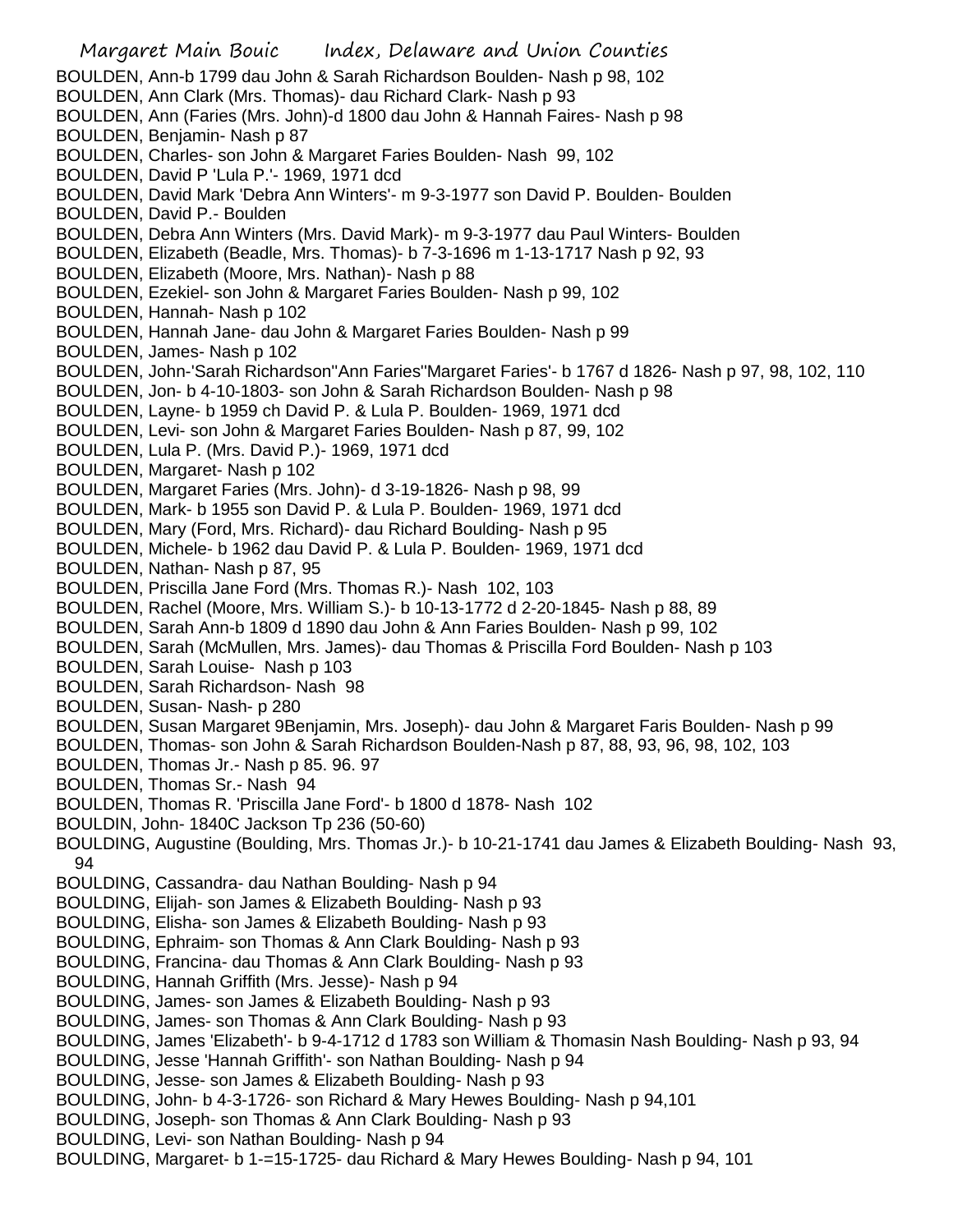BOULDEN, Ann-b 1799 dau John & Sarah Richardson Boulden- Nash p 98, 102
BOULDEN, Ann Clark (Mrs. Thomas)- dau Richard Clark- Nash p 93
BOULDEN, Ann (Faries (Mrs. John)-d 1800 dau John & Hannah Faires- Nash p 98
BOULDEN, Benjamin- Nash p 87
BOULDEN, Charles- son John & Margaret Faries Boulden- Nash 99, 102
BOULDEN, David P 'Lula P.'- 1969, 1971 dcd
BOULDEN, David Mark 'Debra Ann Winters'- m 9-3-1977 son David P. Boulden- Boulden
BOULDEN, David P.- Boulden
BOULDEN, Debra Ann Winters (Mrs. David Mark)- m 9-3-1977 dau Paul Winters- Boulden
BOULDEN, Elizabeth (Beadle, Mrs. Thomas)- b 7-3-1696 m 1-13-1717 Nash p 92, 93
BOULDEN, Elizabeth (Moore, Mrs. Nathan)- Nash p 88
BOULDEN, Ezekiel- son John & Margaret Faries Boulden- Nash p 99, 102
BOULDEN, Hannah- Nash p 102
BOULDEN, Hannah Jane- dau John & Margaret Faries Boulden- Nash p 99
BOULDEN, James- Nash p 102
BOULDEN, John-'Sarah Richardson''Ann Faries''Margaret Faries'- b 1767 d 1826- Nash p 97, 98, 102, 110
BOULDEN, Jon- b 4-10-1803- son John & Sarah Richardson Boulden- Nash p 98
BOULDEN, Layne- b 1959 ch David P. & Lula P. Boulden- 1969, 1971 dcd
BOULDEN, Levi- son John & Margaret Faries Boulden- Nash p 87, 99, 102
BOULDEN, Lula P. (Mrs. David P.)- 1969, 1971 dcd
BOULDEN, Margaret- Nash p 102
BOULDEN, Margaret Faries (Mrs. John)- d 3-19-1826- Nash p 98, 99
BOULDEN, Mark- b 1955 son David P. & Lula P. Boulden- 1969, 1971 dcd
BOULDEN, Mary (Ford, Mrs. Richard)- dau Richard Boulding- Nash p 95
BOULDEN, Michele- b 1962 dau David P. & Lula P. Boulden- 1969, 1971 dcd
BOULDEN, Nathan- Nash p 87, 95
BOULDEN, Priscilla Jane Ford (Mrs. Thomas R.)- Nash 102, 103
BOULDEN, Rachel (Moore, Mrs. William S.)- b 10-13-1772 d 2-20-1845- Nash p 88, 89
BOULDEN, Sarah Ann-b 1809 d 1890 dau John & Ann Faries Boulden- Nash p 99, 102
BOULDEN, Sarah (McMullen, Mrs. James)- dau Thomas & Priscilla Ford Boulden- Nash p 103
BOULDEN, Sarah Louise- Nash p 103
BOULDEN, Sarah Richardson- Nash 98
BOULDEN, Susan- Nash- p 280
BOULDEN, Susan Margaret 9Benjamin, Mrs. Joseph)- dau John & Margaret Faris Boulden- Nash p 99
BOULDEN, Thomas- son John & Sarah Richardson Boulden-Nash p 87, 88, 93, 96, 98, 102, 103
BOULDEN, Thomas Jr.- Nash p 85. 96. 97
BOULDEN, Thomas Sr.- Nash 94
BOULDEN, Thomas R. 'Priscilla Jane Ford'- b 1800 d 1878- Nash 102
BOULDIN, John- 1840C Jackson Tp 236 (50-60)
BOULDING, Augustine (Boulding, Mrs. Thomas Jr.)- b 10-21-1741 dau James & Elizabeth Boulding- Nash 93, 94
BOULDING, Cassandra- dau Nathan Boulding- Nash p 94
BOULDING, Elijah- son James & Elizabeth Boulding- Nash p 93
BOULDING, Elisha- son James & Elizabeth Boulding- Nash p 93
BOULDING, Ephraim- son Thomas & Ann Clark Boulding- Nash p 93
BOULDING, Francina- dau Thomas & Ann Clark Boulding- Nash p 93
BOULDING, Hannah Griffith (Mrs. Jesse)- Nash p 94
BOULDING, James- son James & Elizabeth Boulding- Nash p 93
BOULDING, James- son Thomas & Ann Clark Boulding- Nash p 93
BOULDING, James 'Elizabeth'- b 9-4-1712 d 1783 son William & Thomasin Nash Boulding- Nash p 93, 94
BOULDING, Jesse 'Hannah Griffith'- son Nathan Boulding- Nash p 94
BOULDING, Jesse- son James & Elizabeth Boulding- Nash p 93
BOULDING, John- b 4-3-1726- son Richard & Mary Hewes Boulding- Nash p 94,101
BOULDING, Joseph- son Thomas & Ann Clark Boulding- Nash p 93
BOULDING, Levi- son Nathan Boulding- Nash p 94
BOULDING, Margaret- b 1-=15-1725- dau Richard & Mary Hewes Boulding- Nash p 94, 101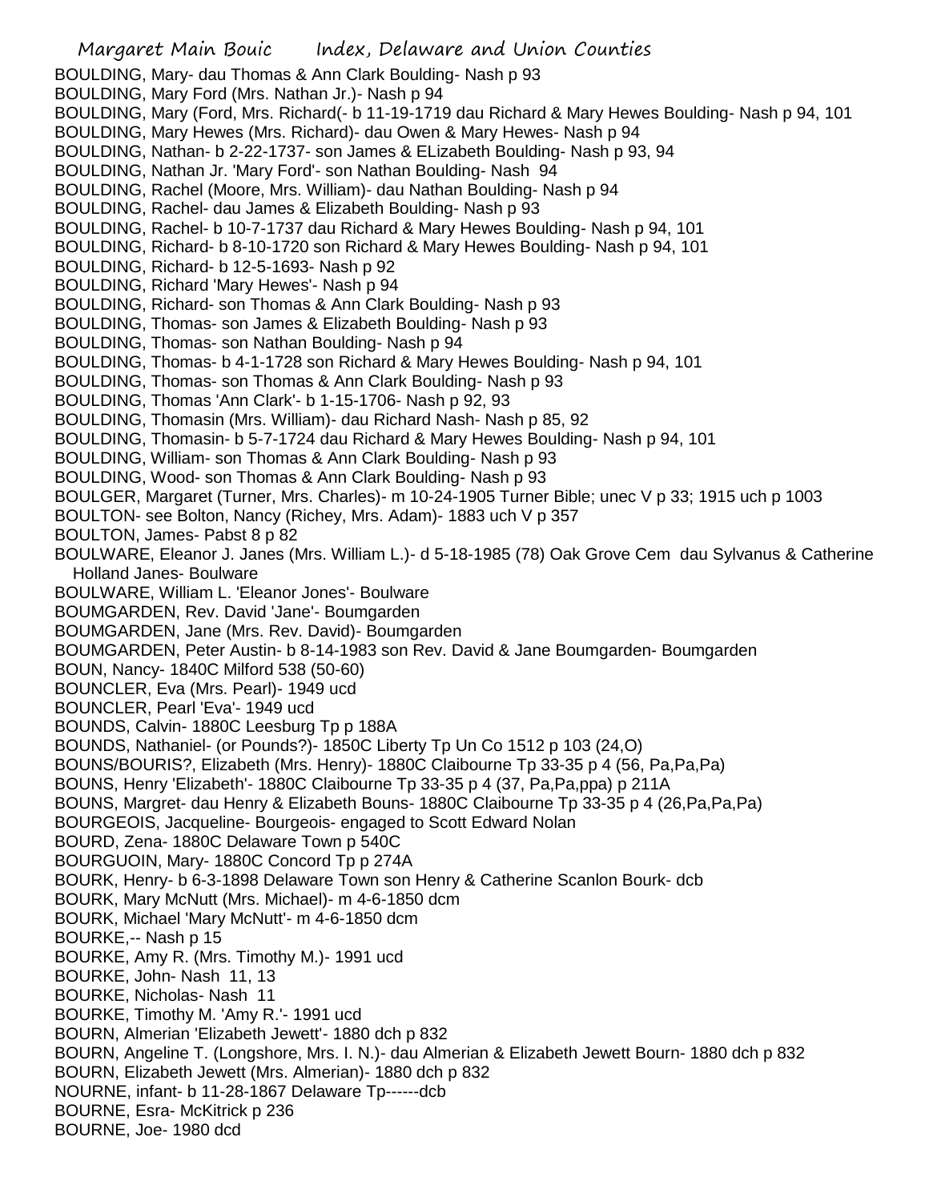BOULDING, Mary- dau Thomas & Ann Clark Boulding- Nash p 93
BOULDING, Mary Ford (Mrs. Nathan Jr.)- Nash p 94
BOULDING, Mary (Ford, Mrs. Richard(- b 11-19-1719 dau Richard & Mary Hewes Boulding- Nash p 94, 101
BOULDING, Mary Hewes (Mrs. Richard)- dau Owen & Mary Hewes- Nash p 94
BOULDING, Nathan- b 2-22-1737- son James & ELizabeth Boulding- Nash p 93, 94
BOULDING, Nathan Jr. 'Mary Ford'- son Nathan Boulding- Nash 94
BOULDING, Rachel (Moore, Mrs. William)- dau Nathan Boulding- Nash p 94
BOULDING, Rachel- dau James & Elizabeth Boulding- Nash p 93
BOULDING, Rachel- b 10-7-1737 dau Richard & Mary Hewes Boulding- Nash p 94, 101
BOULDING, Richard- b 8-10-1720 son Richard & Mary Hewes Boulding- Nash p 94, 101
BOULDING, Richard- b 12-5-1693- Nash p 92
BOULDING, Richard 'Mary Hewes'- Nash p 94
BOULDING, Richard- son Thomas & Ann Clark Boulding- Nash p 93
BOULDING, Thomas- son James & Elizabeth Boulding- Nash p 93
BOULDING, Thomas- son Nathan Boulding- Nash p 94
BOULDING, Thomas- b 4-1-1728 son Richard & Mary Hewes Boulding- Nash p 94, 101
BOULDING, Thomas- son Thomas & Ann Clark Boulding- Nash p 93
BOULDING, Thomas 'Ann Clark'- b 1-15-1706- Nash p 92, 93
BOULDING, Thomasin (Mrs. William)- dau Richard Nash- Nash p 85, 92
BOULDING, Thomasin- b 5-7-1724 dau Richard & Mary Hewes Boulding- Nash p 94, 101
BOULDING, William- son Thomas & Ann Clark Boulding- Nash p 93
BOULDING, Wood- son Thomas & Ann Clark Boulding- Nash p 93
BOULGER, Margaret (Turner, Mrs. Charles)- m 10-24-1905 Turner Bible; unec V p 33; 1915 uch p 1003
BOULTON- see Bolton, Nancy (Richey, Mrs. Adam)- 1883 uch V p 357
BOULTON, James- Pabst 8 p 82
BOULWARE, Eleanor J. Janes (Mrs. William L.)- d 5-18-1985 (78) Oak Grove Cem dau Sylvanus & Catherine Holland Janes- Boulware
BOULWARE, William L. 'Eleanor Jones'- Boulware
BOUMGARDEN, Rev. David 'Jane'- Boumgarden
BOUMGARDEN, Jane (Mrs. Rev. David)- Boumgarden
BOUMGARDEN, Peter Austin- b 8-14-1983 son Rev. David & Jane Boumgarden- Boumgarden
BOUN, Nancy- 1840C Milford 538 (50-60)
BOUNCLER, Eva (Mrs. Pearl)- 1949 ucd
BOUNCLER, Pearl 'Eva'- 1949 ucd
BOUNDS, Calvin- 1880C Leesburg Tp p 188A
BOUNDS, Nathaniel- (or Pounds?)- 1850C Liberty Tp Un Co 1512 p 103 (24,O)
BOUNS/BOURIS?, Elizabeth (Mrs. Henry)- 1880C Claibourne Tp 33-35 p 4 (56, Pa,Pa,Pa)
BOUNS, Henry 'Elizabeth'- 1880C Claibourne Tp 33-35 p 4 (37, Pa,Pa,ppa) p 211A
BOUNS, Margret- dau Henry & Elizabeth Bouns- 1880C Claibourne Tp 33-35 p 4 (26,Pa,Pa,Pa)
BOURGEOIS, Jacqueline- Bourgeois- engaged to Scott Edward Nolan
BOURD, Zena- 1880C Delaware Town p 540C
BOURGUOIN, Mary- 1880C Concord Tp p 274A
BOURK, Henry- b 6-3-1898 Delaware Town son Henry & Catherine Scanlon Bourk- dcb
BOURK, Mary McNutt (Mrs. Michael)- m 4-6-1850 dcm
BOURK, Michael 'Mary McNutt'- m 4-6-1850 dcm
BOURKE,-- Nash p 15
BOURKE, Amy R. (Mrs. Timothy M.)- 1991 ucd
BOURKE, John- Nash 11, 13
BOURKE, Nicholas- Nash 11
BOURKE, Timothy M. 'Amy R.'- 1991 ucd
BOURN, Almerian 'Elizabeth Jewett'- 1880 dch p 832
BOURN, Angeline T. (Longshore, Mrs. I. N.)- dau Almerian & Elizabeth Jewett Bourn- 1880 dch p 832
BOURN, Elizabeth Jewett (Mrs. Almerian)- 1880 dch p 832
NOURNE, infant- b 11-28-1867 Delaware Tp------dcb
BOURNE, Esra- McKitrick p 236
BOURNE, Joe- 1980 dcd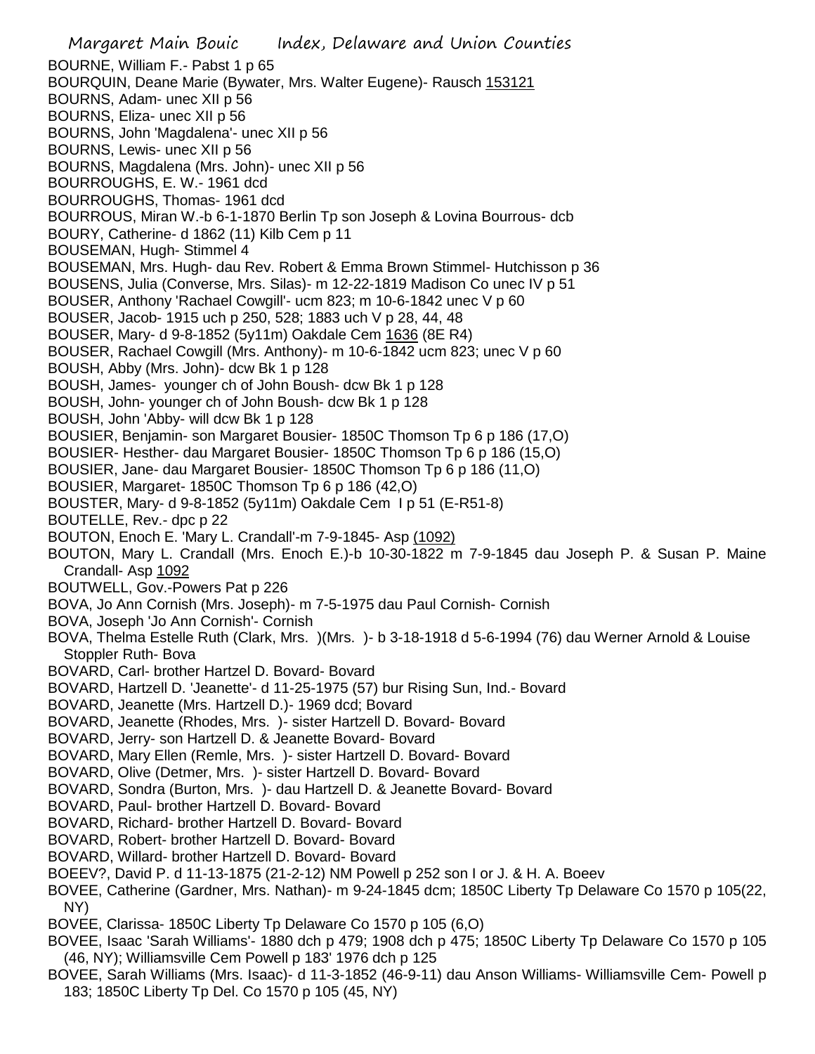BOURNE, William F.- Pabst 1 p 65
BOURQUIN, Deane Marie (Bywater, Mrs. Walter Eugene)- Rausch 153121
BOURNS, Adam- unec XII p 56
BOURNS, Eliza- unec XII p 56
BOURNS, John 'Magdalena'- unec XII p 56
BOURNS, Lewis- unec XII p 56
BOURNS, Magdalena (Mrs. John)- unec XII p 56
BOURROUGHS, E. W.- 1961 dcd
BOURROUGHS, Thomas- 1961 dcd
BOURROUS, Miran W.-b 6-1-1870 Berlin Tp son Joseph & Lovina Bourrous- dcb
BOURY, Catherine- d 1862 (11) Kilb Cem p 11
BOUSEMAN, Hugh- Stimmel 4
BOUSEMAN, Mrs. Hugh- dau Rev. Robert & Emma Brown Stimmel- Hutchisson p 36
BOUSENS, Julia (Converse, Mrs. Silas)- m 12-22-1819 Madison Co unec IV p 51
BOUSER, Anthony 'Rachael Cowgill'- ucm 823; m 10-6-1842 unec V p 60
BOUSER, Jacob- 1915 uch p 250, 528; 1883 uch V p 28, 44, 48
BOUSER, Mary- d 9-8-1852 (5y11m) Oakdale Cem 1636 (8E R4)
BOUSER, Rachael Cowgill (Mrs. Anthony)- m 10-6-1842 ucm 823; unec V p 60
BOUSH, Abby (Mrs. John)- dcw Bk 1 p 128
BOUSH, James- younger ch of John Boush- dcw Bk 1 p 128
BOUSH, John- younger ch of John Boush- dcw Bk 1 p 128
BOUSH, John 'Abby- will dcw Bk 1 p 128
BOUSIER, Benjamin- son Margaret Bousier- 1850C Thomson Tp 6 p 186 (17,O)
BOUSIER- Hesther- dau Margaret Bousier- 1850C Thomson Tp 6 p 186 (15,O)
BOUSIER, Jane- dau Margaret Bousier- 1850C Thomson Tp 6 p 186 (11,O)
BOUSIER, Margaret- 1850C Thomson Tp 6 p 186 (42,O)
BOUSTER, Mary- d 9-8-1852 (5y11m) Oakdale Cem I p 51 (E-R51-8)
BOUTELLE, Rev.- dpc p 22
BOUTON, Enoch E. 'Mary L. Crandall'-m 7-9-1845- Asp (1092)
BOUTON, Mary L. Crandall (Mrs. Enoch E.)-b 10-30-1822 m 7-9-1845 dau Joseph P. & Susan P. Maine Crandall- Asp 1092
BOUTWELL, Gov.-Powers Pat p 226
BOVA, Jo Ann Cornish (Mrs. Joseph)- m 7-5-1975 dau Paul Cornish- Cornish
BOVA, Joseph 'Jo Ann Cornish'- Cornish
BOVA, Thelma Estelle Ruth (Clark, Mrs. )(Mrs. )- b 3-18-1918 d 5-6-1994 (76) dau Werner Arnold & Louise Stoppler Ruth- Bova
BOVARD, Carl- brother Hartzel D. Bovard- Bovard
BOVARD, Hartzell D. 'Jeanette'- d 11-25-1975 (57) bur Rising Sun, Ind.- Bovard
BOVARD, Jeanette (Mrs. Hartzell D.)- 1969 dcd; Bovard
BOVARD, Jeanette (Rhodes, Mrs. )- sister Hartzell D. Bovard- Bovard
BOVARD, Jerry- son Hartzell D. & Jeanette Bovard- Bovard
BOVARD, Mary Ellen (Remle, Mrs. )- sister Hartzell D. Bovard- Bovard
BOVARD, Olive (Detmer, Mrs. )- sister Hartzell D. Bovard- Bovard
BOVARD, Sondra (Burton, Mrs. )- dau Hartzell D. & Jeanette Bovard- Bovard
BOVARD, Paul- brother Hartzell D. Bovard- Bovard
BOVARD, Richard- brother Hartzell D. Bovard- Bovard
BOVARD, Robert- brother Hartzell D. Bovard- Bovard
BOVARD, Willard- brother Hartzell D. Bovard- Bovard
BOEEV?, David P. d 11-13-1875 (21-2-12) NM Powell p 252 son I or J. & H. A. Boeev
BOVEE, Catherine (Gardner, Mrs. Nathan)- m 9-24-1845 dcm; 1850C Liberty Tp Delaware Co 1570 p 105(22, NY)
BOVEE, Clarissa- 1850C Liberty Tp Delaware Co 1570 p 105 (6,O)
BOVEE, Isaac 'Sarah Williams'- 1880 dch p 479; 1908 dch p 475; 1850C Liberty Tp Delaware Co 1570 p 105 (46, NY); Williamsville Cem Powell p 183' 1976 dch p 125
BOVEE, Sarah Williams (Mrs. Isaac)- d 11-3-1852 (46-9-11) dau Anson Williams- Williamsville Cem- Powell p 183; 1850C Liberty Tp Del. Co 1570 p 105 (45, NY)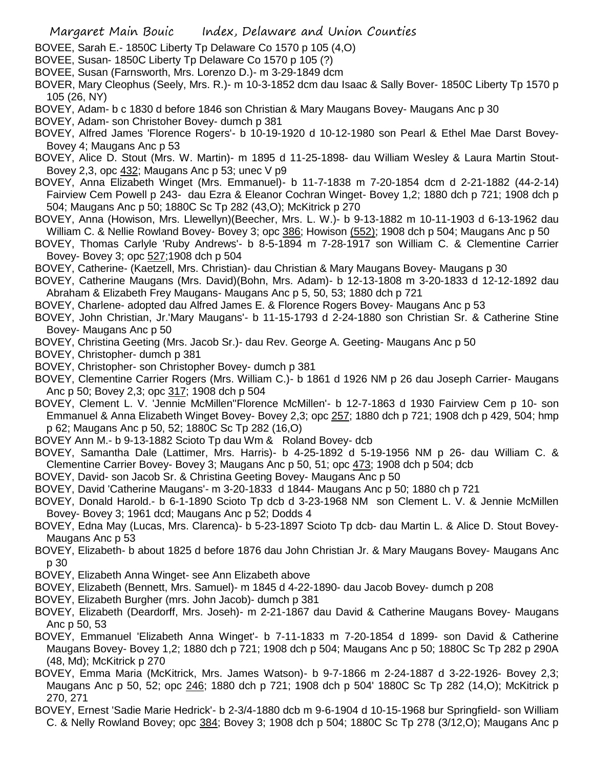BOVEE, Sarah E.- 1850C Liberty Tp Delaware Co 1570 p 105 (4,O)

BOVEE, Susan- 1850C Liberty Tp Delaware Co 1570 p 105 (?)

BOVEE, Susan (Farnsworth, Mrs. Lorenzo D.)- m 3-29-1849 dcm

BOVER, Mary Cleophus (Seely, Mrs. R.)- m 10-3-1852 dcm dau Isaac & Sally Bover- 1850C Liberty Tp 1570 p 105 (26, NY)

BOVEY, Adam- b c 1830 d before 1846 son Christian & Mary Maugans Bovey- Maugans Anc p 30

BOVEY, Adam- son Christoher Bovey- dumch p 381

BOVEY, Alfred James 'Florence Rogers'- b 10-19-1920 d 10-12-1980 son Pearl & Ethel Mae Darst Bovey- Bovey 4; Maugans Anc p 53

BOVEY, Alice D. Stout (Mrs. W. Martin)- m 1895 d 11-25-1898- dau William Wesley & Laura Martin Stout- Bovey 2,3, opc 432; Maugans Anc p 53; unec V p9

BOVEY, Anna Elizabeth Winget (Mrs. Emmanuel)- b 11-7-1838 m 7-20-1854 dcm d 2-21-1882 (44-2-14) Fairview Cem Powell p 243- dau Ezra & Eleanor Cochran Winget- Bovey 1,2; 1880 dch p 721; 1908 dch p 504; Maugans Anc p 50; 1880C Sc Tp 282 (43,O); McKitrick p 270

BOVEY, Anna (Howison, Mrs. Llewellyn)(Beecher, Mrs. L. W.)- b 9-13-1882 m 10-11-1903 d 6-13-1962 dau William C. & Nellie Rowland Bovey- Bovey 3; opc 386; Howison (552); 1908 dch p 504; Maugans Anc p 50

BOVEY, Thomas Carlyle 'Ruby Andrews'- b 8-5-1894 m 7-28-1917 son William C. & Clementine Carrier Bovey- Bovey 3; opc 527;1908 dch p 504

BOVEY, Catherine- (Kaetzell, Mrs. Christian)- dau Christian & Mary Maugans Bovey- Maugans p 30

BOVEY, Catherine Maugans (Mrs. David)(Bohn, Mrs. Adam)- b 12-13-1808 m 3-20-1833 d 12-12-1892 dau Abraham & Elizabeth Frey Maugans- Maugans Anc p 5, 50, 53; 1880 dch p 721

BOVEY, Charlene- adopted dau Alfred James E. & Florence Rogers Bovey- Maugans Anc p 53

BOVEY, John Christian, Jr.'Mary Maugans'- b 11-15-1793 d 2-24-1880 son Christian Sr. & Catherine Stine Bovey- Maugans Anc p 50

BOVEY, Christina Geeting (Mrs. Jacob Sr.)- dau Rev. George A. Geeting- Maugans Anc p 50

BOVEY, Christopher- dumch p 381

BOVEY, Christopher- son Christopher Bovey- dumch p 381

BOVEY, Clementine Carrier Rogers (Mrs. William C.)- b 1861 d 1926 NM p 26 dau Joseph Carrier- Maugans Anc p 50; Bovey 2,3; opc 317; 1908 dch p 504

BOVEY, Clement L. V. 'Jennie McMillen''Florence McMillen'- b 12-7-1863 d 1930 Fairview Cem p 10- son Emmanuel & Anna Elizabeth Winget Bovey- Bovey 2,3; opc 257; 1880 dch p 721; 1908 dch p 429, 504; hmp p 62; Maugans Anc p 50, 52; 1880C Sc Tp 282 (16,O)

BOVEY Ann M.- b 9-13-1882 Scioto Tp dau Wm & Roland Bovey- dcb

BOVEY, Samantha Dale (Lattimer, Mrs. Harris)- b 4-25-1892 d 5-19-1956 NM p 26- dau William C. & Clementine Carrier Bovey- Bovey 3; Maugans Anc p 50, 51; opc 473; 1908 dch p 504; dcb

BOVEY, David- son Jacob Sr. & Christina Geeting Bovey- Maugans Anc p 50

BOVEY, David 'Catherine Maugans'- m 3-20-1833 d 1844- Maugans Anc p 50; 1880 ch p 721

BOVEY, Donald Harold.- b 6-1-1890 Scioto Tp dcb d 3-23-1968 NM son Clement L. V. & Jennie McMillen Bovey- Bovey 3; 1961 dcd; Maugans Anc p 52; Dodds 4

BOVEY, Edna May (Lucas, Mrs. Clarenca)- b 5-23-1897 Scioto Tp dcb- dau Martin L. & Alice D. Stout Bovey- Maugans Anc p 53

BOVEY, Elizabeth- b about 1825 d before 1876 dau John Christian Jr. & Mary Maugans Bovey- Maugans Anc p 30

BOVEY, Elizabeth Anna Winget- see Ann Elizabeth above

BOVEY, Elizabeth (Bennett, Mrs. Samuel)- m 1845 d 4-22-1890- dau Jacob Bovey- dumch p 208

BOVEY, Elizabeth Burgher (mrs. John Jacob)- dumch p 381

BOVEY, Elizabeth (Deardorff, Mrs. Joseh)- m 2-21-1867 dau David & Catherine Maugans Bovey- Maugans Anc p 50, 53

BOVEY, Emmanuel 'Elizabeth Anna Winget'- b 7-11-1833 m 7-20-1854 d 1899- son David & Catherine Maugans Bovey- Bovey 1,2; 1880 dch p 721; 1908 dch p 504; Maugans Anc p 50; 1880C Sc Tp 282 p 290A (48, Md); McKitrick p 270

BOVEY, Emma Maria (McKitrick, Mrs. James Watson)- b 9-7-1866 m 2-24-1887 d 3-22-1926- Bovey 2,3; Maugans Anc p 50, 52; opc 246; 1880 dch p 721; 1908 dch p 504' 1880C Sc Tp 282 (14,O); McKitrick p 270, 271

BOVEY, Ernest 'Sadie Marie Hedrick'- b 2-3/4-1880 dcb m 9-6-1904 d 10-15-1968 bur Springfield- son William C. & Nelly Rowland Bovey; opc 384; Bovey 3; 1908 dch p 504; 1880C Sc Tp 278 (3/12,O); Maugans Anc p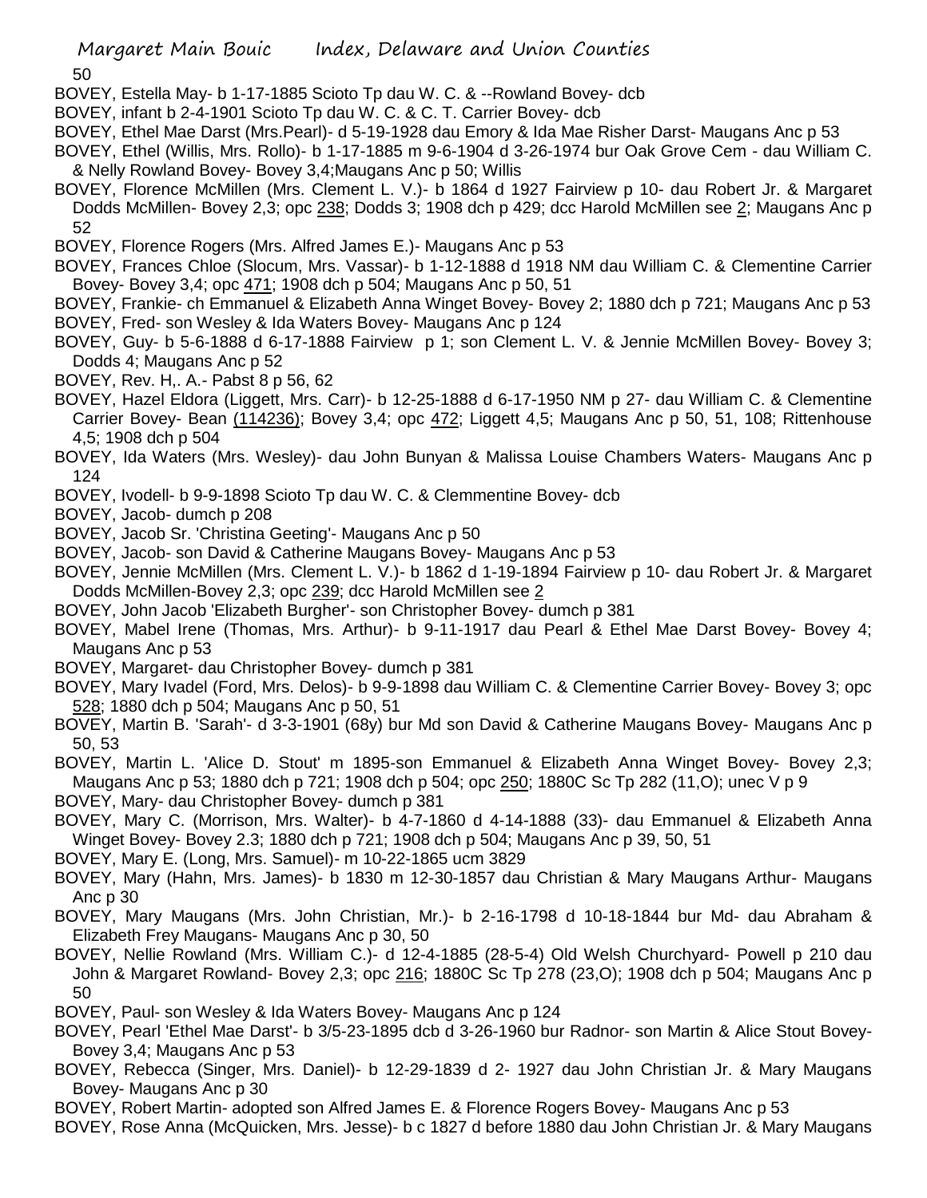BOVEY, Estella May- b 1-17-1885 Scioto Tp dau W. C. & --Rowland Bovey- dcb

BOVEY, infant b 2-4-1901 Scioto Tp dau W. C. & C. T. Carrier Bovey- dcb

BOVEY, Ethel Mae Darst (Mrs.Pearl)- d 5-19-1928 dau Emory & Ida Mae Risher Darst- Maugans Anc p 53

BOVEY, Ethel (Willis, Mrs. Rollo)- b 1-17-1885 m 9-6-1904 d 3-26-1974 bur Oak Grove Cem - dau William C. & Nelly Rowland Bovey- Bovey 3,4;Maugans Anc p 50; Willis

BOVEY, Florence McMillen (Mrs. Clement L. V.)- b 1864 d 1927 Fairview p 10- dau Robert Jr. & Margaret Dodds McMillen- Bovey 2,3; opc 238; Dodds 3; 1908 dch p 429; dcc Harold McMillen see 2; Maugans Anc p 52

BOVEY, Florence Rogers (Mrs. Alfred James E.)- Maugans Anc p 53

BOVEY, Frances Chloe (Slocum, Mrs. Vassar)- b 1-12-1888 d 1918 NM dau William C. & Clementine Carrier Bovey- Bovey 3,4; opc 471; 1908 dch p 504; Maugans Anc p 50, 51

BOVEY, Frankie- ch Emmanuel & Elizabeth Anna Winget Bovey- Bovey 2; 1880 dch p 721; Maugans Anc p 53

BOVEY, Fred- son Wesley & Ida Waters Bovey- Maugans Anc p 124

BOVEY, Guy- b 5-6-1888 d 6-17-1888 Fairview p 1; son Clement L. V. & Jennie McMillen Bovey- Bovey 3; Dodds 4; Maugans Anc p 52

BOVEY, Rev. H,. A.- Pabst 8 p 56, 62

BOVEY, Hazel Eldora (Liggett, Mrs. Carr)- b 12-25-1888 d 6-17-1950 NM p 27- dau William C. & Clementine Carrier Bovey- Bean (114236); Bovey 3,4; opc 472; Liggett 4,5; Maugans Anc p 50, 51, 108; Rittenhouse 4,5; 1908 dch p 504

BOVEY, Ida Waters (Mrs. Wesley)- dau John Bunyan & Malissa Louise Chambers Waters- Maugans Anc p 124

BOVEY, Ivodell- b 9-9-1898 Scioto Tp dau W. C. & Clemmentine Bovey- dcb

BOVEY, Jacob- dumch p 208

BOVEY, Jacob Sr. 'Christina Geeting'- Maugans Anc p 50

BOVEY, Jacob- son David & Catherine Maugans Bovey- Maugans Anc p 53

BOVEY, Jennie McMillen (Mrs. Clement L. V.)- b 1862 d 1-19-1894 Fairview p 10- dau Robert Jr. & Margaret Dodds McMillen-Bovey 2,3; opc 239; dcc Harold McMillen see 2

BOVEY, John Jacob 'Elizabeth Burgher'- son Christopher Bovey- dumch p 381

BOVEY, Mabel Irene (Thomas, Mrs. Arthur)- b 9-11-1917 dau Pearl & Ethel Mae Darst Bovey- Bovey 4; Maugans Anc p 53

BOVEY, Margaret- dau Christopher Bovey- dumch p 381

BOVEY, Mary Ivadel (Ford, Mrs. Delos)- b 9-9-1898 dau William C. & Clementine Carrier Bovey- Bovey 3; opc 528; 1880 dch p 504; Maugans Anc p 50, 51

BOVEY, Martin B. 'Sarah'- d 3-3-1901 (68y) bur Md son David & Catherine Maugans Bovey- Maugans Anc p 50, 53

BOVEY, Martin L. 'Alice D. Stout' m 1895-son Emmanuel & Elizabeth Anna Winget Bovey- Bovey 2,3; Maugans Anc p 53; 1880 dch p 721; 1908 dch p 504; opc 250; 1880C Sc Tp 282 (11,O); unec V p 9

BOVEY, Mary- dau Christopher Bovey- dumch p 381

BOVEY, Mary C. (Morrison, Mrs. Walter)- b 4-7-1860 d 4-14-1888 (33)- dau Emmanuel & Elizabeth Anna Winget Bovey- Bovey 2.3; 1880 dch p 721; 1908 dch p 504; Maugans Anc p 39, 50, 51

BOVEY, Mary E. (Long, Mrs. Samuel)- m 10-22-1865 ucm 3829

BOVEY, Mary (Hahn, Mrs. James)- b 1830 m 12-30-1857 dau Christian & Mary Maugans Arthur- Maugans Anc p 30

BOVEY, Mary Maugans (Mrs. John Christian, Mr.)- b 2-16-1798 d 10-18-1844 bur Md- dau Abraham & Elizabeth Frey Maugans- Maugans Anc p 30, 50

BOVEY, Nellie Rowland (Mrs. William C.)- d 12-4-1885 (28-5-4) Old Welsh Churchyard- Powell p 210 dau John & Margaret Rowland- Bovey 2,3; opc 216; 1880C Sc Tp 278 (23,O); 1908 dch p 504; Maugans Anc p 50

BOVEY, Paul- son Wesley & Ida Waters Bovey- Maugans Anc p 124

BOVEY, Pearl 'Ethel Mae Darst'- b 3/5-23-1895 dcb d 3-26-1960 bur Radnor- son Martin & Alice Stout Bovey- Bovey 3,4; Maugans Anc p 53

BOVEY, Rebecca (Singer, Mrs. Daniel)- b 12-29-1839 d 2- 1927 dau John Christian Jr. & Mary Maugans Bovey- Maugans Anc p 30

BOVEY, Robert Martin- adopted son Alfred James E. & Florence Rogers Bovey- Maugans Anc p 53

BOVEY, Rose Anna (McQuicken, Mrs. Jesse)- b c 1827 d before 1880 dau John Christian Jr. & Mary Maugans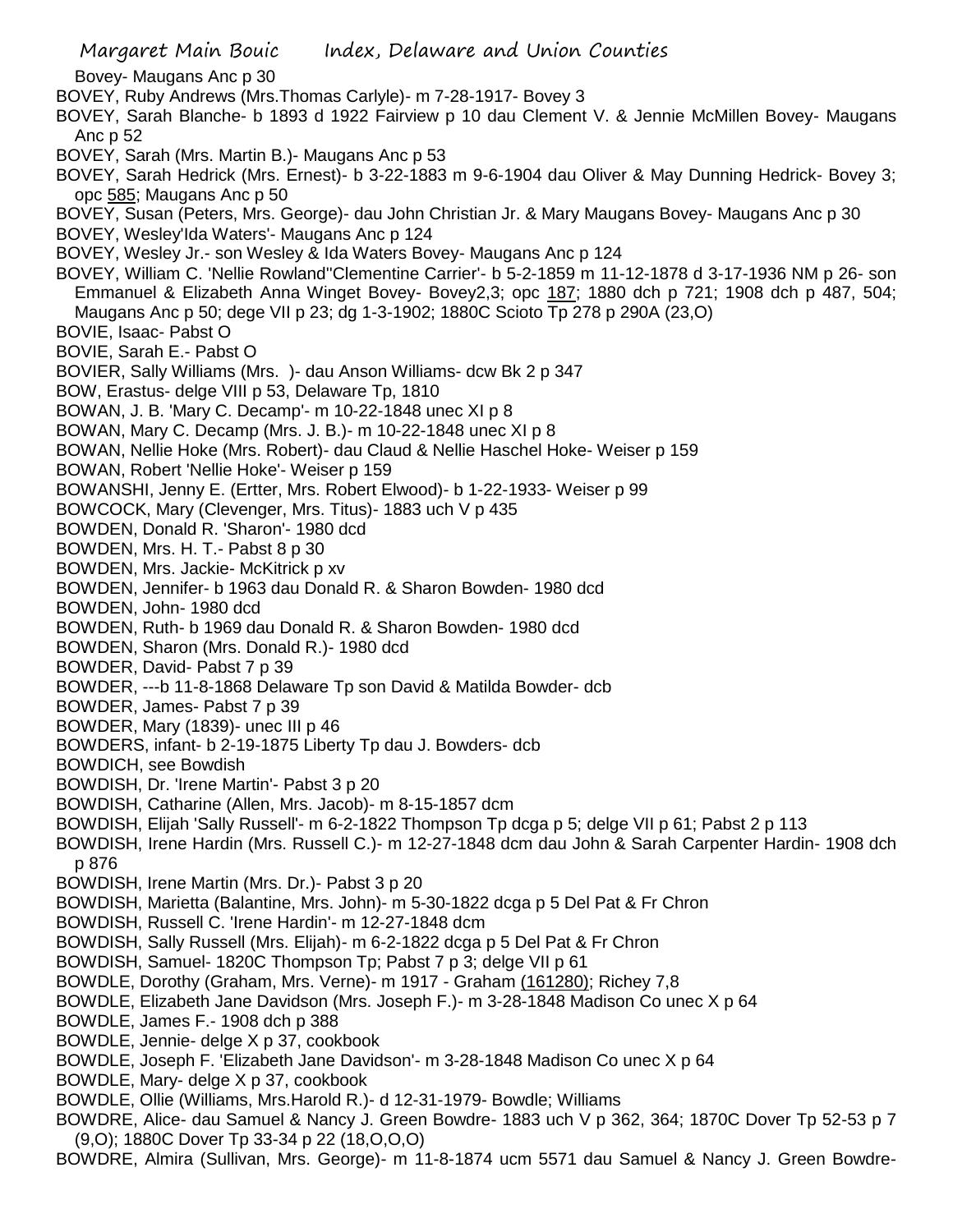Bovey- Maugans Anc p 30

BOVEY, Ruby Andrews (Mrs.Thomas Carlyle)- m 7-28-1917- Bovey 3

BOVEY, Sarah Blanche- b 1893 d 1922 Fairview p 10 dau Clement V. & Jennie McMillen Bovey- Maugans Anc p 52

BOVEY, Sarah (Mrs. Martin B.)- Maugans Anc p 53

BOVEY, Sarah Hedrick (Mrs. Ernest)- b 3-22-1883 m 9-6-1904 dau Oliver & May Dunning Hedrick- Bovey 3; opc 585; Maugans Anc p 50

BOVEY, Susan (Peters, Mrs. George)- dau John Christian Jr. & Mary Maugans Bovey- Maugans Anc p 30

BOVEY, Wesley'Ida Waters'- Maugans Anc p 124

BOVEY, Wesley Jr.- son Wesley & Ida Waters Bovey- Maugans Anc p 124

BOVEY, William C. 'Nellie Rowland''Clementine Carrier'- b 5-2-1859 m 11-12-1878 d 3-17-1936 NM p 26- son Emmanuel & Elizabeth Anna Winget Bovey- Bovey2,3; opc 187; 1880 dch p 721; 1908 dch p 487, 504; Maugans Anc p 50; dege VII p 23; dg 1-3-1902; 1880C Scioto Tp 278 p 290A (23,O)

BOVIE, Isaac- Pabst O

BOVIE, Sarah E.- Pabst O

BOVIER, Sally Williams (Mrs. )- dau Anson Williams- dcw Bk 2 p 347

BOW, Erastus- delge VIII p 53, Delaware Tp, 1810

BOWAN, J. B. 'Mary C. Decamp'- m 10-22-1848 unec XI p 8

BOWAN, Mary C. Decamp (Mrs. J. B.)- m 10-22-1848 unec XI p 8

BOWAN, Nellie Hoke (Mrs. Robert)- dau Claud & Nellie Haschel Hoke- Weiser p 159

BOWAN, Robert 'Nellie Hoke'- Weiser p 159

BOWANSHI, Jenny E. (Ertter, Mrs. Robert Elwood)- b 1-22-1933- Weiser p 99

BOWCOCK, Mary (Clevenger, Mrs. Titus)- 1883 uch V p 435

BOWDEN, Donald R. 'Sharon'- 1980 dcd

BOWDEN, Mrs. H. T.- Pabst 8 p 30

BOWDEN, Mrs. Jackie- McKitrick p xv

BOWDEN, Jennifer- b 1963 dau Donald R. & Sharon Bowden- 1980 dcd

BOWDEN, John- 1980 dcd

BOWDEN, Ruth- b 1969 dau Donald R. & Sharon Bowden- 1980 dcd

BOWDEN, Sharon (Mrs. Donald R.)- 1980 dcd

BOWDER, David- Pabst 7 p 39

BOWDER, ---b 11-8-1868 Delaware Tp son David & Matilda Bowder- dcb

BOWDER, James- Pabst 7 p 39

BOWDER, Mary (1839)- unec III p 46

BOWDERS, infant- b 2-19-1875 Liberty Tp dau J. Bowders- dcb

BOWDICH, see Bowdish

BOWDISH, Dr. 'Irene Martin'- Pabst 3 p 20

BOWDISH, Catharine (Allen, Mrs. Jacob)- m 8-15-1857 dcm

BOWDISH, Elijah 'Sally Russell'- m 6-2-1822 Thompson Tp dcga p 5; delge VII p 61; Pabst 2 p 113

BOWDISH, Irene Hardin (Mrs. Russell C.)- m 12-27-1848 dcm dau John & Sarah Carpenter Hardin- 1908 dch p 876

BOWDISH, Irene Martin (Mrs. Dr.)- Pabst 3 p 20

BOWDISH, Marietta (Balantine, Mrs. John)- m 5-30-1822 dcga p 5 Del Pat & Fr Chron

BOWDISH, Russell C. 'Irene Hardin'- m 12-27-1848 dcm

BOWDISH, Sally Russell (Mrs. Elijah)- m 6-2-1822 dcga p 5 Del Pat & Fr Chron

BOWDISH, Samuel- 1820C Thompson Tp; Pabst 7 p 3; delge VII p 61

BOWDLE, Dorothy (Graham, Mrs. Verne)- m 1917 - Graham (161280); Richey 7,8

BOWDLE, Elizabeth Jane Davidson (Mrs. Joseph F.)- m 3-28-1848 Madison Co unec X p 64

BOWDLE, James F.- 1908 dch p 388

BOWDLE, Jennie- delge X p 37, cookbook

BOWDLE, Joseph F. 'Elizabeth Jane Davidson'- m 3-28-1848 Madison Co unec X p 64

BOWDLE, Mary- delge X p 37, cookbook

BOWDLE, Ollie (Williams, Mrs.Harold R.)- d 12-31-1979- Bowdle; Williams

BOWDRE, Alice- dau Samuel & Nancy J. Green Bowdre- 1883 uch V p 362, 364; 1870C Dover Tp 52-53 p 7 (9,O); 1880C Dover Tp 33-34 p 22 (18,O,O,O)

BOWDRE, Almira (Sullivan, Mrs. George)- m 11-8-1874 ucm 5571 dau Samuel & Nancy J. Green Bowdre-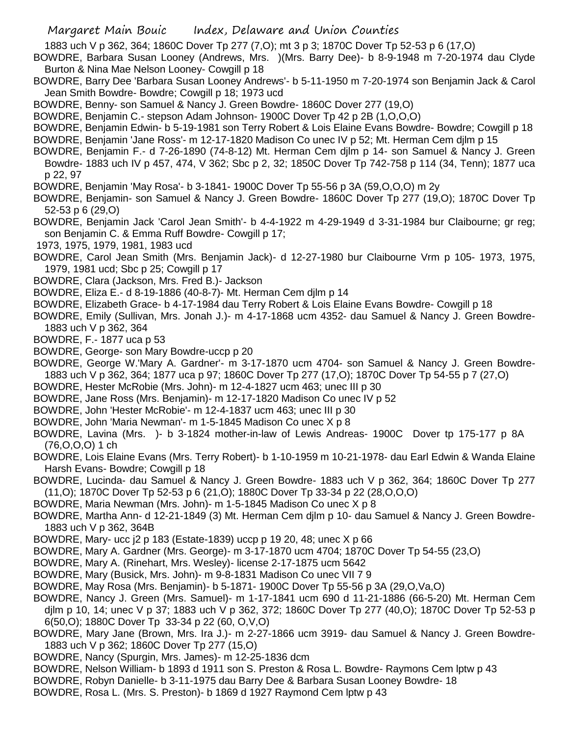1883 uch V p 362, 364; 1860C Dover Tp 277 (7,O); mt 3 p 3; 1870C Dover Tp 52-53 p 6 (17,O)

BOWDRE, Barbara Susan Looney (Andrews, Mrs. )(Mrs. Barry Dee)- b 8-9-1948 m 7-20-1974 dau Clyde Burton & Nina Mae Nelson Looney- Cowgill p 18

BOWDRE, Barry Dee 'Barbara Susan Looney Andrews'- b 5-11-1950 m 7-20-1974 son Benjamin Jack & Carol Jean Smith Bowdre- Bowdre; Cowgill p 18; 1973 ucd

BOWDRE, Benny- son Samuel & Nancy J. Green Bowdre- 1860C Dover 277 (19,O)

BOWDRE, Benjamin C.- stepson Adam Johnson- 1900C Dover Tp 42 p 2B (1,O,O,O)

BOWDRE, Benjamin Edwin- b 5-19-1981 son Terry Robert & Lois Elaine Evans Bowdre- Bowdre; Cowgill p 18

BOWDRE, Benjamin 'Jane Ross'- m 12-17-1820 Madison Co unec IV p 52; Mt. Herman Cem djlm p 15

BOWDRE, Benjamin F.- d 7-26-1890 (74-8-12) Mt. Herman Cem djlm p 14- son Samuel & Nancy J. Green Bowdre- 1883 uch IV p 457, 474, V 362; Sbc p 2, 32; 1850C Dover Tp 742-758 p 114 (34, Tenn); 1877 uca p 22, 97

BOWDRE, Benjamin 'May Rosa'- b 3-1841- 1900C Dover Tp 55-56 p 3A (59,O,O,O) m 2y

BOWDRE, Benjamin- son Samuel & Nancy J. Green Bowdre- 1860C Dover Tp 277 (19,O); 1870C Dover Tp 52-53 p 6 (29,O)

BOWDRE, Benjamin Jack 'Carol Jean Smith'- b 4-4-1922 m 4-29-1949 d 3-31-1984 bur Claibourne; gr reg; son Benjamin C. & Emma Ruff Bowdre- Cowgill p 17; 1973, 1975, 1979, 1981, 1983 ucd

BOWDRE, Carol Jean Smith (Mrs. Benjamin Jack)- d 12-27-1980 bur Claibourne Vrm p 105- 1973, 1975, 1979, 1981 ucd; Sbc p 25; Cowgill p 17

BOWDRE, Clara (Jackson, Mrs. Fred B.)- Jackson

BOWDRE, Eliza E.- d 8-19-1886 (40-8-7)- Mt. Herman Cem djlm p 14

BOWDRE, Elizabeth Grace- b 4-17-1984 dau Terry Robert & Lois Elaine Evans Bowdre- Cowgill p 18

BOWDRE, Emily (Sullivan, Mrs. Jonah J.)- m 4-17-1868 ucm 4352- dau Samuel & Nancy J. Green Bowdre- 1883 uch V p 362, 364

BOWDRE, F.- 1877 uca p 53

BOWDRE, George- son Mary Bowdre-uccp p 20

BOWDRE, George W.'Mary A. Gardner'- m 3-17-1870 ucm 4704- son Samuel & Nancy J. Green Bowdre- 1883 uch V p 362, 364; 1877 uca p 97; 1860C Dover Tp 277 (17,O); 1870C Dover Tp 54-55 p 7 (27,O)

BOWDRE, Hester McRobie (Mrs. John)- m 12-4-1827 ucm 463; unec III p 30

BOWDRE, Jane Ross (Mrs. Benjamin)- m 12-17-1820 Madison Co unec IV p 52

BOWDRE, John 'Hester McRobie'- m 12-4-1837 ucm 463; unec III p 30

BOWDRE, John 'Maria Newman'- m 1-5-1845 Madison Co unec X p 8

BOWDRE, Lavina (Mrs. )- b 3-1824 mother-in-law of Lewis Andreas- 1900C Dover tp 175-177 p 8A (76,O,O,O) 1 ch

BOWDRE, Lois Elaine Evans (Mrs. Terry Robert)- b 1-10-1959 m 10-21-1978- dau Earl Edwin & Wanda Elaine Harsh Evans- Bowdre; Cowgill p 18

BOWDRE, Lucinda- dau Samuel & Nancy J. Green Bowdre- 1883 uch V p 362, 364; 1860C Dover Tp 277 (11,O); 1870C Dover Tp 52-53 p 6 (21,O); 1880C Dover Tp 33-34 p 22 (28,O,O,O)

BOWDRE, Maria Newman (Mrs. John)- m 1-5-1845 Madison Co unec X p 8

BOWDRE, Martha Ann- d 12-21-1849 (3) Mt. Herman Cem djlm p 10- dau Samuel & Nancy J. Green Bowdre- 1883 uch V p 362, 364B

BOWDRE, Mary- ucc j2 p 183 (Estate-1839) uccp p 19 20, 48; unec X p 66

BOWDRE, Mary A. Gardner (Mrs. George)- m 3-17-1870 ucm 4704; 1870C Dover Tp 54-55 (23,O)

BOWDRE, Mary A. (Rinehart, Mrs. Wesley)- license 2-17-1875 ucm 5642

BOWDRE, Mary (Busick, Mrs. John)- m 9-8-1831 Madison Co unec VII 7 9

BOWDRE, May Rosa (Mrs. Benjamin)- b 5-1871- 1900C Dover Tp 55-56 p 3A (29,O,Va,O)

BOWDRE, Nancy J. Green (Mrs. Samuel)- m 1-17-1841 ucm 690 d 11-21-1886 (66-5-20) Mt. Herman Cem djlm p 10, 14; unec V p 37; 1883 uch V p 362, 372; 1860C Dover Tp 277 (40,O); 1870C Dover Tp 52-53 p 6(50,O); 1880C Dover Tp 33-34 p 22 (60, O,V,O)

BOWDRE, Mary Jane (Brown, Mrs. Ira J.)- m 2-27-1866 ucm 3919- dau Samuel & Nancy J. Green Bowdre- 1883 uch V p 362; 1860C Dover Tp 277 (15,O)

BOWDRE, Nancy (Spurgin, Mrs. James)- m 12-25-1836 dcm

BOWDRE, Nelson William- b 1893 d 1911 son S. Preston & Rosa L. Bowdre- Raymons Cem lptw p 43

BOWDRE, Robyn Danielle- b 3-11-1975 dau Barry Dee & Barbara Susan Looney Bowdre- 18

BOWDRE, Rosa L. (Mrs. S. Preston)- b 1869 d 1927 Raymond Cem lptw p 43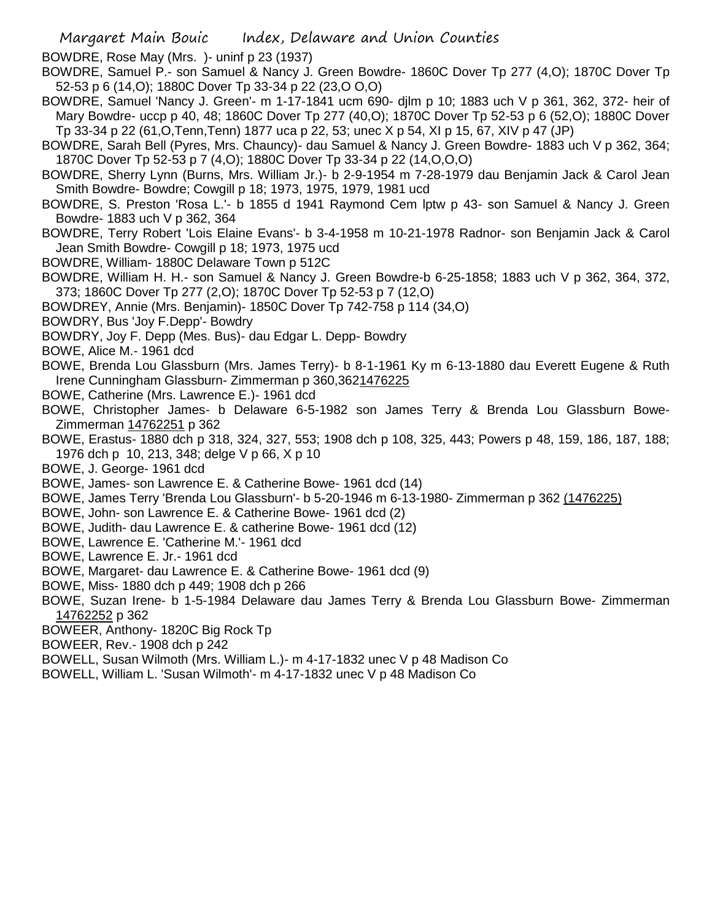BOWDRE, Rose May (Mrs. )- uninf p 23 (1937)

BOWDRE, Samuel P.- son Samuel & Nancy J. Green Bowdre- 1860C Dover Tp 277 (4,O); 1870C Dover Tp 52-53 p 6 (14,O); 1880C Dover Tp 33-34 p 22 (23,O O,O)

BOWDRE, Samuel 'Nancy J. Green'- m 1-17-1841 ucm 690- djlm p 10; 1883 uch V p 361, 362, 372- heir of Mary Bowdre- uccp p 40, 48; 1860C Dover Tp 277 (40,O); 1870C Dover Tp 52-53 p 6 (52,O); 1880C Dover Tp 33-34 p 22 (61,O,Tenn,Tenn) 1877 uca p 22, 53; unec X p 54, XI p 15, 67, XIV p 47 (JP)

BOWDRE, Sarah Bell (Pyres, Mrs. Chauncy)- dau Samuel & Nancy J. Green Bowdre- 1883 uch V p 362, 364; 1870C Dover Tp 52-53 p 7 (4,O); 1880C Dover Tp 33-34 p 22 (14,O,O,O)

BOWDRE, Sherry Lynn (Burns, Mrs. William Jr.)- b 2-9-1954 m 7-28-1979 dau Benjamin Jack & Carol Jean Smith Bowdre- Bowdre; Cowgill p 18; 1973, 1975, 1979, 1981 ucd

BOWDRE, S. Preston 'Rosa L.'- b 1855 d 1941 Raymond Cem lptw p 43- son Samuel & Nancy J. Green Bowdre- 1883 uch V p 362, 364

BOWDRE, Terry Robert 'Lois Elaine Evans'- b 3-4-1958 m 10-21-1978 Radnor- son Benjamin Jack & Carol Jean Smith Bowdre- Cowgill p 18; 1973, 1975 ucd

BOWDRE, William- 1880C Delaware Town p 512C

BOWDRE, William H. H.- son Samuel & Nancy J. Green Bowdre-b 6-25-1858; 1883 uch V p 362, 364, 372, 373; 1860C Dover Tp 277 (2,O); 1870C Dover Tp 52-53 p 7 (12,O)

BOWDREY, Annie (Mrs. Benjamin)- 1850C Dover Tp 742-758 p 114 (34,O)

BOWDRY, Bus 'Joy F.Depp'- Bowdry

BOWDRY, Joy F. Depp (Mes. Bus)- dau Edgar L. Depp- Bowdry

BOWE, Alice M.- 1961 dcd

BOWE, Brenda Lou Glassburn (Mrs. James Terry)- b 8-1-1961 Ky m 6-13-1880 dau Everett Eugene & Ruth Irene Cunningham Glassburn- Zimmerman p 360,3621476225

BOWE, Catherine (Mrs. Lawrence E.)- 1961 dcd

BOWE, Christopher James- b Delaware 6-5-1982 son James Terry & Brenda Lou Glassburn Bowe- Zimmerman 14762251 p 362

BOWE, Erastus- 1880 dch p 318, 324, 327, 553; 1908 dch p 108, 325, 443; Powers p 48, 159, 186, 187, 188; 1976 dch p 10, 213, 348; delge V p 66, X p 10

BOWE, J. George- 1961 dcd

BOWE, James- son Lawrence E. & Catherine Bowe- 1961 dcd (14)

BOWE, James Terry 'Brenda Lou Glassburn'- b 5-20-1946 m 6-13-1980- Zimmerman p 362 (1476225)

BOWE, John- son Lawrence E. & Catherine Bowe- 1961 dcd (2)

BOWE, Judith- dau Lawrence E. & catherine Bowe- 1961 dcd (12)

BOWE, Lawrence E. 'Catherine M.'- 1961 dcd

BOWE, Lawrence E. Jr.- 1961 dcd

BOWE, Margaret- dau Lawrence E. & Catherine Bowe- 1961 dcd (9)

BOWE, Miss- 1880 dch p 449; 1908 dch p 266

BOWE, Suzan Irene- b 1-5-1984 Delaware dau James Terry & Brenda Lou Glassburn Bowe- Zimmerman 14762252 p 362

BOWEER, Anthony- 1820C Big Rock Tp

BOWEER, Rev.- 1908 dch p 242

BOWELL, Susan Wilmoth (Mrs. William L.)- m 4-17-1832 unec V p 48 Madison Co

BOWELL, William L. 'Susan Wilmoth'- m 4-17-1832 unec V p 48 Madison Co